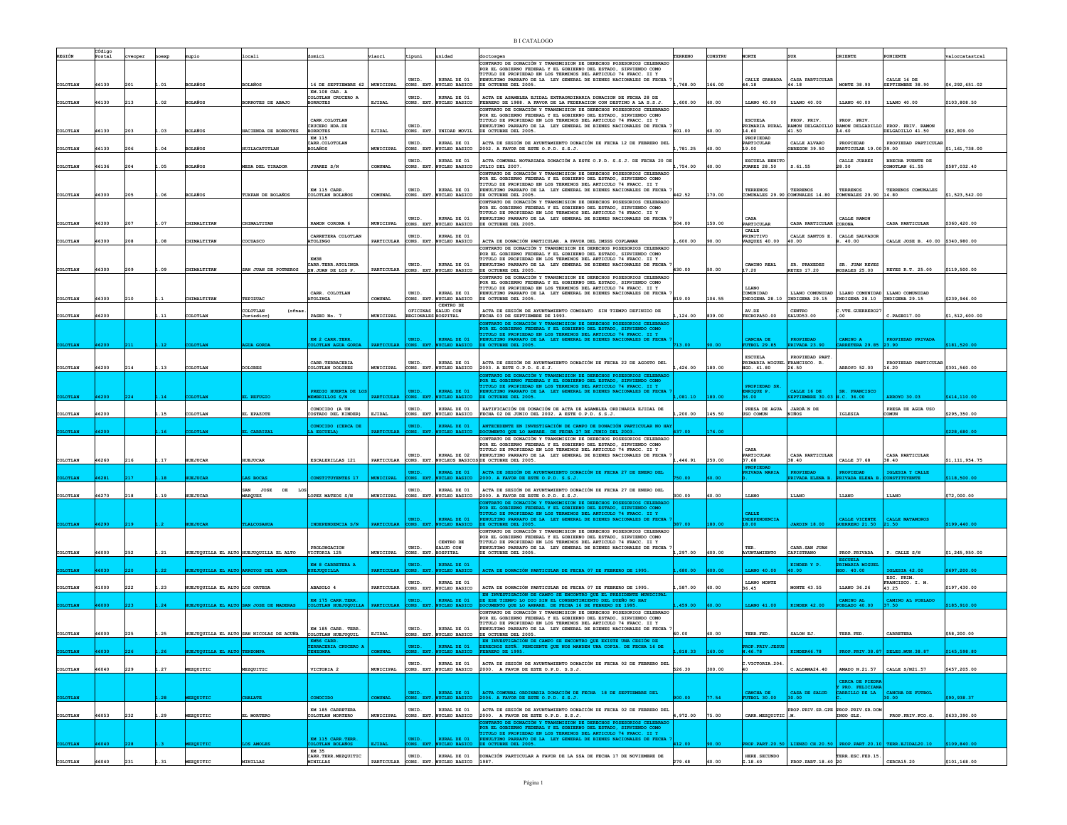# B I CATALOGO

| REGIÓN | CÓdigo Postal | cveoper | noexp | mupio | locali | domici | viaori | tipuni | unidad | doctosgen | TERRENO | CONSTRU | NORTE | SUR | ORIENTE | PONIENTE | valorcatastral |
|---|---|---|---|---|---|---|---|---|---|---|---|---|---|---|---|---|---|
| COLOTLAN | 46130 | 201 | 1.01 | BOLAÑOS | BOLAÑOS | 16 DE SEPTIEMBRE 62 | MUNICIPAL | UNID. CONS. EXT. | RURAL DE 01 NUCLEO BASICO | CONTRATO DE DONACIÓN Y TRANSMISION DE DERECHOS POSESORIOS CELEBRADO POR EL GOBIERNO FEDERAL Y EL GOBIERNO DEL ESTADO, SIRVIENDO COMO TITULO DE PROPIEDAD EN LOS TERMINOS DEL ARTICULO 74 FRACC. II Y PENULTIMO PARRAFO DE LA LEY GENERAL DE BIENES NACIONALES DE FECHA 7 DE OCTUBRE DEL 2005. | 1,768.00 | 166.00 | CALLE GRANADA 44.18 | CASA PARTICULAR 44.18 | MONTE 38.90 | CALLE 16 DE SEPTIEMBRE 38.90 | $4,292,651.02 |
| COLOTLAN | 46130 | 213 | 1.02 | BOLAÑOS | BORROTES DE ABAJO | KM.108 CAR. A COLOTLAN CRUCERO A BORROTES | EJIDAL | UNID. CONS. EXT. | RURAL DE 01 NUCLEO BASICO | ACTA DE ASAMBLEA EJIDAL EXTRAORDINARIA DONACION DE FECHA 28 DE FEBRERO DE 1988. A FAVOR DE LA FEDERACION CON DESTINO A LA S.S.J. | 1,600.00 | 60.00 | LLANO 40.00 | LLANO 40.00 | LLANO 40.00 | LLANO 40.00 | $103,808.50 |
| COLOTLAN | 46130 | 203 | 1.03 | BOLAÑOS | HACIENDA DE BORROTES | CARR.COLOTLAN CRUCERO HDA.DE BORROTES | EJIDAL | UNID. CONS. EXT. | UNIDAD MOVIL | CONTRATO DE DONACIÓN Y TRANSMISION DE DERECHOS POSESORIOS CELEBRADO POR EL GOBIERNO FEDERAL Y EL GOBIERNO DEL ESTADO, SIRVIENDO COMO TITULO DE PROPIEDAD EN LOS TERMINOS DEL ARTICULO 74 FRACC. II Y PENULTIMO PARRAFO DE LA LEY GENERAL DE BIENES NACIONALES DE FECHA 7 DE OCTUBRE DEL 2005. | 601.00 | 60.00 | ESCUELA PRIMARIA RURAL 14.60 | PROP. PRIV. RAMON DELGADILLO 41.50 | PROP. PRIV. RAMON DELGADILLO 14.60 | PROP. PRIV. RAMON DELGADILLO 41.50 | $82,809.00 |
| COLOTLAN | 46130 | 206 | 1.04 | BOLAÑOS | HUILACATITLAN | KM 115 CARR.COLOTLAN BOLAÑOS | MUNICIPAL | UNID. CONS. EXT. | RURAL DE 01 NUCLEO BASICO | ACTA DE SESIÓN DE AYUNTAMIENTO DONACIÓN DE FECHA 12 DE FEBRERO DEL 2002. A FAVOR DE ESTE O.P.D. S.S.J. | 1,781.25 | 60.00 | PROPIEDAD PARTICULAR 19.00 | CALLE ALVARO OBREGON 39.50 | PROPIEDAD PARTICULAR 19.00 | PROPIEDAD PARTICULAR 39.00 | $1,161,738.00 |
| COLOTLAN | 46136 | 204 | 1.05 | BOLAÑOS | MESA DEL TIRADOR | JUAREZ S/N | COMUNAL | UNID. CONS. EXT. | RURAL DE 01 NUCLEO BASICO | ACTA COMUNAL NOTARIADA DONACIÓN A ESTE O.P.D. S.S.J. DE FECHA 20 DE JULIO DEL 2007. | 1,754.00 | 60.00 | ESCUELA BENITO JUAREZ 28.50 | S.61.55 | CALLE JUAREZ 28.50 | BRECHA PUENTE DE COMOTLAN 61.55 | $587,032.40 |
| COLOTLAN | 46300 | 205 | 1.06 | BOLAÑOS | TUXPAN DE BOLAÑOS | KM 115 CARR. COLOTLAN BOLAÑOS | COMUNAL | UNID. CONS. EXT. | RURAL DE 01 NUCLEO BASICO | CONTRATO DE DONACIÓN Y TRANSMISION DE DERECHOS POSESORIOS CELEBRADO POR EL GOBIERNO FEDERAL Y EL GOBIERNO DEL ESTADO, SIRVIENDO COMO TITULO DE PROPIEDAD EN LOS TERMINOS DEL ARTICULO 74 FRACC. II Y PENULTIMO PARRAFO DE LA LEY GENERAL DE BIENES NACIONALES DE FECHA 7 DE OCTUBRE DEL 2005. | 442.52 | 170.00 | TERRENOS COMUNALES 29.90 | TERRENOS COMUNALES 14.80 | TERRENOS COMUNALES 29.90 | TERRENOS COMUNALES 14.80 | $1,523,542.00 |
| COLOTLAN | 46300 | 207 | 1.07 | CHIMALTITAN | CHIMALTITAN | RAMON CORONA 6 | MUNICIPAL | UNID. CONS. EXT. | RURAL DE 01 NUCLEO BASICO | CONTRATO DE DONACIÓN Y TRANSMISION DE DERECHOS POSESORIOS CELEBRADO POR EL GOBIERNO FEDERAL Y EL GOBIERNO DEL ESTADO, SIRVIENDO COMO TITULO DE PROPIEDAD EN LOS TERMINOS DEL ARTICULO 74 FRACC. II Y PENULTIMO PARRAFO DE LA LEY GENERAL DE BIENES NACIONALES DE FECHA 7 DE OCTUBRE DEL 2005. | 504.00 | 150.00 | CASA PARTICULAR | CASA PARTICULAR | CALLE RAMON CORONA | CASA PARTICULAR | $360,420.00 |
| COLOTLAN | 46300 | 208 | 1.08 | CHIMALTITAN | COCUASCO | CARRETERA COLOTLAN ATOLINGO | PARTICULAR | UNID. CONS. EXT. | RURAL DE 01 NUCLEO BASICO | ACTA DE DONACIÓN PARTICULAR. A FAVOR DEL IMSSS COPLAMAR | 1,600.00 | 90.00 | CALLE PRIMITIVO VAZQUEZ 40.00 | CALLE SANTOS E. 40.00 | CALLE SALVADOR R. 40.00 | CALLE JOSE B. 40.00 | $340,980.00 |
| COLOTLAN | 46300 | 209 | 1.09 | CHIMALTITAN | SAN JUAN DE POTREROS | KM38 CARR.TERR.ATOLINGA SN.JUAN DE LOS P. | PARTICULAR | UNID. CONS. EXT. | RURAL DE 01 NUCLEO BASICO | CONTRATO DE DONACIÓN Y TRANSMISION DE DERECHOS POSESORIOS CELEBRADO POR EL GOBIERNO FEDERAL Y EL GOBIERNO DEL ESTADO, SIRVIENDO COMO TITULO DE PROPIEDAD EN LOS TERMINOS DEL ARTICULO 74 FRACC. II Y PENULTIMO PARRAFO DE LA LEY GENERAL DE BIENES NACIONALES DE FECHA 7 DE OCTUBRE DEL 2005. | 430.00 | 50.00 | CAMINO REAL 17.20 | SR. PRAXEDES REYES 17.20 | SR. JUAN REYES ROSALES 25.00 | REYES R.T. 25.00 | $119,500.00 |
| COLOTLAN | 46300 | 210 | 1.1 | CHIMALTITAN | TEPIZUAC | CARR. COLOTLAN ATOLINGA | COMUNAL | UNID. CONS. EXT. | RURAL DE 01 NUCLEO BASICO | CONTRATO DE DONACIÓN Y TRANSMISION DE DERECHOS POSESORIOS CELEBRADO POR EL GOBIERNO FEDERAL Y EL GOBIERNO DEL ESTADO, SIRVIENDO COMO TITULO DE PROPIEDAD EN LOS TERMINOS DEL ARTICULO 74 FRACC. II Y PENULTIMO PARRAFO DE LA LEY GENERAL DE BIENES NACIONALES DE FECHA 7 DE OCTUBRE DEL 2005. | 819.00 | 104.55 | LLANO COMUNIDAD INDIGENA 28.10 | LLANO COMUNIDAD INDIGENA 29.15 | LLANO COMUNIDAD INDIGENA 28.10 | LLANO COMUNIDAD INDIGENA 29.15 | $239,946.00 |
| COLOTLAN | 46200 | | 1.11 | COLOTLAN | COLOTLAN (ofnas. Jurisdicc) | PASEO No. 7 | MUNICIPAL | OFICINAS REGIONALES | CENTRO DE SALUD CON HOSPITAL | ACTA DE SESIÓN DE AYUNTAMIENTO COMODATO SIN TIEMPO DEFINIDO DE FECHA 03 DE SEPTIEMBRE DE 1993. | 1,124.00 | 839.00 | AV.DE TECNOPA50.00 | CENTRO SALUD53.00 | C.VTE.GUERRERO27.00 | C.PASEO17.00 | $1,512,600.00 |
| COLOTLAN | 46200 | 211 | 1.12 | COLOTLAN | AGUA GORDA | KM 2 CARR.TERR. COLOTLAN AGUA GORDA | PARTICULAR | UNID. CONS. EXT. | RURAL DE 01 NUCLEO BASICO | CONTRATO DE DONACIÓN Y TRANSMISION DE DERECHOS POSESORIOS CELEBRADO POR EL GOBIERNO FEDERAL Y EL GOBIERNO DEL ESTADO, SIRVIENDO COMO TITULO DE PROPIEDAD EN LOS TERMINOS DEL ARTICULO 74 FRACC. II Y PENULTIMO PARRAFO DE LA LEY GENERAL DE BIENES NACIONALES DE FECHA 7 DE OCTUBRE DEL 2005. | 713.00 | 90.00 | CANCHA DE FUTBOL 29.85 | PROPIEDAD PRIVADA 23.90 | CAMINO A CARRETERA 29.85 | PROPIEDAD PRIVADA 23.90 | $181,520.00 |
| COLOTLAN | 46200 | 214 | 1.13 | COLOTLAN | DOLORES | CARR.TERRACERIA COLOTLAN DOLORES | MUNICIPAL | UNID. CONS. EXT. | RURAL DE 01 NUCLEO BASICO | ACTA DE SESIÓN DE AYUNTAMIENTO DONACIÓN DE FECHA 22 DE AGOSTO DEL 2003. A ESTE O.P.D. S.S.J. | 1,426.00 | 180.00 | ESCUELA PRIMARIA MIGUEL HGO. 41.80 | PROPIEDAD PART. FRANCISCO. R. 26.50 | ARROYO 52.00 | PROPIEDAD PARTICULAR 16.20 | $301,560.00 |
| COLOTLAN | 46200 | 224 | 1.14 | COLOTLAN | EL REFUGIO | PREDIO HUERTA DE LOS MEMBRILLOS S/N | PARTICULAR | UNID. CONS. EXT. | RURAL DE 01 NUCLEO BASICO | CONTRATO DE DONACIÓN Y TRANSMISION DE DERECHOS POSESORIOS CELEBRADO POR EL GOBIERNO FEDERAL Y EL GOBIERNO DEL ESTADO, SIRVIENDO COMO TITULO DE PROPIEDAD EN LOS TERMINOS DEL ARTICULO 74 FRACC. II Y PENULTIMO PARRAFO DE LA LEY GENERAL DE BIENES NACIONALES DE FECHA 7 DE OCTUBRE DEL 2005. | 1,081.10 | 180.00 | PROPIEDAD SR. ENRIQUE P. 36.00 | CALLE 16 DE SEPTIEMBRE 30.03 | SR. FRANCISCO H.C. 36.00 | ARROYO 30.03 | $414,110.00 |
| COLOTLAN | 46200 | | 1.15 | COLOTLAN | EL EPAZOTE | CONOCIDO (A UN COSTADO DEL KINDER) | EJIDAL | UNID. CONS. EXT. | RURAL DE 01 NUCLEO BASICO | RATIFICACIÓN DE DONACIÓN DE ACTA DE ASAMBLEA ORDINARIA EJIDAL DE FECHA 02 DE JUNIO DEL 2002. A ESTE O.P.D. S.S.J. | 1,200.00 | 145.50 | PRESA DE AGUA USO COMUN | JARDÍ N DE NIÑOS | IGLESIA | PRESA DE AGUA USO COMUN | $295,350.00 |
| COLOTLAN | 46200 | | 1.16 | COLOTLAN | EL CARRIZAL | CONOCIDO (CERCA DE LA ESCUELA) | PARTICULAR | UNID. CONS. EXT. | RURAL DE 01 NUCLEO BASICO | ANTECEDENTE EN INVESTIGACION DE CAMPO DE DONACIÓN PARTICULAR NO HAY DOCUMENTO QUE LO AMPARE. DE FECHA 27 DE JUNIO DEL 2003. | 437.00 | 176.00 | | | | | $228,680.00 |
| COLOTLAN | 46260 | 216 | 1.17 | HUEJUCAR | HUEJUCAR | ESCALERILLAS 121 | PARTICULAR | UNID. CONS. EXT. | RURAL DE 02 NUCLEOS BASICOS | CONTRATO DE DONACIÓN Y TRANSMISION DE DERECHOS POSESORIOS CELEBRADO POR EL GOBIERNO FEDERAL Y EL GOBIERNO DEL ESTADO, SIRVIENDO COMO TITULO DE PROPIEDAD EN LOS TERMINOS DEL ARTICULO 74 FRACC. II Y PENULTIMO PARRAFO DE LA LEY GENERAL DE BIENES NACIONALES DE FECHA 7 DE OCTUBRE DEL 2005. | 1,446.91 | 250.00 | CASA PARTICULAR 37.68 | CASA PARTICULAR 38.40 | CALLE 37.68 | CASA PARTICULAR 38.40 | $1,111,954.75 |
| COLOTLAN | 46281 | 217 | 1.18 | HUEJUCAR | LAS BOCAS | CONSTITUYENTES 17 | MUNICIPAL | UNID. CONS. EXT. | RURAL DE 01 NUCLEO BASICO | ACTA DE SESIÓN DE AYUNTAMIENTO DONACIÓN DE FECHA 27 DE ENERO DEL 2000. A FAVOR DE ESTE O.P.D. S.S.J. | 750.00 | 60.00 | PROPIEDAD PRIVADA MARIA D. | PROPIEDAD PRIVADA ELENA B. | PROPIEDAD PRIVADA ELENA B. | IGLESIA Y CALLE CONSTITUYENTE | $118,500.00 |
| COLOTLAN | 46270 | 218 | 1.19 | HUEJUCAR | SAN JOSE DE LOS MARQUEZ | LOPEZ MATEOS S/N | MUNICIPAL | UNID. CONS. EXT. | RURAL DE 01 NUCLEO BASICO | ACTA DE SESIÓN DE AYUNTAMIENTO DONACIÓN DE FECHA 27 DE ENERO DEL 2000. A FAVOR DE ESTE O.P.D. S.S.J. | 300.00 | 60.00 | LLANO | LLANO | LLANO | LLANO | $72,000.00 |
| COLOTLAN | 46290 | 219 | 1.2 | HUEJUCAR | TLALCOSAHUA | INDEPENDENCIA S/N | PARTICULAR | UNID. CONS. EXT. | RURAL DE 01 NUCLEO BASICO | CONTRATO DE DONACIÓN Y TRANSMISION DE DERECHOS POSESORIOS CELEBRADO POR EL GOBIERNO FEDERAL Y EL GOBIERNO DEL ESTADO, SIRVIENDO COMO TITULO DE PROPIEDAD EN LOS TERMINOS DEL ARTICULO 74 FRACC. II Y PENULTIMO PARRAFO DE LA LEY GENERAL DE BIENES NACIONALES DE FECHA 7 DE OCTUBRE DEL 2005. | 387.00 | 180.00 | CALLE INDEPENDENCIA 18.00 | JARDIN 18.00 | CALLE VICENTE GUERRERO 21.50 | CALLE MATAMOROS 21.50 | $199,440.00 |
| COLOTLAN | 46000 | 252 | 1.21 | HUEJUQUILLA EL ALTO | HUEJUQUILLA EL ALTO | PROLONGACION VICTORIA 125 | MUNICIPAL | UNID. CONS. EXT. | CENTRO DE SALUD CON HOSPITAL | CONTRATO DE DONACIÓN Y TRANSMISION DE DERECHOS POSESORIOS CELEBRADO POR EL GOBIERNO FEDERAL Y EL GOBIERNO DEL ESTADO, SIRVIENDO COMO TITULO DE PROPIEDAD EN LOS TERMINOS DEL ARTICULO 74 FRACC. II Y PENULTIMO PARRAFO DE LA LEY GENERAL DE BIENES NACIONALES DE FECHA 7 DE OCTUBRE DEL 2005. | 1,297.00 | 600.00 | TER. AYUNTAMIENTO | CARR.SAN JUAN CAPISTRANO | PROP.PRIVADA | P. CALLE S/N | $1,245,950.00 |
| COLOTLAN | 46030 | 220 | 1.22 | HUEJUQUILLA EL ALTO | ARROYOS DEL AGUA | KM 8 CARRETERA A HUEJUQUILLA | PARTICULAR | UNID. CONS. EXT. | RURAL DE 01 NUCLEO BASICO | ACTA DE DONACIÓN PARTICULAR DE FECHA 07 DE FEBRERO DE 1995. | 1,680.00 | 600.00 | LLANO 40.00 | KINDER Y P. 40.00 | ESCUELA PRIMARIA MIGUEL HGO. 40.00 | IGLESIA 42.00 | $697,200.00 |
| COLOTLAN | 41000 | 222 | 1.23 | HUEJUQUILLA EL ALTO | LOS ORTEGA | ABASOLO 4 | PARTICULAR | UNID. CONS. EXT. | RURAL DE 01 NUCLEO BASICO | ACTA DE DONACIÓN PARTICULAR DE FECHA 07 DE FEBRERO DE 1995. | 1,587.00 | 60.00 | LLANO MONTE 36.45 | MONTE 43.55 | LLANO 36.26 | ESC. PRIM. FRANCISCO. I. M. 43.25 | $197,430.00 |
| COLOTLAN | 46000 | 223 | 1.24 | HUEJUQUILLA EL ALTO | SAN JOSE DE MADERAS | KM 175 CARR.TERR. COLOTLAN HUEJUQUILLA | PARTICULAR | UNID. CONS. EXT. | RURAL DE 01 NUCLEO BASICO | EN INVESTIGACION DE CAMPO SE ENCONTRO QUE EL PRESIDENTE MUNICIPAL DE ESE TIEMPO LO DIO SIN EL CONSENTIMIENTO DEL DUEÑO NO HAY DOCUMENTO QUE LO AMPARE. DE FECHA 16 DE FEBRERO DE 1995. | 1,459.00 | 60.00 | LLANO 41.00 | KINDER 42.00 | CAMINO AL POBLADO 40.00 | CAMINO AL POBLADO 37.50 | $185,910.00 |
| COLOTLAN | 46000 | 225 | 1.25 | HUEJUQUILLA EL ALTO | SAN NICOLAS DE ACUÑA | KM 185 CARR. TERR. COLOTLAN HUEJUQUIL | EJIDAL | UNID. CONS. EXT. | RURAL DE 01 NUCLEO BASICO | CONTRATO DE DONACIÓN Y TRANSMISION DE DERECHOS POSESORIOS CELEBRADO POR EL GOBIERNO FEDERAL Y EL GOBIERNO DEL ESTADO, SIRVIENDO COMO TITULO DE PROPIEDAD EN LOS TERMINOS DEL ARTICULO 74 FRACC. II Y PENULTIMO PARRAFO DE LA LEY GENERAL DE BIENES NACIONALES DE FECHA 7 DE OCTUBRE DEL 2005. | 60.00 | 60.00 | TERR.FED. | SALON EJ. | TERR.FED. | CARRETERA | $58,200.00 |
| COLOTLAN | 46030 | 226 | 1.26 | HUEJUQUILLA EL ALTO | TENZOMPA | KM56 CARR. TERRACERIA CRUCERO A TENZOMPA | COMUNAL | UNID. CONS. EXT. | RURAL DE 01 NUCLEO BASICO | EN INVESTIGACION DE CAMPO SE ENCONTRO QUE EXISTE UNA CESIÓN DE DERECHOS ESTÁ PENDIENTE QUE NOS MANDEN UNA COPIA. DE FECHA 16 DE FEBRERO DE 1995. | 1,818.33 | 160.00 | PROP.PRIV.JESUS M.46.78 | KINDER46.78 | PROP.PRIV.38.87 | DELEG.MUN.38.87 | $145,598.80 |
| COLOTLAN | 46040 | 229 | 1.27 | MEZQUITIC | MEZQUITIC | VICTORIA 2 | MUNICIPAL | UNID. CONS. EXT. | RURAL DE 01 NUCLEO BASICO | ACTA DE SESIÓN DE AYUNTAMIENTO DONACIÓN DE FECHA 02 DE FEBRERO DEL 2000. A FAVOR DE ESTE O.P.D. S.S.J. | 526.30 | 300.00 | C.VICTORIA.204.40 | C.ALDAMA24.40 | AMADO N.21.57 | CALLE S/N21.57 | $457,205.00 |
| COLOTLAN | | | 1.28 | MEZQUITIC | CHALATE | CONOCIDO | COMUNAL | UNID. CONS. EXT. | RURAL DE 01 NUCLEO BASICO | ACTA COMUNAL ORDINARIA DONACIÓN DE FECHA 18 DE SEPTIEMBRE DEL 2006. A FAVOR DE ESTE O.P.D. S.S.J. | 900.00 | 77.54 | CANCHA DE FUTBOL 30.00 | CASA DE SALUD 30.00 | CERCA DE PIEDRA Y PRO. FELICIANA CARRILLO DE LA C. | CANCHA DE FUTBOL 30.00 | $90,938.37 |
| COLOTLAN | 46053 | 232 | 1.29 | MEZQUITIC | EL MORTERO | KM 185 CARRETERA COLOTLAN MORTERO | MUNICIPAL | UNID. CONS. EXT. | RURAL DE 01 NUCLEO BASICO | ACTA DE SESIÓN DE AYUNTAMIENTO DONACIÓN DE FECHA 02 DE FEBRERO DEL 2000. A FAVOR DE ESTE O.P.D. S.S.J. | 4,972.00 | 75.00 | CARR.MEZQUITIC | PROP.PRIV.SR.GPE M. | PROP.PRIV.SR.DOMINGO GLZ. | PROP.PRIV.FCO.G. | $633,390.00 |
| COLOTLAN | 46040 | 228 | 1.3 | MEZQUITIC | LOS AMOLES | KM 115 CARR. COLOTLAN BOLAÑOS | EJIDAL | UNID. CONS. EXT. | RURAL DE 01 NUCLEO BASICO | CONTRATO DE DONACIÓN Y TRANSMISION DE DERECHOS POSESORIOS CELEBRADO POR EL GOBIERNO FEDERAL Y EL GOBIERNO DEL ESTADO, SIRVIENDO COMO TITULO DE PROPIEDAD EN LOS TERMINOS DEL ARTICULO 74 FRACC. II Y PENULTIMO PARRAFO DE LA LEY GENERAL DE BIENES NACIONALES DE FECHA 7 DE OCTUBRE DEL 2005. | 412.00 | 90.00 | PROP.PART.20.50 | LIENZO CH.20.50 | PROP.PART.20.10 | TERR.EJIDAL20.10 | $109,840.00 |
| COLOTLAN | 46040 | 231 | 1.31 | MEZQUITIC | MINILLAS | KM 35 CARR.TERR.MEZQUITIC MINILLAS | PARTICULAR | UNID. CONS. EXT. | RURAL DE 01 NUCLEO BASICO | DONACIÓN PARTICULAR A FAVOR DE LA SSA DE FECHA 17 DE NOVIEMBRE DE 1987. | 279.68 | 60.00 | HERE.SECUNDO G.18.40 | PROP.PART.18.40 | TERR.ESC.FED.15.20 | CERCA15.20 | $101,168.00 |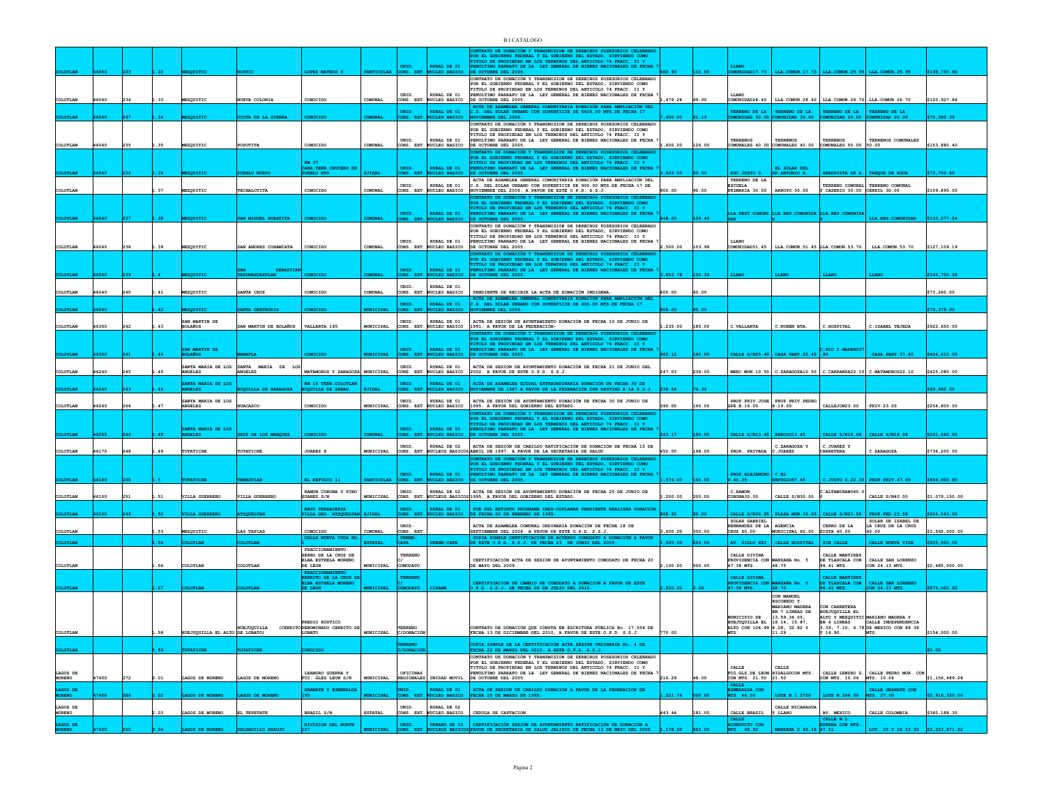| | | | | | | | | | | | | | | | | | | |
|---|---|---|---|---|---|---|---|---|---|---|---|---|---|---|---|---|---|---|
| COLOTLAN | 46050 | 233 | 1.32 | MEZQUITIC | NOSTIC | LOPEZ MATEOS 8 | PARTICULAR | UNID. CONS. EXT. | RURAL DE 01 NUCLEO BASICO | CONTRATO DE DONACIÓN Y TRANSMISION DE DERECHOS POSESORIOS CELEBRADO POR EL GOBIERNO FEDERAL Y EL GOBIERNO DEL ESTADO, SIRVIENDO COMO TITULO DE PROPIEDAD EN LOS TERMINOS DEL ARTICULO 74 FRACC. II Y PENULTIMO PARRAFO DE LA LEY GENERAL DE BIENES NACIONALES DE FECHA 7 DE OCTUBRE DEL 2005. | 460.93 | 110.00 | LLANO COMUNIDAD17.73 | LLA.COMUN.17.73 | LLA.COMUN.25.95 | LLA.COMUN.25.95 | $198,730.60 |
| COLOTLAN | 46040 | 234 | 1.33 | MEZQUITIC | NUEVA COLONIA | CONOCIDO | COMUNAL | UNID. CONS. EXT. | RURAL DE 01 NUCLEO BASICO | CONTRATO DE DONACIÓN Y TRANSMISION DE DERECHOS POSESORIOS CELEBRADO POR EL GOBIERNO FEDERAL Y EL GOBIERNO DEL ESTADO, SIRVIENDO COMO TITULO DE PROPIEDAD EN LOS TERMINOS DEL ARTICULO 74 FRACC. II Y PENULTIMO PARRAFO DE LA LEY GENERAL DE BIENES NACIONALES DE FECHA 7 DE OCTUBRE DEL 2005. | 1,479.28 | 99.00 | LLANO COMUNIDAD28.40 | LLA.COMUN.28.40 | LLA.COMUN.26.70 | LLA.COMUN.26.70 | $120,927.84 |
| COLOTLAN | 46040 | 267 | 1.34 | MEZQUITIC | OCOTA DE LA SIERRA | CONOCIDO | COMUNAL | UNID. CONS. EXT. | RURAL DE 01 NUCLEO BASICO | ACTA DE ASAMBLEA GENERAL COMUNITARIA DONACIÓN PARA AMPLIACIÓN DEL C.S. DEL SOLAR URBANO CON SUPERFICIE DE 6600.00 MTS DE FECHA 17 NOVIEMBRE DEL 2006. | 7,400.00 | 61.19 | TERRENO DE LA COMUNIDAD 30.00 | TERRENO DE LA COMUNIDAD 30.00 | TERRENO DE LA COMUNIDAD 20.00 | TERRENO DE LA COMUNIDAD 20.00 | $75,392.39 |
| COLOTLAN | 46040 | 235 | 1.35 | MEZQUITIC | POPOTITA | CONOCIDO | COMUNAL | UNID. CONS. EXT. | RURAL DE 01 NUCLEO BASICO | CONTRATO DE DONACIÓN Y TRANSMISION DE DERECHOS POSESORIOS CELEBRADO POR EL GOBIERNO FEDERAL Y EL GOBIERNO DEL ESTADO, SIRVIENDO COMO TITULO DE PROPIEDAD EN LOS TERMINOS DEL ARTICULO 74 FRACC. II Y PENULTIMO PARRAFO DE LA LEY GENERAL DE BIENES NACIONALES DE FECHA 7 DE OCTUBRE DEL 2005. | 1,600.00 | 126.00 | TERRENOS COMUNALES 40.00 | TERRENOS COMUNALES 40.00 | TERRENOS COMUNALES 50.00 | TERRENOS COMUNALES 50.00 | $153,880.40 |
| COLOTLAN | 46040 | 236 | 1.36 | MEZQUITIC | PUEBLO NUEVO | KM 37 CARR.TERR.CRUCERO DE PUEBLO NVO | EJIDAL | UNID. CONS. EXT. | RURAL DE 01 NUCLEO BASICO | CONTRATO DE DONACIÓN Y TRANSMISION DE DERECHOS POSESORIOS CELEBRADO POR EL GOBIERNO FEDERAL Y EL GOBIERNO DEL ESTADO, SIRVIENDO COMO TITULO DE PROPIEDAD EN LOS TERMINOS DEL ARTICULO 74 FRACC. II Y PENULTIMO PARRAFO DE LA LEY GENERAL DE BIENES NACIONALES DE FECHA 7 DE OCTUBRE DEL 2005. | 5,503.00 | 60.00 | ESC.JUSTO S. | EL SOLAR DEL SR.ANTONIO B. | AEROPISTA DE A. | TANQUE DE AGUA | $73,750.80 |
| COLOTLAN | | | 1.37 | MEZQUITIC | TECHALOTITA | CONOCIDO | COMUNAL | UNID. CONS. EXT. | RURAL DE 01 NUCLEO BASICO | ACTA DE ASAMBLEA GENERAL COMUNITARIA DONACIÓN PARA AMPLIACIÓN DEL C.S. DEL SOLAR URBANO CON SUPERFICIE DE 900.00 MTS.DE FECHA 17 DE NOVIEMBRE DEL 2006. A FAVOR DE ESTE O.P.D. S.S.J. | 900.00 | 90.00 | TERRENO DE LA ESCUELA PRIMARIA 30.00 | ARROYO 30.00 | TERRENO COMUNAL Y CASERIO 30.00 | TERRENO COMUNAL CERRIL 30.00 | $109,890.00 |
| COLOTLAN | 46040 | 237 | 1.38 | MEZQUITIC | SAN MIGUEL HUEXTITA | CONOCIDO | COMUNAL | UNID. CONS. EXT. | RURAL DE 01 NUCLEO BASICO | CONTRATO DE DONACIÓN Y TRANSMISION DE DERECHOS POSESORIOS CELEBRADO POR EL GOBIERNO FEDERAL Y EL GOBIERNO DEL ESTADO, SIRVIENDO COMO TITULO DE PROPIEDAD EN LOS TERMINOS DEL ARTICULO 74 FRACC. II Y PENULTIMO PARRAFO DE LA LEY GENERAL DE BIENES NACIONALES DE FECHA 7 DE OCTUBRE DEL 2005. | 648.00 | 109.42 | LLA.REST.COMUNI DAD | LLA.RES.COMUNIDA D | LLA.RES.COMUNIDA D | LLA.RES.COMUNIDAD | $133,577.04 |
| COLOTLAN | 46040 | 238 | 1.39 | MEZQUITIC | SAN ANDRES COHAMIATA | CONOCIDO | COMUNAL | UNID. CONS. EXT. | RURAL DE 01 NUCLEO BASICO | CONTRATO DE DONACIÓN Y TRANSMISION DE DERECHOS POSESORIOS CELEBRADO POR EL GOBIERNO FEDERAL Y EL GOBIERNO DEL ESTADO, SIRVIENDO COMO TITULO DE PROPIEDAD EN LOS TERMINOS DEL ARTICULO 74 FRACC. II Y PENULTIMO PARRAFO DE LA LEY GENERAL DE BIENES NACIONALES DE FECHA 7 DE OCTUBRE DEL 2005. | 2,500.00 | 103.98 | LLANO COMUNIDAD51.45 | LLA.COMUN.51.45 | LLA.COMUN.53.70 | LLA.COMUN.53.70 | $127,109.19 |
| COLOTLAN | 46040 | 239 | 1.4 | MEZQUITIC | SAN SEBASTIAN TEPONAHUAXTLAN | CONOCIDO | COMUNAL | UNID. CONS. EXT. | RURAL DE 01 NUCLEO BASICO | CONTRATO DE DONACIÓN Y TRANSMISION DE DERECHOS POSESORIOS CELEBRADO POR EL GOBIERNO FEDERAL Y EL GOBIERNO DEL ESTADO, SIRVIENDO COMO TITULO DE PROPIEDAD EN LOS TERMINOS DEL ARTICULO 74 FRACC. II Y PENULTIMO PARRAFO DE LA LEY GENERAL DE BIENES NACIONALES DE FECHA 7 DE OCTUBRE DEL 2005. | 3,853.78 | 136.34 | LLANO | LLANO | LLANO | LLANO | $166,750.38 |
| COLOTLAN | 46040 | 240 | 1.41 | MEZQUITIC | SANTA CRUZ | CONOCIDO | COMUNAL | UNID. CONS. EXT. | RURAL DE 01 NUCLEO BASICO | PENDIENTE DE RECIBIR LA ACTA DE DONACIÓN INDIGENA. | 600.00 | 60.00 | | | | | $73,260.00 |
| COLOTLAN | 46040 | | 1.42 | MEZQUITIC | SANTA GERTRUDIS | CONOCIDO | MUNICIPAL | UNID. CONS. EXT. | RURAL DE 01 NUCLEO BASICO | ACTA DE ASAMBLEA GENERAL COMUNITARIA DONACIÓN PARA AMPLIACIÓN DEL C.S. DEL SOLAR URBANO CON SUPERFICIE DE 400.00 MTS.DE FECHA 17 NOVIEMBRE DEL 2006. | 800.00 | 65.00 | | | | | $79,379.00 |
| COLOTLAN | 46350 | 242 | 1.43 | SAN MARTIN DE BOLAÑOS | SAN MARTIN DE BOLAÑOS | VALLARTA 195 | MUNICIPAL | UNID. CONS. EXT. | RURAL DE 01 NUCLEO BASICO | ACTA DE SESIÓN DE AYUNTAMIENTO DONACIÓN DE FECHA 10 DE JUNIO DE 1991. A FAVOR DE LA FEDERACIÓN | 1,235.00 | 185.00 | C.VALLARTA | C.RUBEN BTA. | C.HOSPITAL | C.ISABEL TEJEDA | $922,650.00 |
| COLOTLAN | 46350 | 241 | 1.44 | SAN MARTIN DE BOLAÑOS | MAMATLA | CONOCIDO | MUNICIPAL | UNID. CONS. EXT. | RURAL DE 01 NUCLEO BASICO | CONTRATO DE DONACIÓN Y TRANSMISION DE DERECHOS POSESORIOS CELEBRADO POR EL GOBIERNO FEDERAL Y EL GOBIERNO DEL ESTADO, SIRVIENDO COMO TITULO DE PROPIEDAD EN LOS TERMINOS DEL ARTICULO 74 FRACC. II Y PENULTIMO PARRAFO DE LA LEY GENERAL DE BIENES NACIONALES DE FECHA 7 DE OCTUBRE DEL 2005. | 960.12 | 160.00 | CALLE S/N25.40 | CASA PART.25.40 | C.FCO.I.MADERO37 .80 | CASA PART.37.80 | $424,012.00 |
| COLOTLAN | 46240 | 245 | 1.45 | SANTA MARIA DE LOS ANGELES | SANTA MARIA DE LOS ANGELES | MATAMOROS Y ZARAGOZA | MUNICIPAL | UNID. CONS. EXT. | RURAL DE 01 NUCLEO BASICO | ACTA DE SESIÓN DE AYUNTAMIENTO DONACIÓN DE FECHA 21 DE JUNIO DEL 2002. A FAVOR DE ESTE O.P.D. S.S.J. | 247.03 | 236.00 | MERC.MUN.10.50 | C.ZARAGOZA10.50 | C.CARRANZA22.10 | C.MATAMOROS22.10 | $425,080.00 |
| COLOTLAN | 46240 | 243 | 1.46 | SANTA MARIA DE LOS ANGELES | BOQUILLA DE ZARAGOZA | KM 16 TERR.COLOTLAN BOQUILLA DE ZARAG | EJIDAL | UNID. CONS. EXT. | RURAL DE 01 NUCLEO BASICO | ACTA DE ASAMBLEA EJIDAL EXTRAORDINARIA DONACIÓN DE FECHA 30 DE NOVIEMBRE DE 1987 A FAVOR DE LA FEDERACION CON DESTINO A LA S.S.J. | 236.54 | 74.36 | | | | | $69,692.00 |
| COLOTLAN | 46240 | 266 | 1.47 | SANTA MARIA DE LOS ANGELES | HUACASCO | CONOCIDO | MUNICIPAL | UNID. CONS. EXT. | RURAL DE 01 NUCLEO BASICO | ACTA DE SESIÓN DE AYUNTAMIENTO DONACIÓN DE FECHA 30 DE JUNIO DE 1995. A FAVOR DEL GOBIERNO DEL ESTADO. | 390.00 | 160.00 | PROP.PRIV.JOSE EPE.K.16.00 | PROP.PRIV.PEDRO R.19.00 | CALLEJON23.00 | PRIV.23.00 | $254,800.00 |
| COLOTLAN | 46255 | 246 | 1.48 | SANTA MARIA DE LOS ANGELES | SAUZ DE LOS MARQUEZ | CONOCIDO | COMUNAL | UNID. CONS. EXT. | RURAL DE 01 NUCLEO BASICO | CONTRATO DE DONACIÓN Y TRANSMISION DE DERECHOS POSESORIOS CELEBRADO POR EL GOBIERNO FEDERAL Y EL GOBIERNO DEL ESTADO, SIRVIENDO COMO TITULO DE PROPIEDAD EN LOS TERMINOS DEL ARTICULO 74 FRACC. II Y PENULTIMO PARRAFO DE LA LEY GENERAL DE BIENES NACIONALES DE FECHA 7 DE OCTUBRE DEL 2005. | 243.17 | 150.00 | CALLE S/N13.45 | ARROYO13.45 | CALLE S/N18.08 | CALLE S/N18.08 | $261,660.00 |
| COLOTLAN | 46170 | 248 | 1.49 | TOTATICHE | TOTATICHE | JUAREZ 8 | MUNICIPAL | UNID. CONS. EXT. | RURAL DE 02 NUCLEOS BASICOS | ACTA DE SESIÓN DE CABILDO RATIFICACIÓN DE DONACIÓN DE FECHA 15 DE ABRIL DE 1997. A FAVOR DE LA SECRETARIA DE SALUD. | 450.00 | 198.00 | PROP. PRIVADA | C.ZARAGOZA Y C.JUAREZ | C.JUAREZ Y CARRETERA | C.ZARAGOZA | $736,200.00 |
| COLOTLAN | 46180 | 268 | 1.5 | TOTATICHE | TEMASTIAN | EL REFUGIO 11 | PARTICULAR | UNID. CONS. EXT. | RURAL DE 01 NUCLEO BASICO | CONTRATO DE DONACIÓN Y TRANSMISION DE DERECHOS POSESORIOS CELEBRADO POR EL GOBIERNO FEDERAL Y EL GOBIERNO DEL ESTADO, SIRVIENDO COMO TITULO DE PROPIEDAD EN LOS TERMINOS DEL ARTICULO 74 FRACC. II Y PENULTIMO PARRAFO DE LA LEY GENERAL DE BIENES NACIONALES DE FECHA 7 DE OCTUBRE DEL 2005. | 1,574.00 | 160.00 | PROP.ALEJANDRO P.40.35 | C.EL REFUGIO67.45 | C.JUSTO S.22.30 | PROP.PRIV.47.40 | $854,900.80 |
| COLOTLAN | 46100 | 251 | 1.51 | VILLA GUERRERO | VILLA GUERRERO | RAMON CORONA Y PINO SUAREZ S/N | MUNICIPAL | UNID. CONS. EXT. | RURAL DE 02 NUCLEOS BASICOS | ACTA DE SESIÓN DE AYUNTAMIENTO DONACIÓN DE FECHA 25 DE JUNIO DE 1995. A FAVOR DEL GOBIERNO DEL ESTADO. | 1,200.00 | 200.00 | C.RAMON CORONA30.00 | CALLE S/N30.00 | C.ALTAMIRANO40.0 0 | CALLE S/N40.00 | $1,079,150.00 |
| COLOTLAN | 46100 | 249 | 1.52 | VILLA GUERRERO | ATEQUELTAN | KM30 TERRACERIA VILLA GRO. ATEQUELTAN | EJIDAL | UNID. CONS. EXT. | RURAL DE 01 NUCLEO BASICO | FUE DEL EXTINTO PROGRAMA IMSS-COPLAMAR PENDIENTE REALIZAR DONACIÓN. DE FECHA 06 DE FEBRERO DE 1995. | 868.92 | 60.00 | CALLE S/N36.85 | PLAZA MUN.36.85 | CALLE S/N23.58 | PROP.FED.23.58 | $654,543.00 |
| COLOTLAN | | | 1.53 | MEZQUITIC | LAS TAPIAS | CONOCIDO | COMUNAL | UNID. CONS. EXT. | | ACTA DE ASAMBLEA COMUNAL ORDINARIA DONACIÓN DE FECHA 18 DE SEPTIEMBRE DEL 2006. A FAVOR DE ESTE O.P.D. S.S.J. | 3,600.00 | 350.00 | SOLAR GABRIEL HERNANDEZ DE LA CRUZ 60.00 | AGENCIA MUNICIPAL 60.00 | CERRO DE LA PISTA 60.00 | SOLAR DE ISABEL DE LA CRUZ DE LA CRUZ 60.00 | $3,565,000.00 |
| COLOTLAN | | | 1.54 | COLOTLAN | COLOTLAN | CALLE NUEVA VIDA NO. 1 | ESTATAL | UNEME-CAPA | UNEME-CAPA | COPIA SIMPLE CERTIFICACIÓN DE ACUERDO COMODATO A DONACIÓN A FAVOR DE ESTE O.P.D. S.S.J. DE FECHA 23 DE JUNIO DEL 2009. | 1,500.00 | 204.00 | AV. SIGLO XXI | CALLE HOSPITAL | SIN CALLE | CALLE NUEVA VIDA | $925,800.00 |
| COLOTLAN | | | 1.56 | COLOTLAN | COLOTLAN | FRACCIONAMIENTO CERRO DE LA CRUZ DE ELBA ESTHELA MORENO DE LEON | MUNICIPAL | TERRENO C/ COMODATO | | CERTIFICACIÓN ACTA DE SESIÓN DE AYUNTAMIENTO COMODATO DE FECHA 20 DE MAYO DEL 2009. | 2,100.00 | 500.00 | CALLE DIVINA PROVIDENCIA CON 47.38 MTS. | MANZANA No. 5 68.75 | CALLE MARTIRES DE TLAXCALA CON 96.41 MTS. | CALLE SAN LORENZO CON 24.13 MTS. | $2,485,000.00 |
| COLOTLAN | | | 1.57 | COLOTLAN | COLOTLAN | FRACCIONAMIENTO CERRITO DE LA CRUZ DE ELBA ESTHELA MORENO DE LEON | MUNICIPAL | TERRENO C/ COMODATO | CISAME | CERTIFICACION DE CAMBIO DE COMODATO A DONACION A FAVOR DE ESTE O.P.D. S.S.J. DE FECHA 08 DE JULIO DEL 2010. | 2,500.00 | 0.00 | CALLE DIVINA PROVIDENCIA CON 47.38 MTS. | MANZANA No. 5 68.75 | CALLE MARTIRES DE TLAXCALA CON 96.41 MTS. | CALLE SAN LORENZO CON 24.13 MTS. | $875,000.00 |
| COLOTLAN | | | 1.58 | HUEJUQUILLA EL ALTO | HUEJUQUILLA (CERRITO DE LOBATO) | PREDIO RUSTICO DENOMINADO CERRITO DE LOBATO | MUNICIPAL | TERRENO C/DONACIÓN | | CONTRATO DE DONACIÓN QUE CONSTA EN ESCRITURA PÚBLICA No. 17,554 DE FECHA 13 DE DICIEMBRE DEL 2010, A FAVOR DE ESTE O.P.D. S.S.J. | 770.00 | | MUNICIPIO DE HUEJUQUILLA EL ALTO CON 104.99 MTS. | CON MANUEL ESCOBEDO Y MARIANO MADERA EN 7 LINEAS DE 13.59,34.05, 18.14, 15.87, 8.28, 32.82 Y 11.29 | CON CARRETERA HUEJUQUILLA EL ALTO Y MEZQUITIC EN 4 LINEAS 3.39, 7.10, 6.78 Y 16.90. | MARIANO MADERA Y CALLE INDEPENDENCIA DE MEXICO CON 88.38 MTS. | $154,000.00 |
| COLOTLAN | | | 1.59 | TOTATICHE | TOTATICHE | CONOCIDO | | TERRENO C/DONACIÓN | | COPIA SIMPLE DE LA CERTIFICACIÓN ACTA SESIÓN ORDINARIA No. 4 DE FECHA 22 DE MARZO DEL 2010. A ESTE O.P.D. S.S.J. | | | | | | | $0.00 |
| LAGOS DE MORENO | 47400 | 272 | 2.01 | LAGOS DE MORENO | LAGOS DE MORENO | LEANDRO GUERRA Y FCO. GLEZ LEON S/N | MUNICIPAL | OFICINAS REGIONALES | UNIDAD MOVIL | CONTRATO DE DONACIÓN Y TRANSMISION DE DERECHOS POSESORIOS CELEBRADO POR EL GOBIERNO FEDERAL Y EL GOBIERNO DEL ESTADO, SIRVIENDO COMO TITULO DE PROPIEDAD EN LOS TERMINOS DEL ARTICULO 74 FRACC. II Y PENULTIMO PARRAFO DE LA LEY GENERAL DE BIENES NACIONALES DE FECHA 7 DE OCTUBRE DEL 2005. | 216.29 | 48.00 | CALLE FCO.GLZ.DE LEON CON MTS. 21.50 | CALLE HIDALGOCON MTS. 21.50 | CALLE LENDRO G. CON MTS. 10.06 | CALLE PEDRO MOR. CON MTS. 10.06 | $1,156,489.28 |
| LAGOS DE MORENO | 47400 | 286 | 2.02 | LAGOS DE MORENO | LAGOS DE MORENO | GRANATE Y ESMERALDA 195 | MUNICIPAL | UNID. CONS. EXT. | RURAL DE 01 NUCLEO BASICO | ACTA DE SESION DE CABILDO DONACION A FAVOR DE LA FEDERACION DE FECHA 25 DE MARZO DE 1995. | 1,221.76 | 500.00 | CALLE ESMERALDA CON MTS. 46.50 | LOTE N.1.2700 | LOTE N.244.00 | CALLE GRANATE CON MTS. 27.00 | $2,916,320.00 |
| LAGOS DE MORENO | | | 2.03 | LAGOS DE MORENO | EL TEPETATE | BRASIL S/N | ESTATAL | UNID. CONS. EXT. | RURAL DE 02 NUCLEO BASICO | CEDULA DE CAPTACION | 443.44 | 181.00 | CALLE BRASIL | CALLE NICARAGUA Y LLANO | AV. MEXICO | CALLE COLOMBIA | $360,188.30 |
| LAGOS DE MORENO | 47420 | 260 | 2.04 | LAGOS DE MORENO | DELGADILLO ARAUJO | DIVISION DEL NORTE 107 | MUNICIPAL | UNID. CONS. EXT. | URBANO DE 10 NUCLEOS BASICOS | CERTIFICACIÓN SESIÓN DE AYUNTAMIENTO RATIFICACIÓN DE DONACIÓN A FAVOR DE SECRETARIA DE SALUD JALISCO DE FECHA 13 DE MAYO DEL 2005. | 1,178.50 | 663.00 | CALLE ACUEDUCTO CON MTS. 48.92 | MANZANA 2 40.46 | CALLE M L GUERRA CON MTS. 47.51 | LOT. 25 Y 26 23.50 | $2,223,871.62 |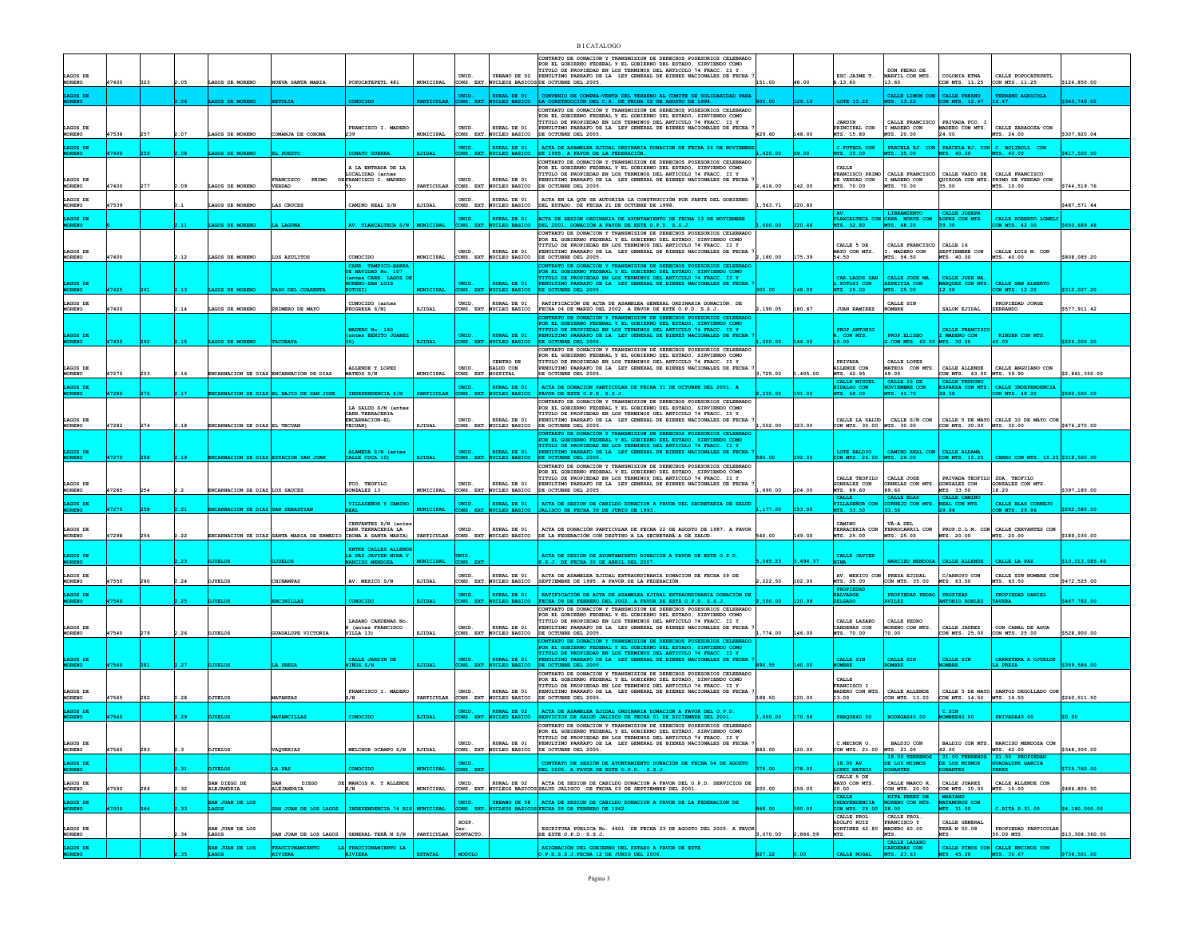B I CATALOGO

| | | | | | | | | | | | | | | | | | | |
|---|---|---|---|---|---|---|---|---|---|---|---|---|---|---|---|---|---|---|
| LAGOS DE MORENO | 47400 | 323 | 2.05 | LAGOS DE MORENO | NUEVA SANTA MARIA | POPOCATEPETL 481 | MUNICIPAL | UNID. CONS. EXT. | URBANO DE 02 NUCLEOS BASICOS | CONTRATO DE DONACIÓN Y TRANSMISION DE DERECHOS POSESORIOS CELEBRADO POR EL GOBIERNO FEDERAL Y EL GOBIERNO DEL ESTADO, SIRVIENDO COMO TITULO DE PROPIEDAD EN LOS TERMINOS DEL ARTICULO 74 FRACC. II Y PENULTIMO PARRAFO DE LA LEY GENERAL DE BIENES NACIONALES DE FECHA 7 DE OCTUBRE DEL 2005. | 151.00 | 48.00 | ESC.JAIME T. 8.13.60 | DON PEDRO DE MARFIL CON MTS. 13.60 | COLONIA ETNA CON MTS. 11.25 | CALLE POPOCATEPETL CON MTS. 11.25 | $124,850.00 |
| LAGOS DE MORENO | | | 2.06 | LAGOS DE MORENO | BETULIA | CONOCIDO | PARTICULAR | UNID. CONS. EXT. | RURAL DE 01 NUCLEO BASICO | CONVENIO DE COMPRA-VENTA DEL TERRENO AL COMITE DE SOLIDARIDAD PARA LA CONSTRUCCION DEL C.S. DE FECHA 02 DE AGOSTO DE 1994. | 600.00 | 129.16 | LOTE 13.22 | CALLE LIMON CON MTS. 13.22 | CALLE FRESNO CON MTS. 12.47 | TERRENO AGRICOLA 12.47 | $343,740.02 |
| LAGOS DE MORENO | 47538 | 257 | 2.07 | LAGOS DE MORENO | COMANJA DE CORONA | FRANCISCO I. MADERO 239 | MUNICIPAL | UNID. CONS. EXT. | RURAL DE 01 NUCLEO BASICO | CONTRATO DE DONACIÓN Y TRANSMISION DE DERECHOS POSESORIOS CELEBRADO POR EL GOBIERNO FEDERAL Y EL GOBIERNO DEL ESTADO, SIRVIENDO COMO TITULO DE PROPIEDAD EN LOS TERMINOS DEL ARTICULO 74 FRACC. II Y PENULTIMO PARRAFO DE LA LEY GENERAL DE BIENES NACIONALES DE FECHA 7 DE OCTUBRE DEL 2005. | 429.60 | 148.00 | JARDIN PRINCIPAL CON MTS. 15.80 | CALLE FRANCISCO I MADERO CON MTS. 20.00 | PRIVADA FCO. I MADERO CON MTS. 24.00 | CALLE ZARAGOZA CON MTS. 24.00 | $307,920.04 |
| LAGOS DE MORENO | 47400 | 259 | 2.08 | LAGOS DE MORENO | EL PUESTO | DONATO GUERRA | EJIDAL | UNID. CONS. EXT. | RURAL DE 01 NUCLEO BASICO | ACTA DE ASAMBLEA EJIDAL ORDINARIA DONACION DE FECHA 26 DE NOVIEMBRE DE 1995. A FAVOR DE LA FEDERACION. | 1,420.00 | 89.00 | C.FUTBOL CON MTS. 35.00 | PARCELA EJ. CON MTS. 35.00 | PARCELA EJ. CON MTS. 40.00 | C. BOLIBOLL CON MTS. 40.00 | $417,500.00 |
| LAGOS DE MORENO | 47400 | 277 | 2.09 | LAGOS DE MORENO | FRANCISCO PRIMO DE VERDAD | A LA ENTRADA DE LA LOCALIDAD (antes FRANCISCO I. MADERO 5) | PARTICULAR | UNID. CONS. EXT. | RURAL DE 01 NUCLEO BASICO | CONTRATO DE DONACIÓN Y TRANSMISION DE DERECHOS POSESORIOS CELEBRADO POR EL GOBIERNO FEDERAL Y EL GOBIERNO DEL ESTADO, SIRVIENDO COMO TITULO DE PROPIEDAD EN LOS TERMINOS DEL ARTICULO 74 FRACC. II Y PENULTIMO PARRAFO DE LA LEY GENERAL DE BIENES NACIONALES DE FECHA 7 DE OCTUBRE DEL 2005. | 2,416.00 | 142.00 | CALLE FRANCISCO PRIMO DE VERDAD CON MTS. 70.00 | CALLE FRANCISCO I MADERO CON MTS. 70.00 | CALLE VASCO DE QUIROGA CON MTS. 35.00 | CALLE FRANCISCO PRIMO DE VERDAD CON MTS. 10.00 | $744,519.76 |
| LAGOS DE MORENO | 47539 | | 2.1 | LAGOS DE MORENO | LAS CRUCES | CAMINO REAL S/N | EJIDAL | UNID. CONS. EXT. | RURAL DE 01 NUCLEO BASICO | ACTA EN LA QUE SE AUTORIZA LA CONSTRUCCIÓN POR PARTE DEL GOBIERNO DEL ESTADO. DE FECHA 21 DE OCTUBRE DE 1998. | 1,563.71 | 220.80 | | | | | $487,571.44 |
| LAGOS DE MORENO | 0 | | 2.11 | LAGOS DE MORENO | LA LAGUNA | AV. TLAXCALTECA S/N | MUNICIPAL | UNID. CONS. EXT. | RURAL DE 01 NUCLEO BASICO | ACTA DE SESIÓN ORDINARIA DE AYUNTAMIENTO DE FECHA 13 DE NOVIEMBRE DEL 2001, DONACIÓN A FAVOR DE ESTE O.P.D. S.S.J. | 1,600.00 | 220.46 | AV. TLAXCALTECA CON MTS. 52.80 | LIBRAMIENTO CARR. NORTE CON MTS. 48.20 | CALLE JOSEPH LOPEZ CON MTS. 39.30 | CALLE ROBERTO LOMELI CON MTS. 42.00 | $650,689.48 |
| LAGOS DE MORENO | 47400 | | 2.12 | LAGOS DE MORENO | LOS AZULITOS | CONOCIDO | MUNICIPAL | UNID. CONS. EXT. | RURAL DE 01 NUCLEO BASICO | CONTRATO DE DONACIÓN Y TRANSMISION DE DERECHOS POSESORIOS CELEBRADO POR EL GOBIERNO FEDERAL Y EL GOBIERNO DEL ESTADO, SIRVIENDO COMO TITULO DE PROPIEDAD EN LOS TERMINOS DEL ARTICULO 74 FRACC. II Y PENULTIMO PARRAFO DE LA LEY GENERAL DE BIENES NACIONALES DE FECHA 7 DE OCTUBRE DEL 2005. | 2,180.00 | 175.39 | CALLE 5 DE MAYO CON MTS. 54.50 | CALLE FRANCISCO I. MADERO CON MTS. 54.50 | CALLE 16 SEPTIEMBRE CON MTS. 40.00 | CALLE LUIS M. CON MTS. 40.00 | $808,085.20 |
| LAGOS DE MORENO | 47425 | 261 | 2.13 | LAGOS DE MORENO | PASO DEL CUARENTA | CARR. TAMPICO-BARRA DE NAVIDAD No. 107 (antes CARR. LAGOS DE MORENO-SAN LUIS POTOSI) | MUNICIPAL | UNID. CONS. EXT. | RURAL DE 01 NUCLEO BASICO | CONTRATO DE DONACIÓN Y TRANSMISION DE DERECHOS POSESORIOS CELEBRADO POR EL GOBIERNO FEDERAL Y EL GOBIERNO DEL ESTADO, SIRVIENDO COMO TITULO DE PROPIEDAD EN LOS TERMINOS DEL ARTICULO 74 FRACC. II Y PENULTIMO PARRAFO DE LA LEY GENERAL DE BIENES NACIONALES DE FECHA 7 DE OCTUBRE DEL 2005. | 300.00 | 148.00 | CAR.LAGOS SAN L.POTOSI CON MTS. 25.00 | CALLE JOSE MA. ASPEITIA CON MTS. 25.00 | CALLE JOSE MA. MARQUEZ CON MTS. 12.00 | CALLE SAN ALBERTO CON MTS. 12.00 | $312,007.20 |
| LAGOS DE MORENO | 47400 | | 2.14 | LAGOS DE MORENO | PRIMERO DE MAYO | CONOCIDO (antes PROGRESA S/N) | EJIDAL | UNID. CONS. EXT. | RURAL DE 01 NUCLEO BASICO | RATIFICACIÓN DE ACTA DE ASAMBLEA GENERAL ORDINARIA DONACIÓN. DE FECHA 04 DE MARZO DEL 2002. A FAVOR DE ESTE O.P.D. S.S.J. | 2,190.05 | 180.87 | JUAN RAMIREZ | CALLE SIN NOMBRE | SALON EJIDAL | PROPIEDAD JORGE SERRANO | $577,911.42 |
| LAGOS DE MORENO | 47400 | 262 | 2.15 | LAGOS DE MORENO | TACUBAYA | MADERO No. 160 (antes BENITO JUAREZ 30) | EJIDAL | UNID. CONS. EXT. | RURAL DE 01 NUCLEO BASICO | CONTRATO DE DONACIÓN Y TRANSMISION DE DERECHOS POSESORIOS CELEBRADO POR EL GOBIERNO FEDERAL Y EL GOBIERNO DEL ESTADO, SIRVIENDO COMO TITULO DE PROPIEDAD EN LOS TERMINOS DEL ARTICULO 74 FRACC. II Y PENULTIMO PARRAFO DE LA LEY GENERAL DE BIENES NACIONALES DE FECHA 7 DE OCTUBRE DEL 2005. | 1,000.00 | 146.00 | PROP.ANTONIO A. CON MTS. 10.00 | PROP.ELISEO G.CON MTS. 60.00 | CALLE FRANCISCO I MADERO CON MTS. 30.00 | KINDER CON MTS. 40.00 | $226,000.00 |
| LAGOS DE MORENO | 47270 | 253 | 2.16 | ENCARNACION DE DIAZ | ENCARNACION DE DIAZ | ALLENDE Y LOPEZ MATEOS S/N | MUNICIPAL | UNID. CONS. EXT. | CENTRO DE SALUD CON HOSPITAL | CONTRATO DE DONACIÓN Y TRANSMISION DE DERECHOS POSESORIOS CELEBRADO POR EL GOBIERNO FEDERAL Y EL GOBIERNO DEL ESTADO, SIRVIENDO COMO TITULO DE PROPIEDAD EN LOS TERMINOS DEL ARTICULO 74 FRACC. II Y PENULTIMO PARRAFO DE LA LEY GENERAL DE BIENES NACIONALES DE FECHA 7 DE OCTUBRE DEL 2005. | 3,725.00 | 1,405.00 | PRIVADA ALLENDE CON MTS. 42.95 | CALLE LOPEZ MATEOS CON MTS. 49.00 | CALLE ALLENDE CON MTS. 63.00 | CALLE ANGUIANO CON MTS. 59.90 | $2,861,350.00 |
| LAGOS DE MORENO | 47280 | 276 | 2.17 | ENCARNACION DE DIAZ | EL BAJIO DE SAN JOSE | INDEPENDENCIA S/N | PARTICULAR | UNID. CONS. EXT. | RURAL DE 01 NUCLEO BASICO | ACTA DE DONACION PARTICULAR DE FECHA 31 DE OCTUBRE DEL 2001. A FAVOR DE ESTE O.P.D. S.S.J. | 2,235.00 | 191.00 | CALLE MIGUEL HIDALGO CON MTS. 68.00 | CALLE 20 DE NOVIEMBRE CON MTS. 41.70 | CALLE TEODORO ESPARZA CON MTS. 38.50 | CALLE INDEPENDENCIA CON MTS. 48.20 | $580,500.00 |
| LAGOS DE MORENO | 47282 | 274 | 2.18 | ENCARNACION DE DIAZ | EL TECUAN | LA SALUD S/N (antes CARR.TERRACERIA ENCARNACION-EL TECUAN) | EJIDAL | UNID. CONS. EXT. | RURAL DE 01 NUCLEO BASICO | CONTRATO DE DONACIÓN Y TRANSMISION DE DERECHOS POSESORIOS CELEBRADO POR EL GOBIERNO FEDERAL Y EL GOBIERNO DEL ESTADO, SIRVIENDO COMO TITULO DE PROPIEDAD EN LOS TERMINOS DEL ARTICULO 74 FRACC. II Y PENULTIMO PARRAFO DE LA LEY GENERAL DE BIENES NACIONALES DE FECHA 7 DE OCTUBRE DEL 2005. | 1,502.00 | 323.00 | CALLE LA SALUD CON MTS. 30.00 | CALLE S/N CON MTS. 30.00 | CALLE 5 DE MAYO CON MTS. 30.00 | CALLE 10 DE MAYO CON MTS. 30.00 | $476,270.00 |
| LAGOS DE MORENO | 47270 | 258 | 2.19 | ENCARNACION DE DIAZ | ESTACION SAN JUAN | ALAMEDA S/N (antes CALLE CUCA 10) | EJIDAL | UNID. CONS. EXT. | RURAL DE 01 NUCLEO BASICO | CONTRATO DE DONACIÓN Y TRANSMISION DE DERECHOS POSESORIOS CELEBRADO POR EL GOBIERNO FEDERAL Y EL GOBIERNO DEL ESTADO, SIRVIENDO COMO TITULO DE PROPIEDAD EN LOS TERMINOS DEL ARTICULO 74 FRACC. II Y PENULTIMO PARRAFO DE LA LEY GENERAL DE BIENES NACIONALES DE FECHA 7 DE OCTUBRE DEL 2005. | 586.00 | 292.00 | LOTE BALDIO CON MTS. 26.00 | CAMINO REAL CON MTS. 26.00 | CALLE ALDAMA CON MTS. 15.25 | CERRO CON MTS. 15.25 | $318,500.00 |
| LAGOS DE MORENO | 47285 | 254 | 2.2 | ENCARNACION DE DIAZ | LOS SAUCES | FCO. TEOFILO GONZALEZ 13 | MUNICIPAL | UNID. CONS. EXT. | RURAL DE 01 NUCLEO BASICO | CONTRATO DE DONACIÓN Y TRANSMISION DE DERECHOS POSESORIOS CELEBRADO POR EL GOBIERNO FEDERAL Y EL GOBIERNO DEL ESTADO, SIRVIENDO COMO TITULO DE PROPIEDAD EN LOS TERMINOS DEL ARTICULO 74 FRACC. II Y PENULTIMO PARRAFO DE LA LEY GENERAL DE BIENES NACIONALES DE FECHA 7 DE OCTUBRE DEL 2005. | 1,690.00 | 204.00 | CALLE TEOFILO GONZALEZ CON MTS. 89.60 | CALLE JOSE ORNELAS CON MTS. 89.60 | PRIVADA TEOFILO GONZALEZ CON MTS. 33.50 | 2DA. TEOFILO GONZALEZ CON MTS. 18.20 | $397,180.00 |
| LAGOS DE MORENO | 47270 | 258 | 2.21 | ENCARNACION DE DIAZ | SAN SEBASTIAN | VILLASEÑOR Y CAMINO REAL | MUNICIPAL | UNID. CONS. EXT. | RURAL DE 01 NUCLEO BASICO | ACTA DE SESION DE CABILDO DONACION A FAVOR DEL SECRETARIA DE SALUD JALISCO DE FECHA 30 DE JUNIO DE 1993. | 1,177.00 | 153.00 | CALLE VILLASEÑOR CON MTS. 33.50 | CALLE BLAS CORNEJO CON MTS. 33.50 | CALLE CAMINO REAL CON MTS. 29.86 | CALLE BLAS CORNEJO CON MTS. 29.86 | $262,580.00 |
| LAGOS DE MORENO | 47298 | 256 | 2.22 | ENCARNACION DE DIAZ | SANTA MARIA DE ENMEDIO CHONA A SANTA MARIA) | CERVANTES S/N (antes CARR.TERRACERIA LA | PARTICULAR | UNID. CONS. EXT. | RURAL DE 01 NUCLEO BASICO | ACTA DE DONACIÓN PARTICULAR DE FECHA 22 DE AGOSTO DE 1987. A FAVOR DE LA FEDERACIÓN CON DESTINO A LA SECRETARÍA DE SALUD. | 540.00 | 149.00 | CAMINO TERRACERIA CON MTS. 25.00 | VÍA DEL FERROCARRIL CON MTS. 25.00 | PROP.D.L.M. CON MTS. 20.00 | CALLE CERVANTES CON MTS. 20.00 | $189,030.00 |
| LAGOS DE MORENO | | | 2.23 | OJUELOS | OJUELOS | ENTRE CALLES ALLENDE LA PAZ JAVIER MINA Y NARCISO MENDOZA | MUNICIPAL | UNID. CONS. EXT. | | ACTA DE SESIÓN DE AYUNTAMIENTO DONACIÓN A FAVOR DE ESTE O.P.D. S.S.J. DE FECHA 30 DE ABRIL DEL 2007. | 5,045.23 | 3,494.37 | CALLE JAVIER MINA | NARCISO MENDOZA | CALLE ALLENDE | CALLE LA PAZ | $10,013,085.40 |
| LAGOS DE MORENO | 47550 | 280 | 2.24 | OJUELOS | CHINAMPAS | AV. MEXICO S/N | EJIDAL | UNID. CONS. EXT. | RURAL DE 01 NUCLEO BASICO | ACTA DE ASAMBLEA EJIDAL EXTRAORDINARIA DONACION DE FECHA 09 DE SEPTIEMBRE DE 1995. A FAVOR DE LA FEDERACION. | 2,222.50 | 102.00 | AV. MEXICO CON MTS. 35.00 | PRESA EJIDAL CON MTS. 35.00 | C/ARROYO CON MTS. 63.50 | CALLE SIN NOMBRE CON MTS. 63.50 | $472,525.00 |
| LAGOS DE MORENO | 47540 | | 2.25 | OJUELOS | ENCINILLAS | CONOCIDO | EJIDAL | UNID. CONS. EXT. | RURAL DE 01 NUCLEO BASICO | RATIFICACIÓN DE ACTA DE ASAMBLEA EJIDAL EXTRAORDINARIA DONACIÓN DE FECHA 09 DE FEBRERO DEL 2002. A FAVOR DE ESTE O.P.D. S.S.J. | 2,500.00 | 120.99 | PROPIEDAD SALVADOR DELGADO | PROPIEDAD PEDRO AVILEZ | PROPIEDAD ANTONIO ROBLES | PROPIEDAD DANIEL TAVERA | $467,782.00 |
| LAGOS DE MORENO | 47540 | 279 | 2.26 | OJUELOS | GUADALUPE VICTORIA | LAZARO CARDENAS No. 8 (antes FRANCISCO VILLA 13) | EJIDAL | UNID. CONS. EXT. | RURAL DE 01 NUCLEO BASICO | CONTRATO DE DONACIÓN Y TRANSMISION DE DERECHOS POSESORIOS CELEBRADO POR EL GOBIERNO FEDERAL Y EL GOBIERNO DEL ESTADO, SIRVIENDO COMO TITULO DE PROPIEDAD EN LOS TERMINOS DEL ARTICULO 74 FRACC. II Y PENULTIMO PARRAFO DE LA LEY GENERAL DE BIENES NACIONALES DE FECHA 7 DE OCTUBRE DEL 2005. | 1,774.00 | 146.00 | CALLE LAZARO CARDENAS CON MTS. 70.00 | CALLE PEDRO MORENO CON MTS. 70.00 | CALLE JAUREZ CON MTS. 25.00 | CON CANAL DE AGUA CON MTS. 25.00 | $528,900.00 |
| LAGOS DE MORENO | 47540 | 281 | 2.27 | OJUELOS | LA PRESA | CALLE JARDIN DE NIÑOS S/N | EJIDAL | UNID. CONS. EXT. | RURAL DE 01 NUCLEO BASICO | CONTRATO DE DONACIÓN Y TRANSMISION DE DERECHOS POSESORIOS CELEBRADO POR EL GOBIERNO FEDERAL Y EL GOBIERNO DEL ESTADO, SIRVIENDO COMO TITULO DE PROPIEDAD EN LOS TERMINOS DEL ARTICULO 74 FRACC. II Y PENULTIMO PARRAFO DE LA LEY GENERAL DE BIENES NACIONALES DE FECHA 7 DE OCTUBRE DEL 2005. | 896.55 | 140.00 | CALLE SIN NOMBRE | CALLE SIN NOMBRE | CALLE SIN NOMBRE | CARRETERA A OJUELOS LA PRESA | $359,586.00 |
| LAGOS DE MORENO | 47565 | 282 | 2.28 | OJUELOS | MATANZAS | FRANCISCO I. MADERO S/N | PARTICULAR | UNID. CONS. EXT. | RURAL DE 01 NUCLEO BASICO | CONTRATO DE DONACIÓN Y TRANSMISION DE DERECHOS POSESORIOS CELEBRADO POR EL GOBIERNO FEDERAL Y EL GOBIERNO DEL ESTADO, SIRVIENDO COMO TITULO DE PROPIEDAD EN LOS TERMINOS DEL ARTICULO 74 FRACC. II Y PENULTIMO PARRAFO DE LA LEY GENERAL DE BIENES NACIONALES DE FECHA 7 DE OCTUBRE DEL 2005. | 188.50 | 120.00 | CALLE FRANCISCO I MADERO CON MTS. 13.00 | CALLE ALLENDE CON MTS. 13.00 | CALLE 5 DE MAYO CON MTS. 14.50 | SANTOS DEGOLLADO CON MTS. 14.50 | $240,511.50 |
| LAGOS DE MORENO | 47540 | | 2.29 | OJUELOS | MATANCILLAS | CONOCIDO | EJIDAL | UNID. CONS. EXT. | RURAL DE 02 NUCLEO BASICO | ACTA DE ASAMBLEA EJIDAL ORDINARIA DONACION A FAVOR DEL O.P.D. SERVICIOS DE SALUD JALISCO DE FECHA 01 DE DICIEMBRE DEL 2001. | 1,600.00 | 170.56 | PARQUE40.00 | BODEGAS40.00 | C.SIN NOMBRE40.00 | PRIVADA40.00 | $0.00 |
| LAGOS DE MORENO | 47560 | 283 | 2.3 | OJUELOS | VAQUERIAS | MELCHOR OCAMPO S/N | EJIDAL | UNID. CONS. EXT. | RURAL DE 01 NUCLEO BASICO | CONTRATO DE DONACIÓN Y TRANSMISION DE DERECHOS POSESORIOS CELEBRADO POR EL GOBIERNO FEDERAL Y EL GOBIERNO DEL ESTADO, SIRVIENDO COMO TITULO DE PROPIEDAD EN LOS TERMINOS DEL ARTICULO 74 FRACC. II Y PENULTIMO PARRAFO DE LA LEY GENERAL DE BIENES NACIONALES DE FECHA 7 DE OCTUBRE DEL 2005. | 882.00 | 120.00 | C.MECHOR O. CON MTS. 21.00 | BALDIO CON MTS. 21.00 | BALDIO CON MTS. 42.00 | NARCISO MENDOZA CON MTS. 42.00 | $348,300.00 |
| LAGOS DE MORENO | | | 2.31 | OJUELOS | LA PAZ | CONOCIDO | MUNICIPAL | UNID. CONS. EXT. | | CONTRATO DE SESIÓN DE AYUNTAMIENTO DONACIÓN DE FECHA 04 DE AGOSTO DEL 2005. A FAVOR DE ESTE O.P.D. S.S.J. | 378.00 | 378.00 | 18.00 AV. LOPEZ MATEOS | 18.00 TERRENOS DE LOS MISMOS DONANTES | 21.00 TERRENOS DE LOS MISMOS DONANTES | 21.00 PROPIEDAD GUADALUPE GARCIA PEREZ | $725,760.00 |
| LAGOS DE MORENO | 47590 | 284 | 2.32 | SAN DIEGO DE ALEJANDRIA | SAN DIEGO DE ALEJANDRIA | MARCOS R. Y ALLENDE S/N | MUNICIPAL | UNID. CONS. EXT. | RURAL DE 02 NUCLEOS BASICOS | ACTA DE SESION DE CABILDO DONACION A FAVOR DEL O.P.D. SERVICIOS DE SALUD JALISCO DE FECHA 03 DE SEPTIEMBRE DEL 2001. | 200.00 | 159.00 | CALLE 5 DE MAYO CON MTS. 20.00 | CALLE MARCO R. CON MTS. 20.00 | CALLE JUAREZ CON MTS. 10.00 | CALLE ALLENDE CON MTS. 10.00 | $486,805.50 |
| LAGOS DE MORENO | 47000 | 264 | 2.33 | SAN JUAN DE LOS LAGOS | SAN JUAN DE LOS LAGOS | INDEPENDENCIA 74 BIS | MUNICIPAL | UNID. CONS. EXT. | URBANO DE 08 NUCLEOS BASICOS | ACTA DE SESION DE CABILDO DONACION A FAVOR DE LA FEDERACION DE FECHA 28 DE FEBRERO DE 1962 | 868.00 | 590.00 | CALLE INDEPENDENCIA CON MTS. 28.00 | RITA PEREZ DE MORENO CON MTS. 28.00 | MARIANO MATAMOROS CON MTS. 31.00 | C.RITA P.31.00 | $4,180,000.00 |
| LAGOS DE MORENO | | | 2.34 | SAN JUAN DE LOS LAGOS | SAN JUAN DE LOS LAGOS | GENERAL TERÁ N S/N | PARTICULAR | HOSP. 1er. CONTACTO. | | ESCRITURA PÚBLICA No. 4601 DE FECHA 23 DE AGOSTO DEL 2005. A FAVOR DE ESTE O.P.D. S.S.J. | 3,070.00 | 2,866.59 | CALLE PROL. ADOLFO RUIZ CORTINEZ 62.80 MTS. | CALLE PROL. FRANCISCO Y MADERO 60.00 MTS. | CALLE GENERAL TERÁ N 50.08 MTS. | PROPIEDAD PARTICULAR 50.00 MTS. | $13,308,360.00 |
| LAGOS DE MORENO | | | 2.35 | SAN JUAN DE LOS LAGOS | FRACCIONAMIENTO LA RIVIERA | FRACCIONAMIENTO LA RIVIERA | ESTATAL | MODULO | | ASIGNACIÓN DEL GOBIERNO DEL ESTADO A FAVOR DE ESTE O.P.D.S.S.J.FECHA 12 DE JUNIO DEL 2006. | 827.22 | 0.00 | CALLE NOGAL | CALLE LAZARO CARDENAS CON MTS. 23.63 | CALLE PINOS CON MTS. 45.20 | CALLE ENCINOS CON MTS. 30.67 | $736,501.00 |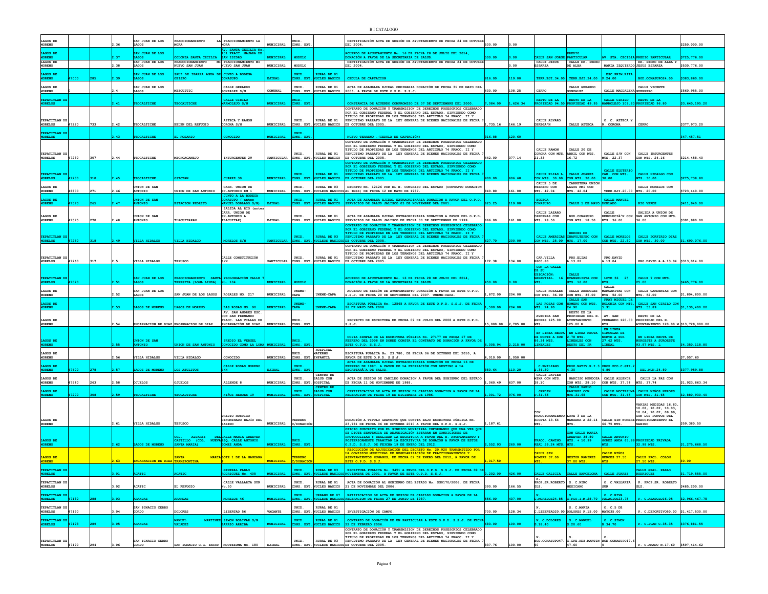| | | | | | | | | | | | | | | | | | | |
|---|---|---|---|---|---|---|---|---|---|---|---|---|---|---|---|---|---|---|
| LAGOS DE MORENO | | | 2.36 | SAN JUAN DE LOS LAGOS | FRACCIONAMIENTO LA MORA | FRACCIONAMIENTO LA MORA | MUNICIPAL | UNID. CONS. EXT. | | CERTIFICACIÓN ACTA DE SESIÓN DE AYUNTAMIENTO DE FECHA 24 DE OCTUBRE DEL 2004. | 500.00 | 0.00 | | | | | $250,000.00 |
| LAGOS DE MORENO | | | 2.37 | SAN JUAN DE LOS LAGOS | COLONIA SANTA CECILIA | AV. SANTA CECILIA No. 101 FRACC. MAJADA DE SAN ISIDRO | MUNICIPAL | MODULO | | ACUERDO DE AYUNTAMIENTO No. 16 DE FECHA 28 DE JULIO DEL 2014, DONACIÓN A FAVOR DE LA SECRETARIA DE SALUD. | 500.00 | 0.00 | CALLE SAN JORGE | PREDIO PARTICULAR | AV. STA. CECILIA | PREDIO PARTICULAR | $725,776.00 |
| LAGOS DE MORENO | | | 2.38 | SAN JUAN DE LOS LAGOS | FRANCCIONAMIENTO NUEVO SAN JUAN | MI FRACCIONAMIENTO MI NUEVO SAN JUAN | MUNICIPAL | MODULO | | CERTIFICACIÓN ACTA DE SESIÓN DE AYUNTAMIENTO DE FECHA 24 DE OCTUBRE DEL 2004. | | 0.00 | CALLE JESUS ESPARZA | CALLE DR. PEDRO DE ALBA | MARIA IZQUIERDO | DR. PEDRO DE ALBA Y JESUS ESPARZA | $530,776.00 |
| LAGOS DE MORENO | 47000 | 285 | 2.39 | SAN JUAN DE LOS LAGOS | SAUZ DE IBARRA AGUA DE OBISPO | JUNTO A BODEGA CONASUPO | EJIDAL | UNID. CONS. EXT. | RURAL DE 01 NUCLEO BASICO | CEDULA DE CAPTACION | 816.00 | 119.00 | TERR.EJI.34.00 | TERR.EJI.34.00 | ESC.PRIM.RITA P.24.00 | BOD.CONASUPO24.00 | $383,860.00 |
| LAGOS DE MORENO | 0 | | 2.4 | SAN JUAN DE LOS LAGOS | MEZQUITIC | CALLE GERARDO GONZALEZ S/N | COMUNAL | UNID. CONS. EXT. | RURAL DE 01 NUCLEO BASICO | ACTA DE ASAMBLEA EJIDAL ORDINARIA DONACIÓN DE FECHA 31 DE MAYO DEL 2006. A FAVOR DE ESTE O.P.D. S.S.J. | 430.00 | 108.25 | CERRO | CALLE GERARDO GONZALEZ | CALLE MAGDALENA | CALLE VICENTE GUERRERO | $560,955.00 |
| TEPATITLAN DE MORELOS | | | 2.41 | TEOCALTICHE | TEOCALTICHE | CALLE CIRILO MARMOLEJO S/N | MUNICIPAL | UNID. CONS. EXT. | | CONSTANCIA DE ACUERDO COMPROMISO DE 07 DE SEPTIEMBRE DEL 2000. | 7,084.00 | 1,626.34 | RESTO DE LA PROPIEDAD 94.50 | RESTO DE LA PROPIEDAD 49.85 | CALLE CIRILO MARMOLEJO 109.80 | RESTO DE LA PROPIEDAD 96.80 | $3,640,195.20 |
| TEPATITLAN DE MORELOS | 47220 | 733 | 2.42 | TEOCALTICHE | BELEN DEL REFUGIO | AZTECA Y RAMON CORONA S/N | MUNICIPAL | UNID. CONS. EXT. | RURAL DE 01 NUCLEO BASICO | CONTRATO DE DONACIÓN Y TRANSMISION DE DERECHOS POSESORIOS CELEBRADO POR EL GOBIERNO FEDERAL Y EL GOBIERNO DEL ESTADO, SIRVIENDO COMO TITULO DE PROPIEDAD EN LOS TERMINOS DEL ARTICULO 74 FRACC. II Y PENULTIMO PARRAFO DE LA LEY GENERAL DE BIENES NACIONALES DE FECHA 7 DE OCTUBRE DEL 2005. | 1,735.16 | 146.19 | CALLE ALVARO OBREGÃ"N | CALLE AZTECA | O. C. AZTECA Y R. CORONA | CERRO | $377,973.20 |
| TEPATITLAN DE MORELOS | | | 2.43 | TEOCALTICHE | EL ROSARIO | CONOCIDO | MUNICIPAL | UNID. CONS. EXT. | | NUEVO TERRENO. (CEDULA DE CAPTACION) | 316.88 | 120.60 | | | | | $47,457.51 |
| TEPATITLAN DE MORELOS | 47230 | 307 | 2.44 | TEOCALTICHE | MECHOACANEJO | INSURGENTES 29 | PARTICULAR | UNID. CONS. EXT. | RURAL DE 01 NUCLEO BASICO | CONTRATO DE DONACIÓN Y TRANSMISION DE DERECHOS POSESORIOS CELEBRADO POR EL GOBIERNO FEDERAL Y EL GOBIERNO DEL ESTADO, SIRVIENDO COMO TITULO DE PROPIEDAD EN LOS TERMINOS DEL ARTICULO 74 FRACC. II Y PENULTIMO PARRAFO DE LA LEY GENERAL DE BIENES NACIONALES DE FECHA 7 DE OCTUBRE DEL 2005. | 442.00 | 377.14 | CALLE RAMON CORONA CON MTS. 21.33 | CALLE 20 DE ABRIL CON MTS. 16.72 | CALLE S/N CON MTS. 22.37 | CALLE INSURGENTES CON MTS. 24.16 | $214,458.40 |
| TEPATITLAN DE MORELOS | 47230 | 310 | 2.45 | TEOCALTICHE | OSTOTAN | JUAREZ 30 | MUNICIPAL | UNID. CONS. EXT. | RURAL DE 01 NUCLEO BASICO | CONTRATO DE DONACIÓN Y TRANSMISION DE DERECHOS POSESORIOS CELEBRADO POR EL GOBIERNO FEDERAL Y EL GOBIERNO DEL ESTADO, SIRVIENDO COMO TITULO DE PROPIEDAD EN LOS TERMINOS DEL ARTICULO 74 FRACC. II Y PENULTIMO PARRAFO DE LA LEY GENERAL DE BIENES NACIONALES DE FECHA 7 DE OCTUBRE DEL 2005. | 900.00 | 606.68 | CALLE ELIAS L. CON MTS. 30.00 | CALLE JUAREZ CON MTS. 30.00 | CALLE ELUTERIO CAR. CON MTS. 30.00 | CALLE HIDALGO CON MTS. 30.00 | $275,738.80 |
| LAGOS DE MORENO | 48800 | 271 | 2.46 | UNION DE SAN ANTONIO | UNION DE SAN ANTONIO | CARR. UNION DE SN.ANTONIO KM 1 | MUNICIPAL | UNID. CONS. EXT. | RURAL DE 03 NUCLEOS BASICOS | DECRETO No. 12126 POR EL H. CONGRESO DEL ESTADO (CONTRATO DONACION AL IMSS) DE FECHA 12 DE MAYO DE 1987. | 840.80 | 161.00 | CALLE 5 DE FEBRERO CON MTS. 42.04 | CARRETERA UNION LAGOS KM1 CON MTS. 42.04 | TERR.EJI.20.00 | CALLE MORELOS CON MTS. 20.00 | $723,440.00 |
| LAGOS DE MORENO | 47570 | 265 | 2.47 | UNION DE SAN ANTONIO | ESTACION PEDRITO | JUNTO A LA BODEGA CONASUPO ( antes MANUEL DOBLADO S/N) | EJIDAL | UNID. CONS. EXT. | RURAL DE 01 NUCLEO BASICO | ACTA DE ASAMBLEA EJIDAL EXTRAORDINARIA DONACION A FAVOR DEL O.P.D. SERVICIOS DE SALUD JALISCO 03 DE NOVIEMBRE DEL 2001. | 625.25 | 119.00 | BODEGA CONASUPO | CALLE 5 DE MAYO | CALLE MANUEL DOBLADO | RIO VERDE | $411,940.00 |
| LAGOS DE MORENO | 47575 | 270 | 2.48 | UNION DE SAN ANTONIO | TLACUITAPAN | SALIDA AL RIO (antes CARR. UNION DE SN.ANTONIO A TLACUITAP) | EJIDAL | UNID. CONS. EXT. | RURAL DE 01 NUCLEO BASICO | ACTA DE ASAMBLEA EJIDAL EXTRAORDINARIA DONACION A FAVOR DEL O.P.D. SERVICIOS DE SALUD JALISCO DE FECHA 30 DE SEPTIEMBRE DE 1999. | 666.00 | 161.00 | CALLE LAZARO CARDENAS CON MTS. 18.50 | BOD.CONASUPO CON MTS. 18.50 | CALLE REBOLUCIÃ"N CON MTS. 36.00 | SALIDA A UNION DE SAN ANTONIO CON MTS. 36.00 | $391,980.00 |
| TEPATITLAN DE MORELOS | 47250 | 318 | 2.49 | VILLA HIDALGO | VILLA HIDALGO | MORELOS S/N | PARTICULAR | UNID. CONS. EXT. | RURAL DE 03 NUCLEOS BASICOS | CONTRATO DE DONACIÓN Y TRANSMISION DE DERECHOS POSESORIOS CELEBRADO POR EL GOBIERNO FEDERAL Y EL GOBIERNO DEL ESTADO, SIRVIENDO COMO TITULO DE PROPIEDAD EN LOS TERMINOS DEL ARTICULO 74 FRACC. II Y PENULTIMO PARRAFO DE LA LEY GENERAL DE BIENES NACIONALES DE FECHA 7 DE OCTUBRE DEL 2005. | 627.70 | 200.00 | CALLE AMERICAS CON MTS. 25.00 | HEROES DE CHAPULTEPEC CON MTS. 17.00 | CALLE MORELOS CON MTS. 22.80 | CALLE PORFIRIO DIAZ CON MTS. 30.00 | $1,690,076.00 |
| TEPATITLAN DE MORELOS | 47260 | 317 | 2.5 | VILLA HIDALGO | TEPUSCO | CALLE CONSTITUCIÓN S/N | PARTICULAR | UNID. CONS. EXT. | RURAL DE 01 NUCLEO BASICO | CONTRATO DE DONACIÓN Y TRANSMISION DE DERECHOS POSESORIOS CELEBRADO POR EL GOBIERNO FEDERAL Y EL GOBIERNO DEL ESTADO, SIRVIENDO COMO TITULO DE PROPIEDAD EN LOS TERMINOS DEL ARTICULO 74 FRACC. II Y PENULTIMO PARRAFO DE LA LEY GENERAL DE BIENES NACIONALES DE FECHA 7 DE OCTUBRE DEL 2005. | 172.38 | 134.00 | CAR.VILLA HGO5.80 | PRO.ELIAS A.13.22 | PRO.DAVID A.13.04 | PRO.DAVID A.A.13.04 | $313,014.00 |
| TEPATITLAN DE MORELOS | 47020 | | 2.51 | SAN JUAN DE LOS LAGOS | FRACCIONAMIENTO SANTA TERESITA (LOMA LINDA) | PROLONGACIÓN CALLE 7 No. 104 | MUNICIPAL | MODULO | | ACUERDO DE AYUNTAMIENTO No. 16 DE FECHA 28 DE JULIO DEL 2014, DONACIÓN A FAVOR DE LA SECRETARIA DE SALUD. | 450.00 | 0.00 | CON LA CALLE DE SU UBICACIÓN: MANANTIAL 16 MTS. | CALLE EVANGELISTA CON MTS. 16.00 | LOTE 36 25 MTS. | CALLE 7 CON MTS. 25.00 | $465,776.00 |
| LAGOS DE MORENO | | | 2.52 | SAN JUAN DE LOS LAGOS | SAN JUAN DE LOS LAGOS | ROSALES NO. 217 | MUNICIPAL | UNEME-CAPA | UNEME-CAPA | ACUERDO DE SESIÓN DE AYUNTAMIENTO DONACIÓN A FAVOR DE ESTE O.P.D. S.S.J. DE FECHA 20 DE SEPTIEMBRE DEL 2007. UNEME-CAPA. | 1,872.00 | 204.00 | CALLE ROSALES CON MTS. 36.00 | CALLE ABEDULES CON MTS. 36.00 | CALLE MARGARITAS CON MTS. 52.00 | CALLE GARDENIAS CON MTS. 52.00 | $1,804,800.00 |
| LAGOS DE MORENO | | | 2.53 | LAGOS DE MORENO | LAGOS DE MORENO | LAS ROSAS NO. 90 | MUNICIPAL | UNEME-CAPA | UNEME-CAPA | ESCRITURA PUBLICA No. 12565 A FAVOR DE ESTE O.P.D. S.S.J. DE FECHA 26 DE MAYO DEL 2008. | 1,500.00 | 204.00 | LAS ROSAS CON MTS. 24.90 | CALLE SAN ROMERO CON MTS. 24.90 | FRAY MIGUEL DE BOLONIA CON MTS. 5.91 | CALLE SAN CIRILO CON MTS. 53.89 | $1,130,400.00 |
| LAGOS DE MORENO | | | 2.54 | ENCARNACION DE DIAZ | ENCARNACION DE DIAZ | AV. SAN ANDRES ESC. CON SAN FERNANDO FRACC. LAS VILLAS DE ENCARNACIÓN DE DIAZ. | MUNICIPAL | UNID. CONS. EXT. | | PROYECTO DE ESCRITURA DE FECHA 09 DE JULIO DEL 2008 A ESTE O.P.D. S.S.J. | 15,000.00 | 2,705.00 | AVENIDA SAN ANDRES 125.00 MTS. | RESTO DE LA PROPIEDAD DEL H. AYUNTAMIENTO 125.00 M | AV. SAN FERNANDO 120.00 MTS. | RESTO DE LA PROPIEDAD DEL H. AYUNTAMIENTO 120.00 M | $13,729,000.00 |
| LAGOS DE MORENO | | | 2.55 | UNION DE SAN ANTONIO | UNION DE SAN ANTONIO | PREDIO EL VERGEL CONOCIDO COMO LA LOMA | MUNICIPAL | UNID. CONS. EXT. | | COPIA SIMPLE DE LA ESCRITURA PÚBLICA No. 27177 DE FECHA 17 DE FEBRERO DEL 2008 EN DONDE CONSTA EL CONTRATO DE DONACIÓN A FAVOR DE ESTE O.P.D. S.S.J. | 6,005.94 | 2,215.00 | EN LINEA RECTA DE NORTE A SUR 86.34 MTS. LINEALES | EN LINEA RECTA 2.78 MTS. LINEALES CON RESTO DEL PR | EN LINEA CIRCULAR DE NORTE A SUR 27.62 MTS. LINEAL | EN LINEA RECTA DE NOROESTE A SUROESTE 93.97 MTS. L | $4,350,118.80 |
| LAGOS DE MORENO | | | 2.56 | VILLA HIDALGO | VILLA HIDALGO | CONOCIDO | MUNICIPAL | UNID. CONS. EXT. | HOSPITAL MATERNO INFANTIL | ESCRITURA PUBLICA No. 23,780, DE FECHA 06 DE OCTUBRE DEL 2010, A FAVOR DE ESTE O.P.D. S.S.J. | 4,010.00 | 1,050.00 | | | | | $7,057.60 |
| LAGOS DE MORENO | 47400 | 278 | 2.57 | LAGOS DE MORENO | LOS AZULITOS | CALLE ROSAS MORENO S/N | EJIDAL | UNID. CONS. EXT. | | ACTA DE ASAMBLEA EJIDAL EXTRAORDINARIA DONACIÓN DE FECHA 16 DE FEBRERO DE 1987. A FAVOR DE LA FEDERACIÓN CON DESTINO A LA SECRETARÍA DE SALUD. | 850.64 | 110.20 | C.EMILIANO Z.34.30 | PROP.NATIV.R.I.34.30 | PROP.FCO.C.GTZ.24.80 | DEL.MUN.24.80 | $377,959.88 |
| LAGOS DE MORENO | 47540 | 263 | 2.58 | OJUELOS | OJUELOS | ALLENDE 8 | MUNICIPAL | UNID. CONS. EXT. | CENTRO DE SALUD CON HOSPITAL | ACTA DE SESION DE CABILDO DONACION A FAVOR DEL GOBIERNO DEL ESTADO DE FECHA 11 DE NOVIEMBRE DE 1988. | 1,060.49 | 637.00 | CALLE JAVIER MINA CON MTS. 28.10 | NARCISO MENDOZA CON MTS. 28.10 | CALLE ALLENDE CON MTS. 37.74 | CALLE LA PAZ CON MTS. 37.74 | $1,923,863.34 |
| LAGOS DE MORENO | 47200 | 308 | 2.59 | TEOCALTICHE | TEOCALTICHE | NIÑOS HEROES 19 | MUNICIPAL | UNID. CONS. EXT. | CENTRO DE SALUD CON HOSPITAL | CERTIFICACION DE ACTA DE SESION DE CABILDO DONACION A FAVOR DE LA FEDERACION DE FECHA 19 DE DICIEMBRE DE 1986. | 1,001.72 | 976.00 | JARDIN P.31.65 | CALLE PABLO RAMIREZ CON MTS.31.65 | CALLE MOCTEZUMA CON MTS. 31.65 | CALLE NIÑOS HEROES CON MTS. 31.65 | $2,880,930.40 |
| LAGOS DE MORENO | | | 2.61 | VILLA HIDALGO | TEPUSCO | PREDIO RUSTICO DENOMINADO BAJIO DEL SABINO | MUNICIPAL | TERRENO C/DONACIÓN | | DONACIÓN A TITULO GRATUITO QUE CONSTA BAJO ESCRITURA PÚBLICA No. 23,781 DE FECHA 06 DE OCTUBRE 2010 A FAVOR DEL O.P.D. S.S.J. | 1,187.61 | | CON FRACCIONAMIENTO ACOSTA 13.64 MTS. | LOTE 3 DE LA MANZANA A 22.14 MTS. | CALLE SIN NOMBRE 64.75 MTS. | VARIAS MEDIDAS 16.80, 10.08, 10.02, 10.03, 10.04, 10.02, 09.99, CON LOS PUNTOS DEL FRACCIONAMIENTO EL SABINO | $59,380.50 |
| LAGOS DE MORENO | | | 2.62 | LAGOS DE MORENO | COL. ALVAREZ DEL CASTILLO (COL. NUEVA SANTA MARIA) | CALLE MARIA GREEVER ESQ. CALLE ANTONIO GOMEZ ANDA | MUNICIPAL | UNID. CONS. EXT. | | OFICIO SUSCRITO POR EL SINDICO MUNICIPAL INFORMANDO QUE UNA VEZ QUE SE DICTE SENTENCIA DE ADJUDICACIÓN ESTARAN EN CONDICIONES DE PROTOCOLIZAR Y REALIZAR LA ESCRITURA A FAVOR DEL H. AYUNTAMIENTO Y POSTERIORMENTE TRAMITAR LA ESCRITURA DE DONACÓN A FAVOR DE ESTE O.P.D. S.S.J. DE FECHA 19 DE ENERO DEL 2012. | 2,552.93 | 260.00 | FRACC. CAMINO REAL 59.24 MTS. | CON CALLE MARIA GREEVER 38.80 MTS. + 10.99 MTS. | CALLE ANTONIO GOMEZ ANDA 63.99 MTS. | PROPIEDAD PRIVADA 32.98 MTS. | $1,275,668.50 |
| LAGOS DE MORENO | | | 2.63 | ENCARNACION DE DIAZ | SANTA MARIA TRANSPORTINA | LOTE 1 DE LA MANZANA 1 | MUNICIPAL | TERRENO C/DONACIÓN | | RESOLUCION DE ADJUDICACIÓN DEL DECRETO No. 20,920 TRANSMITIDO POR LA COMISION MUNICIPAL DE REGULARIZACIÓN DE FRACCIONAMIENTOS Y ASENTAMIENTOS HUMANOS, DE FECHA 02 DE ENERO DEL 2012, A FAVOR DE ESTE O.P.D. S.S.J. | 1,017.50 | | CALLE SIN NOMBRE 37.00 MTS. | NESTOR RAMIREZ 37.00 MTS. | CALLE NIÑOS HEROES 27.50 MTS. | CALLE PROL. COLON 27.50 MTS. | $0.00 |
| TEPATITLAN DE MORELOS | | | 3.01 | ACATIC | ACATIC | GENERAL PABLO RODRIGUEZ No. 405 | MUNICIPAL | UNID. CONS. EXT. | RURAL DE 03 NUCLEOS BASICOS | ESCRITURA PUBLICA No. 3451 A FAVOR DEL O.P.D. S.S.J. DE FECHA 09 DE NOVIEMBRE DE 2001. A FAVOR DE ESTE O.P.D. S.S.J. | 2,202.00 | 426.00 | CALLE GALICIA | CALLE BARCELONA | CALLE LAURO | CALLE GRAL. PABLO RODRIGUEZ | $1,719,555.00 |
| TEPATITLAN DE MORELOS | | | 3.02 | ACATIC | EL REFUGIO | CALLE VALLARTA SUR No.50 | MUNICIPAL | UNID. CONS. EXT. | RURAL DE 01 NUCLEO BASICO | ACTA DE DONACIÓN AL GOBIERNO DEL ESTADO No. SG0170/2006. DE FECHA 21 DE NOVIEMBRE DEL 2006. | 390.00 | 166.55 | N. PROP.SR.ROBERTO GLZ. | S. C.NIÑO MEXICANO | O. C.VALLARTA SUR | P. PROP.SR. ROBERTO GLZ. | $485,200.00 |
| TEPATITLAN DE MORELOS | 47180 | 288 | 3.03 | ARANDAS | ARANDAS | MORELOS 46 | MUNICIPAL | UNID. CONS. EXT. | URBANO DE 07 NUCLEOS BASICOS | RATIFICACION DE ACTA DE SESION DE CABILDO DONACION A FAVOR DE LA FEDERACION DE FECHA 27 DE JUNIO DE 1987. | 556.00 | 437.00 | N. C.MORELOS24.85 | S. C.FCO.I.M.28.70 | O. C.RIVA PALACIOS23.75 | P. C.ANASOLO16.05 | $2,966,467.75 |
| TEPATITLAN DE MORELOS | 47190 | | 3.04 | SAN IGNACIO CERRO GORDO | DOLORES | LIBERTAD 56 | VACANTE | UNID. CONS. EXT. | RURAL DE 01 NUCLEO BASICO | INVESTIGACIÓN DE CAMPO. | 700.00 | 128.34 | N. C.LIBERTAD20.00 | S. C.MARIA DOLORES R.15.00 | O. C.5 DE MAYO35.00 | P. C.DEPORTIVO50.00 | $1,417,530.00 |
| TEPATITLAN DE MORELOS | 47193 | 289 | 3.05 | ARANDAS | MANUEL MARTINEZ VALADEZ | SIMON BOLIVAR S/N BARRIO ARRIBA | MUNICIPAL | UNID. CONS. EXT. | RURAL DE 01 NUCLEO BASICO | CONTRATO DE DONACIÓN DE UN PARTICULAR A ESTE O.P.D. S.S.J. DE FECHA 22 DE FEBRERO 2006. | 683.00 | 100.00 | N. C.DOLORES S.18.40 | S. C.MANUEL S.20.60 | O. C.SIMON B.34.70 | P. C.JUAN C.35.35 | $376,881.55 |
| TEPATITLAN DE MORELOS | 47190 | 294 | 3.06 | SAN IGNACIO CERRO GORDO | SAN IGNACIO C.G. EXCOP | MOCTEZUMA No. 180 | EJIDAL | UNID. CONS. EXT. | RURAL DE 03 NUCLEOS BASICOS | CONTRATO DE DONACIÓN Y TRANSMISION DE DERECHOS POSESORIOS CELEBRADO POR EL GOBIERNO FEDERAL Y EL GOBIERNO DEL ESTADO, SIRVIENDO COMO TITULO DE PROPIEDAD EN LOS TERMINOS DEL ARTICULO 74 FRACC. II Y PENULTIMO PARRAFO DE LA LEY GENERAL DE BIENES NACIONALES DE FECHA 7 DE OCTUBRE DEL 2005. | 837.76 | 100.00 | N. BOD.CONASUPO47.60 | S. C.GPE.HDZ.MARTIN 47.60 | O. BOD.CONASUPO17.60 | P. C.AMADO N.17.60 | $597,414.62 |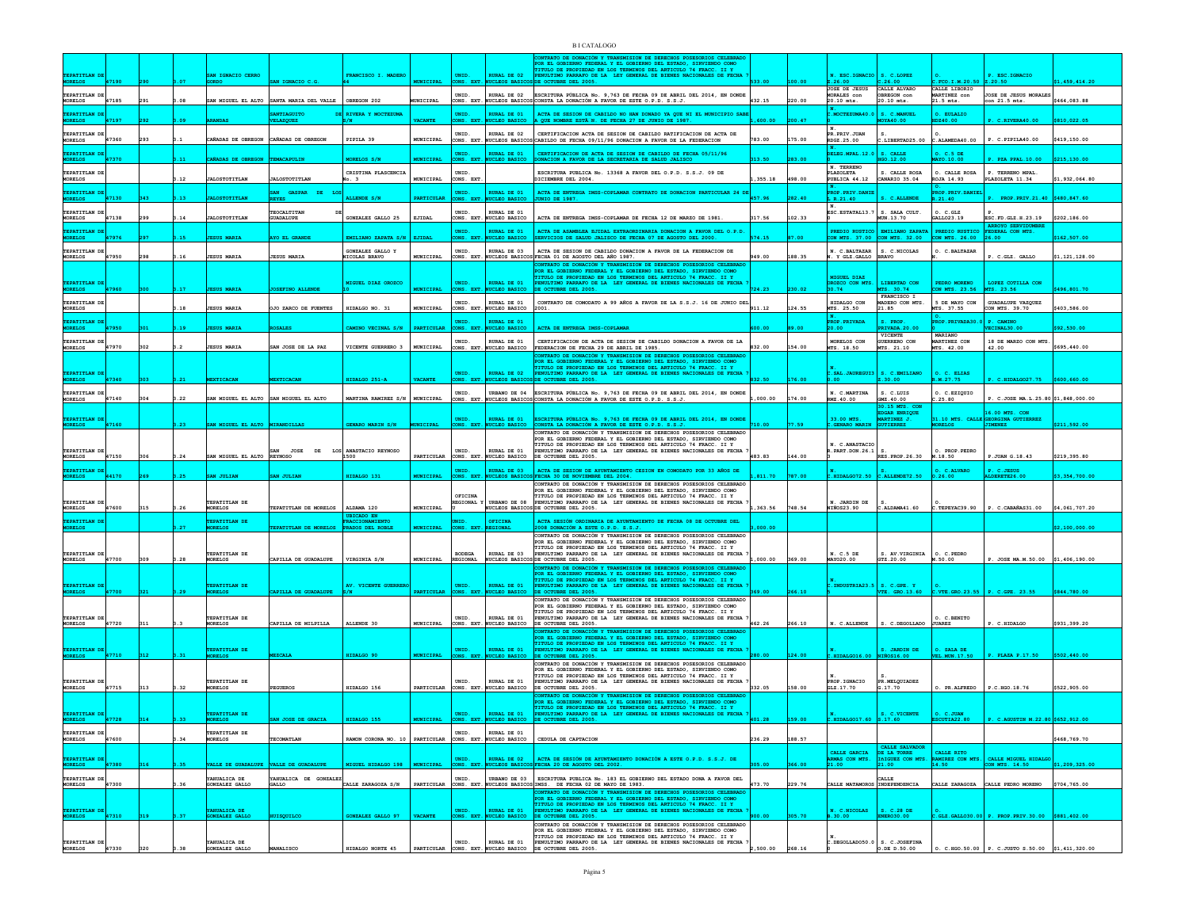| | | | | | | | | | | | | | | | | | |
|---|---|---|---|---|---|---|---|---|---|---|---|---|---|---|---|---|---|
| TEPATITLAN DE MORELOS | 47190 | 290 | 3.07 | SAN IGNACIO CERRO GORDO | SAN IGNACIO C.G. | FRANCISCO I. MADERO 44 | MUNICIPAL | UNID. CONS. EXT. | RURAL DE 02 NUCLEOS BASICOS | CONTRATO DE DONACIÓN Y TRANSMISION DE DERECHOS POSESORIOS CELEBRADO POR EL GOBIERNO FEDERAL Y EL GOBIERNO DEL ESTADO, SIRVIENDO COMO TITULO DE PROPIEDAD EN LOS TERMINOS DEL ARTICULO 74 FRACC. II Y PENULTIMO PARRAFO DE LA LEY GENERAL DE BIENES NACIONALES DE FECHA 7 DE OCTUBRE DEL 2005. | 533.00 | 100.00 | N. ESC.IGNACIO S.26.00 | S. C.LOPEZ C.26.00 | O. C.FCO.I.M.20.50 | P. ESC.IGNACIO Z.20.50 | $1,459,414.20 |
| TEPATITLAN DE MORELOS | 47185 | 291 | 3.08 | SAN MIGUEL EL ALTO | SANTA MARIA DEL VALLE | OBREGON 202 | MUNICIPAL | UNID. CONS. EXT. | RURAL DE 02 NUCLEOS BASICOS | ESCRITURA PÚBLICA No. 9,763 DE FECHA 09 DE ABRIL DEL 2014, EN DONDE CONSTA LA DONACIÓN A FAVOR DE ESTE O.P.D. S.S.J. | 432.15 | 220.00 | JOSE DE JESUS MORALES con 20.10 mts. | CALLE ALVARO OBREGON con 20.10 mts. | CALLE LIBORIO MARTINEZ con 21.5 mts. | JOSE DE JESUS MORALES con 21.5 mts. | $464,083.88 |
| TEPATITLAN DE MORELOS | 47197 | 292 | 3.09 | ARANDAS | SANTIAGUITO VELAZQUEZ | DE RIVERA Y MOCTEZUMA S/N | VACANTE | UNID. CONS. EXT. | RURAL DE 01 NUCLEO BASICO | ACTA DE SESION DE CABILDO NO HAN DONADO YA QUE NI EL MUNICIPIO SABE A QUE NOMBRE ESTÁ N. DE FECHA 27 DE JUNIO DE 1987 | 1,600.00 | 200.47 | N. C.MOCTEZUMA40.0 | S. C.MANUEL MOYA40.00 | O. EULALIO HDZ40.00 | P. C.RIVERA40.00 | $810,022.05 |
| TEPATITLAN DE MORELOS | 47360 | 293 | 3.1 | CAÑADAS DE OBREGON | CAÑADAS DE OBREGON | PIPILA 39 | MUNICIPAL | UNID. CONS. EXT. | RURAL DE 02 NUCLEOS BASICOS | CERTIFICACION ACTA DE SESION DE CABILDO RATIFICACION DE ACTA DE CABILDO DE FECHA 09/11/96 DONACION A FAVOR DE LA FEDERACION | 783.00 | 175.00 | N. PR.PRIV.JUAN RDGZ.25.00 | S. C.LIBERTAD25.00 | O. C.ALAMEDA40.00 | P. C.PIPILA40.00 | $419,150.00 |
| TEPATITLAN DE MORELOS | 47370 | | 3.11 | CAÑADAS DE OBREGON | TEMACAPULIN | MORELOS S/N | MUNICIPAL | UNID. CONS. EXT. | RURAL DE 01 NUCLEO BASICO | CERTIFICACION DE ACTA DE SESION DE CABILDO DE FECHA 05/11/96 DONACION A FAVOR DE LA SECRETARIA DE SALUD JALISCO | 313.50 | 283.00 | N. DELEG.MPAL.12.0 | S. CALLE HGO.12.00 | O. C.5 DE MAYO.10.00 | P. PZA PPAL.10.00 | $215,130.00 |
| TEPATITLAN DE MORELOS | | | 3.12 | JALOSTOTITLAN | JALOSTOTITLAN | CRISTINA PLASCENCIA No. 3 | MUNICIPAL | UNID. CONS. EXT. | | ESCRITURA PUBLICA No. 13368 A FAVOR DEL O.P.D. S.S.J. 09 DE DICIEMBRE DEL 2004. | 1,355.18 | 498.00 | N. TERRENO PLAZOLETA PUBLICA 44.12 | S. CALLE ROSA CANARIO 35.04 | O. CALLE ROSA ROJA 14.93 | P. TERRENO MPAL. PLAZOLETA 11.34 | $1,932,064.80 |
| TEPATITLAN DE MORELOS | 47130 | 343 | 3.13 | JALOSTOTITLAN | SAN GASPAR DE LOS REYES | ALLENDE S/N | PARTICULAR | UNID. CONS. EXT. | RURAL DE 01 NUCLEO BASICO | ACTA DE ENTREGA IMSS-COPLAMAR CONTRATO DE DONACION PARTICULAR 24 DE JUNIO DE 1987. | 457.96 | 282.40 | N. PROP.PRIV.DANIE L.R.21.40 | S. C.ALLENDE | O. PROP.PRIV.DANIEL R.21.40 | P. PROP.PRIV.21.40 | $480,847.60 |
| TEPATITLAN DE MORELOS | 47138 | 299 | 3.14 | JALOSTOTITLAN | TEOCALTITAN DE GUADALUPE | GONZALEZ GALLO 25 | EJIDAL | UNID. CONS. EXT. | RURAL DE 01 NUCLEO BASICO | ACTA DE ENTREGA IMSS-COPLAMAR DE FECHA 12 DE MARZO DE 1981. | 317.56 | 102.33 | N. ESC.ESTATAL13.7 0 | S. SALA CULT. MUN.13.70 | O. C.GLZ GALLO23.19 | P. ESC.FD.GLZ.H.23.19 | $202,186.00 |
| TEPATITLAN DE MORELOS | 47976 | 297 | 3.15 | JESUS MARIA | AYO EL GRANDE | EMILIANO ZAPATA S/N | EJIDAL | UNID. CONS. EXT. | RURAL DE 01 NUCLEO BASICO | ACTA DE ASAMBLEA EJIDAL EXTRAORDINARIA DONACION A FAVOR DEL O.P.D. SERVICIOS DE SALUD JALISCO DE FECHA 07 DE AGOSTO DEL 2000. | 574.15 | 87.00 | PREDIO RUSTICO CON MTS. 37.00 | EMILIANO ZAPATA CON MTS. 32.00 | PREDIO RUSTICO CON MTS. 26.00 | ARROYO SERVIDUMBRE FEDERAL CON MTS. 26.00 | $162,507.00 |
| TEPATITLAN DE MORELOS | 47950 | 298 | 3.16 | JESUS MARIA | JESUS MARIA | GONZALEZ GALLO Y NICOLAS BRAVO | MUNICIPAL | UNID. CONS. EXT. | RURAL DE 03 NUCLEOS BASICOS | ACTA DE SESION DE CABILDO DONACION A FAVOR DE LA FEDERACION DE FECHA 01 DE AGOSTO DEL AÑO 1987. | 949.00 | 188.35 | N. C.BALTAZAR N. Y GLZ.GALLO | S. C.NICOLAS BRAVO | O. C.BALTAZAR N. | P. C.GLZ. GALLO | $1,121,128.00 |
| TEPATITLAN DE MORELOS | 47960 | 300 | 3.17 | JESUS MARIA | JOSEFINO ALLENDE | MIGUEL DIAZ OROZCO 10 | MUNICIPAL | UNID. CONS. EXT. | RURAL DE 01 NUCLEO BASICO | CONTRATO DE DONACIÓN Y TRANSMISION DE DERECHOS POSESORIOS CELEBRADO POR EL GOBIERNO FEDERAL Y EL GOBIERNO DEL ESTADO, SIRVIENDO COMO TITULO DE PROPIEDAD EN LOS TERMINOS DEL ARTICULO 74 FRACC. II Y PENULTIMO PARRAFO DE LA LEY GENERAL DE BIENES NACIONALES DE FECHA 7 DE OCTUBRE DEL 2005. | 724.23 | 230.02 | MIGUEL DIAZ OROZCO CON MTS. 30.74 | LIBERTAD CON MTS. 30.74 | PEDRO MORENO CON MTS. 23.56 | LOPEZ COTILLA CON MTS. 23.56 | $496,801.70 |
| TEPATITLAN DE MORELOS | | | 3.18 | JESUS MARIA | OJO ZARCO DE FUENTES | HIDALGO NO. 31 | MUNICIPAL | UNID. CONS. EXT. | RURAL DE 01 NUCLEO BASICO | CONTRATO DE COMODATO A 99 AÑOS A FAVOR DE LA S.S.J. 16 DE JUNIO DEL 2001. | 911.12 | 124.55 | HIDALGO CON MTS. 25.50 | FRANCISCO I MADERO CON MTS. 21.85 | 5 DE MAYO CON MTS. 37.55 | GUADALUPE VAZQUEZ CON MTS. 39.70 | $403,586.00 |
| TEPATITLAN DE MORELOS | 47950 | 301 | 3.19 | JESUS MARIA | ROSALES | CAMINO VECINAL S/N | PARTICULAR | UNID. CONS. EXT. | RURAL DE 01 NUCLEO BASICO | ACTA DE ENTREGA IMSS-COPLAMAR | 400.00 | 89.00 | N. PROP.PRIVADA 20.00 | S. PROP. PRIVADA.20.00 | O. PROP.PRIVADA30.0 0 | P. CAMINO VECINAL30.00 | $92,530.00 |
| TEPATITLAN DE MORELOS | 47970 | 302 | 3.2 | JESUS MARIA | SAN JOSE DE LA PAZ | VICENTE GUERRERO 3 | MUNICIPAL | UNID. CONS. EXT. | RURAL DE 01 NUCLEO BASICO | CERTIFICACION DE ACTA DE SESION DE CABILDO DONACION A FAVOR DE LA FEDERACION DE FECHA 29 DE ABRIL DE 1985. | 832.00 | 154.00 | MORELOS CON MTS. 18.50 | VICENTE GUERRERO CON MTS. 21.10 | MARIANO MARTINEZ CON MTS. 42.00 | 18 DE MARZO CON MTS. 42.00 | $695,440.00 |
| TEPATITLAN DE MORELOS | 47340 | 303 | 3.21 | MEXTICACAN | MEXTICACAN | HIDALGO 251-A | VACANTE | UNID. CONS. EXT. | RURAL DE 02 NUCLEOS BASICOS | CONTRATO DE DONACIÓN Y TRANSMISION DE DERECHOS POSESORIOS CELEBRADO POR EL GOBIERNO FEDERAL Y EL GOBIERNO DEL ESTADO, SIRVIENDO COMO TITULO DE PROPIEDAD EN LOS TERMINOS DEL ARTICULO 74 FRACC. II Y PENULTIMO PARRAFO DE LA LEY GENERAL DE BIENES NACIONALES DE FECHA 7 DE OCTUBRE DEL 2005. | 832.50 | 176.00 | N. C.SAL.JAUREGUI3 0.00 | S. C.EMILIANO Z.30.00 | O. C.ELIAS R.M.27.75 | P. C.HIDALGO27.75 | $600,660.00 |
| TEPATITLAN DE MORELOS | 47140 | 304 | 3.22 | SAN MIGUEL EL ALTO | SAN MIGUEL EL ALTO | MARTINA RAMIREZ S/N | MUNICIPAL | UNID. CONS. EXT. | URBANO DE 04 NUCLEOS BASICOS | ESCRITURA PÚBLICA No. 9,763 DE FECHA 09 DE ABRIL DEL 2014, EN DONDE CONSTA LA DONACIÓN A FAVOR DE ESTE O.P.D. S.S.J. | 1,000.00 | 174.00 | N. C.MARTINA RMZ.40.00 | S. C.LUIS GMZ.40.00 | O. C.EZIQUIO C.25.80 | P. C.JOSE MA.L.25.80 | $1,848,000.00 |
| TEPATITLAN DE MORELOS | 47160 | | 3.23 | SAN MIGUEL EL ALTO | MIRANDILLAS | GENARO MARIN S/N | MUNICIPAL | UNID. CONS. EXT. | RURAL DE 01 NUCLEO BASICO | ESCRITURA PÚBLICA No. 9,763 DE FECHA 09 DE ABRIL DEL 2014, EN DONDE CONSTA LA DONACIÓN A FAVOR DE ESTE O.P.D. S.S.J. | 710.00 | 77.59 | 33.00 MTS. C.GENARO MARIN | 30.15 MTS. CON EDGAR ENRIQUE MARTINEZ J. GUTIERREZ | 31.10 MTS. CALLE MORELOS | 16.00 MTS. CON GEORGINA GUTIERREZ JIMENEZ | $211,592.00 |
| TEPATITLAN DE MORELOS | 47150 | 306 | 3.24 | SAN MIGUEL EL ALTO | SAN JOSE DE LOS REYNOSO | ANASTACIO REYNOSO 1500 | PARTICULAR | UNID. CONS. EXT. | RURAL DE 01 NUCLEO BASICO | CONTRATO DE DONACIÓN Y TRANSMISION DE DERECHOS POSESORIOS CELEBRADO POR EL GOBIERNO FEDERAL Y EL GOBIERNO DEL ESTADO, SIRVIENDO COMO TITULO DE PROPIEDAD EN LOS TERMINOS DEL ARTICULO 74 FRACC. II Y PENULTIMO PARRAFO DE LA LEY GENERAL DE BIENES NACIONALES DE FECHA 7 DE OCTUBRE DEL 2005. | 483.83 | 144.00 | N. C.ANASTACIO R.PART.DON.26.1 | S. RES.PROP.26.30 | O. PROP.PEDRO M.18.50 | P.JUAN G.18.43 | $219,395.80 |
| TEPATITLAN DE MORELOS | 46170 | 269 | 3.25 | SAN JULIAN | SAN JULIAN | HIDALGO 131 | MUNICIPAL | UNID. CONS. EXT. | RURAL DE 03 NUCLEOS BASICOS | ACTA DE SESION DE AYUNTAMIENTO CESION EN COMODATO POR 33 AÑOS DE FECHA 30 DE NOVIEMBRE DEL 2004. | 1,811.70 | 787.00 | N. C.HIDALGO72.50 | S. C.ALLENDE72.50 | O. C.ALVARO O.26.00 | P. C.JESUS ALDERETE26.00 | $3,354,700.00 |
| TEPATITLAN DE MORELOS | 47600 | 315 | 3.26 | TEPATITLAN DE MORELOS | TEPATITLAN DE MORELOS | ALDAMA 120 | MUNICIPAL | OFICINA REGIONAL Y U | URBANO DE 08 NUCLEOS BASICOS | CONTRATO DE DONACIÓN Y TRANSMISION DE DERECHOS POSESORIOS CELEBRADO POR EL GOBIERNO FEDERAL Y EL GOBIERNO DEL ESTADO, SIRVIENDO COMO TITULO DE PROPIEDAD EN LOS TERMINOS DEL ARTICULO 74 FRACC. II Y PENULTIMO PARRAFO DE LA LEY GENERAL DE BIENES NACIONALES DE FECHA 7 DE OCTUBRE DEL 2005. | 1,363.56 | 748.54 | N. JARDIN DE NIÑOS23.90 | S. C.ALDAMA41.60 | O. C.TEPEYAC39.90 | P. C.CABAÑAS31.00 | $4,061,707.20 |
| TEPATITLAN DE MORELOS | | | 3.27 | TEPATITLAN DE MORELOS | TEPATITLAN DE MORELOS | UBICADO EN FRACCIONAMIENTO PRADOS DEL ROBLE | MUNICIPAL | UNID. CONS. EXT. | OFICINA REGIONAL | ACTA SESION ORDINARIA DE AYUNTAMIENTO DE FECHA 08 DE OCTUBRE DEL 2008 DONACIÓN A ESTE O.P.D. S.S.J. | 3,000.00 | | | | | | $2,100,000.00 |
| TEPATITLAN DE MORELOS | 47700 | 309 | 3.28 | TEPATITLAN DE MORELOS | CAPILLA DE GUADALUPE | VIRGINIA S/N | MUNICIPAL | BODEGA REGIONAL | RURAL DE 03 NUCLEOS BASICOS | CONTRATO DE DONACIÓN Y TRANSMISION DE DERECHOS POSESORIOS CELEBRADO POR EL GOBIERNO FEDERAL Y EL GOBIERNO DEL ESTADO, SIRVIENDO COMO TITULO DE PROPIEDAD EN LOS TERMINOS DEL ARTICULO 74 FRACC. II Y PENULTIMO PARRAFO DE LA LEY GENERAL DE BIENES NACIONALES DE FECHA 7 DE OCTUBRE DEL 2005. | 1,000.00 | 369.00 | N. C.5 DE MAYO20.00 | S. AV.VIRGINIA GTZ.20.00 | O. C.PEDRO M.50.00 | P. JOSE MA.M.50.00 | $1,406,190.00 |
| TEPATITLAN DE MORELOS | 47700 | 321 | 3.29 | TEPATITLAN DE MORELOS | CAPILLA DE GUADALUPE | AV. VICENTE GUERRERO S/N | PARTICULAR | UNID. CONS. EXT. | RURAL DE 01 NUCLEO BASICO | CONTRATO DE DONACIÓN Y TRANSMISION DE DERECHOS POSESORIOS CELEBRADO POR EL GOBIERNO FEDERAL Y EL GOBIERNO DEL ESTADO, SIRVIENDO COMO TITULO DE PROPIEDAD EN LOS TERMINOS DEL ARTICULO 74 FRACC. II Y PENULTIMO PARRAFO DE LA LEY GENERAL DE BIENES NACIONALES DE FECHA 7 DE OCTUBRE DEL 2005. | 369.00 | 266.10 | N. C.INDUSTRIA23.5 | S. C.GPE. Y VTE. GRO.13.60 | O. C.VTE.GRO.23.55 | P. C.GPE. 23.55 | $844,780.00 |
| TEPATITLAN DE MORELOS | 47720 | 311 | 3.3 | TEPATITLAN DE MORELOS | CAPILLA DE MILPILLA | ALLENDE 30 | MUNICIPAL | UNID. CONS. EXT. | RURAL DE 01 NUCLEO BASICO | CONTRATO DE DONACIÓN Y TRANSMISION DE DERECHOS POSESORIOS CELEBRADO POR EL GOBIERNO FEDERAL Y EL GOBIERNO DEL ESTADO, SIRVIENDO COMO TITULO DE PROPIEDAD EN LOS TERMINOS DEL ARTICULO 74 FRACC. II Y PENULTIMO PARRAFO DE LA LEY GENERAL DE BIENES NACIONALES DE FECHA 7 DE OCTUBRE DEL 2005. | 462.26 | 266.10 | N. C.ALLENDE | S. C.DEGOLLADO | O. C.BENITO JUAREZ | P. C.HIDALGO | $931,399.20 |
| TEPATITLAN DE MORELOS | 47710 | 312 | 3.31 | TEPATITLAN DE MORELOS | MEZCALA | HIDALGO 90 | MUNICIPAL | UNID. CONS. EXT. | RURAL DE 01 NUCLEO BASICO | CONTRATO DE DONACIÓN Y TRANSMISION DE DERECHOS POSESORIOS CELEBRADO POR EL GOBIERNO FEDERAL Y EL GOBIERNO DEL ESTADO, SIRVIENDO COMO TITULO DE PROPIEDAD EN LOS TERMINOS DEL ARTICULO 74 FRACC. II Y PENULTIMO PARRAFO DE LA LEY GENERAL DE BIENES NACIONALES DE FECHA 7 DE OCTUBRE DEL 2005. | 280.00 | 124.00 | N. C.HIDALGO16.00 | S. JARDIN DE NIÑOS16.00 | O. SALA DE VEL.MUN.17.50 | P. PLAZA P.17.50 | $502,440.00 |
| TEPATITLAN DE MORELOS | 47715 | 313 | 3.32 | TEPATITLAN DE MORELOS | PEGUEROS | HIDALGO 156 | PARTICULAR | UNID. CONS. EXT. | RURAL DE 01 NUCLEO BASICO | CONTRATO DE DONACIÓN Y TRANSMISION DE DERECHOS POSESORIOS CELEBRADO POR EL GOBIERNO FEDERAL Y EL GOBIERNO DEL ESTADO, SIRVIENDO COMO TITULO DE PROPIEDAD EN LOS TERMINOS DEL ARTICULO 74 FRACC. II Y PENULTIMO PARRAFO DE LA LEY GENERAL DE BIENES NACIONALES DE FECHA 7 DE OCTUBRE DEL 2005. | 332.05 | 158.00 | N. PROP.IGNACIO GLZ.17.70 | S. PR.MELQUIADEZ G.17.70 | O. PR.ALFREDO | P.C.HGO.18.76 | $522,905.00 |
| TEPATITLAN DE MORELOS | 47728 | 314 | 3.33 | TEPATITLAN DE MORELOS | SAN JOSE DE GRACIA | HIDALGO 155 | MUNICIPAL | UNID. CONS. EXT. | RURAL DE 01 NUCLEO BASICO | CONTRATO DE DONACIÓN Y TRANSMISION DE DERECHOS POSESORIOS CELEBRADO POR EL GOBIERNO FEDERAL Y EL GOBIERNO DEL ESTADO, SIRVIENDO COMO TITULO DE PROPIEDAD EN LOS TERMINOS DEL ARTICULO 74 FRACC. II Y PENULTIMO PARRAFO DE LA LEY GENERAL DE BIENES NACIONALES DE FECHA 7 DE OCTUBRE DEL 2005. | 401.28 | 159.00 | N. C.HIDALGO17.60 | S. C.VICENTE S.17.60 | O. C.JUAN ESCUTIA22.80 | P. C.AGUSTIN M.22.80 | $652,912.00 |
| TEPATITLAN DE MORELOS | 47600 | | 3.34 | TEPATITLAN DE MORELOS | TECOMATLAN | RAMON CORONA NO. 10 | PARTICULAR | UNID. CONS. EXT. | RURAL DE 01 NUCLEO BASICO | CEDULA DE CAPTACION | 236.29 | 188.57 | | | | | $468,769.70 |
| TEPATITLAN DE MORELOS | 47380 | 316 | 3.35 | VALLE DE GUADALUPE | VALLE DE GUADALUPE | MIGUEL HIDALGO 198 | MUNICIPAL | UNID. CONS. EXT. | RURAL DE 02 NUCLEOS BASICOS | ACTA DE SESION DE AYUNTAMIENTO DONACIÓN A ESTE O.P.D. S.S.J. DE FECHA 20 DE AGOSTO DEL 2002. | 305.00 | 366.00 | CALLE GARCIA ARMAS CON MTS. 21.00 | CALLE SALVADOR DE LA TORRE IñIGUEZ CON MTS. 21.00 | CALLE RITO RAMIREZ CON MTS. 14.50 | CALLE MIGUEL HIDALGO CON MTS. 14.50 | $1,209,325.00 |
| TEPATITLAN DE MORELOS | 47300 | | 3.36 | YAHUALICA DE GONZALEZ GALLO | YAHUALICA DE GONZALEZ GALLO | CALLE ZARAGOZA S/N | PARTICULAR | UNID. CONS. EXT. | URBANO DE 03 NUCLEOS BASICOS | ESCRITURA PUBLICA No. 183 EL GOBIERNO DEL ESTADO DONA A FAVOR DEL IMSS. DE FECHA 02 DE MAYO DE 1983. | 473.70 | 229.76 | CALLE MATAMOROS | CALLE INDEPENDENCIA | CALLE ZARAGOZA | CALLE PEDRO MORENO | $704,765.00 |
| TEPATITLAN DE MORELOS | 47310 | 319 | 3.37 | YAHUALICA DE GONZALEZ GALLO | HUISQUILCO | GONZALEZ GALLO 97 | VACANTE | UNID. CONS. EXT. | RURAL DE 01 NUCLEO BASICO | CONTRATO DE DONACIÓN Y TRANSMISION DE DERECHOS POSESORIOS CELEBRADO POR EL GOBIERNO FEDERAL Y EL GOBIERNO DEL ESTADO, SIRVIENDO COMO TITULO DE PROPIEDAD EN LOS TERMINOS DEL ARTICULO 74 FRACC. II Y PENULTIMO PARRAFO DE LA LEY GENERAL DE BIENES NACIONALES DE FECHA 7 DE OCTUBRE DEL 2005. | 900.00 | 305.70 | N. C.NICOLAS B.30.00 | S. C.28 DE ENERO30.00 | O. C.GLZ.GALLO30.00 | P. PROP.PRIV.30.00 | $881,402.00 |
| TEPATITLAN DE MORELOS | 47330 | 320 | 3.38 | YAHUALICA DE GONZALEZ GALLO | MANALISCO | HIDALGO NORTE 45 | PARTICULAR | UNID. CONS. EXT. | RURAL DE 01 NUCLEO BASICO | CONTRATO DE DONACIÓN Y TRANSMISION DE DERECHOS POSESORIOS CELEBRADO POR EL GOBIERNO FEDERAL Y EL GOBIERNO DEL ESTADO, SIRVIENDO COMO TITULO DE PROPIEDAD EN LOS TERMINOS DEL ARTICULO 74 FRACC. II Y PENULTIMO PARRAFO DE LA LEY GENERAL DE BIENES NACIONALES DE FECHA 7 DE OCTUBRE DEL 2005. | 2,500.00 | 268.16 | N. C.DEGOLLADO50.0 0 | S. C.JOSEFINA O.DE D.50.00 | O. C.HGO.50.00 | P. C.JUSTO S.50.00 | $1,411,320.00 |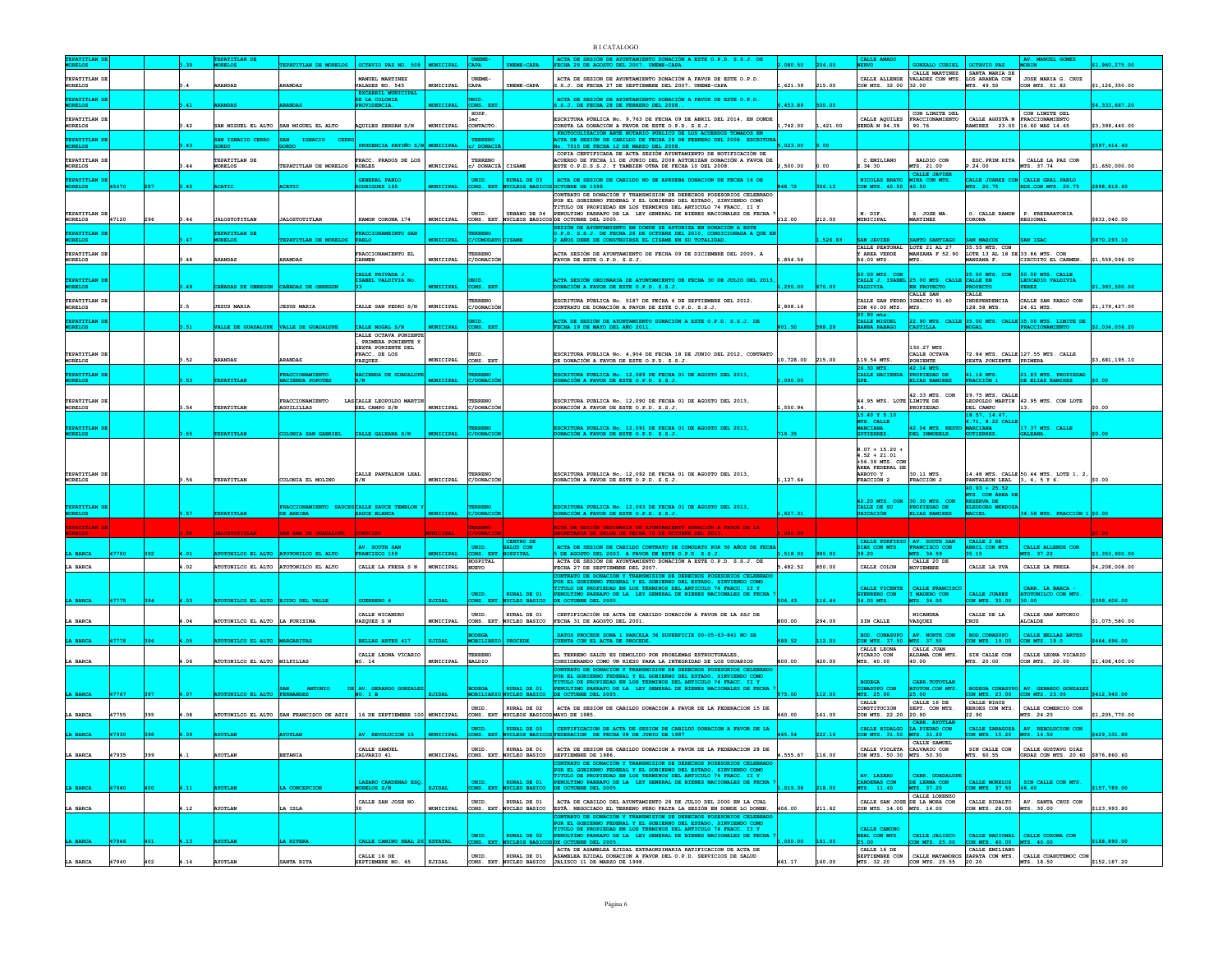| | | | | | | | | | | | | | | | | | |
|---|---|---|---|---|---|---|---|---|---|---|---|---|---|---|---|---|---|
| TEPATITLAN DE MORELOS | | | 3.39 | TEPATITLAN DE MORELOS | TEPATITLAN DE MORELOS | OCTAVIO PAZ NO. 509 | MUNICIPAL | UNEME-CAPA | UNEME-CAPA | ACTA DE SESION DE AYUNTAMIENTO DONACIÓN A ESTE O.P.D. S.S.J. DE FECHA 29 DE AGOSTO DEL 2007. UNEME-CAPA. | 2,080.50 | 204.00 | CALLE AMADO NERVO | GONZALO CURIEL | OCTAVIO PAZ | AV. MANUEL GOMEZ MORIN | $1,960,275.00 |
| TEPATITLAN DE MORELOS | | | 3.4 | ARANDAS | ARANDAS | MANUEL MARTINEZ VALADEZ NO. 545 | MUNICIPAL | UNEME-CAPA | UNEME-CAPA | ACTA DE SESION DE AYUNTAMIENTO DONACIÓN A FAVOR DE ESTE O.P.D. S.S.J. DE FECHA 27 DE SEPTIEMBRE DEL 2007. UNEME-CAPA | 1,621.39 | 215.00 | CALLE ALLENDE CON MTS. 32.00 | CALLE MARTINEZ VALADEZ CON MTS. 32.00 | SANTA MARIA DE LOS ARANDA CON MTS. 49.50 | JOSE MARIA G. CRUZ CON MTS. 51.82 | $1,126,350.00 |
| TEPATITLAN DE MORELOS | | | 3.41 | ARANDAS | ARANDAS | EXCARRIL MUNICIPAL DE LA COLONIA PROVIDENCIA. | MUNICIPAL | UNID. CONS. EXT. | | ACTA DE SESION DE AYUNTAMIENTO DONACIÓN A FAVOR DE ESTE O.P.D. S.S.J. DE FECHA 28 DE FEBRERO DEL 2008.. | 6,453.89 | 500.00 | | | | | $4,333,667.20 |
| TEPATITLAN DE MORELOS | | | 3.42 | SAN MIGUEL EL ALTO | SAN MIGUEL EL ALTO | AQUILES SERDAN S/N | MUNICIPAL | HOSP. 1er. CONTACTO. | | ESCRITURA PÚBLICA No. 9,763 DE FECHA 09 DE ABRIL DEL 2014, EN DONDE CONSTA LA DONACION A FAVOR DE ESTE O.P.D. S.S.J. | 1,742.00 | 1,421.00 | CALLE AQUILES SERDÁ N 94.39 | CON LIMITE DEL FRACCIONAMIENTO 90.76 | CALLE AGUSTÁ N RAMIREZ 23.00 | CON LIMITE DEL FRACCIONAMIENTO 16.60 MAS 14.65 | $3,399,440.00 |
| TEPATITLAN DE MORELOS | | | 3.43 | SAN IGNACIO CERRO GORDO | SAN IGNACIO CERRO GORDO | PRUDENCIA PATIÑO S/N | MUNICIPAL | TERRENO C/ DONACIÃ | | PROTOCOLIZACIÓN ANTE NOTARIO PÚBLICO DE LOS ACUERDOS TOMADOS EN ACTA DE SESIÓN DE CABILDO DE FECHA 28 DE FEBRERO DEL 2008. ESCRITURA No. 7015 DE FECHA 12 DE MARZO DEL 2008. | 5,023.00 | 0.00 | | | | | $597,414.40 |
| TEPATITLAN DE MORELOS | | | 3.44 | TEPATITLAN DE MORELOS | TEPATITLAN DE MORELOS | FRACC. PRADOS DE LOS ROBLES | MUNICIPAL | TERRENO c/ DONACIÃ | CISAME | COPIA CERTIFICADA DE ACTA SESION AYUNTAMIENTO DE NOTIFICACIÓN DE ACUERDO DE FECHA 11 DE JUNIO DEL 2008 AUTORIZAN DONACIÓN A FAVOR DE ESTE O.P.D.S.S.J. Y TAMBIEN OTRA DE FECHA 10 DEL 2008. | 2,500.00 | 0.00 | C.EMILIANO Z.34.30 | BALDIO CON MTS. 21.00 | ESC.PRIM.RITA P.24.00 | CALLE LA PAZ CON MTS. 37.74 | $1,650,000.00 |
| TEPATITLAN DE MORELOS | 45470 | 287 | 3.45 | ACATIC | ACATIC | GENERAL PABLO RODRIGUEZ 195 | MUNICIPAL | UNID. CONS. EXT. | RURAL DE 03 NUCLEOS BASICOS | ACTA DE SESION DE CABILDO NO SE APRUEBA DONACION DE FECHA 16 DE OCTUBRE DE 1999. | 848.72 | 356.12 | NICOLAS BRAVO CON MTS. 40.50 | CALLE JAVIER MINA CON MTS. 40.50 | CALLE JUAREZ CON MTS. 20.75 | CALLE GRAL.PABLO RDZ.CON MTS. 20.75 | $898,819.60 |
| TEPATITLAN DE MORELOS | 47120 | 296 | 3.46 | JALOSTOTITLAN | JALOSTOTITLAN | RAMON CORONA 174 | MUNICIPAL | UNID. CONS. EXT. | URBANO DE 04 NUCLEOS BASICOS | CONTRATO DE DONACIÓN Y TRANSMISION DE DERECHOS POSESORIOS CELEBRADO POR EL GOBIERNO FEDERAL Y EL GOBIERNO DEL ESTADO, SIRVIENDO COMO TITULO DE PROPIEDAD EN LOS TERMINOS DEL ARTICULO 74 FRACC. II Y PENULTIMO PARRAFO DE LA LEY GENERAL DE BIENES NACIONALES DE FECHA 7 DE OCTUBRE DEL 2005. | 212.00 | 212.00 | H. DIF. MUNICIPAL | S. JOSE MA. MARTINEZ | O. CALLE RAMON CORONA | P. PREPARATORIA REGIONAL | $831,040.00 |
| TEPATITLAN DE MORELOS | | | 3.47 | TEPATITLAN DE MORELOS | TEPATITLAN DE MORELOS | FRACCIONAMIENTO SAN PABLO | MUNICIPAL | TERRENO C/COMODATO | CISAME | SESIÓN DE AYUNTAMIENTO EN DONDE SE AUTORIZA EN DONACIÓN A ESTE O.P.D. S.S.J. DE FECHA 28 DE OCTUBRE DEL 2010, CONDICIONADA A QUE EN 2 AÑOS DEBE DE CONSTRUIRSE EL CISAME EN SU TOTALIDAD. | | 1,526.83 | SAN JAVIER | SANTO SANTIAGO | SAN MARCOS | SAN ISAC | $870,293.10 |
| TEPATITLAN DE MORELOS | | | 3.48 | ARANDAS | ARANDAS | FRACCIONAMIENTO EL CARMEN | MUNICIPAL | TERRENO C/DONACIÓN | | ACTA SESIÓN DE AYUNTAMIENTO DE FECHA 09 DE DICIEMBRE DEL 2009, A FAVOR DE ESTE O.P.D. S.S.J. | 1,854.56 | | CALLE PEATONAL Y AREA VERDE 54.00 MTS. | LOTE 21 AL 27 MANZANA F 52.90 MTS. | 35.55 MTS. CON LOTE 13 AL 18 DE MANZANA F. | 33.86 MTS. CON CIRCUITO EL CARMEN. | $1,559,096.00 |
| TEPATITLAN DE MORELOS | | | 3.49 | CAÑADAS DE OBREGON | CAÑADAS DE OBREGON | CALLE PRIVADA J. ISABEL VALDIVIA No. 33 | MUNICIPAL | UNID. CONS. EXT. | | ACTA SESIÓN ORDINARIA DE AYUNTAMIENTO DE FECHA 30 DE JULIO DEL 2013, DONACIÓN A FAVOR DE ESTE O.P.D. S.S.J. | 1,250.00 | 670.00 | 50.00 MTS. CON CALLE J. ISABEL VALDIVIA | 25.00 MTS. CALLE EN PROYECTO | 25.00 MTS. CON CALLE EN PROYECTO | 50.00 MTS. CALLE LEOCADIO VALDIVIA PEREZ | $1,393,500.00 |
| TEPATITLAN DE MORELOS | | | 3.5 | JESUS MARIA | JESUS MARIA | CALLE SAN PEDRO S/N | MUNICIPAL | TERRENO C/DONACIÓN | | ESCRITURA PÚBLICA No. 5187 DE FECHA 6 DE SEPTIEMBRE DEL 2012, CONTRATO DE DONACIÓN A FAVOR DE ESTE O.P.D. S.S.J. | 2,808.16 | | CALLE SAN PEDRO CON 40.00 MTS. | CALLE SAN IGNACIO 91.60 MTS. | CALLE INDEPENDENCIA 128.58 MTS. | CALLE SAN PABLO CON 24.61 MTS. | $1,179,427.00 |
| TEPATITLAN DE MORELOS | | | 3.51 | VALLE DE GUADALUPE | VALLE DE GUADALUPE | CALLE NOGAL S/N | MUNICIPAL | UNID. CONS. EXT. | | ACTA DE SESIÓN DE AYUNTAMIENTO DONACIÓN A ESTE O.P.D. S.S.J. DE FECHA 19 DE MAYO DEL AÑO 2011. | 801.50 | 588.28 | 20.90 mts CALLE MIGUEL BARBA RABAGO | 22.90 MTS. CALLE CASTILLA | 35.00 MTS. CALLE NOGAL | 35.00 MTS. LIMITE DE FRACCIONAMIENTO | $2,034,036.20 |
| TEPATITLAN DE MORELOS | | | 3.52 | ARANDAS | ARANDAS | CALLE OCTAVA PONIENTE , PRIMERA PONIENTE Y SEXTA PONIENTE DEL FRACC. DE LOS VASQUEZ. | MUNICIPAL | UNID. CONS. EXT. | | ESCRITURA PUBLICA No. 4,904 DE FECHA 18 DE JUNIO DEL 2012, CONTRATO DE DONACIÓN A FAVOR DE ESTE O.P.D. S.S.J. | 10,728.00 | 215.00 | 119.54 MTS. | 130.27 MTS. CALLE OCTAVA PONIENTE | 72.84 MTS. CALLE SEXTA PONIENTE | 127.55 MTS. CALLE PRIMERA | $3,681,195.10 |
| TEPATITLAN DE MORELOS | | | 3.53 | TEPATITLAN | FRACCIONAMIENTO HACIENDA POPOTES | HACIENDA DE GUADALUPE S/N | MUNICIPAL | TERRENO C/DONACIÓN | | ESCRITURA PUBLICA No. 12,089 DE FECHA 01 DE AGOSTO DEL 2013, DONACIÓN A FAVOR DE ESTE O.P.D. S.S.J. | 1,000.00 | | 26.30 MTS. CALLE HACIENDA GPE. | 42.14 MTS. PROPIEDAD DE ELIAS RAMIREZ | 41.16 MTS. FRACCIÓN 1 | 21.83 MTS. PROPIEDAD DE ELIAS RAMIREZ | $0.00 |
| TEPATITLAN DE MORELOS | | | 3.54 | TEPATITLAN | FRACCIONAMIENTO AGUILILLAS | LAS CALLE LEOPOLDO MARTIN DEL CAMPO S/N | MUNICIPAL | TERRENO C/DONACIÓN | | ESCRITURA PUBLICA No. 12,090 DE FECHA 01 DE AGOSTO DEL 2013, DONACIÓN A FAVOR DE ESTE O.P.D. S.S.J. | 1,550.94 | | 44.95 MTS. LOTE 14. | 42.33 MTS. CON LIMITE DE PROPIEDAD. | 29.75 MTS. CALLE LEOPOLDO MARTIN DEL CAMPO | 42.95 MTS. CON LOTE 13. | $0.00 |
| TEPATITLAN DE MORELOS | | | 3.55 | TEPATITLAN | COLONIA SAN GABRIEL | CALLE GALEANA S/N | MUNICIPAL | TERRENO C/DONACIÓN | | ESCRITURA PUBLICA No. 12,091 DE FECHA 01 DE AGOSTO DEL 2013, DONACIÓN A FAVOR DE ESTE O.P.D. S.S.J. | 719.35 | | 15.40 Y 5.10 MTS. CALLE MARCIANA GUTIERREZ. | 42.04 MTS. RESTO DEL INMUEBLE. | 18.57, 14.47, 4.71, 8.22 CALLE MARCIANA GUTIERREZ. | 17.37 MTS. CALLE GALEANA. | $0.00 |
| TEPATITLAN DE MORELOS | | | 3.56 | TEPATITLAN | COLONIA EL MOLINO | CALLE PANTALEON LEAL S/N | MUNICIPAL | TERRENO C/DONACIÓN | | ESCRITURA PUBLICA No. 12,092 DE FECHA 01 DE AGOSTO DEL 2013, DONACIÓN A FAVOR DE ESTE O.P.D. S.S.J. | 1,127.64 | | 8.07 + 15.20 + 4.52 + 21.01 +56.39 MTS. CON ÁREA FEDERAL DE ARROYO Y FRACCIÓN 2 | 30.11 MTS. FRACCIÓN 2 | 14.48 MTS. CALLE PANTALEON LEAL | 50.44 MTS. LOTE 1, 2, 3, 4, 5 Y 6. | $0.00 |
| TEPATITLAN DE MORELOS | | | 3.57 | TEPATITLAN | FRACCIONAMIENTO SAUCES DE ARRIBA | CALLE SAUCE TEMBLON Y SAUCE BLANCA | MUNICIPAL | TERRENO C/DONACIÓN | | ESCRITURA PUBLICA No. 12,093 DE FECHA 01 DE AGOSTO DEL 2013, DONACIÓN A FAVOR DE ESTE O.P.D. S.S.J. | 1,627.31 | | 42.20 MTS. CON CALLE DE SU UBICACIÓN | 30.30 MTS. CON PROPIEDAD DE ELIAS RAMIREZ | 40.93 + 25.52 MTS. CON ÁREA DE RESERVA DE ELEODORO MENDOZA MACIEL | 34.58 MTS. FRACCIÓN 1 | $0.00 |
| TEPATITLAN DE MORELOS | | | 3.58 | JALOSTOTITLAN | SAN ANA DE GUADALUPE | CONOCIDO | MUNICIPAL | TERRENO C/DONACIÓN | | ACTA DE SESIÓN ORDINARIA DE AYUNTAMIENTO DONACIÓN A FAVOR DE LA SECRETARIA DE SALUD DE FECHA 10 DE OCTUBRE DEL 2013. | 1,000.00 | | | | | | $0.00 |
| LA BARCA | 47750 | 392 | 4.01 | ATOTONILCO EL ALTO | ATOTONILCO EL ALTO | AV. SOUTH SAN FRANCISCO 159 | MUNICIPAL | UNID. CONS. EXT. | CENTRO DE SALUD CON HOSPITAL | ACTA DE SESION DE CABILDO CONTRATO DE COMODATO POR 50 AÑOS DE FECHA 5 DE AGOSTO DEL 2003. A FAVOR DE ESTE O.P.D. S.S.J. | 1,518.00 | 995.00 | CALLE PORFIRIO DIAZ CON MTS. 39.20 | AV. SOUTH SAN FRANCISCO CON MTS. 34.59 | CALLE 2 DE ABRIL CON MTS. 35.15 | CALLE ALLENDE CON MTS. 37.22 | $3,353,900.00 |
| LA BARCA | | | 4.02 | ATOTONILCO EL ALTO | ATOTONILCO EL ALTO | CALLE LA FRESA S N | MUNICIPAL | HOSPITAL NUEVO | | ACTA DE SESION DE AYUNTAMIENTO DONACIÓN A ESTE O.P.D. S.S.J. DE FECHA 27 DE SEPTIEMBRE DEL 2007. | 5,482.52 | 650.00 | CALLE COLON | CALLE 20 DE NOVIEMBRE | CALLE LA UVA | CALLE LA FRESA | $4,208,008.00 |
| LA BARCA | 47775 | 394 | 4.03 | ATOTONILCO EL ALTO | EJIDO DEL VALLE | GUERRERO 4 | EJIDAL | UNID. CONS. EXT. | RURAL DE 01 NUCLEO BASICO | CONTRATO DE DONACIÓN Y TRANSMISION DE DERECHOS POSESORIOS CELEBRADO POR EL GOBIERNO FEDERAL Y EL GOBIERNO DEL ESTADO, SIRVIENDO COMO TITULO DE PROPIEDAD EN LOS TERMINOS DEL ARTICULO 74 FRACC. II Y PENULTIMO PARRAFO DE LA LEY GENERAL DE BIENES NACIONALES DE FECHA 7 DE OCTUBRE DEL 2005. | 506.43 | 116.44 | CALLE VICENTE GUERRERO CON 34.00 MTS. | CALLE FRANCISCO I MADERO CON MTS. 34.00 | CALLE JUAREZ CON MTS. 30.00 | CARR. LA BARCA - ATOTONILCO CON MTS. 30.00 | $399,406.00 |
| LA BARCA | | | 4.04 | ATOTONILCO EL ALTO | LA PURISIMA | CALLE NICANDRO VASQUEZ S N | MUNICIPAL | UNID. CONS. EXT | RURAL DE 01 NUCLEO BASICO | CERTIFICACIÓN DE ACTA DE CABILDO DONACIÓN A FAVOR DE LA SSJ DE FECHA 31 DE AGOSTO DEL 2001. | 800.00 | 294.00 | SIN CALLE | NICANDRA VAZQUEZ | CALLE DE LA CRUZ | CALLE SAN ANTONIO ALCALDE | $1,075,580.00 |
| LA BARCA | 47778 | 396 | 4.05 | ATOTONILCO EL ALTO | MARGARITAS | BELLAS ARTES 417 | EJIDAL | BODEGA MOBILIARIO | PROCEDE | DATOS PROCEDE ZONA 1 PARCELA 36 SUPERFICIE 00-05-63-841 NO SE CUENTA CON EL ACTA DE PROCEDE. | 589.52 | 112.00 | BOD. CONASUPO CON MTS. 37.50 | AV. NORTE CON MTS. 37.50 | BOD.CONASUPO CON MTS. 19.00 | CALLE BELLAS ARTES CON MTS. 19.0 | $464,696.00 |
| LA BARCA | | | 4.06 | ATOTONILCO EL ALTO | MILPILLAS | CALLE LEONA VICARIO NO. 14 | MUNICIPAL | TERRENO BALDIO | | EL TERRENO SALUD ES DEMOLIDO POR PROBLEMAS ESTRUCTURALES, CONSIDERANDO COMO UN RIESO PARA LA INTEGRIDAD DE LOS USUARIOS | 800.00 | 420.00 | CALLE LEONA VICARIO CON MTS. 40.00 | CALLE JUAN ALDAMA CON MTS. 40.00 | SIN CALLE CON MTS. 20.00 | CALLE LEONA VICARIO CON MTS. 20.00 | $1,408,400.00 |
| LA BARCA | 47767 | 397 | 4.07 | ATOTONILCO EL ALTO | SAN ANTONIO FERNANDEZ | DE AV. GERARDO GONZALEZ NO. 1 B | EJIDAL | BODEGA MOBILIARIO | RURAL DE 01 NUCLEO BASICO | CONTRATO DE DONACIÓN Y TRANSMISION DE DERECHOS POSESORIOS CELEBRADO POR EL GOBIERNO FEDERAL Y EL GOBIERNO DEL ESTADO, SIRVIENDO COMO TITULO DE PROPIEDAD EN LOS TERMINOS DEL ARTICULO 74 FRACC. II Y PENULTIMO PARRAFO DE LA LEY GENERAL DE BIENES NACIONALES DE FECHA 7 DE OCTUBRE DEL 2005. | 575.00 | 112.00 | BODEGA CONASUPO CON MTS. 25.00 | CARR.TOTOTLAN ATOTON.CON MTS. 25.00 | BODEGA CONASUPO CON MTS. 23.00 | AV. GERARDO GONZALEZ CON MTS. 23.00 | $412,940.00 |
| LA BARCA | 47755 | 395 | 4.08 | ATOTONILCO EL ALTO | SAN FRANCISCO DE ASIS | 16 DE SEPTIEMBRE 100 | MUNICIPAL | UNID. CONS. EXT. | RURAL DE 02 NUCLEOS BASICOS | ACTA DE SESION DE CABILDO DONACION A FAVOR DE LA FEDERACION 15 DE MAYO DE 1985. | 660.00 | 161.00 | CALLE CONSTITUCION CON MTS. 22.20 | CALLE 16 DE SEPT. CON MTS. 20.90 | CALLE NIñOS HEROES CON MTS. 22.90 | CALLE COMERCIO CON MTS. 24.25 | $1,205,770.00 |
| LA BARCA | 47930 | 398 | 4.09 | AYOTLAN | AYOTLAN | AV. REVOLUCION 15 | MUNICIPAL | UNID. CONS. EXT. | RURAL DE 03 NUCLEOS BASICOS | CERTIFICACION DE ACTA DE SESION DE CABILDO DONACION A FAVOR DE LA FEDERACION DE FECHA 08 DE JUNIO DE 1987 | 465.54 | 222.16 | CALLE HIDALGO CON MTS. 31.50 | CARR. AYOTLAN LA PIEDAD CON MTS. 31.20 | CALLE ZARAGOZA CON MTS. 15.20 | AV. REBOLUCION CON MTS. 14.50 | $429,331.80 |
| LA BARCA | 47935 | 399 | 4.1 | AYOTLAN | BETANIA | CALLE SAMUEL CALVARIO 41 | MUNICIPAL | UNID. CONS. EXT. | RURAL DE 01 NUCLEO BASICO | ACTA DE SESION DE CABILDO DONACION A FAVOR DE LA FEDERACION 28 DE SEPTIEMBRE DE 1986. | 4,555.67 | 116.00 | CALLE VIOLETA CON MTS. 50.30 | CALLE SAMUEL CALVARIO CON MTS. 50.30 | SIN CALLE CON MTS. 60.55 | CALLE GUSTAVO DIAZ ORDAZ CON MTS. 20.60 | $876,860.60 |
| LA BARCA | 47940 | 400 | 4.11 | AYOTLAN | LA CONCEPCION | LAZARO CARDENAS ESQ. MORELOS S/N | EJIDAL | UNID. CONS. EXT. | RURAL DE 01 NUCLEO BASICO | CONTRATO DE DONACIÓN Y TRANSMISION DE DERECHOS POSESORIOS CELEBRADO POR EL GOBIERNO FEDERAL Y EL GOBIERNO DEL ESTADO, SIRVIENDO COMO TITULO DE PROPIEDAD EN LOS TERMINOS DEL ARTICULO 74 FRACC. II Y PENULTIMO PARRAFO DE LA LEY GENERAL DE BIENES NACIONALES DE FECHA 7 DE OCTUBRE DEL 2005. | 1,019.38 | 218.00 | AV. LAZARO CARDENAS CON MTS. 11.40 | CARR. GUADALUPE DE LERMA CON MTS. 37.20 | CALLE MORELOS CON MTS. 37.50 | SIN CALLE CON MTS. 46.40 | $157,789.00 |
| LA BARCA | | | 4.12 | AYOTLAN | LA ISLA | CALLE SAN JOSE NO. 30 | MUNICIPAL | UNID. CONS. EXT. | RURAL DE 01 NUCLEO BASICO | ACTA DE CABILDO DEL AYUNTAMIENTO 28 DE JULIO DEL 2000 EN LA CUAL ESTÁ NEGOCIADO EL TERRENO PERO FALTA LA SESIÓN EN DONDE LO DONEN. | 406.00 | 211.62 | CALLE SAN JOSE CON MTS. 14.00 | CALLE LORENZO DE LA MORA CON MTS. 14.00 | CALLE HIDALTO CON MTS. 28.00 | AV. SANTA CRUZ CON MTS. 30.00 | $123,993.80 |
| LA BARCA | 47946 | 401 | 4.13 | AYOTLAN | LA RIVERA | CALLE CAMINO REAL 26 | ESTATAL | UNID. CONS. EXT. | RURAL DE 02 NUCLEOS BASICOS | CONTRATO DE DONACIÓN Y TRANSMISION DE DERECHOS POSESORIOS CELEBRADO POR EL GOBIERNO FEDERAL Y EL GOBIERNO DEL ESTADO, SIRVIENDO COMO TITULO DE PROPIEDAD EN LOS TERMINOS DEL ARTICULO 74 FRACC. II Y PENULTIMO PARRAFO DE LA LEY GENERAL DE BIENES NACIONALES DE FECHA 7 DE OCTUBRE DEL 2005. | 1,000.00 | 161.00 | CALLE CAMINO REAL CON MTS. 25.00 | CALLE JALISCO CON MTS. 25.00 | CALLE NACIONAL CON MTS. 40.00 | CALLE CORONA CON MTS. 40.00 | $188,890.00 |
| LA BARCA | 47940 | 402 | 4.14 | AYOTLAN | SANTA RITA | CALLE 16 DE SEPTIEMBRE NO. 45 | EJIDAL | UNID. CONS. EXT | RURAL DE 01 NUCLEO BASICO | ACTA DE ASAMBLEA EJIDAL EXTRAORDINARIA RATIFICACION DE ACTA DE ASAMBLEA EJIDAL DONACION A FAVOR DEL O.P.D. SERVICIOS DE SALUD JALISCO 11 DE MARZO DE 1998. | 461.17 | 160.00 | CALLE 16 DE SEPTIEMBRE CON MTS. 32.20 | CALLE MATAMOROS CON MTS. 25.55 | CALLE EMILIANO ZAPATA CON MTS. 20.20 | CALLE CUAHUTEMOC CON MTS. 18.50 | $152,187.20 |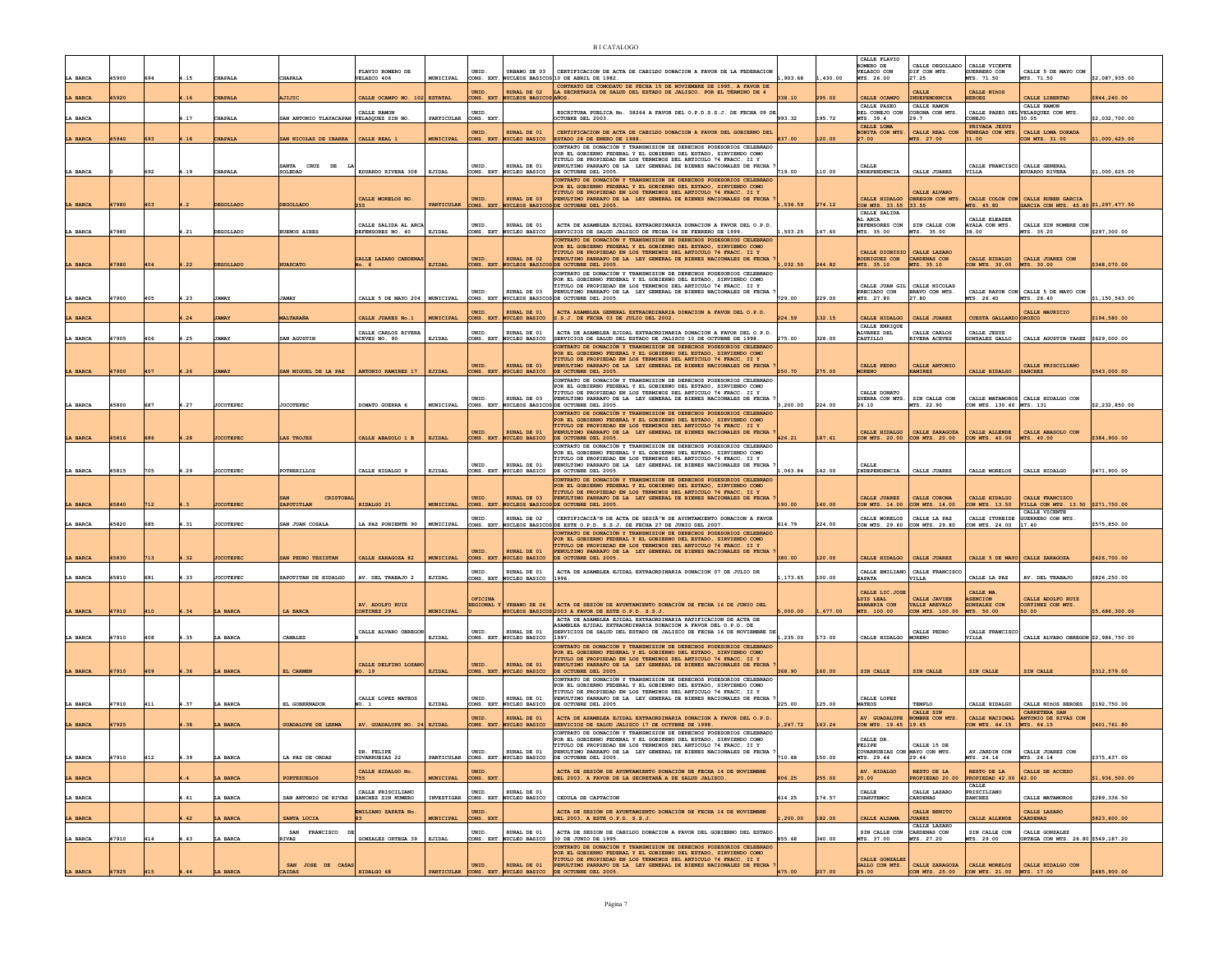B I CATALOGO

| | | | | | | | | | | | | | | | | | | |
|---|---|---|---|---|---|---|---|---|---|---|---|---|---|---|---|---|---|---|
| LA BARCA | 45900 | 694 | 4.15 | CHAPALA | CHAPALA | FLAVIO ROMERO DE VELAZCO 406 | MUNICIPAL | UNID. CONS. EXT. | URBANO DE 03 NUCLEOS BASICOS | CERTIFICACION DE ACTA DE CABILDO DONACION A FAVOR DE LA FEDERACION 10 DE ABRIL DE 1982. | 1,903.68 | 1,430.00 | CALLE FLAVIO ROMERO DE VELASCO CON MTS. 26.00 | CALLE DEGOLLADO DIF CON MTS. 27.25 | CALLE VICENTE GUERRERO CON MTS. 71.50 | CALLE 5 DE MAYO CON MTS. 71.50 | $2,087,935.00 |
| LA BARCA | 45920 | | 4.16 | CHAPALA | AJIJIC | CALLE OCAMPO NO. 102 | ESTATAL | UNID. CONS. EXT. | RURAL DE 02 NUCLEOS BASICOS | CONTRATO DE COMODATO DE FECHA 15 DE NOVIEMBRE DE 1995. A FAVOR DE LA SECRETARIA DE SALUD DEL ESTADO DE JALISCO. POR EL TERMINO DE 4 AÑOS. | 338.10 | 295.00 | CALLE OCAMPO | CALLE INDEPENDENCIA | CALLE NIñOS HEROES | CALLE LIBERTAD | $844,240.00 |
| LA BARCA | | | 4.17 | CHAPALA | SAN ANTONIO TLAYACAPAN | CALLE RAMON VELASQUEZ SIN NO. | PARTICULAR | UNID. CONS. EXT. | | ESCRITURA PUBLICA No. 38244 A FAVOR DEL O.P.D.S.S.J. DE FECHA 09 DE OCTUBRE DEL 2003. | 993.32 | 195.72 | CALLE PASEO DEL CONEJO CON MTS. 39.4 | CALLE RAMON CORONA CON MTS. 29.7 | CALLE PASEO DEL CONEJO | CALLE RAMON VELAZQUEZ CON MTS. 30.05 | $2,032,700.00 |
| LA BARCA | 45940 | 693 | 4.18 | CHAPALA | SAN NICOLAS DE IBARRA | CALLE REAL 1 | MUNICIPAL | UNID. CONS. EXT. | RURAL DE 01 NUCLEO BASICO | CERTIFICACION DE ACTA DE CABILDO DONACION A FAVOR DEL GOBIERNO DEL ESTADO 28 DE ENERO DE 1988. | 837.00 | 120.00 | CALLE LOMA BONITA CON MTS. 27.00 | CALLE REAL CON MTS. 27.00 | PRIVADA JESUS VENEGAS CON MTS. 31.00 | CALLE LOMA DORADA CON MTS. 31.00 | $1,000,625.00 |
| LA BARCA | 0 | 692 | 4.19 | CHAPALA | SANTA CRUZ DE LA SOLEDAD | EDUARDO RIVERA 308 | EJIDAL | UNID. CONS. EXT. | RURAL DE 01 NUCLEO BASICO | CONTRATO DE DONACIÓN Y TRANSMISION DE DERECHOS POSESORIOS CELEBRADO POR EL GOBIERNO FEDERAL Y EL GOBIERNO DEL ESTADO, SIRVIENDO COMO TITULO DE PROPIEDAD EN LOS TERMINOS DEL ARTICULO 74 FRACC. II Y PENULTIMO PARRAFO DE LA LEY GENERAL DE BIENES NACIONALES DE FECHA 7 DE OCTUBRE DEL 2005. | 719.00 | 110.00 | CALLE INDEPENDENCIA | CALLE JUAREZ | CALLE FRANCISCO VILLA | CALLE GENERAL EDUARDO RIVERA | $1,000,625.00 |
| LA BARCA | 47980 | 403 | 4.2 | DEGOLLADO | DEGOLLADO | CALLE MORELOS NO. 255 | PARTICULAR | UNID. CONS. EXT. | RURAL DE 03 NUCLEOS BASICOS | CONTRATO DE DONACIÓN Y TRANSMISION DE DERECHOS POSESORIOS CELEBRADO POR EL GOBIERNO FEDERAL Y EL GOBIERNO DEL ESTADO, SIRVIENDO COMO TITULO DE PROPIEDAD EN LOS TERMINOS DEL ARTICULO 74 FRACC. II Y PENULTIMO PARRAFO DE LA LEY GENERAL DE BIENES NACIONALES DE FECHA 7 DE OCTUBRE DEL 2005. | 1,536.59 | 274.12 | CALLE HIDALGO CON MTS. 33.55 | CALLE ALVARO OBREGON CON MTS. 33.55 | CALLE COLON CON MTS. 45.80 | CALLE RUBEN GARCIA GARCIA CON MTS. 45.80 | $1,297,477.50 |
| LA BARCA | 47980 | | 4.21 | DEGOLLADO | BUENOS AIRES | CALLE SALIDA AL ARCA DEFENSORES NO. 40 | EJIDAL | UNID. CONS. EXT. | RURAL DE 01 NUCLEO BASICO | ACTA DE ASAMBLEA EJIDAL EXTRAORDINARIA DONACION A FAVOR DEL O.P.D. SERVICIOS DE SALUD JALISCO DE FECHA 04 DE FEBRERO DE 1999. | 1,503.25 | 147.60 | CALLE SALIDA AL ARCA DEFENSORES CON MTS. 35.00 | SIN CALLE CON MTS. 35.00 | CALLE ELEAZER AYALA CON MTS. 38.00 | CALLE SIN NOMBRE CON MTS. 35.20 | $297,300.00 |
| LA BARCA | 47980 | 404 | 4.22 | DEGOLLADO | HUASCATO | CALLE LAZARO CARDENAS No. 6 | EJIDAL | UNID. CONS. EXT. | RURAL DE 02 NUCLEOS BASICOS | CONTRATO DE DONACIÓN Y TRANSMISION DE DERECHOS POSESORIOS CELEBRADO POR EL GOBIERNO FEDERAL Y EL GOBIERNO DEL ESTADO, SIRVIENDO COMO TITULO DE PROPIEDAD EN LOS TERMINOS DEL ARTICULO 74 FRACC. II Y PENULTIMO PARRAFO DE LA LEY GENERAL DE BIENES NACIONALES DE FECHA 7 DE OCTUBRE DEL 2005. | 1,032.50 | 244.82 | CALLE DIONISIO RODRIGUEZ CON MTS. 35.10 | CALLE LAZARO CARDENAS CON MTS. 35.10 | CALLE HIDALGO CON MTS. 30.00 | CALLE JUAREZ CON MTS. 30.00 | $348,070.00 |
| LA BARCA | 47900 | 405 | 4.23 | JAMAY | JAMAY | CALLE 5 DE MAYO 204 | MUNICIPAL | UNID. CONS. EXT. | RURAL DE 03 NUCLEOS BASICOS | CONTRATO DE DONACIÓN Y TRANSMISION DE DERECHOS POSESORIOS CELEBRADO POR EL GOBIERNO FEDERAL Y EL GOBIERNO DEL ESTADO, SIRVIENDO COMO TITULO DE PROPIEDAD EN LOS TERMINOS DEL ARTICULO 74 FRACC. II Y PENULTIMO PARRAFO DE LA LEY GENERAL DE BIENES NACIONALES DE FECHA 7 DE OCTUBRE DEL 2005. | 729.00 | 229.00 | CALLE JUAN GIL PRECIADO CON MTS. 27.80 | CALLE NICOLAS BRAVO CON MTS. 27.80 | CALLE RAYON CON MTS. 26.40 | CALLE 5 DE MAYO CON MTS. 26.40 | $1,150,563.00 |
| LA BARCA | | | 4.24 | JAMAY | MALTARAÑA | CALLE JUAREZ No.1 | MUNICIPAL | UNID. CONS. EXT. | RURAL DE 01 NUCLEO BASICO | ACTA ASAMBLEA GENERAL EXTRAORDINARIA DONACION A FAVOR DEL O.P.D. S.S.J. DE FECHA 03 DE JULIO DEL 2002. | 224.59 | 132.15 | CALLE HIDALGO | CALLE JUAREZ | CUESTA GALLARDO | CALLE MAURICIO OROZCO | $194,580.00 |
| LA BARCA | 47905 | 406 | 4.25 | JAMAY | SAN AGUSTIN | CALLE CARLOS RIVERA ACEVES NO. 90 | EJIDAL | UNID. CONS. EXT. | RURAL DE 01 NUCLEO BASICO | ACTA DE ASAMBLEA EJIDAL EXTRAORDINARIA DONACION A FAVOR DEL O.P.D. SERVICIOS DE SALUD DEL ESTADO DE JALISCO 10 DE OCTUBRE DE 1998. | 275.00 | 328.00 | CALLE ENRIQUE ALVAREZ DEL CASTILLO | CALLE CARLOS RIVERA ACEVES | CALLE JESUS GONZALEZ GALLO | CALLE AGUSTIN YAñEZ | $629,000.00 |
| LA BARCA | 47900 | 407 | 4.26 | JAMAY | SAN MIGUEL DE LA PAZ | ANTONIO RAMIREZ 17 | EJIDAL | UNID. CONS. EXT. | RURAL DE 01 NUCLEO BASICO | CONTRATO DE DONACIÓN Y TRANSMISION DE DERECHOS POSESORIOS CELEBRADO POR EL GOBIERNO FEDERAL Y EL GOBIERNO DEL ESTADO, SIRVIENDO COMO TITULO DE PROPIEDAD EN LOS TERMINOS DEL ARTICULO 74 FRACC. II Y PENULTIMO PARRAFO DE LA LEY GENERAL DE BIENES NACIONALES DE FECHA 7 DE OCTUBRE DEL 2005. | 250.70 | 275.00 | CALLE PEDRO MORENO | CALLE ANTONIO RAMIREZ | CALLE HIDALGO | CALLE PRISCILIANO SANCHEZ | $543,000.00 |
| LA BARCA | 45800 | 687 | 4.27 | JOCOTEPEC | JOCOTEPEC | DONATO GUERRA 6 | MUNICIPAL | UNID. CONS. EXT. | RURAL DE 03 NUCLEOS BASICOS | CONTRATO DE DONACIÓN Y TRANSMISION DE DERECHOS POSESORIOS CELEBRADO POR EL GOBIERNO FEDERAL Y EL GOBIERNO DEL ESTADO, SIRVIENDO COMO TITULO DE PROPIEDAD EN LOS TERMINOS DEL ARTICULO 74 FRACC. II Y PENULTIMO PARRAFO DE LA LEY GENERAL DE BIENES NACIONALES DE FECHA 7 DE OCTUBRE DEL 2005. | 3,200.00 | 224.00 | CALLE DONATO GUERRA CON MTS. 26.10 | SIN CALLE CON MTS. 22.90 | CALLE MATAMOROS CON MTS. 130.60 | CALLE HIDALGO CON MTS. 131 | $2,232,850.00 |
| LA BARCA | 45816 | 686 | 4.28 | JOCOTEPEC | LAS TROJES | CALLE ABASOLO 1 B | EJIDAL | UNID. CONS. EXT. | RURAL DE 01 NUCLEO BASICO | CONTRATO DE DONACIÓN Y TRANSMISION DE DERECHOS POSESORIOS CELEBRADO POR EL GOBIERNO FEDERAL Y EL GOBIERNO DEL ESTADO, SIRVIENDO COMO TITULO DE PROPIEDAD EN LOS TERMINOS DEL ARTICULO 74 FRACC. II Y PENULTIMO PARRAFO DE LA LEY GENERAL DE BIENES NACIONALES DE FECHA 7 DE OCTUBRE DEL 2005. | 426.21 | 187.61 | CALLE HIDALGO CON MTS. 20.00 | CALLE ZARAGOZA CON MTS. 20.00 | CALLE ALLENDE CON MTS. 40.00 | CALLE ABASOLO CON MTS. 40.00 | $384,900.00 |
| LA BARCA | 45815 | 705 | 4.29 | JOCOTEPEC | POTRERILLOS | CALLE HIDALGO 9 | EJIDAL | UNID. CONS. EXT. | RURAL DE 01 NUCLEO BASICO | CONTRATO DE DONACIÓN Y TRANSMISION DE DERECHOS POSESORIOS CELEBRADO POR EL GOBIERNO FEDERAL Y EL GOBIERNO DEL ESTADO, SIRVIENDO COMO TITULO DE PROPIEDAD EN LOS TERMINOS DEL ARTICULO 74 FRACC. II Y PENULTIMO PARRAFO DE LA LEY GENERAL DE BIENES NACIONALES DE FECHA 7 DE OCTUBRE DEL 2005. | 1,063.84 | 142.00 | CALLE INDEPENDENCIA | CALLE JUAREZ | CALLE MORELOS | CALLE HIDALGO | $471,900.00 |
| LA BARCA | 45840 | 712 | 4.3 | JOCOTEPEC | SAN CRISTOBAL ZAPOTITLAN | HIDALGO 21 | MUNICIPAL | UNID. CONS. EXT. | RURAL DE 03 NUCLEOS BASICOS | CONTRATO DE DONACIÓN Y TRANSMISION DE DERECHOS POSESORIOS CELEBRADO POR EL GOBIERNO FEDERAL Y EL GOBIERNO DEL ESTADO, SIRVIENDO COMO TITULO DE PROPIEDAD EN LOS TERMINOS DEL ARTICULO 74 FRACC. II Y PENULTIMO PARRAFO DE LA LEY GENERAL DE BIENES NACIONALES DE FECHA 7 DE OCTUBRE DEL 2005. | 190.00 | 140.00 | CALLE JUAREZ CON MTS. 14.00 | CALLE CORONA CON MTS. 14.00 | CALLE HIDALGO CON MTS. 13.50 | CALLE FRANCISCO VILLA CON MTS. 13.50 | $271,750.00 |
| LA BARCA | 45820 | 685 | 4.31 | JOCOTEPEC | SAN JUAN COSALA | LA PAZ PONIENTE 90 | MUNICIPAL | UNID. CONS. EXT. | RURAL DE 02 NUCLEOS BASICOS | CERTIFICACIÃ³N DE ACTA DE SESIÃ³N DE AYUNTAMIENTO DONACION A FAVOR DE ESTE O.P.D. S.S.J. DE FECHA 27 DE JUNIO DEL 2007. | 614.79 | 224.00 | CALLE MORELOS CON MTS. 29.60 | CALLE LA PAZ CON MTS. 29.60 | CALLE ITURBIDE CON MTS. 24.00 | CALLE VICENTE GUERRERO CON MTS. 17.40 | $575,850.00 |
| LA BARCA | 45830 | 713 | 4.32 | JOCOTEPEC | SAN PEDRO TESISTAN | CALLE ZARAGOZA 82 | MUNICIPAL | UNID. CONS. EXT. | RURAL DE 01 NUCLEO BASICO | CONTRATO DE DONACIÓN Y TRANSMISION DE DERECHOS POSESORIOS CELEBRADO POR EL GOBIERNO FEDERAL Y EL GOBIERNO DEL ESTADO, SIRVIENDO COMO TITULO DE PROPIEDAD EN LOS TERMINOS DEL ARTICULO 74 FRACC. II Y PENULTIMO PARRAFO DE LA LEY GENERAL DE BIENES NACIONALES DE FECHA 7 DE OCTUBRE DEL 2005. | 380.00 | 120.00 | CALLE HIDALGO | CALLE JUAREZ | CALLE 5 DE MAYO | CALLE ZARAGOZA | $426,700.00 |
| LA BARCA | 45810 | 681 | 4.33 | JOCOTEPEC | ZAPOTITAN DE HIDALGO | AV. DEL TRABAJO 2 | EJIDAL | UNID. CONS. EXT. | RURAL DE 01 NUCLEO BASICO | ACTA DE ASAMBLEA EJIDAL EXTRAORDINARIA DONACION 07 DE JULIO DE 1996. | 1,173.65 | 100.00 | CALLE EMILIANO ZAPATA | CALLE FRANCISCO VILLA | CALLE LA PAZ | AV. DEL TRABAJO | $826,250.00 |
| LA BARCA | 47910 | 410 | 4.34 | LA BARCA | LA BARCA | AV. ADOLFO RUIZ CORTINEZ 29 | MUNICIPAL | OFICINA REGIONAL Y U | URBANO DE 06 NUCLEOS BASICOS | ACTA DE SESIÓN DE AYUNTAMIENTO DONACIÓN DE FECHA 16 DE JUNIO DEL 2003 A FAVOR DE ESTE O.P.D. S.S.J. | 5,000.00 | 1,677.00 | CALLE LIC.JOSE LUIS LEAL SANABRIA CON MTS. 100.00 | CALLE JAVIER VALLE ARREVALO CON MTS. 100.00 | CALLE MA. ASENCION GONZALEZ CON MTS. 50.00 | CALLE ADOLFO RUIZ CORTINEZ CON MTS. 50.00 | $5,686,300.00 |
| LA BARCA | 47910 | 408 | 4.35 | LA BARCA | CANALES | CALLE ALVARO OBREGON 4 | EJIDAL | UNID. CONS. EXT. | RURAL DE 01 NUCLEO BASICO | ACTA DE ASAMBLEA EJIDAL EXTRAORDINARIA RATIFICACION DE ACTA DE ASAMBLEA EJIDAL EXTRAORDINARIA DONACION A FAVOR DEL O.P.D. DE SERVICIOS DE SALUD DEL ESTADO DE JALISCO DE FECHA 16 DE NOVIEMBRE DE 1997. | 1,235.00 | 173.00 | CALLE HIDALGO | CALLE PEDRO MORENO | CALLE FRANCISCO VILLA | CALLE ALVARO OBREGON | $2,986,750.00 |
| LA BARCA | 47910 | 409 | 4.36 | LA BARCA | EL CARMEN | CALLE DELFINO LOZANO NO. 19 | EJIDAL | UNID. CONS. EXT. | RURAL DE 01 NUCLEO BASICO | CONTRATO DE DONACIÓN Y TRANSMISION DE DERECHOS POSESORIOS CELEBRADO POR EL GOBIERNO FEDERAL Y EL GOBIERNO DEL ESTADO, SIRVIENDO COMO TITULO DE PROPIEDAD EN LOS TERMINOS DEL ARTICULO 74 FRACC. II Y PENULTIMO PARRAFO DE LA LEY GENERAL DE BIENES NACIONALES DE FECHA 7 DE OCTUBRE DEL 2005. | 368.90 | 160.00 | SIN CALLE | SIN CALLE | SIN CALLE | SIN CALLE | $312,579.00 |
| LA BARCA | 47910 | 411 | 4.37 | LA BARCA | EL GOBERNADOR | CALLE LOPEZ MATEOS NO. 1 | EJIDAL | UNID. CONS. EXT. | RURAL DE 01 NUCLEO BASICO | CONTRATO DE DONACIÓN Y TRANSMISION DE DERECHOS POSESORIOS CELEBRADO POR EL GOBIERNO FEDERAL Y EL GOBIERNO DEL ESTADO, SIRVIENDO COMO TITULO DE PROPIEDAD EN LOS TERMINOS DEL ARTICULO 74 FRACC. II Y PENULTIMO PARRAFO DE LA LEY GENERAL DE BIENES NACIONALES DE FECHA 7 DE OCTUBRE DEL 2005. | 225.00 | 125.00 | CALLE LOPEZ MATEOS | TEMPLO | CALLE HIDALGO | CALLE NIñOS HEROES | $192,750.00 |
| LA BARCA | 47925 | | 4.38 | LA BARCA | GUADALUPE DE LERMA | AV. GUADALUPE NO. 24 | EJIDAL | UNID. CONS. EXT. | RURAL DE 01 NUCLEO BASICO | ACTA DE ASAMBLEA EJIDAL EXTRAORDINARIA DONACION A FAVOR DEL O.P.D. SERVICIOS DE SALUD JALISCO 17 DE OCTUBRE DE 1998. | 1,247.72 | 163.24 | AV. GUADALUPE CON MTS. 19.45 | CALLE SIN NOMBRE CON MTS. 19.45 | CALLE NACIONAL CON MTS. 64.15 | CARRETERA SAN ANTONIO DE RIVAS CON MTS. 64.15 | $401,761.80 |
| LA BARCA | 47910 | 412 | 4.39 | LA BARCA | LA PAZ DE ORDAZ | DR. FELIPE COVARRUBIAS 22 | PARTICULAR | UNID. CONS. EXT. | RURAL DE 01 NUCLEO BASICO | CONTRATO DE DONACIÓN Y TRANSMISION DE DERECHOS POSESORIOS CELEBRADO POR EL GOBIERNO FEDERAL Y EL GOBIERNO DEL ESTADO, SIRVIENDO COMO TITULO DE PROPIEDAD EN LOS TERMINOS DEL ARTICULO 74 FRACC. II Y PENULTIMO PARRAFO DE LA LEY GENERAL DE BIENES NACIONALES DE FECHA 7 DE OCTUBRE DEL 2005. | 710.68 | 150.00 | CALLE DR. FELIPE COVARRUBIAS CON MTS. 29.44 | CALLE 15 DE MAYO CON MTS. 29.44 | AV.JARDIN CON MTS. 24.14 | CALLE JUAREZ CON MTS. 24.14 | $375,437.00 |
| LA BARCA | | | 4.4 | LA BARCA | PORTEZUELOS | CALLE HIDALGO No. 755 | MUNICIPAL | UNID. CONS. EXT. | | ACTA DE SESIÓN DE AYUNTAMIENTO DONACIÓN DE FECHA 14 DE NOVIEMBRE DEL 2003. A FAVOR DE LA SECRETARÍA DE SALUD JALISCO. | 806.25 | 255.00 | AV. HIDALGO 20.00 | RESTO DE LA PROPIEDAD 20.00 | RESTO DE LA PROPIEDAD 42.00 | CALLE DE ACCESO 42.00 | $1,936,500.00 |
| LA BARCA | | | 4.41 | LA BARCA | SAN ANTONIO DE RIVAS | CALLE PRISCILIANO SANCHEZ SIN NUMERO | INVESTIGAR | UNID. CONS. EXT. | RURAL DE 01 NUCLEO BASICO | CEDULA DE CAPTACION | 614.25 | 174.57 | CALLE CUAHUTEMOC | CALLE LAZARO CARDENAS | CALLE PRISCILIANO SANCHEZ | CALLE MATAMOROS | $289,336.50 |
| LA BARCA | | | 4.42 | LA BARCA | SANTA LUCIA | EMILIANO ZAPATA No. 83 | MUNICIPAL | UNID. CONS. EXT. | | ACTA DE SESIÓN DE AYUNTAMIENTO DONACIÓN DE FECHA 14 DE NOVIEMBRE DEL 2003. A ESTE O.P.D. S.S.J. | 1,200.00 | 182.00 | CALLE ALDAMA | CALLE BENITO JUAREZ | CALLE ALLENDE | CALLE LAZARO CARDENAS | $823,600.00 |
| LA BARCA | 47910 | 414 | 4.43 | LA BARCA | SAN FRANCISCO DE RIVAS | GONZALEZ ORTEGA 39 | EJIDAL | UNID. CONS. EXT. | RURAL DE 01 NUCLEO BASICO | ACTA DE SESION DE CABILDO DONACION A FAVOR DEL GOBIERNO DEL ESTADO 30 DE JUNIO DE 1995. | 855.68 | 340.00 | SIN CALLE CON MTS. 37.00 | CALLE LAZARO CARDENAS CON MTS. 27.20 | SIN CALLE CON MTS. 29.00 | CALLE GONZALEZ ORTEGA CON MTS. 26.80 | $549,187.20 |
| LA BARCA | 47925 | 415 | 4.44 | LA BARCA | SAN JOSE DE CASAS CAIDAS | HIDALGO 68 | PARTICULAR | UNID. CONS. EXT. | RURAL DE 01 NUCLEO BASICO | CONTRATO DE DONACIÓN Y TRANSMISION DE DERECHOS POSESORIOS CELEBRADO POR EL GOBIERNO FEDERAL Y EL GOBIERNO DEL ESTADO, SIRVIENDO COMO TITULO DE PROPIEDAD EN LOS TERMINOS DEL ARTICULO 74 FRACC. II Y PENULTIMO PARRAFO DE LA LEY GENERAL DE BIENES NACIONALES DE FECHA 7 DE OCTUBRE DEL 2005. | 475.00 | 207.00 | CALLE GONZALEZ GALLO CON MTS. 25.00 | CALLE ZARAGOZA CON MTS. 25.00 | CALLE MORELOS CON MTS. 21.00 | CALLE HIDALGO CON MTS. 17.00 | $485,900.00 |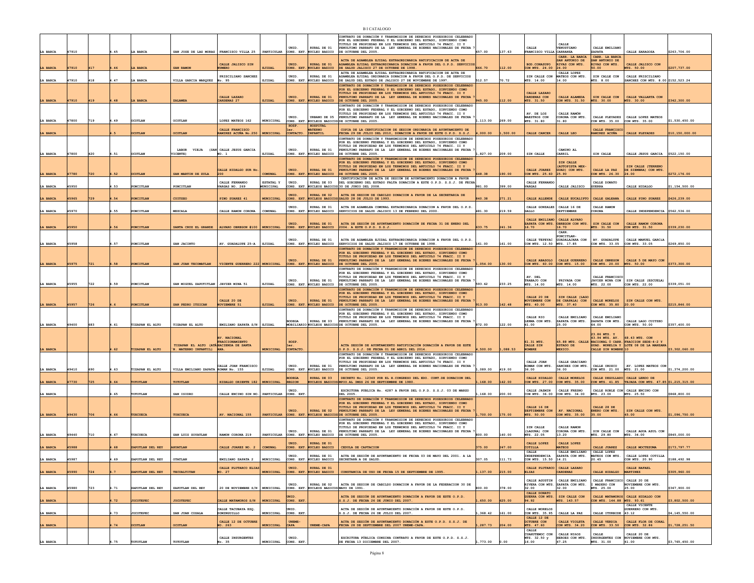| | | | | | | | | | | | | | | | | | | |
|---|---|---|---|---|---|---|---|---|---|---|---|---|---|---|---|---|---|---|
| LA BARCA | 47910 | | 4.45 | LA BARCA | SAN JOSE DE LAS MORAS | FRANCISCO VILLA 25 | PARTICULAR | UNID. CONS. EXT. | RURAL DE 01 NUCLEO BASICO | CONTRATO DE DONACIÓN Y TRANSMISION DE DERECHOS POSESORIOS CELEBRADO POR EL GOBIERNO FEDERAL Y EL GOBIERNO DEL ESTADO, SIRVIENDO COMO TITULO DE PROPIEDAD EN LOS TERMINOS DEL ARTICULO 74 FRACC. II Y PENULTIMO PARRAFO DE LA LEY GENERAL DE BIENES NACIONALES DE FECHA 7 DE OCTUBRE DEL 2005. | 657.00 | 137.63 | CALLE FRANCISCO VILLA | CALLE VENUSTIANO CARRANZA | CALLE EMILIANO ZAPATA | CALLE ZARAGOZA | $263,706.00 |
| LA BARCA | 47910 | 417 | 4.46 | LA BARCA | SAN RAMON | CALLE JALISCO SIN NUMERO | EJIDAL | UNID. CONS. EXT. | RURAL DE 01 NUCLEO BASICO | ACTA DE ASAMBLEA EJIDAL EXTRAORDINARIA RATIFICACION DE ACTA DE ASAMBLEA EJIDAL EXTRAORDINARIA DONACION A FAVOR DEL O.P.D. SERVICIOS DE SALUD JALISCO 27 DE OCTUBRE DE 1998. | 666.70 | 112.00 | BOD.CONASUPO CON MTS. 24.00 | CARR. LA BARCA SAN ANTONIO DE RIVAS CON MTS. 24.00 | CARR. LA BARCA SAN ANTONIO DE RIVAS CON MTS. 50.00 | CALLE JALISCO CON MTS. 50.00 | $207,737.00 |
| LA BARCA | 47910 | 418 | 4.47 | LA BARCA | VILLA GARCIA MARQUEZ | PRISCILIANO SANCHEZ No. 95 | EJIDAL | UNID. CONS. EXT. | RURAL DE 01 NUCLEO BASICO | ACTA DE ASAMBLEA EJIDAL EXTRAORDINARIA RATIFICACION DE ACTA DE ASAMBLEA EJIDAL ORDINARIA DONACION A FAVOR DEL O.P.D. DE SERVICIOS DE SALUD DEL ESTADO DE JALISCO 27 DE NOVIEMBRE DE 1997. | 512.57 | 70.72 | SIN CALLE CON MTS. 14.00 | CALLE LOPEZ MATEOS CON MTS. 14.00 | SIN CALLE CON MTS. 8.00 | CALLE PRISCILIANO SANCHEZ CON MTS. 8.00 | $152,523.24 |
| LA BARCA | 47910 | 419 | 4.48 | LA BARCA | ZALAMEA | CALLE LAZARO CARDENAS 27 | EJIDAL | UNID. CONS. EXT. | RURAL DE 01 NUCLEO BASICO | CONTRATO DE DONACIÓN Y TRANSMISION DE DERECHOS POSESORIOS CELEBRADO POR EL GOBIERNO FEDERAL Y EL GOBIERNO DEL ESTADO, SIRVIENDO COMO TITULO DE PROPIEDAD EN LOS TERMINOS DEL ARTICULO 74 FRACC. II Y PENULTIMO PARRAFO DE LA LEY GENERAL DE BIENES NACIONALES DE FECHA 7 DE OCTUBRE DEL 2005. | 945.00 | 112.00 | CALLE LAZARO CARDENAS CON MTS. 31.50 | CALLE ALAMEDA CON MTS. 31.50 | SIN CALLE CON MTS. 30.00 | CALLE VALLARTA CON MTS. 30.00 | $342,300.00 |
| LA BARCA | 47800 | 719 | 4.49 | OCOTLAN | OCOTLAN | LOPEZ MATEOS 162 | MUNICIPAL | UNID. CONS. EXT. | URBANO DE 05 NUCLEOS BASICOS | CONTRATO DE DONACIÓN Y TRANSMISION DE DERECHOS POSESORIOS CELEBRADO POR EL GOBIERNO FEDERAL Y EL GOBIERNO DEL ESTADO, SIRVIENDO COMO TITULO DE PROPIEDAD EN LOS TERMINOS DEL ARTICULO 74 FRACC. II Y PENULTIMO PARRAFO DE LA LEY GENERAL DE BIENES NACIONALES DE FECHA 7 DE OCTUBRE DEL 2005. | 1,113.00 | 269.00 | AV. DE LOS MAESTROS CON MTS. 31.80 | CALLE RAMÓN CORONA CON MTS. 31.80 | CALLE PLEYADES CON MTS. 35.00 | CALLE LOPEZ MATEOS CON MTS. 35.00 | $1,530,450.00 |
| LA BARCA | | | 4.5 | OCOTLAN | OCOTLAN | CALLE FRANCISCO RAMIREZ ACUÑA No.250 | MUNICIPAL | HOSP. 1er. CONTACTO | HOSPITAL MATERNO INFANTIL | COPIA DE LA CERTIFICACION DE SESION ORDINARIA DE AYUNTAMIENTO DE FECHA 29 DE JULIO DEL 2010, DONACION A FAVOR DE ESTE O.P.D. S.S.J. | 4,000.00 | 1,500.00 | CALLE CANCER | CALLE LEO | CALLE FRANCISCO RAMIREZ ACUÑA | CALLE PLEYADES | $10,150,000.00 |
| LA BARCA | 47800 | 420 | 4.51 | OCOTLAN | LABOR VIEJA (SAN VICENTE) | CALLE JESUS GARCIA NO. 1 | EJIDAL | UNID. CONS. EXT. | RURAL DE 01 NUCLEO BASICO | CONTRATO DE DONACIÓN Y TRANSMISION DE DERECHOS POSESORIOS CELEBRADO POR EL GOBIERNO FEDERAL Y EL GOBIERNO DEL ESTADO, SIRVIENDO COMO TITULO DE PROPIEDAD EN LOS TERMINOS DEL ARTICULO 74 FRACC. II Y PENULTIMO PARRAFO DE LA LEY GENERAL DE BIENES NACIONALES DE FECHA 7 DE OCTUBRE DEL 2005. | 1,827.00 | 209.00 | SIN CALLE | CAMINO AL CARRIL | SIN CALLE | CALLE JESUS GARCIA | $522,150.00 |
| LA BARCA | 47780 | 720 | 4.52 | OCOTLAN | SAN MARTIN DE ZULA | CALLE HIDALGO SUR No. 200 | COMUNAL | UNID. CONS. EXT. | RURAL DE 01 NUCLEO BASICO | CONTRATO DE DONACIÓN Y TRANSMISION DE DERECHOS POSESORIOS CELEBRADO POR EL GOBIERNO FEDERAL Y EL GOBIERNO DEL ESTADO, SIRVIENDO COMO TITULO DE PROPIEDAD EN LOS TERMINOS DEL ARTICULO 74 FRACC. II Y PENULTIMO PARRAFO DE LA LEY GENERAL DE BIENES NACIONALES DE FECHA 7 DE OCTUBRE DEL 2005. | 648.38 | 190.00 | CALLE JUAREZ CON MTS. 25.60 | SIN CALLE (AUTOPISTA MEX-GUAD) CON MTS. 25.90 | CALLE LA PAZ CON MTS. 26.30 | SIN CALLE (TERRENO DE SIEMBRA) CON MTS. 24.00 | $272,176.00 |
| LA BARCA | 45950 | | 4.53 | PONCITLAN | PONCITLAN | CALLE FERNANDO VARGAS NO. 269 | ESTATAL Y MUNICIPAL | UNID. CONS. EXT. | RURAL DE 03 NUCLEOS BASICOS | CERTIFICACIÓN DE ACTA DE SESIÓN DE AYUNTAMIENTO DONACIÓN A FAVOR DEL GOBIERNO DEL ESTADO FALTA DONACIÓN A ESTE O.P.D. S.S.J. DE FECHA 30 DE JUNIO DEL 2008. | 981.00 | 399.00 | CALLE FERNANDO VARGAS | CALLE JALISCO | CALLE DONATO GUERRA | CALLE HIDALGO | $1,154,500.00 |
| LA BARCA | 45965 | 729 | 4.54 | PONCITLAN | CUITZEO | PINO SUAREZ 41 | MUNICIPAL | UNID. CONS. EXT. | RURAL DE 02 NUCLEOS BASICOS | ACTA DE SESION DE CABILDO DONACION A FAVOR DE LA SECRETARIA DE SALUD 28 DE JULIO DE 1993. | 840.38 | 271.21 | CALLE ALLENDE | CALLE EUCALIPTO | CALLE GALEANA | CALLE PINO SUAREZ | $426,239.00 |
| LA BARCA | 45970 | | 4.55 | PONCITLAN | MEZCALA | CALLE RAMON CORONA | COMUNAL | UNID. CONS. EXT. | RURAL DE 01 NUCLEO BASICO | ACTA DE ASAMBLEA COMUNAL EXTRAORDINARIA DONACION A FAVOR DEL O.P.D. SERVICIOS DE SALUD JALISCO 13 DE FEBRERO DEL 2000. | 481.30 | 219.59 | CALLE GONZALEZ GALLO | CALLE 16 DE SEPTIEMBRE | CALLE RAMON CORONA | CALLE INDEPENDENCIA | $562,536.00 |
| LA BARCA | 45950 | | 4.56 | PONCITLAN | SANTA CRUZ EL GRANDE | ALVARO OBREGON #100 | MUNICIPAL | UNID. CONS. EXT. | RURAL DE 01 NUCLEO BASICO | ACTA DE SESIÓN DE AYUNTAMIENTO DONACIÓN DE FECHA 31 DE ENERO DEL 2004. A ESTE O.P.D. S.S.J. | 633.75 | 241.36 | CALLE EMILIANO ZAPATA CON MTS. 16.70 | CALLE ALVARO OBREGON CON MTS. 16.70 | SIN CALLE CON MTS. 31.50 | CALLE RAMON CORONA CON MTS. 31.50 | $339,230.00 |
| LA BARCA | 45958 | | 4.57 | PONCITLAN | SAN JACINTO | AV. GUADALUPE 25-A | EJIDAL | UNID. CONS. EXT. | RURAL DE 01 NUCLEO BASICO | ACTA DE ASAMBLEA EJIDAL EXTRAORDINARIA DONACION A FAVOR DEL O.P.D. SERVICIOS DE SALUD JALISCO 17 DE OCTUBRE DE 1998. | 161.00 | 161.00 | CALLE TEPEYAC CON MTS. 12.50 | CARR. PONCITLAN-GUADALAJARA CON MTS. 17.85 | AV. GUADALUPE CON MTS. 33.05 | CALLE MANUEL GARCIA CON MTS. 33.05 | $269,850.00 |
| LA BARCA | 45975 | 721 | 4.58 | PONCITLAN | SAN JUAN TECOMATLAN | VICENTE GUERRERO 222 | MUNICIPAL | UNID. CONS. EXT. | RURAL DE 01 NUCLEO BASICO | CONTRATO DE DONACIÓN Y TRANSMISION DE DERECHOS POSESORIOS CELEBRADO POR EL GOBIERNO FEDERAL Y EL GOBIERNO DEL ESTADO, SIRVIENDO COMO TITULO DE PROPIEDAD EN LOS TERMINOS DEL ARTICULO 74 FRACC. II Y PENULTIMO PARRAFO DE LA LEY GENERAL DE BIENES NACIONALES DE FECHA 7 DE OCTUBRE DEL 2005. | 1,054.00 | 130.00 | CALLE ABASOLO CON MTS. 60.00 | CALLE GUERRERO CON MTS. 15.00 | CALLE OBREGON CON MTS. 20.00 | CALLE 5 DE MAYO CON MTS. 50.00 | $373,300.00 |
| LA BARCA | 45955 | 722 | 4.59 | PONCITLAN | SAN MIGUEL ZAPOTITLAN | JAVIER MINA 51 | EJIDAL | UNID. CONS. EXT. | RURAL DE 01 NUCLEO BASICO | CONTRATO DE DONACIÓN Y TRANSMISION DE DERECHOS POSESORIOS CELEBRADO POR EL GOBIERNO FEDERAL Y EL GOBIERNO DEL ESTADO, SIRVIENDO COMO TITULO DE PROPIEDAD EN LOS TERMINOS DEL ARTICULO 74 FRACC. II Y PENULTIMO PARRAFO DE LA LEY GENERAL DE BIENES NACIONALES DE FECHA 7 DE OCTUBRE DEL 2005. | 593.62 | 233.25 | AV. DEL TRABAJO CON MTS. 14.00 | PRIVADA CON MTS. 14.00 | CALLE FRANCISCO JAVIER MINA CON MTS. 22.00 | SIN CALLE (ESCUELA) CON MTS. 22.00 | $339,051.00 |
| LA BARCA | 45957 | 726 | 4.6 | PONCITLAN | SAN PEDRO ITZICAN | CALLE 20 DE NOVIEMBRE 51 | EJIDAL | UNID. CONS. EXT. | RURAL DE 01 NUCLEO BASICO | CONTRATO DE DONACIÓN Y TRANSMISION DE DERECHOS POSESORIOS CELEBRADO POR EL GOBIERNO FEDERAL Y EL GOBIERNO DEL ESTADO, SIRVIENDO COMO TITULO DE PROPIEDAD EN LOS TERMINOS DEL ARTICULO 74 FRACC. II Y PENULTIMO PARRAFO DE LA LEY GENERAL DE BIENES NACIONALES DE FECHA 7 DE OCTUBRE DEL 2005. | 913.00 | 142.48 | CALLE 20 DE NOVIEMBRE CON MTS. 40.00 | SIN CALLE (LAGO DE CHAPALA) CON MTS. 37.40 | CALLE MORELOS CON MTS. 35.80 | SIN CALLE CON MTS. 20.00 | $215,846.00 |
| LA BARCA | 49400 | 683 | 4.61 | TIZAPAN EL ALTO | TIZAPAN EL ALTO | EMILIANO ZAPATA S/N | EJIDAL | BODEGA MOBILIARIO | RURAL DE 03 NUCLEOS BASICOS | CONTRATO DE DONACIÓN Y TRANSMISION DE DERECHOS POSESORIOS CELEBRADO POR EL GOBIERNO FEDERAL Y EL GOBIERNO DEL ESTADO, SIRVIENDO COMO TITULO DE PROPIEDAD EN LOS TERMINOS DEL ARTICULO 74 FRACC. II Y PENULTIMO PARRAFO DE LA LEY GENERAL DE BIENES NACIONALES DE FECHA 7 DE OCTUBRE DEL 2005. | 872.00 | 122.00 | CALLE RIO LERMA CON MTS. 41.00 | CALLE EMILIANO ZAPATA CON MTS. 25.00 | CALLE EMILIANO ZAPATA CON MTS. 64.00 | CALLE LAGO CUITZEO CON MTS. 50.00 | $357,400.00 |
| LA BARCA | | | 4.62 | TIZAPAN EL ALTO | TIZAPAN EL ALTO (ATÁ N. MATERNO INFANTIL) | AV. NACIONAL FRACCIONAMIENTO HACIENDA DE SANTA ANA. | MUNICIPAL | HOSP. 1er. CONTACTO | | ACTA SESIÓN DE AYUNTAMIENTO RATIFICACIÓN DONACIÓN A FAVOR DE ESTE O.P.D. S.S.J. DE FECHA 01 DE ABRIL DEL 2014. | 4,500.00 | 1,088.53 | 61.31 MTS. CALLE SIN NOMBRE | 65.88 MTS. CALLE ESTADO DE MEXICO. | 23.86 MTS. Y 43.94 MTS. AV. NACIONAL O CARR. GUAD. MORELIA Y CALLE SIN NOMBRE 10 | 68.43 MTS. CON FRACCION SEDE-4-2 Y LOTE 08 DE LA MANZANA | $3,302,060.00 |
| LA BARCA | 49410 | 690 | 4.63 | TIZAPAN EL ALTO | VILLA EMILIANO ZAPATA | CALLE JUAN FRANCISCO ROMAN No. 155 | EJIDAL | UNID. CONS. EXT. | RURAL DE 01 NUCLEO BASICO | CONTRATO DE DONACIÓN Y TRANSMISION DE DERECHOS POSESORIOS CELEBRADO POR EL GOBIERNO FEDERAL Y EL GOBIERNO DEL ESTADO, SIRVIENDO COMO TITULO DE PROPIEDAD EN LOS TERMINOS DEL ARTICULO 74 FRACC. II Y PENULTIMO PARRAFO DE LA LEY GENERAL DE BIENES NACIONALES DE FECHA 7 DE OCTUBRE DEL 2005. | 1,089.00 | 419.00 | CALLE JUAN ROMAN CON MTS. 36.00 | CALLE GRACIANO SANCHEZ CON MTS. 36.00 | CALLE OROZCO CON MTS. 21.00 | AV. LOPEZ MATEOS CON MTS. 21.00 | $1,374,200.00 |
| LA BARCA | 47730 | 725 | 4.64 | TOTOTLAN | TOTOTLAN | HIDALGO ORIENTE 182 | MUNICIPAL | BODEGA REGION | RURAL DE 03 NUCLEOS BASICOS | DECRETO No. 12349 POR EL H.CONGRESO DEL EDO. CONF.DE DONACION DEL MPIO.AL IMSS 26 DE SEPTIEMBRE DE 1980. | 1,168.00 | 142.00 | CALLE HIDALGO CON MTS. 27.00 | CALLE MORELOS CON MTS. 35.00 | CALLE DEGOLLADO CON MTS. 41.85 | CALLE LERDO DE TEJADA CON MTS. 47.85 | $1,215,315.00 |
| LA BARCA | | | 4.65 | TOTOTLAN | SAN ISIDRO | CALLE ENCINO SIN NO. | PARTICULAR | UNID. CONS. EXT. | | ESCRITURA PUBLICA No. 4287 A FAVOR DEL O.P.D. S.S.J. 03 DE MARZO DEL 2005. | 1,168.00 | 200.00 | CALLE JAZMIN CON MTS. 36.00 | CALLE FRESNO CON MTS. 34.00 | CALLE ROBLE CON MTS. 23.00 | CALLE ENCINO CON MTS. 25.50 | $868,800.00 |
| LA BARCA | 49430 | 706 | 4.66 | TUXCUECA | TUXCUECA | AV. NACIONAL 155 | PARTICULAR | UNID. CONS. EXT. | RURAL DE 02 NUCLEOS BASICOS | CONTRATO DE DONACIÓN Y TRANSMISION DE DERECHOS POSESORIOS CELEBRADO POR EL GOBIERNO FEDERAL Y EL GOBIERNO DEL ESTADO, SIRVIENDO COMO TITULO DE PROPIEDAD EN LOS TERMINOS DEL ARTICULO 74 FRACC. II Y PENULTIMO PARRAFO DE LA LEY GENERAL DE BIENES NACIONALES DE FECHA 7 DE OCTUBRE DEL 2005. | 1,700.00 | 175.00 | CALLE 16 DE SEPTIEMBRE CON MTS. 50.00 | AV. NACIONAL CON MTS. 35.00 | CALLE 28 DE ENERO CON MTS. 35.00 | SIN CALLE CON MTS. 45.00 | $1,096,750.00 |
| LA BARCA | 49440 | 710 | 4.67 | TUXCUECA | SAN LUIS SOYATLAN | RAMON CORONA 219 | PARTICULAR | UNID. CONS. EXT. | RURAL DE 01 NUCLEO BASICO | CONTRATO DE DONACIÓN Y TRANSMISION DE DERECHOS POSESORIOS CELEBRADO POR EL GOBIERNO FEDERAL Y EL GOBIERNO DEL ESTADO, SIRVIENDO COMO TITULO DE PROPIEDAD EN LOS TERMINOS DEL ARTICULO 74 FRACC. II Y PENULTIMO PARRAFO DE LA LEY GENERAL DE BIENES NACIONALES DE FECHA 7 DE OCTUBRE DEL 2005. | 800.00 | 140.00 | SIN CALLE (LAGUNA) CON MTS. 22.05 | CALLE RAMON CORONA CON MTS. 13.20 | SIN CALLE CON MTS. 29.80 | CALLE AGUA AZUL CON MTS. 34.00 | $845,000.00 |
| LA BARCA | 45988 | | 4.68 | ZAPOTLAN DEL REY | AHUATLAN | CALLE JUAREZ NO. 2 | COMUNAL | UNID. CONS. EXT. | RURAL DE 01 NUCLEO BASICO | CEDULA DE CAPTACION | 375.00 | 247.00 | CALLE LOPEZ COTILLA | CALLE LOPEZ MATEOS | CALLE JUAREZ | CALLE MOCTEZUMA | $173,797.77 |
| LA BARCA | 45987 | | 4.69 | ZAPOTLAN DEL REY | OTATLAN | EMILIANO ZAPATA 2 | MUNICIPAL | UNID. CONS. EXT. | RURAL DE 01 NUCLEO BASICO | ACTA DE SESION DE AYUNTAMIENTO DE FECHA 03 DE MAYO DEL 2001. A LA SECRETARÍA DE SALUD. | 307.05 | 111.73 | CALLE INDEPENDENCIA CON MTS. 15.50 | CALLE EMILIANO ZAPATA CON MTS. 14.21 | CALLE LOPEZ MATEOS CON MTS. 20.45 | CALLE LOPEZ COTILLA CON MTS. 20.90 | $188,492.98 |
| LA BARCA | 45990 | 724 | 4.7 | ZAPOTLAN DEL REY | TECUALTITAN | CALLE PLUTARCO ELIAS NO. 27 | MUNICIPAL | UNID. CONS. EXT. | RURAL DE 01 NUCLEO BASICO | CONSTANCIA DE USO DE FECHA 15 DE SEPTIEMBRE DE 1995. | 1,137.00 | 215.00 | CALLE PLUTARCO ELIAS | CALLE LAZARO CARDENAS | CALLE HIDALGO | CALLE RAFAEL MARTINEZ | $305,960.00 |
| LA BARCA | 45980 | 723 | 4.71 | ZAPOTLAN DEL REY | ZAPOTLAN DEL REY | 20 DE NOVIEMBRE S/N | MUNICIPAL | UNID. CONS. EXT. | RURAL DE 02 NUCLEOS BASICOS | ACTA DE SESION DE CABILDO DONACION A FAVOR DE LA FEDERACION 30 DE MAYO DE 1991. | 800.00 | 378.00 | CALLE AGUSTIN RIVERA CON MTS. 32.00 | CALLE EMILIANO ZAPATA CON MTS. 32.00 | CALLE FRANCISCO I MADERO CON MTS. 25.00 | CALLE 20 DE NOVIEMBRE CON MTS. 25.00 | $367,900.00 |
| LA BARCA | | | 4.72 | JOCOTEPEC | JOCOTEPEC | CALLE MATAMOROS S/N | MUNICIPAL | UNID. CONS. EXT. | | ACTA DE SESIÓN DE AYUNTAMIENTO DONACIÓN A FAVOR DE ESTE O.P.D. S.S.J. DE FECHA 26 DE JUNIO DEL 2007. | 1,650.00 | 625.00 | CALLE DONATO GUERRA CON MTS. 94.92 | SIN CALLE CON MTS. 143.57 | CALLE MATAMOROS CON MTS. 144.88 | CALLE HIDALGO CON MTS. 93.61 | $3,802,500.00 |
| LA BARCA | | | 4.73 | JOCOTEPEC | SAN JUAN COSALA | CALLE TACUBAYA ESQ. DOMINGUILLO | MUNICIPAL | UNID. CONS. EXT. | | ACTA DE SESIÓN DE AYUNTAMIENTO DONACIÓN A FAVOR DE ESTE O.P.D. S.S.J. DE FECHA 26 DE JULIO DEL 2007. | 1,368.42 | 161.00 | CALLE MORELOS CON MTS. 35.95 | CALLE LA PAZ | CALLE ITURBIDE | CALLE VICENTE GUERRERO CON MTS. 43.12 | $4,145,550.00 |
| LA BARCA | | | 4.74 | OCOTLAN | OCOTLAN | CALLE 12 DE OCTUBRE NO. 263 | MUNICIPAL | UNEME-CAPA | UNEME-CAPA | ACTA DE SESIÓN DE AYUNTAMIENTO DONACIÓN A ESTE O.P.D. S.S.J. DE FECHA 26 DE SEPTIEMBRE DEL 2007 UNEME-CAPA. | 1,287.73 | 204.00 | CALLE 12 DE OCTUBRE CON MTS. 47.60 | CALLE VIOLETA CON MTS. 34.20 | CALLE VERDIA CON MTS. 33.50 | CALLE FLOR DE CORAL CON MTS. 32.86 | $1,728,251.50 |
| LA BARCA | | | 4.75 | TOTOTLAN | TOTOTLAN | CALLE INSURGENTES No. 35 | MUNICIPAL | UNID. CONS. EXT. | | ESCRITURA PÚBLICA CONSINA CONTRATO A FAVOR DE ESTE O.P.D. S.S.J. DE FECHA 13 DICIEMBRE DEL 2007. | 1,773.00 | 0.00 | CALLE CUAHUTEMOC CON MTS. 32.50 y 16.00 | CALLE NIÑOS HEROES CON MTS. 47.25 | CALLE INSURGENTES CON MTS. 31.00 | CALLE 20 DE NOVIEMBRE CON MTS. 41.00 | $3,765,450.00 |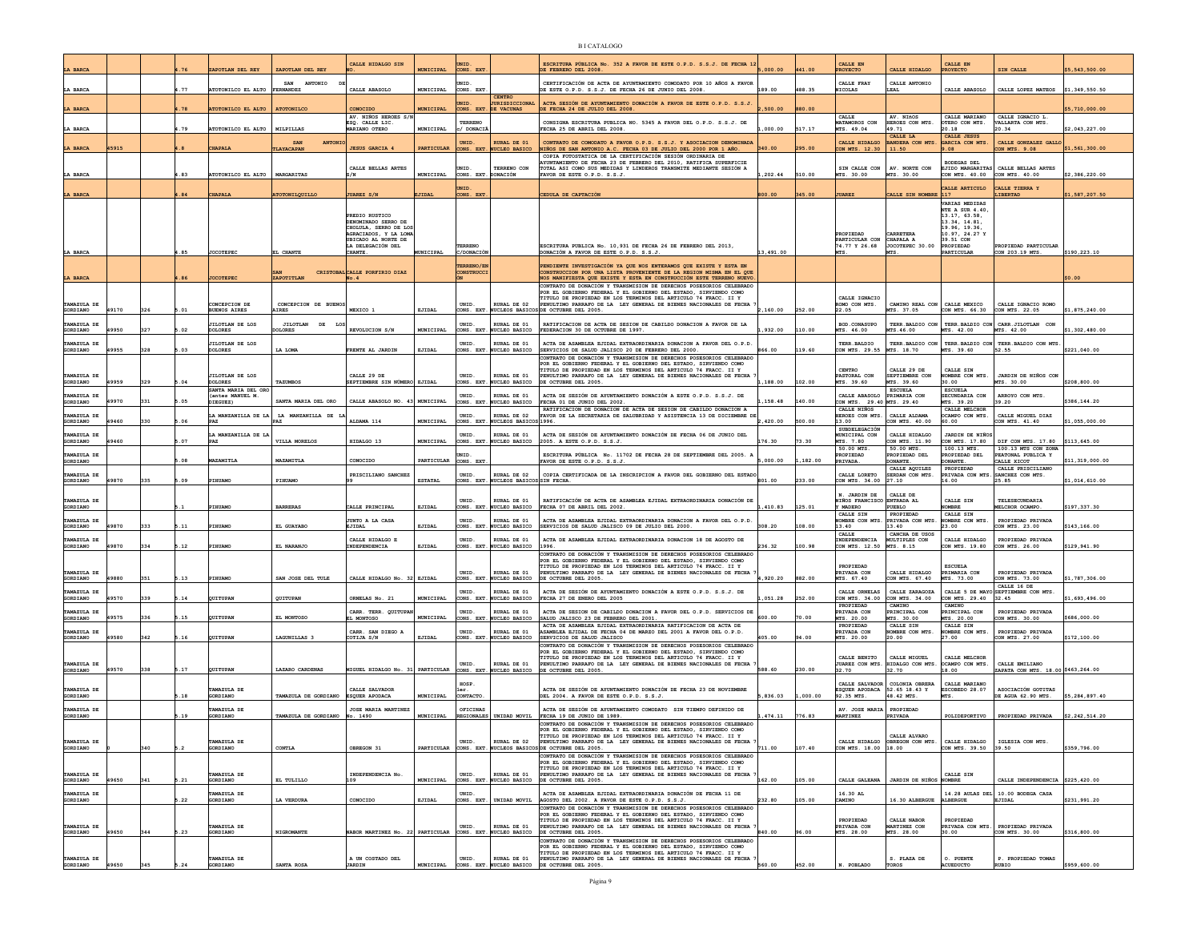B I CATALOGO

| | | | | | | | | | | | | | | | | | | | |
|---|---|---|---|---|---|---|---|---|---|---|---|---|---|---|---|---|---|---|---|
| LA BARCA | | | 4.76 | ZAPOTLAN DEL REY | ZAPOTLAN DEL REY | CALLE HIDALGO SIN NO. | MUNICIPAL | UNID. CONS. EXT. | | ESCRITURA PÚBLICA No. 352 A FAVOR DE ESTE O.P.D. S.S.J. DE FECHA 12 DE FEBRERO DEL 2008. | 5,000.00 | 441.00 | CALLE EN PROYECTO | CALLE HIDALGO | CALLE EN PROYECTO | SIN CALLE | $5,543,500.00 |
| LA BARCA | | | 4.77 | ATOTONILCO EL ALTO | SAN ANTONIO DE FERNANDEZ | CALLE ABASOLO | MUNICIPAL | UNID. CONS. EXT. | | CERTIFICACIÓN DE ACTA DE AYUNTAMIENTO COMODATO POR 10 AÑOS A FAVOR DE ESTE O.P.D. S.S.J. DE FECHA 26 DE JUNIO DEL 2008. | 189.00 | 488.35 | CALLE FRAY NICOLAS | CALLE ANTONIO LEAL | CALLE ABASOLO | CALLE LOPEZ MATEOS | $1,349,550.50 |
| LA BARCA | | | 4.78 | ATOTONILCO EL ALTO | ATOTONILCO | CONOCIDO | MUNICIPAL | UNID. CONS. EXT. | CENTRO JURISDICCIONAL DE VACUNAS | ACTA SESIÓN DE AYUNTAMIENTO DONACIÓN A FAVOR DE ESTE O.P.D. S.S.J. DE FECHA 24 DE JULIO DEL 2008. | 2,500.00 | 880.00 | | | | | $5,710,000.00 |
| LA BARCA | | | 4.79 | ATOTONILCO EL ALTO | MILPILLAS | AV. NIÑOS HEROES S/N ESQ. CALLE LIC. MARIANO OTERO | MUNICIPAL | TERRENO c/ DONACIÓ | | CONSIGNA ESCRITURA PUBLICA NO. 5345 A FAVOR DEL O.P.D. S.S.J. DE FECHA 25 DE ABRIL DEL 2008. | 1,000.00 | 517.17 | CALLE MATAMOROS CON MTS. 49.04 | AV. NIÑOS HEROES CON MTS. 49.71 | CALLE MARIANO OTERO CON MTS. 20.18 | CALLE IGNACIO L. VALLARTA CON MTS. 20.34 | $2,043,227.00 |
| LA BARCA | 45915 | | 4.8 | CHAPALA | SAN ANTONIO TLAYACAPAN | JESUS GARCIA 4 | PARTICULAR | UNID. CONS. EXT. | RURAL DE 01 NUCLEO BASICO | CONTRATO DE COMODATO A FAVOR O.P.D. S.S.J. Y ASOCIACION DENOMINADA NIÑOS DE SAN ANTONIO A.C. FECHA 03 DE JULIO DEL 2000 POR 1 AÑO. | 340.00 | 295.00 | CALLE HIDALGO CON MTS. 12.30 | CALLE LA BANDERA CON MTS. 11.50 | CALLE JESUS GARCIA CON MTS. 9.08 | CALLE GONZALEZ GALLO CON MTS. 9.08 | $1,561,300.00 |
| LA BARCA | | | 4.83 | ATOTONILCO EL ALTO | MARGARITAS | CALLE BELLAS ARTES S/N | MUNICIPAL | UNID. CONS. EXT. | TERRENO CON DONACIÓN | COPIA FOTOSTATICA DE LA CERTIFICACIÓN SESIÓN ORDINARIA DE AYUNTAMIENTO DE FECHA 23 DE FEBRERO DEL 2010, RATIFICA SUPERFICIE TOTAL ASI COMO SUS MEDIDAS Y LINDEROS TRANSMITE MEDIANTE SESIÓN A FAVOR DE ESTE O.P.D. S.S.J. | 1,202.44 | 510.00 | SIN CALLE CON MTS. 30.00 | AV. NORTE CON MTS. 30.00 | BODEGAS DEL EJIDO MARGARITAS CON MTS. 40.00 | CALLE BELLAS ARTES CON MTS. 40.00 | $2,386,220.00 |
| LA BARCA | | | 4.84 | CHAPALA | ATOTONILQUILLO | JUAREZ S/N | EJIDAL | UNID. CONS. EXT. | | CEDULA DE CAPTACIÓN | 800.00 | 345.00 | JUAREZ | CALLE SIN NOMBRE | CALLE ARTICULO 117 | CALLE TIERRA Y LIBERTAD | $1,587,207.50 |
| LA BARCA | | | 4.85 | JOCOTEPEC | EL CHANTE | PREDIO RUSTICO DENOMINADO SERRO DE CHOLULA, SERRO DE LOS AGRACIADOS, Y LA LOMA UBICADO AL NORTE DE LA DELEGACIÓN DEL CHANTE. | MUNICIPAL | TERRENO C/DONACIÓN | | ESCRITURA PUBLICA No. 10,931 DE FECHA 26 DE FEBRERO DEL 2013, DONACIÓN A FAVOR DE ESTE O.P.D. S.S.J. | 13,491.00 | | PROPIEDAD PARTICULAR CON 74.77 Y 26.68 MTS. | CARRETERA CHAPALA A JOCOTEPEC 30.00 MTS. | VARIAS MEDIDAS NTE A SUR 4.40, 13.17, 63.58, 13.34, 14.81, 19.86, 19.36, 10.97, 24.27 Y 39.51 CON PROPIEDAD PARTICULAR | PROPIEDAD PARTICULAR CON 203.19 MTS. | $190,223.10 |
| LA BARCA | | | 4.86 | JOCOTEPEC | SAN CRISTOBAL ZAPOTITLAN | CALLE PORFIRIO DIAZ No.4 | | TERRENO/EN CONSTRUCCION | | PENDIENTE INVESTIGACIÓN YA QUE NOS ENTERAMOS QUE EXISTE Y ESTA EN CONSTRUCCION POR UNA LISTA PROVENIENTE DE LA REGION MISMA EN EL QUE NOS MANIFIESTA QUE EXISTE Y ESTA EN CONSTRUCCIÓN ESTE TERRENO NUEVO. | | | | | | | $0.00 |
| TAMAZULA DE GORDIANO | 49170 | 326 | 5.01 | CONCEPCION DE BUENOS AIRES | CONCEPCION DE BUENOS AIRES | MEXICO 1 | EJIDAL | UNID. CONS. EXT. | RURAL DE 02 NUCLEOS BASICOS | CONTRATO DE DONACIÓN Y TRANSMISION DE DERECHOS POSESORIOS CELEBRADO POR EL GOBIERNO FEDERAL Y EL GOBIERNO DEL ESTADO, SIRVIENDO COMO TITULO DE PROPIEDAD EN LOS TERMINOS DEL ARTICULO 74 FRACC. II Y PENULTIMO PARRAFO DE LA LEY GENERAL DE BIENES NACIONALES DE FECHA 7 DE OCTUBRE DEL 2005. | 2,160.00 | 252.00 | CALLE IGNACIO ROMO CON MTS. 22.05 | CAMINO REAL CON MTS. 37.05 | CALLE MEXICO CON MTS. 66.30 | CALLE IGNACIO ROMO CON MTS. 22.05 | $1,875,240.00 |
| TAMAZULA DE GORDIANO | 49950 | 327 | 5.02 | JILOTLAN DE LOS DOLORES | JILOTLAN DE LOS DOLORES | REVOLUCION S/N | MUNICIPAL | UNID. CONS. EXT. | RURAL DE 01 NUCLEO BASICO | RATIFICACION DE ACTA DE SESION DE CABILDO DONACION A FAVOR DE LA FEDERACION 30 DE OCTUBRE DE 1997. | 1,932.00 | 110.00 | BOD.CONASUPO MTS. 46.00 | TERR.BALDIO CON MTS.46.00 | TERR.BALDIO CON MTS. 42.00 | CARR.JILOTLAN CON MTS. 42.00 | $1,302,480.00 |
| TAMAZULA DE GORDIANO | 49955 | 328 | 5.03 | JILOTLAN DE LOS DOLORES | LA LOMA | FRENTE AL JARDIN | EJIDAL | UNID. CONS. EXT. | RURAL DE 01 NUCLEO BASICO | ACTA DE ASAMBLEA EJIDAL EXTRAORDINARIA DONACION A FAVOR DEL O.P.D. SERVICIOS DE SALUD JALISCO 20 DE FEBRERO DEL 2000. | 866.00 | 119.60 | TERR.BALDIO CON MTS. 29.55 | TERR.BALDIO CON MTS. 18.70 | TERR.BALDIO CON MTS. 39.60 | TERR.BALDIO CON MTS. 52.55 | $221,040.00 |
| TAMAZULA DE GORDIANO | 49959 | 329 | 5.04 | JILOTLAN DE LOS DOLORES | TAZUMBOS | CALLE 29 DE SEPTIEMBRE SIN NÚMERO | EJIDAL | UNID. CONS. EXT. | RURAL DE 01 NUCLEO BASICO | CONTRATO DE DONACIÓN Y TRANSMISION DE DERECHOS POSESORIOS CELEBRADO POR EL GOBIERNO FEDERAL Y EL GOBIERNO DEL ESTADO, SIRVIENDO COMO TITULO DE PROPIEDAD EN LOS TERMINOS DEL ARTICULO 74 FRACC. II Y PENULTIMO PARRAFO DE LA LEY GENERAL DE BIENES NACIONALES DE FECHA 7 DE OCTUBRE DEL 2005. | 1,188.00 | 102.00 | CENTRO PASTORAL CON MTS. 39.60 | CALLE 29 DE SEPTIEMBRE CON MTS. 39.60 | CALLE SIN NOMBRE CON MTS. 30.00 | JARDIN DE NIÑOS CON MTS. 30.00 | $208,800.00 |
| TAMAZULA DE GORDIANO | 49970 | 331 | 5.05 | SANTA MARIA DEL ORO (antes MANUEL M. DIEGUEZ) | SANTA MARIA DEL ORO | CALLE ABASOLO NO. 43 | MUNICIPAL | UNID. CONS. EXT. | RURAL DE 01 NUCLEO BASICO | ACTA DE SESION DE AYUNTAMIENTO DONACIÓN A ESTE O.P.D. S.S.J. DE FECHA 01 DE JUNIO DEL 2002. | 1,158.48 | 140.00 | CALLE ABASOLO CON MTS. 29.40 | ESCUELA PRIMARIA CON MTS. 29.40 | ESCUELA SECUNDARIA CON MTS. 39.20 | ARROYO CON MTS. 39.20 | $386,144.20 |
| TAMAZULA DE GORDIANO | 49460 | 330 | 5.06 | LA MANZANILLA DE LA PAZ | LA MANZANILLA DE LA PAZ | ALDAMA 114 | MUNICIPAL | UNID. CONS. EXT. | RURAL DE 02 NUCLEOS BASICOS | RATIFICACION DE DONACION DE ACTA DE SESION DE CABILDO DONACION A FAVOR DE LA SECRETARIA DE SALUBRIDAD Y ASISTENCIA 13 DE DICIEMBRE DE 1996. | 2,420.00 | 500.00 | CALLE NIÑOS HEROES CON MTS. 13.00 | CALLE ALDAMA CON MTS. 40.00 | CALLE MELCHOR OCAMPO CON MTS. 60.00 | CALLE MIGUEL DIAZ CON MTS. 41.40 | $1,055,000.00 |
| TAMAZULA DE GORDIANO | 49460 | | 5.07 | LA MANZANILLA DE LA PAZ | VILLA MORELOS | HIDALGO 13 | MUNICIPAL | UNID. CONS. EXT. | RURAL DE 01 NUCLEO BASICO | ACTA DE SESIÓN DE AYUNTAMIENTO DONACIÓN DE FECHA 06 DE JUNIO DEL 2005. A ESTE O.P.D. S.S.J. | 176.30 | 73.30 | SUBDELEGACIÓN MUNICIPAL CON MTS. 7.80 | CALLE HIDALGO CON MTS. 11.90 | JARDIN DE NIÑOS CON MTS. 17.80 | DIF CON MTS. 17.80 | $113,645.00 |
| TAMAZULA DE GORDIANO | | | 5.08 | MAZAMITLA | MAZAMITLA | CONOCIDO | PARTICULAR | UNID. CONS. EXT. | | ESCRITURA PÚBLICA No. 11702 DE FECHA 28 DE SEPTIEMBRE DEL 2005. A FAVOR DE ESTE O.P.D. S.S.J. | 5,000.00 | 1,182.00 | 50.00 MTS. PROPIEDAD PRIVADA. | 50.00 MTS. PROPIEDAD DEL DONANTE. | 100.13 MTS. PROPIEDAD DEL DONANTE. | 100.13 MTS CON ZONA PEATONAL PUBLICA Y CALLE XICOT | $11,319,000.00 |
| TAMAZULA DE GORDIANO | 49870 | 335 | 5.09 | PIHUAMO | PIHUAMO | PRISCILIANO SANCHEZ 99 | ESTATAL | UNID. CONS. EXT. | RURAL DE 02 NUCLEOS BASICOS | COPIA CERTIFICADA DE LA INSCRIPCION A FAVOR DEL GOBIERNO DEL ESTADO SIN FECHA. | 801.00 | 233.00 | CALLE LORETO CON MTS. 34.00 | CALLE AQUILES SERDAN CON MTS. 27.10 | PROPIEDAD PRIVADA CON MTS. 16.00 | CALLE PRISCILIANO SANCHEZ CON MTS. 25.85 | $1,014,610.00 |
| TAMAZULA DE GORDIANO | | | 5.1 | PIHUAMO | BARRERAS | CALLE PRINCIPAL | EJIDAL | UNID. CONS. EXT. | RURAL DE 01 NUCLEO BASICO | RATIFICACIÓN DE ACTA DE ASAMBLEA EJIDAL EXTRAORDINARIA DONACIÓN DE FECHA 07 DE ABRIL DEL 2002. | 1,410.83 | 125.01 | N. JARDIN DE NIÑOS FRANCISCO Y MADERO | CALLE DE ENTRADA AL PUEBLO | CALLE SIN NOMBRE | TELESECUNDARIA MELCHOR OCAMPO. | $197,337.30 |
| TAMAZULA DE GORDIANO | 49870 | 333 | 5.11 | PIHUAMO | EL GUAYABO | JUNTO A LA CASA EJIDAL | EJIDAL | UNID. CONS. EXT. | RURAL DE 01 NUCLEO BASICO | ACTA DE ASAMBLEA EJIDAL EXTRAORDINARIA DONACION A FAVOR DEL O.P.D. SERVICIOS DE SALUD JALISCO 09 DE JULIO DEL 2000. | 308.20 | 108.00 | CALLE SIN NOMBRE CON MTS. 13.40 | PROPIEDAD PRIVADA CON MTS. 13.40 | CALLE SIN NOMBRE CON MTS. 23.00 | PROPIEDAD PRIVADA CON MTS. 23.00 | $143,166.00 |
| TAMAZULA DE GORDIANO | 49870 | 334 | 5.12 | PIHUAMO | EL NARANJO | CALLE HIDALGO E INDEPENDENCIA | EJIDAL | UNID. CONS. EXT. | RURAL DE 01 NUCLEO BASICO | ACTA DE ASAMBLEA EJIDAL EXTRAORDINARIA DONACION 18 DE AGOSTO DE 1996. | 236.32 | 100.98 | CALLE INDEPENDENCIA CON MTS. 12.50 | CANCHA DE USOS MULTIPLES CON MTS. 8.15 | CALLE HIDALGO CON MTS. 19.80 | PROPIEDAD PRIVADA CON MTS. 26.00 | $129,941.90 |
| TAMAZULA DE GORDIANO | 49880 | 351 | 5.13 | PIHUAMO | SAN JOSE DEL TULE | CALLE HIDALGO No. 32 | EJIDAL | UNID. CONS. EXT. | RURAL DE 01 NUCLEO BASICO | CONTRATO DE DONACIÓN Y TRANSMISION DE DERECHOS POSESORIOS CELEBRADO POR EL GOBIERNO FEDERAL Y EL GOBIERNO DEL ESTADO, SIRVIENDO COMO TITULO DE PROPIEDAD EN LOS TERMINOS DEL ARTICULO 74 FRACC. II Y PENULTIMO PARRAFO DE LA LEY GENERAL DE BIENES NACIONALES DE FECHA 7 DE OCTUBRE DEL 2005. | 4,920.20 | 882.00 | PROPIEDAD PRIVADA CON MTS. 67.40 | CALLE HIDALGO CON MTS. 67.40 | ESCUELA PRIMARIA CON MTS. 73.00 | PROPIEDAD PRIVADA CON MTS. 73.00 | $1,787,306.00 |
| TAMAZULA DE GORDIANO | 49570 | 339 | 5.14 | QUITUPAN | QUITUPAN | ORNELAS No. 21 | MUNICIPAL | UNID. CONS. EXT. | RURAL DE 01 NUCLEO BASICO | ACTA DE SESIÓN DE AYUNTAMIENTO DONACIÓN A ESTE O.P.D. S.S.J. DE FECHA 27 DE ENERO DEL 2005 | 1,051.28 | 252.00 | CALLE ORNELAS CON MTS. 34.00 | CALLE ZARAGOZA CON MTS. 34.00 | CALLE 5 DE MAYO CON MTS. 29.40 | CALLE 16 DE SEPTIEMBRE CON MTS. 32.45 | $1,693,496.00 |
| TAMAZULA DE GORDIANO | 49575 | 336 | 5.15 | QUITUPAN | EL MONTOSO | CARR. TERR. QUITUPAN EL MONTOSO | MUNICIPAL | UNID. CONS. EXT. | RURAL DE 01 NUCLEO BASICO | ACTA DE SESION DE CABILDO DONACION A FAVOR DEL O.P.D. SERVICIOS DE SALUD JALISCO 29 DE FEBRERO DEL 2001. | 600.00 | 70.00 | PROPIEDAD PRIVADA CON MTS. 20.00 | CAMINO PRINCIPAL CON MTS. 30.00 | CAMINO PRINCIPAL CON MTS. 20.00 | PROPIEDAD PRIVADA CON MTS. 30.00 | $686,000.00 |
| TAMAZULA DE GORDIANO | 49580 | 342 | 5.16 | QUITUPAN | LAGUNILLAS 3 | CARR. SAN DIEGO A COTIJA S/N | EJIDAL | UNID. CONS. EXT. | RURAL DE 01 NUCLEO BASICO | ACTA DE ASAMBLEA EJIDAL EXTRAORDINARIA RATIFICACION DE ACTA DE ASAMBLEA EJIDAL DE FECHA 04 DE MARZO DEL 2001 A FAVOR DEL O.P.D. SERVICIOS DE SALUD JALISCO | 405.00 | 94.00 | PROPIEDAD PRIVADA CON MTS. 20.00 | CALLE SIN NOMBRE CON MTS. 20.00 | CALLE SIN NOMBRE CON MTS. 27.00 | PROPIEDAD PRIVADA CON MTS. 27.00 | $172,100.00 |
| TAMAZULA DE GORDIANO | 49570 | 338 | 5.17 | QUITUPAN | LAZARO CARDENAS | MIGUEL HIDALGO No. 31 | PARTICULAR | UNID. CONS. EXT. | RURAL DE 01 NUCLEO BASICO | CONTRATO DE DONACIÓN Y TRANSMISION DE DERECHOS POSESORIOS CELEBRADO POR EL GOBIERNO FEDERAL Y EL GOBIERNO DEL ESTADO, SIRVIENDO COMO TITULO DE PROPIEDAD EN LOS TERMINOS DEL ARTICULO 74 FRACC. II Y PENULTIMO PARRAFO DE LA LEY GENERAL DE BIENES NACIONALES DE FECHA 7 DE OCTUBRE DEL 2005. | 588.60 | 230.00 | CALLE BENITO JUAREZ CON MTS. 32.70 | CALLE MIGUEL HIDALGO CON MTS. 32.70 | CALLE MELCHOR OCAMPO CON MTS. 18.00 | CALLE EMILIANO ZAPATA CON MTS. 18.00 | $463,264.00 |
| TAMAZULA DE GORDIANO | | | 5.18 | TAMAZULA DE GORDIANO | TAMAZULA DE GORDIANO | CALLE SALVADOR ESQUER APODACA | MUNICIPAL | HOSP. 1er. CONTACTO. | | ACTA DE SESIÓN DE AYUNTAMIENTO DONACIÓN DE FECHA 23 DE NOVIEMBRE DEL 2004. A FAVOR DE ESTE O.P.D. S.S.J. | 5,836.03 | 1,000.00 | CALLE SALVADOR ESQUER APODACA 92.35 MTS. | COLONIA OBRERA 52.65 18.43 Y 48.42 MTS. | CALLE MARIANO ESCOBEDO 28.07 MTS. | ASOCIACIÓN GOTITAS DE AGUA 62.90 MTS. | $5,284,897.40 |
| TAMAZULA DE GORDIANO | | | 5.19 | TAMAZULA DE GORDIANO | TAMAZULA DE GORDIANO | JOSE MARIA MARTINEZ No. 1490 | MUNICIPAL | OFICINAS REGIONALES | UNIDAD MOVIL | ACTA DE SESIÓN DE AYUNTAMIENTO COMODATO SIN TIEMPO DEFINIDO DE FECHA 19 DE JUNIO DE 1989. | 1,474.11 | 776.83 | AV. JOSE MARIA MARTINEZ | PROPIEDAD PRIVADA | POLIDEPORTIVO | PROPIEDAD PRIVADA | $2,242,514.20 |
| TAMAZULA DE GORDIANO | 0 | 340 | 5.2 | TAMAZULA DE GORDIANO | CONTLA | OBREGON 31 | PARTICULAR | UNID. CONS. EXT. | RURAL DE 02 NUCLEOS BASICOS | CONTRATO DE DONACIÓN Y TRANSMISION DE DERECHOS POSESORIOS CELEBRADO POR EL GOBIERNO FEDERAL Y EL GOBIERNO DEL ESTADO, SIRVIENDO COMO TITULO DE PROPIEDAD EN LOS TERMINOS DEL ARTICULO 74 FRACC. II Y PENULTIMO PARRAFO DE LA LEY GENERAL DE BIENES NACIONALES DE FECHA 7 DE OCTUBRE DEL 2005. | 711.00 | 107.40 | CALLE HIDALGO CON MTS. 18.00 | CALLE ALVARO OBREGON CON MTS. 18.00 | CALLE HIDALGO CON MTS. 39.50 | IGLESIA CON MTS. 39.50 | $359,796.00 |
| TAMAZULA DE GORDIANO | 49650 | 341 | 5.21 | TAMAZULA DE GORDIANO | EL TULILLO | INDEPENDENCIA No. 109 | MUNICIPAL | UNID. CONS. EXT. | RURAL DE 01 NUCLEO BASICO | CONTRATO DE DONACIÓN Y TRANSMISION DE DERECHOS POSESORIOS CELEBRADO POR EL GOBIERNO FEDERAL Y EL GOBIERNO DEL ESTADO, SIRVIENDO COMO TITULO DE PROPIEDAD EN LOS TERMINOS DEL ARTICULO 74 FRACC. II Y PENULTIMO PARRAFO DE LA LEY GENERAL DE BIENES NACIONALES DE FECHA 7 DE OCTUBRE DEL 2005. | 162.00 | 105.00 | CALLE GALEANA | JARDIN DE NIÑOS | CALLE SIN NOMBRE | CALLE INDEPENDENCIA | $225,420.00 |
| TAMAZULA DE GORDIANO | | | 5.22 | TAMAZULA DE GORDIANO | LA VERDURA | CONOCIDO | EJIDAL | UNID. CONS. EXT. | UNIDAD MOVIL | ACTA DE ASAMBLEA EJIDAL EXTRAORDINARIA DONACIÓN DE FECHA 11 DE AGOSTO DEL 2002. A FAVOR DE ESTE O.P.D. S.S.J. | 232.80 | 105.00 | 16.30 AL CAMINO | 16.30 ALBERGUE | 14.28 AULAS DEL ALBERGUE | 10.00 BODEGA CASA EJIDAL | $231,991.20 |
| TAMAZULA DE GORDIANO | 49650 | 344 | 5.23 | TAMAZULA DE GORDIANO | NIGROMANTE | NABOR MARTINEZ No. 22 | PARTICULAR | UNID. CONS. EXT. | RURAL DE 01 NUCLEO BASICO | CONTRATO DE DONACIÓN Y TRANSMISION DE DERECHOS POSESORIOS CELEBRADO POR EL GOBIERNO FEDERAL Y EL GOBIERNO DEL ESTADO, SIRVIENDO COMO TITULO DE PROPIEDAD EN LOS TERMINOS DEL ARTICULO 74 FRACC. II Y PENULTIMO PARRAFO DE LA LEY GENERAL DE BIENES NACIONALES DE FECHA 7 DE OCTUBRE DEL 2005. | 840.00 | 96.00 | PROPIEDAD PRIVADA CON MTS. 28.00 | CALLE NABOR MARTINEZ CON MTS. 28.00 | PROPIEDAD PRIVADA CON MTS. 30.00 | PROPIEDAD PRIVADA CON MTS. 30.00 | $316,800.00 |
| TAMAZULA DE GORDIANO | 49650 | 345 | 5.24 | TAMAZULA DE GORDIANO | SANTA ROSA | A UN COSTADO DEL JARDIN | MUNICIPAL | UNID. CONS. EXT. | RURAL DE 01 NUCLEO BASICO | CONTRATO DE DONACIÓN Y TRANSMISION DE DERECHOS POSESORIOS CELEBRADO POR EL GOBIERNO FEDERAL Y EL GOBIERNO DEL ESTADO, SIRVIENDO COMO TITULO DE PROPIEDAD EN LOS TERMINOS DEL ARTICULO 74 FRACC. II Y PENULTIMO PARRAFO DE LA LEY GENERAL DE BIENES NACIONALES DE FECHA 7 DE OCTUBRE DEL 2005. | 560.00 | 452.00 | N. POBLADO | S. PLAZA DE TOROS | O. PUENTE ACUEDUCTO | P. PROPIEDAD TOMAS RUBIO | $959,600.00 |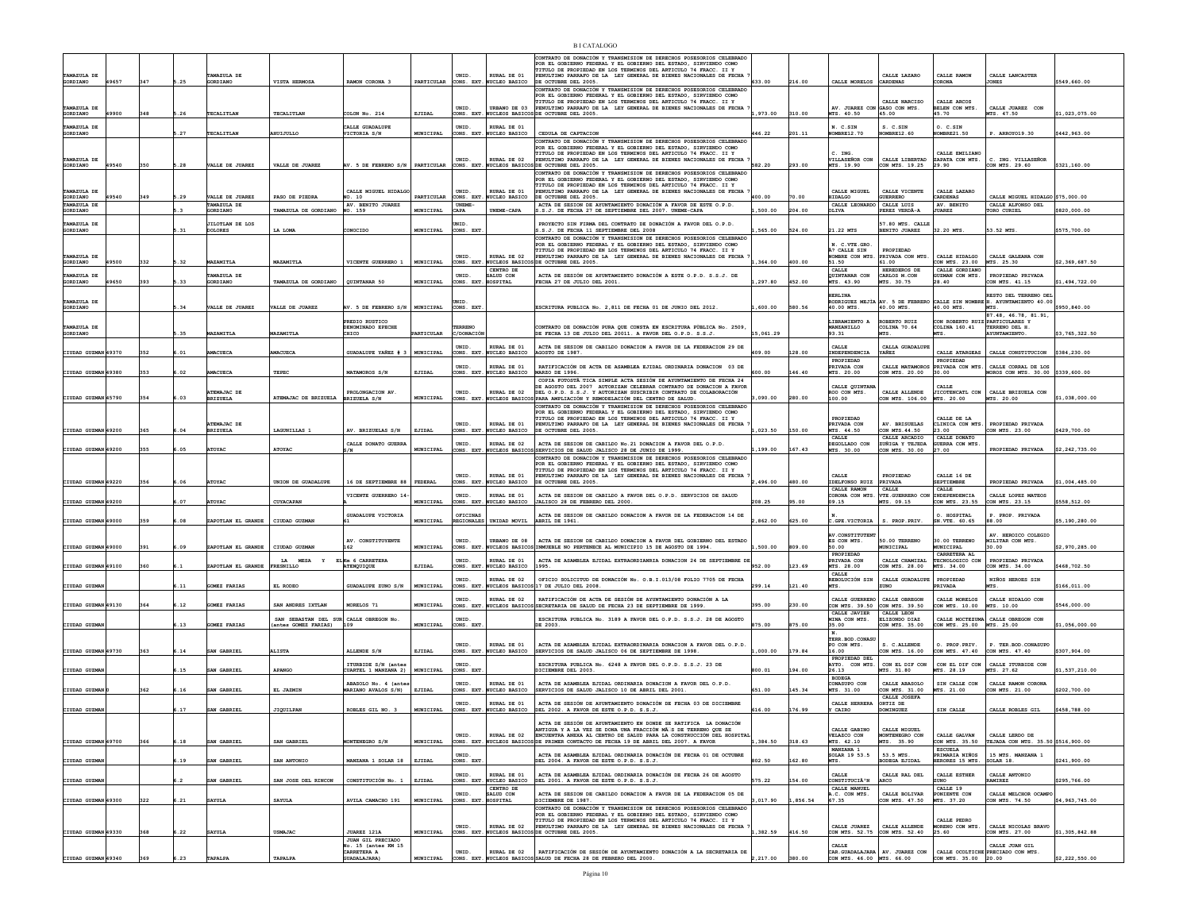| | | | | | | | | | | | | | | | | | | |
|---|---|---|---|---|---|---|---|---|---|---|---|---|---|---|---|---|---|---|
| TAMAZULA DE GORDIANO | 49657 | 347 | 5.25 | TAMAZULA DE GORDIANO | VISTA HERMOSA | RAMON CORONA 3 | PARTICULAR | UNID. CONS. EXT. | RURAL DE 01 NUCLEO BASICO | CONTRATO DE DONACIÓN Y TRANSMISION DE DERECHOS POSESORIOS CELEBRADO POR EL GOBIERNO FEDERAL Y EL GOBIERNO DEL ESTADO, SIRVIENDO COMO TITULO DE PROPIEDAD EN LOS TERMINOS DEL ARTICULO 74 FRACC. II Y PENULTIMO PARRAFO DE LA LEY GENERAL DE BIENES NACIONALES DE FECHA 7 DE OCTUBRE DEL 2005. | 633.00 | 216.00 | CALLE MORELOS | CALLE LAZARO CARDENAS | CALLE RAMON CORONA | CALLE LANCASTER JONES | $549,660.00 |
| TAMAZULA DE GORDIANO | 49900 | 348 | 5.26 | TECALITLAN | TECALITLAN | COLON No. 214 | EJIDAL | UNID. CONS. EXT. | URBANO DE 03 NUCLEOS BASICOS | CONTRATO DE DONACIÓN Y TRANSMISION DE DERECHOS POSESORIOS CELEBRADO POR EL GOBIERNO FEDERAL Y EL GOBIERNO DEL ESTADO, SIRVIENDO COMO TITULO DE PROPIEDAD EN LOS TERMINOS DEL ARTICULO 74 FRACC. II Y PENULTIMO PARRAFO DE LA LEY GENERAL DE BIENES NACIONALES DE FECHA 7 DE OCTUBRE DEL 2005. | 1,973.00 | 310.00 | AV. JUAREZ CON MTS. 40.50 | CALLE NARCISO GASO CON MTS. 45.00 | CALLE ARCOS BELEN CON MTS. 45.70 | CALLE JUAREZ CON MTS. 47.50 | $1,023,075.00 |
| TAMAZULA DE GORDIANO | | | 5.27 | TECALITLAN | AHUIJULLO | CALLE GUADALUPE VICTORIA S/N | MUNICIPAL | UNID. CONS. EXT. | RURAL DE 01 NUCLEO BASICO | CEDULA DE CAPTACION | 446.22 | 201.11 | N. C.SIN NOMBRE12.70 | S. C.SIN NOMBRE12.60 | O. C.SIN NOMBRE21.50 | P. ARROYO19.30 | $442,963.00 |
| TAMAZULA DE GORDIANO | 49540 | 350 | 5.28 | VALLE DE JUAREZ | VALLE DE JUAREZ | AV. 5 DE FEBRERO S/N | PARTICULAR | UNID. CONS. EXT. | RURAL DE 02 NUCLEOS BASICOS | CONTRATO DE DONACIÓN Y TRANSMISION DE DERECHOS POSESORIOS CELEBRADO POR EL GOBIERNO FEDERAL Y EL GOBIERNO DEL ESTADO, SIRVIENDO COMO TITULO DE PROPIEDAD EN LOS TERMINOS DEL ARTICULO 74 FRACC. II Y PENULTIMO PARRAFO DE LA LEY GENERAL DE BIENES NACIONALES DE FECHA 7 DE OCTUBRE DEL 2005. | 582.20 | 293.00 | C. ING. VILLASEÑOR CON MTS. 19.90 | CALLE LIBERTAD CON MTS. 19.25 | CALLE EMILIANO ZAPATA CON MTS. 29.90 | C. ING. VILLASEÑOR CON MTS. 29.60 | $321,160.00 |
| TAMAZULA DE GORDIANO | 49540 | 349 | 5.29 | VALLE DE JUAREZ | PASO DE PIEDRA | CALLE MIGUEL HIDALGO NO. 10 | PARTICULAR | UNID. CONS. EXT. | RURAL DE 01 NUCLEO BASICO | CONTRATO DE DONACIÓN Y TRANSMISION DE DERECHOS POSESORIOS CELEBRADO POR EL GOBIERNO FEDERAL Y EL GOBIERNO DEL ESTADO, SIRVIENDO COMO TITULO DE PROPIEDAD EN LOS TERMINOS DEL ARTICULO 74 FRACC. II Y PENULTIMO PARRAFO DE LA LEY GENERAL DE BIENES NACIONALES DE FECHA 7 DE OCTUBRE DEL 2005. | 400.00 | 70.00 | CALLE MIGUEL HIDALGO | CALLE VICENTE GUERRERO | CALLE LAZARO CARDENAS | CALLE MIGUEL HIDALGO | $75,000.00 |
| TAMAZULA DE GORDIANO | | | 5.3 | TAMAZULA DE GORDIANO | TAMAZULA DE GORDIANO | AV. BENITO JUAREZ NO. 159 | MUNICIPAL | UNEME-CAPA | UNEME-CAPA | ACTA DE SESION DE AYUNTAMIENTO DONACIÓN A FAVOR DE ESTE O.P.D. S.S.J. DE FECHA 27 DE SEPTIEMBRE DEL 2007. UNEME-CAPA | 1,500.00 | 204.00 | CALLE LEONARDO OLIVA | CALLE LUIS PEREZ VERDÍA | AV. BENITO JUAREZ | CALLE ALFONSO DEL TORO CURIEL | $820,000.00 |
| TAMAZULA DE GORDIANO | | | 5.31 | JILOTLAN DE LOS DOLORES | LA LOMA | CONOCIDO | MUNICIPAL | UNID. CONS. EXT. | | PROYECTO SIN FIRMA DEL CONTRATO DE DONACIÓN A FAVOR DEL O.P.D. S.S.J. DE FECHA 11 SEPTIEMBRE DEL 2008 | 1,565.00 | 524.00 | 21.22 MTS. | 57.80 MTS. CALLE BENITO JUAREZ | 32.20 MTS. | 53.52 MTS. | $575,700.00 |
| TAMAZULA DE GORDIANO | 49500 | 332 | 5.32 | MAZAMITLA | MAZAMITLA | VICENTE GUERRERO 1 | MUNICIPAL | UNID. CONS. EXT. | RURAL DE 02 NUCLEOS BASICOS | CONTRATO DE DONACIÓN Y TRANSMISION DE DERECHOS POSESORIOS CELEBRADO POR EL GOBIERNO FEDERAL Y EL GOBIERNO DEL ESTADO, SIRVIENDO COMO TITULO DE PROPIEDAD EN LOS TERMINOS DEL ARTICULO 74 FRACC. II Y PENULTIMO PARRAFO DE LA LEY GENERAL DE BIENES NACIONALES DE FECHA 7 DE OCTUBRE DEL 2005. | 1,364.00 | 400.00 | N. C.VTE.GRO. Ñ? CALLE SIN NOMBRE CON MTS. 51.50 | PROPIEDAD PRIVADA CON MTS. 61.00 | CALLE HIDALGO CON MTS. 23.00 | CALLE GALEANA CON MTS. 25.30 | $2,369,687.50 |
| TAMAZULA DE GORDIANO | 49650 | 393 | 5.33 | TAMAZULA DE GORDIANO | TAMAZULA DE GORDIANO | QUINTANAR 50 | MUNICIPAL | UNID. CONS. EXT. | CENTRO DE SALUD CON HOSPITAL | ACTA DE SESIÓN DE AYUNTAMIENTO DONACIÓN A ESTE O.P.D. S.S.J. DE FECHA 27 DE JULIO DEL 2001. | 1,297.80 | 452.00 | CALLE QUINTANAR CON MTS. 43.90 | HEREDEROS DE CARLOS M.CON MTS. 30.75 | CALLE GORDIANO GUZMAN CON MTS. 28.40 | PROPIEDAD PRIVADA CON MTS. 41.15 | $1,494,722.00 |
| TAMAZULA DE GORDIANO | | | 5.34 | VALLE DE JUAREZ | VALLE DE JUAREZ | AV. 5 DE FEBRERO S/N | MUNICIPAL | UNID. CONS. EXT. | | ESCRITURA PUBLICA No. 2,811 DE FECHA 01 DE JUNIO DEL 2012. | 1,600.00 | 580.56 | MERLINA RODRIGUEZ MEJÍA 40.00 MTS. | AV. 5 DE FEBRERO 40.00 MTS. | CALLE SIN NOMBRE 40.00 MTS. | RESTO DEL TERRENO DEL H. AYUNTAMIENTO 40.00 MTS. | $950,840.00 |
| TAMAZULA DE GORDIANO | | | 5.35 | MAZAMITLA | MAZAMITLA | PREDIO RUSTICO DENOMINADO EPECHE CHICO | PARTICULAR | TERRENO C/DONACIÓN | | CONTRATO DE DONACIÓN PURA QUE CONSTA EN ESCRITURA PÚBLICA No. 2509, DE FECHA 13 DE JULIO DEL 20011. A FAVOR DEL O.P.D. S.S.J. | 15,061.29 | | LIBRAMIENTO A MANZANILLO 93.31 | ROBERTO RUIZ COLINA 70.64 MTS. | CON ROBERTO RUIZ COLINA 160.41 MTS. | 87.48, 46.78, 81.91, PARTICULARES Y TERRENO DEL H. AYUNTAMIENTO. | $3,765,322.50 |
| CIUDAD GUZMAN | 49370 | 352 | 6.01 | AMACUECA | AMACUECA | GUADALUPE YAÑEZ # 3 | MUNICIPAL | UNID. CONS. EXT. | RURAL DE 01 NUCLEO BASICO | ACTA DE SESION DE CABILDO DONACION A FAVOR DE LA FEDERACION 29 DE AGOSTO DE 1987. | 409.00 | 128.00 | CALLE INDEPENDENCIA | CALLA GUADALUPE YAÑEZ | CALLE ATARGEAS | CALLE CONSTITUCION | $384,230.00 |
| CIUDAD GUZMAN | 49380 | 353 | 6.02 | AMACUECA | TEPEC | MATAMOROS S/N | EJIDAL | UNID. CONS. EXT. | RURAL DE 01 NUCLEO BASICO | RATIFICACIÓN DE ACTA DE ASAMBLEA EJIDAL ORDINARIA DONACION 03 DE MARZO DE 1996. | 600.00 | 146.40 | PROPIEDAD PRIVADA CON MTS. 20.00 | CALLE MATAMOROS CON MTS. 20.00 | PROPIEDAD PRIVADA CON MTS. 30.00 | CALLE CORRAL DE LOS MOROS CON MTS. 30.00 | $339,600.00 |
| CIUDAD GUZMAN | 45790 | 354 | 6.03 | ATEMAJAC DE BRIZUELA | ATEMAJAC DE BRIZUELA | PROLONGACION AV. BRIZUELA S/N | MUNICIPAL | UNID. CONS. EXT. | RURAL DE 02 NUCLEOS BASICOS | COPIA FOTOSTÁ TICA SIMPLE ACTA SESIÓN DE AYUNTAMIENTO DE FECHA 24 DE AGOSTO DEL 2007 AUTORIZAN CELEBRAR CONTRATO DE DONACION A FAVOR DEL O.P.D. S.S.J. Y AUTORIZAN SUSCRIBIR CONTRATO DE COLABORACIÓN PARA AMPLIACIÓN Y REMODELACIÓN DEL CENTRO DE SALUD. | 3,090.00 | 280.00 | CALLE QUINTANA ROO CON MTS. 100.00 | CALLE ALLENDE CON MTS. 106.00 | CALLE JICOTENCATL CON MTS. 20.00 | CALLE BRIZUELA CON MTS. 20.00 | $1,038,000.00 |
| CIUDAD GUZMAN | 49200 | 365 | 6.04 | ATEMAJAC DE BRIZUELA | LAGUNILLAS 1 | AV. BRIZUELAS S/N | EJIDAL | UNID. CONS. EXT. | RURAL DE 01 NUCLEO BASICO | CONTRATO DE DONACIÓN Y TRANSMISION DE DERECHOS POSESORIOS CELEBRADO POR EL GOBIERNO FEDERAL Y EL GOBIERNO DEL ESTADO, SIRVIENDO COMO TITULO DE PROPIEDAD EN LOS TERMINOS DEL ARTICULO 74 FRACC. II Y PENULTIMO PARRAFO DE LA LEY GENERAL DE BIENES NACIONALES DE FECHA 7 DE OCTUBRE DEL 2005. | 1,023.50 | 150.00 | PROPIEDAD PRIVADA CON MTS. 44.50 | AV. BRISUELAS CON MTS.44.50 | CALLE DE LA CLINICA CON MTS. 23.00 | PROPIEDAD PRIVADA CON MTS. 23.00 | $429,700.00 |
| CIUDAD GUZMAN | 49200 | 355 | 6.05 | ATOYAC | ATOYAC | CALLE DONATO GUERRA S/N | MUNICIPAL | UNID. CONS. EXT. | RURAL DE 02 NUCLEOS BASICOS | ACTA DE SESION DE CABILDO No.21 DONACION A FAVOR DEL O.P.D. SERVICIOS DE SALUD JALISCO 28 DE JUNIO DE 1999. | 1,199.00 | 167.43 | CALLE DEGOLLADO CON MTS. 30.00 | CALLE ARCADIO ZUÑIGA Y TEJEDA CON MTS. 30.00 | CALLE DONATO GUERRA CON MTS. 27.00 | PROPIEDAD PRIVADA | $2,242,735.00 |
| CIUDAD GUZMAN | 49220 | 356 | 6.06 | ATOYAC | UNION DE GUADALUPE | 16 DE SEPTIEMBRE 88 | FEDERAL | UNID. CONS. EXT. | RURAL DE 01 NUCLEO BASICO | CONTRATO DE DONACIÓN Y TRANSMISION DE DERECHOS POSESORIOS CELEBRADO POR EL GOBIERNO FEDERAL Y EL GOBIERNO DEL ESTADO, SIRVIENDO COMO TITULO DE PROPIEDAD EN LOS TERMINOS DEL ARTICULO 74 FRACC. II Y PENULTIMO PARRAFO DE LA LEY GENERAL DE BIENES NACIONALES DE FECHA 7 DE OCTUBRE DEL 2005. | 2,496.00 | 480.00 | CALLE IDELFONSO RUIZ | PROPIEDAD PRIVADA | CALLE 16 DE SEPTIEMBRE | PROPIEDAD PRIVADA | $1,004,485.00 |
| CIUDAD GUZMAN | 49200 | | 6.07 | ATOYAC | CUYACAPAN | VICENTE GUERRERO 14-A | MUNICIPAL | UNID. CONS. EXT. | RURAL DE 01 NUCLEO BASICO | ACTA DE SESION DE CABILDO A FAVOR DEL O.P.D. SERVICIOS DE SALUD JALISCO 28 DE FEBRERO DEL 2000. | 208.25 | 95.00 | CALLE RAMON CORONA CON MTS. 09.15 | CALLE VTE.GUERRERO CON MTS. 09.15 | CALLE INDEPENDENCIA CON MTS. 23.55 | CALLE LOPEZ MATEOS CON MTS. 23.15 | $558,512.00 |
| CIUDAD GUZMAN | 49000 | 359 | 6.08 | ZAPOTLAN EL GRANDE | CIUDAD GUZMAN | GUADALUPE VICTORIA 61 | MUNICIPAL | OFICINAS REGIONALES | UNIDAD MOVIL | ACTA DE SESION DE CABILDO DONACION A FAVOR DE LA FEDERACION 14 DE ABRIL DE 1961. | 2,862.00 | 625.00 | N. C.GPE.VICTORIA | S. PROP.PRIV. | O. HOSPITAL SN.VTE. 60.65 | P. PROP. PRIVADA 88.00 | $5,190,280.00 |
| CIUDAD GUZMAN | 49000 | 391 | 6.09 | ZAPOTLAN EL GRANDE | CIUDAD GUZMAN | AV. CONSTITUYENTE 162 | MUNICIPAL | UNID. CONS. EXT. | URBANO DE 08 NUCLEOS BASICOS | ACTA DE SESION DE CABILDO DONACION A FAVOR DEL GOBIERNO DEL ESTADO INMUEBLE NO PERTENECE AL MUNICIPIO 15 DE AGOSTO DE 1994. | 1,500.00 | 809.00 | AV.CONSTITUYENT ES CON MTS. 50.00 | 50.00 TERRENO MUNICIPAL | 30.00 TERRENO MUNICIPAL | AV. HEROICO COLEGIO MILITAR CON MTS. 30.00 | $2,970,285.00 |
| CIUDAD GUZMAN | 49100 | 360 | 6.1 | ZAPOTLAN EL GRANDE | LA MESA Y EL FRESNILLO | Km 6 CARRETERA ATENQUIQUE | EJIDAL | UNID. CONS. EXT. | RURAL DE 01 NUCLEO BASICO | ACTA DE ASAMBLEA EJIDAL EXTRAORDINARIA DONACION 24 DE SEPTIEMBRE DE 1995. | 952.00 | 123.69 | PROPIEDAD PRIVADA CON MTS. 28.00 | CALLE CHAMIZAL CON MTS. 28.00 | CARRETERA AL TECNOLOGICO CON MTS. 34.00 | PROPIEDAD PRIVADA CON MTS. 34.00 | $468,702.50 |
| CIUDAD GUZMAN | | | 6.11 | GOMEZ FARIAS | EL RODEO | GUADALUPE ZUNO S/N | MUNICIPAL | UNID. CONS. EXT. | RURAL DE 02 NUCLEOS BASICOS | OFICIO SOLICITUD DE DONACIÓN No. O.B.I.013/08 FOLIO 7705 DE FECHA 17 DE JULIO DEL 2008. | 299.14 | 121.40 | CALLE REBOLUCIÓN SIN MTS. | CALLE GUADALUPE ZUNO | PROPIEDAD PRIVADA | NIÑOS HEROES SIN MTS. | $166,011.00 |
| CIUDAD GUZMAN | 49130 | 364 | 6.12 | GOMEZ FARIAS | SAN ANDRES IXTLAN | MORELOS 71 | MUNICIPAL | UNID. CONS. EXT. | RURAL DE 02 NUCLEOS BASICOS | RATIFICACIÓN DE ACTA DE SESIÓN DE AYUNTAMIENTO DONACIÓN A LA SECRETARIA DE SALUD DE FECHA 23 DE SEPTIEMBRE DE 1999. | 395.00 | 230.00 | CALLE GUERRERO CON MTS. 39.50 | CALLE OBREGON CON MTS. 39.50 | CALLE MORELOS CON MTS. 10.00 | CALLE HIDALGO CON MTS. 10.00 | $546,000.00 |
| CIUDAD GUZMAN | | | 6.13 | GOMEZ FARIAS | SAN SEBASTIAN DEL SUR (antes GOMEZ FARIAS) | CALLE OBREGON No. 109 | MUNICIPAL | UNID. CONS. EXT. | | ESCRITURA PUBLICA No. 3189 A FAVOR DEL O.P.D. S.S.J. 28 DE AGOSTO DE 2003. | 875.00 | 875.00 | CALLE JAVIER MINA CON MTS. 35.00 | CALLE LEON ELIZONDO DIAZ CON MTS. 35.00 | CALLE MOCTEZUMA CON MTS. 25.00 | CALLE OBREGON CON MTS. 25.00 | $1,056,000.00 |
| CIUDAD GUZMAN | 49730 | 363 | 6.14 | SAN GABRIEL | ALISTA | ALLENDE S/N | EJIDAL | UNID. CONS. EXT. | RURAL DE 01 NUCLEO BASICO | ACTA DE ASAMBLEA EJIDAL EXTRAORDINARIA DONACION A FAVOR DEL O.P.D. SERVICIOS DE SALUD JALISCO 06 DE SEPTIEMBRE DE 1998. | 1,000.00 | 179.84 | N. TERR.BOD.CONASUPO CON MTS. 16.00 | S. C.ALLENDE CON MTS. 16.00 | O. PROP.PRIV. CON MTS. 47.40 | P. TER.BOD.CONASUPO CON MTS. 47.40 | $307,904.00 |
| CIUDAD GUZMAN | | | 6.15 | SAN GABRIEL | APANGO | ITURBIDE S/N (antes CUARTEL 1 MANZANA 2) | MUNICIPAL | UNID. CONS. EXT. | | ESCRITURA PUBLICA No. 6248 A FAVOR DEL O.P.D. S.S.J. 23 DE DICIEMBRE DEL 2003. | 800.01 | 194.00 | PROPIEDAD DEL AYTO. CON MTS. 26.13 | CON EL DIF CON MTS. 31.80 | CON EL DIF CON MTS. 28.19 | CALLE ITURBIDE CON MTS. 27.62 | $1,537,210.00 |
| CIUDAD GUZMAN | 0 | 362 | 6.16 | SAN GABRIEL | EL JAZMIN | ABASOLO No. 4 (antes MARIANO AVALOS S/N) | EJIDAL | UNID. CONS. EXT. | RURAL DE 01 NUCLEO BASICO | ACTA DE ASAMBLEA EJIDAL ORDINARIA DONACION A FAVOR DEL O.P.D. SERVICIOS DE SALUD JALISCO 10 DE ABRIL DEL 2001. | 651.00 | 145.34 | BODEGA CONASUPO CON MTS. 31.00 | CALLE ABASOLO CON MTS. 31.00 | SIN CALLE CON MTS. 21.00 | CALLE RAMON CORONA CON MTS. 21.00 | $202,700.00 |
| CIUDAD GUZMAN | | | 6.17 | SAN GABRIEL | JIQUILPAN | ROBLES GIL NO. 3 | MUNICIPAL | UNID. CONS. EXT. | RURAL DE 01 NUCLEO BASICO | ACTA DE SESION DE AYUNTAMIENTO DONACIÓN DE FECHA 03 DE DICIEMBRE DEL 2002. A FAVOR DE ESTE O.P.D. S.S.J. | 616.00 | 176.99 | CALLE HERRERA Y CAIRO | CALLE JOSEFA ORTIZ DE DOMINGUEZ | SIN CALLE | CALLE ROBLES GIL | $458,788.00 |
| CIUDAD GUZMAN | 49700 | 366 | 6.18 | SAN GABRIEL | SAN GABRIEL | MONTENEGRO S/N | MUNICIPAL | UNID. CONS. EXT. | RURAL DE 02 NUCLEOS BASICOS | ACTA DE SESION DE AYUNTAMIENTO EN DONDE SE RATIFICA LA DONACIÓN ANTIGUA Y A LA VEZ SE DONA UNA FRACCIÓN MÁS DE TERRENO QUE SE ENCUENTRA ANEXA AL CENTRO DE SALUD PARA LA CONSTRUCCIÓN DEL HOSPITAL DE PRIMER CONTACTO DE FECHA 19 DE ABRIL DEL 2007. A FAVOR | 1,384.50 | 318.63 | CALLE GABINO VELASCO CON MTS. 42.10 | CALLE MIGUEL MONTENEGRO CON MTS. 35.90 | CALLE GALVAN CON MTS. 35.50 | CALLE LERDO DE TEJADA CON MTS. 35.50 | $516,900.00 |
| CIUDAD GUZMAN | | | 6.19 | SAN GABRIEL | SAN ANTONIO | MANZANA 1 SOLAR 18 | EJIDAL | UNID. CONS. EXT. | | ACTA DE ASAMBLEA EJIDAL ORDINARIA DONACIÓN DE FECHA 01 DE OCTUBRE DEL 2004. A FAVOR DE ESTE O.P.D. S.S.J. | 802.50 | 162.80 | MANZANA 1 SOLAR 19 53.5 MTS. | 53.5 MTS. BODEGA EJIDAL | ESCUELA PRIMARIA NIÑOS HEROES 15 MTS. | 15 MTS. MANZANA 1 SOLAR 18. | $241,900.00 |
| CIUDAD GUZMAN | | | 6.2 | SAN GABRIEL | SAN JOSE DEL RINCON | CONSTITUCIÓN No. 1 | EJIDAL | UNID. CONS. EXT. | RURAL DE 01 NUCLEO BASICO | ACTA DE ASAMBLEA EJIDAL ORDINARIA DONACIÓN DE FECHA 26 DE AGOSTO DEL 2001. A FAVOR DE ESTE O.P.D. S.S.J. | 575.22 | 154.00 | CALLE CONSTITUCIÃ'N | CALLE RAL DEL ARCO | CALLE ESTHER ZUNO | CALLE ANTONIO RAMIREZ | $295,766.00 |
| CIUDAD GUZMAN | 49300 | 322 | 6.21 | SAYULA | SAYULA | AVILA CAMACHO 191 | MUNICIPAL | UNID. CONS. EXT. | CENTRO DE SALUD CON HOSPITAL | ACTA DE SESION DE CABILDO DONACION A FAVOR DE LA FEDERACION 05 DE DICIEMBRE DE 1987. | 3,017.90 | 1,856.54 | CALLE MANUEL A.C. CON MTS. 67.35 | CALLE BOLIVAR CON MTS. 47.50 | CALLE 19 PONIENTE CON MTS. 37.20 | CALLE MELCHOR OCAMPO CON MTS. 74.50 | $4,963,745.00 |
| CIUDAD GUZMAN | 49330 | 368 | 6.22 | SAYULA | USMAJAC | JUAREZ 121A | MUNICIPAL | UNID. CONS. EXT. | RURAL DE 02 NUCLEOS BASICOS | CONTRATO DE DONACIÓN Y TRANSMISION DE DERECHOS POSESORIOS CELEBRADO POR EL GOBIERNO FEDERAL Y EL GOBIERNO DEL ESTADO, SIRVIENDO COMO TITULO DE PROPIEDAD EN LOS TERMINOS DEL ARTICULO 74 FRACC. II Y PENULTIMO PARRAFO DE LA LEY GENERAL DE BIENES NACIONALES DE FECHA 7 DE OCTUBRE DEL 2005. | 1,382.59 | 416.50 | CALLE JUAREZ CON MTS. 52.75 | CALLE ALLENDE CON MTS. 52.40 | CALLE PEDRO MORENO CON MTS. 25.60 | CALLE NICOLAS BRAVO CON MTS. 27.00 | $1,305,842.88 |
| CIUDAD GUZMAN | 49340 | 369 | 6.23 | TAPALPA | TAPALPA | JUAN GIL PRECIADO No. 15 (antes KM 15 CARRETERA A GUADALAJARA) | MUNICIPAL | UNID. CONS. EXT. | RURAL DE 02 NUCLEOS BASICOS | RATIFICACIÓN DE SESIÓN DE AYUNTAMIENTO DONACIÓN A LA SECRETARIA DE SALUD DE FECHA 28 DE FEBRERO DEL 2000. | 2,217.00 | 380.00 | CALLE CAR.GUADALAJARA CON MTS. 46.00 | AV. JUAREZ CON MTS. 66.00 | CALLE OCOLTICHE CON MTS. 35.00 | CALLE JUAN GIL PRECIADO CON MTS. 20.00 | $2,222,550.00 |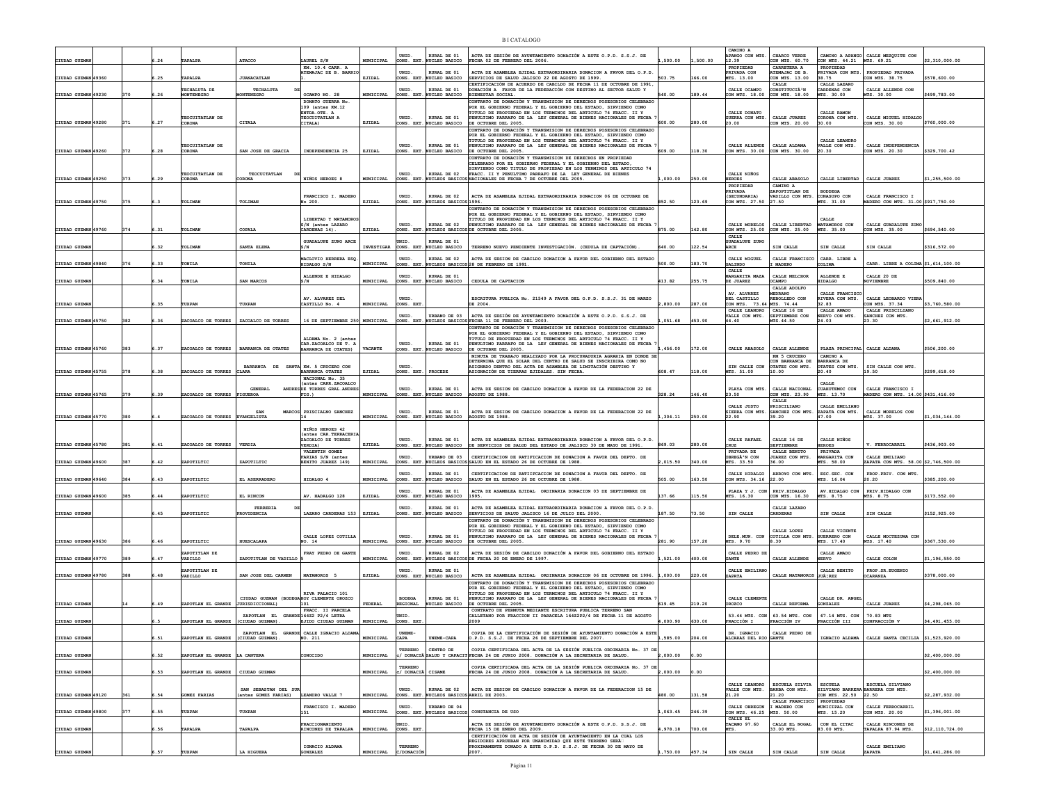| | | | | | | | | | | | | | | | | | |
|---|---|---|---|---|---|---|---|---|---|---|---|---|---|---|---|---|---|
| CIUDAD GUZMAN | | | 6.24 | TAPALPA | ATACCO | LAUREL S/N | MUNICIPAL | UNID. CONS. EXT. | RURAL DE 01 NUCLEO BASICO | ACTA DE SESIÓN DE AYUNTAMIENTO DONACIÓN A ESTE O.P.D. S.S.J. DE FECHA 02 DE FEBRERO DEL 2006. | 1,500.00 | 1,500.00 | CAMINO A APANGO CON MTS. 12.39 | CHARCO VERDE CON MTS. 60.70 | CAMINO A APANGO CON MTS. 44.21 | CALLE MEZQUITE CON MTS. 69.21 | $2,310,000.00 |
| CIUDAD GUZMAN | 49360 | | 6.25 | TAPALPA | JUANACATLAN | KM. 10.4 CARR. A ATEMAJAC DE B. BARRIO 1. | EJIDAL | UNID. CONS. EXT. | RURAL DE 01 NUCLEO BASICO | ACTA DE ASAMBLEA EJIDAL EXTRAORDINARIA DONACION A FAVOR DEL O.P.D. SERVICIOS DE SALUD JALISCO 22 DE AGOSTO DE 1999. | 503.75 | 166.00 | PROPIEDAD PRIVADA CON MTS. 13.00 | CARRETERA A ATEMAJAC DE B. CON MTS. 13.00 | PROPIEDAD PRIVADA CON MTS. 38.75 | PROPIEDAD PRIVADA CON MTS. 38.75 | $578,600.00 |
| CIUDAD GUZMAN | 49230 | 370 | 6.26 | TECHALUTA DE MONTENEGRO | TECHALUTA DE MONTENEGRO | OCAMPO NO. 28 | MUNICIPAL | UNID. CONS. EXT. | RURAL DE 01 NUCLEO BASICO | CERTIFICACIÓN DE ACUERDO DE CABILDO DE FECHA 11 DE OCTUBRE DE 1991, DONACIÓN A FAVOR DE LA FEDERACIÓN CON DESTINO AL SECTOR SALUD Y BIENESTAR SOCIAL. | 540.00 | 189.44 | CALLE OCAMPO CON MTS. 18.00 | CALLE CONSTITUCIÃ'N CON MTS. 18.00 | CALLE LAZARO CARDENAS CON MTS. 30.00 | CALLE ALLENDE CON MTS. 30.00 | $499,783.00 |
| CIUDAD GUZMAN | 49280 | 371 | 6.27 | TEOCUITATLAN DE CORONA | CITALA | DONATO GUERRA No. 109 (antes KM.12 ENTDA.OTE. A TEOCUITATLAN A CITALA) | EJIDAL | UNID. CONS. EXT. | RURAL DE 01 NUCLEO BASICO | CONTRATO DE DONACIÓN Y TRANSMISION DE DERECHOS POSESORIOS CELEBRADO POR EL GOBIERNO FEDERAL Y EL GOBIERNO DEL ESTADO, SIRVIENDO COMO TITULO DE PROPIEDAD EN LOS TERMINOS DEL ARTICULO 74 FRACC. II Y PENULTIMO PARRAFO DE LA LEY GENERAL DE BIENES NACIONALES DE FECHA 7 DE OCTUBRE DEL 2005. | 600.00 | 280.00 | CALLE DONATO GUERRA CON MTS. 20.00 | CALLE JUAREZ CON MTS. 20.00 | CALLE RAMON CORONA CON MTS. 30.00 | CALLE MIGUEL HIDALGO CON MTS. 30.00 | $760,000.00 |
| CIUDAD GUZMAN | 49260 | 372 | 6.28 | TEOCUITATLAN DE CORONA | SAN JOSE DE GRACIA | INDEPENDENCIA 25 | EJIDAL | UNID. CONS. EXT. | RURAL DE 01 NUCLEO BASICO | CONTRATO DE DONACIÓN Y TRANSMISION DE DERECHOS POSESORIOS CELEBRADO POR EL GOBIERNO FEDERAL Y EL GOBIERNO DEL ESTADO, SIRVIENDO COMO TITULO DE PROPIEDAD EN LOS TERMINOS DEL ARTICULO 74 FRACC. II Y PENULTIMO PARRAFO DE LA LEY GENERAL DE BIENES NACIONALES DE FECHA 7 DE OCTUBRE DEL 2005. | 609.00 | 118.30 | CALLE ALLENDE CON MTS. 30.00 | CALLE ALDAMA CON MTS. 30.00 | CALLE LEANDRO VALLE CON MTS. 20.30 | CALLE INDEPENDENCIA CON MTS. 20.30 | $329,700.42 |
| CIUDAD GUZMAN | 49250 | 373 | 6.29 | TEOCUITATLAN DE CORONA | TEOCUITATLAN DE CORONA | NIÑOS HEROES 8 | MUNICIPAL | UNID. CONS. EXT. | RURAL DE 02 NUCLEOS BASICOS | CONTRATO DE DONACIÓN Y TRANSMISION DE DERECHOS EN PROPIEDAD CELEBRADO POR EL GOBIERNO FEDERAL Y EL GOBIERNO DEL ESTADO, SIRVIENDO COMO TITULO DE PROPIEDAD EN LOS TERMINOS DEL ARTICULO 74 FRACC. II Y PENULTIMO PARRAFO DE LA LEY GENERAL DE BIENES NACIONALES DE FECHA 7 DE OCTUBRE DEL 2005. | 1,000.00 | 250.00 | CALLE NIÑOS HEROES | CALLE ABASOLO | CALLE LIBERTAD | CALLE JUAREZ | $1,255,500.00 |
| CIUDAD GUZMAN | 49750 | 375 | 6.3 | TOLIMAN | TOLIMAN | FRANCISCO I. MADERO No 200. | EJIDAL | UNID. CONS. EXT. | RURAL DE 02 NUCLEOS BASICOS | ACTA DE ASAMBLEA EJIDAL EXTRAORDINARIA DONACION 06 DE OCTUBRE DE 1996. | 852.50 | 123.69 | PROPIEDAD PRIVADA (SECUNDARIA) CON MTS. 27.50 | CAMINO A ZAPOTITLAN DE VADILLO CON MTS. 27.50 | BODEGA CONASUPO CON MTS. 31.00 | CALLE FRANCISCO I MADERO CON MTS. 31.00 | $917,750.00 |
| CIUDAD GUZMAN | 49760 | 374 | 6.31 | TOLIMAN | COPALA | LIBERTAD Y MATAMOROS S/N (antes LAZARO CARDENAS 14). | EJIDAL | UNID. CONS. EXT. | RURAL DE 02 NUCLEOS BASICOS | CONTRATO DE DONACIÓN Y TRANSMISION DE DERECHOS POSESORIOS CELEBRADO POR EL GOBIERNO FEDERAL Y EL GOBIERNO DEL ESTADO, SIRVIENDO COMO TITULO DE PROPIEDAD EN LOS TERMINOS DEL ARTICULO 74 FRACC. II Y PENULTIMO PARRAFO DE LA LEY GENERAL DE BIENES NACIONALES DE FECHA 7 DE OCTUBRE DEL 2005. | 875.00 | 142.80 | CALLE MORELOS CON MTS. 25.00 | CALLE LIBERTAD CON MTS. 25.00 | CALLE MATAMOROS CON MTS. 35.00 | CALLE GUADALUPE ZUNO CON MTS. 35.00 | $694,540.00 |
| CIUDAD GUZMAN | | | 6.32 | TOLIMAN | SANTA ELENA | GUADALUPE ZUNO ARCE S/N | INVESTIGAR | UNID. CONS. EXT. | RURAL DE 01 NUCLEO BASICO | TERRENO NUEVO PENDIENTE INVESTIGACIÓN. (CEDULA DE CAPTACIÓN). | 640.00 | 122.54 | CALLE GUADALUPE ZUNO ARCE | SIN CALLE | SIN CALLE | SIN CALLE | $316,572.00 |
| CIUDAD GUZMAN | 49840 | 376 | 6.33 | TONILA | TONILA | MACLOVIO HERRERA ESQ. HIDALGO S/N | MUNICIPAL | UNID. CONS. EXT. | RURAL DE 02 NUCLEOS BASICOS | ACTA DE SESION DE CABILDO DONACION A FAVOR DEL GOBIERNO DEL ESTADO 28 DE FEBRERO DE 1991. | 500.00 | 183.70 | CALLE MIGUEL GALINDO | CALLE FRANCISCO I MADERO | CARR. LIBRE A COLIMA | CARR. LIBRE A COLIMA | $1,614,100.00 |
| CIUDAD GUZMAN | | | 6.34 | TONILA | SAN MARCOS | ALLENDE E HIDALGO S/N | MUNICIPAL | UNID. CONS. EXT. | RURAL DE 01 NUCLEO BASICO | CEDULA DE CAPTACION | 413.82 | 255.75 | CALLE MARGARITA MAZA DE JUAREZ | CALLE MELCHOR OCAMPO | ALLENDE E HIDALGO | CALLE 20 DE NOVIEMBRE | $509,840.00 |
| CIUDAD GUZMAN | | | 6.35 | TUXPAN | TUXPAN | AV. ALVAREZ DEL CASTILLO No. 4 | MUNICIPAL | UNID. CONS. EXT. | | ESCRITURA PUBLICA No. 21549 A FAVOR DEL O.P.D. S.S.J. 31 DE MARZO DE 2004. | 2,800.00 | 287.00 | AV. ALVAREZ DEL CASTILLO CON MTS. 73.64 | CALLE ADOLFO MEDRANO REBOLLEDO CON MTS. 74.44 | CALLE FRANCISCO RIVERA CON MTS. 32.83 | CALLE LEOBARDO VIERA CON MTS. 37.34 | $3,760,580.00 |
| CIUDAD GUZMAN | 45750 | 382 | 6.36 | ZACOALCO DE TORRES | ZACOALCO DE TORRES | 16 DE SEPTIEMBRE 250 | MUNICIPAL | UNID. CONS. EXT. | URBANO DE 03 NUCLEOS BASICOS | ACTA DE SESIÓN DE AYUNTAMIENTO DONACIÓN A ESTE O.P.D. S.S.J. DE FECHA 11 DE FEBRERO DEL 2003. | 1,051.68 | 453.90 | CALLE LEANDRO VALLE CON MTS. 44.40 | CALLE 16 DE SEPTIEMBRE CON MTS.44.50 | CALLE AMADO NERVO CON MTS. 24.03 | CALLE PRISCILIANO SANCHEZ CON MTS. 23.30 | $2,661,912.00 |
| CIUDAD GUZMAN | 45760 | 383 | 6.37 | ZACOALCO DE TORRES | BARRANCA DE OTATES | ALDAMA No. 2 (antes CAR.ZACOALCO DE T. A BARRANCA DE OTATES) | VACANTE | UNID. CONS. EXT. | RURAL DE 01 NUCLEO BASICO | CONTRATO DE DONACIÓN Y TRANSMISION DE DERECHOS POSESORIOS CELEBRADO POR EL GOBIERNO FEDERAL Y EL GOBIERNO DEL ESTADO, SIRVIENDO COMO TITULO DE PROPIEDAD EN LOS TERMINOS DEL ARTICULO 74 FRACC. II Y PENULTIMO PARRAFO DE LA LEY GENERAL DE BIENES NACIONALES DE FECHA 7 DE OCTUBRE DEL 2005. | 1,456.00 | 172.00 | CALLE ABASOLO | CALLE ALLENDE | PLAZA PRINCIPAL | CALLE ALDAMA | $506,200.00 |
| CIUDAD GUZMAN | 45755 | 378 | 6.38 | ZACOALCO DE TORRES | BARRANCA DE SANTA CLARA | KM. 5 CRUCERO CON BARRANCA OTATES | EJIDAL | UNID. CONS. EXT. | PROCEDE | MINUTA DE TRABAJO REALIZADO POR LA PROCURADURIA AGRARIA EN DONDE SE DETERMINA QUE EL SOLAR DEL CENTRO DE SALUD SE INSCRIBIRA COMO NO ASIGNADO DENTRO DEL ACTA DE ASAMBLEA DE LIMITACIÓN DESTINO Y ASIGNACIÓN DE TIERRAS EJIDALES. SIN FECHA. | 608.47 | 118.00 | SIN CALLE CON MTS. 51.00 | KM 5 CRUCERO CON BARRANCA DE OTATES CON MTS. 10.00 | CAMINO A BARRANCA DE OTATES CON MTS. 20.40 | SIN CALLE CON MTS. 19.50 | $299,618.00 |
| CIUDAD GUZMAN | 45765 | 379 | 6.39 | ZACOALCO DE TORRES | GENERAL ANDRES FIGUEROA | NACIONAL No. 35 (antes CARR.ZACOALCO DE TORRES GRAL.ANDRES FIG.) | MUNICIPAL | UNID. CONS. EXT. | RURAL DE 01 NUCLEO BASICO | ACTA DE SESION DE CABILDO DONACION A FAVOR DE LA FEDERACION 22 DE AGOSTO DE 1988. | 328.24 | 146.40 | PLAYA CON MTS. 23.50 | CALLE NACIONAL CON MTS. 23.90 | CALLE CUAHUTEMOC CON MTS. 13.70 | CALLE FRANCISCO I MADERO CON MTS. 14.00 | $431,416.00 |
| CIUDAD GUZMAN | 45770 | 380 | 6.4 | ZACOALCO DE TORRES | SAN MARCOS EVANGELISTA | PRISCIALNO SANCHEZ 14 | MUNICIPAL | UNID. CONS. EXT. | RURAL DE 01 NUCLEO BASICO | ACTA DE SESION DE CABILDO DONACION A FAVOR DE LA FEDERACION 22 DE AGOSTO DE 1988. | 1,304.11 | 250.00 | CALLE JUSTO SIERRA CON MTS. 22.90 | CALLE PRISCILIANO SANCHEZ CON MTS. 39.20 | CALLE EMILIANO ZAPATA CON MTS. 47.00 | CALLE MORELOS CON MTS. 37.00 | $1,034,144.00 |
| CIUDAD GUZMAN | 45780 | 381 | 6.41 | ZACOALCO DE TORRES | VERDIA | NIÑOS HEROES 42 (antes CAR.TERRACERIA ZACOALCO DE TORRES VERDIA) | EJIDAL | UNID. CONS. EXT. | RURAL DE 01 NUCLEO BASICO | ACTA DE ASAMBLEA EJIDAL EXTRAORDINARIA DONACION A FAVOR DEL O.P.D. DE SERVICIOS DE SALUD DE JALISCO 30 DE MAYO DE 1991. | 869.03 | 280.00 | CALLE RAFAEL CRUZ | CALLE 16 DE SEPTIEMBRE | CALLE NIÑOS HEROES | V. FERROCARRIL | $436,903.00 |
| CIUDAD GUZMAN | 49600 | 387 | 6.42 | ZAPOTILTIC | ZAPOTILTIC | VALENTIN GOMEZ FARIAS S/N (antes BENITO JUAREZ 149) | MUNICIPAL | UNID. CONS. EXT. | URBANO DE 03 NUCLEOS BASICOS | CERTIFICACION DE RATIFICACION DE DONACION A FAVOR DEL DEPTO. DE SALUD EN EL ESTADO 26 DE OCTUBRE DE 1988. | 2,015.50 | 340.00 | PRIVADA DE OBREGÃ'N CON MTS. 33.50 | CALLE BENITO JUAREZ CON MTS. 36.00 | PRIVADA MARGARITA CON MTS. 58.00 | CALLE EMILIANO ZAPATA CON MTS. 58.00 | $2,746,500.00 |
| CIUDAD GUZMAN | 49640 | 384 | 6.43 | ZAPOTILTIC | EL ASERRADERO | HIDALGO 4 | MUNICIPAL | UNID. CONS. EXT. | RURAL DE 01 NUCLEO BASICO | CERTIFICACION DE RATIFICACION DE DONACION A FAVOR DEL DEPTO. DE SALUD EN EL ESTADO 26 DE OCTUBRE DE 1988. | 505.00 | 163.50 | CALLE HIDALGO CON MTS. 34.16 | ARROYO CON MTS. 22.00 | ESC.SEC. CON MTS. 16.04 | PROP.PRIV. CON MTS. 20.20 | $385,200.00 |
| CIUDAD GUZMAN | 49600 | 385 | 6.44 | ZAPOTILTIC | EL RINCON | AV. HADALGO 128 | EJIDAL | UNID. CONS. EXT. | RURAL DE 01 NUCLEO BASICO | ACTA DE ASAMBLEA EJIDAL ORDINARIA DONACION 03 DE SEPTIEMBRE DE 1995. | 137.66 | 115.50 | PLAZA Y J. CON MTS. 16.30 | PRIV.HIDALGO CON MTS. 16.30 | AV.HIDALGO CON MTS. 8.75 | PRIV.HIDALGO CON MTS. 8.75 | $173,552.00 |
| CIUDAD GUZMAN | | | 6.45 | ZAPOTILTIC | FERRERIA DE PROVIDENCIA | LAZARO CARDENAS 153 | EJIDAL | UNID. CONS. EXT. | RURAL DE 01 NUCLEO BASICO | ACTA DE ASAMBLEA EJIDAL EXTRAORDINARIA DONACION A FAVOR DEL O.P.D. SERVICIOS DE SALUD JALISCO 16 DE JULIO DEL 2000. | 187.50 | 73.50 | SIN CALLE | CALLE LAZARO CARDENAS | SIN CALLE | SIN CALLE | $152,925.00 |
| CIUDAD GUZMAN | 49630 | 386 | 6.46 | ZAPOTILTIC | HUESCALAPA | CALLE LOPEZ COTILLA NO. 14 | MUNICIPAL | UNID. CONS. EXT. | RURAL DE 01 NUCLEO BASICO | CONTRATO DE DONACIÓN Y TRANSMISION DE DERECHOS POSESORIOS CELEBRADO POR EL GOBIERNO FEDERAL Y EL GOBIERNO DEL ESTADO, SIRVIENDO COMO TITULO DE PROPIEDAD EN LOS TERMINOS DEL ARTICULO 74 FRACC. II Y PENULTIMO PARRAFO DE LA LEY GENERAL DE BIENES NACIONALES DE FECHA 7 DE OCTUBRE DEL 2005. | 281.90 | 157.20 | DELE.MUN. CON MTS. 9.70 | CALLE LOPEZ COTILLA CON MTS. 8.30 | CALLE VICENTE GUERRERO CON MTS. 17.40 | CALLE MOCTEZUMA CON MTS. 17.40 | $367,530.00 |
| CIUDAD GUZMAN | 49770 | 389 | 6.47 | ZAPOTITLAN DE VADILLO | ZAPOTITLAN DE VADILLO | FRAY PEDRO DE GANTE 5 | MUNICIPAL | UNID. CONS. EXT. | RURAL DE 02 NUCLEOS BASICOS | ACTA DE SESION DE CABILDO DONACIÓN A FAVOR DEL GOBIERNO DEL ESTADO DE FECHA 20 DE ENERO DE 1997. | 1,521.00 | 400.00 | CALLE PEDRO DE GANTE | CALLE ALLENDE | CALLE AMADO NERVO | CALLE COLON | $1,196,550.00 |
| CIUDAD GUZMAN | 49780 | 388 | 6.48 | ZAPOTITLAN DE VADILLO | SAN JOSE DEL CARMEN | MATAMOROS 5 | EJIDAL | UNID. CONS. EXT. | RURAL DE 01 NUCLEO BASICO | ACTA DE ASAMBLEA EJIDAL ORDINARIA DONACION 06 DE OCTUBRE DE 1996. | 1,000.00 | 220.00 | CALLE EMILIANO ZAPATA | CALLE MATAMOROS | CALLE BENITO JUÃ¡REZ | PROP.SR.EUGENIO OCARANZA | $378,000.00 |
| CIUDAD GUZMAN | | 14 | 6.49 | ZAPOTLAN EL GRANDE | CIUDAD GUZMAN (BODEGA JURISDICCIONAL) | RIVA PALACIO 101 HOY CLEMENTE OROZCO 101 | FEDERAL | BODEGA REGIONAL | RURAL DE 01 NUCLEO BASICO | CONTRATO DE DONACIÓN Y TRANSMISION DE DERECHOS POSESORIOS CELEBRADO POR EL GOBIERNO FEDERAL Y EL GOBIERNO DEL ESTADO, SIRVIENDO COMO TITULO DE PROPIEDAD EN LOS TERMINOS DEL ARTICULO 74 FRACC. II Y PENULTIMO PARRAFO DE LA LEY GENERAL DE BIENES NACIONALES DE FECHA 7 DE OCTUBRE DEL 2005. | 619.45 | 219.20 | CALLE CLEMENTE OROZCO | CALLE REFORMA | CALLE DR. ANGEL GONZALEZ | CALLE JUAREZ | $4,298,065.00 |
| CIUDAD GUZMAN | | | 6.5 | ZAPOTLAN EL GRANDE | ZAPOTLAN EL GRANDE (CIUDAD GUZMAN) | FRACC. II PARCELA 164Z2 P2/4 LETRA EJIDO CIUDAD GUZMAN | MUNICIPAL | UNID. CONS. EXT. | | CONTRATO DE PERMUTA MEDIANTE ESCRITURA PUBLICA TERRENO SAN CALLETANO POR FRACCION II PARACELA 164Z2P2/4 DE FECHA 11 DE AGOSTO 2009 | 4,000.90 | 630.00 | 53.44 MTS. CON FRACCIÓN I | 63.54 MTS. CON FRACCIÓN IV | 67.14 MTS. CON FRACCIÓN III | 70.83 MTS CONFRACCIÓN V | $4,491,455.00 |
| CIUDAD GUZMAN | | | 6.51 | ZAPOTLAN EL GRANDE | ZAPOTLAN EL GRANDE (CIUDAD GUZMAN). | CALLE IGNACIO ALDAMA NO. 211 | MUNICIPAL | UNEME-CAPA | UNEME-CAPA | COPIA DE LA CERTIFICACIÓN DE SESIÓN DE AYUNTAMIENTO DONACIÓN A ESTE O.P.D. S.S.J. DE FECHA 26 DE SEPTIEMBRE DEL 2007. | 1,585.00 | 204.00 | DR. IGNACIO ALCARAZ DEL RIO | CALLE PEDRO DE GANTE | IGNACIO ALDAMA | CALLE SANTA CECILIA | $1,523,920.00 |
| CIUDAD GUZMAN | | | 6.52 | ZAPOTLAN EL GRANDE | LA CANTERA | CONOCIDO | MUNICIPAL | TERRENO c/ DONACIÓ | CENTRO DE SALUD Y CAPACIT | COPIA CERTIFICADA DEL ACTA DE LA SESIÓN PUBLICA ORDINARIA No. 37 DE FECHA 24 DE JUNIO 2008. DONACIÓN A LA SECRETARIA DE SALUD. | 2,000.00 | 0.00 | | | | | $2,400,000.00 |
| CIUDAD GUZMAN | | | 6.53 | ZAPOTLAN EL GRANDE | CIUDAD GUZMAN | | MUNICIPAL | TERRENO c/ DONACIÓ | CISAME | COPIA CERTIFICADA DEL ACTA DE LA SESIÓN PUBLICA ORDINARIA No. 37 DE FECHA 24 DE JUNIO 2008. DONACIÓN A LA SECRETARIA DE SALUD. | 2,000.00 | 0.00 | | | | | $2,400,000.00 |
| CIUDAD GUZMAN | 49120 | 361 | 6.54 | GOMEZ FARIAS | SAN SEBASTIAN DEL SUR (antes GOMEZ FARIAS) | LEANDRO VALLE 7 | MUNICIPAL | UNID. CONS. EXT. | RURAL DE 02 NUCLEOS BASICOS | ACTA DE SESION DE CABILDO DONACION A FAVOR DE LA FEDERACION 15 DE ABRIL DE 2003. | 480.00 | 131.58 | CALLE LEANDRO VALLE CON MTS. 21.20 | ESCUELA SILVIA BARBA CON MTS. 21.20 | ESCUELA SILVIANO BARRERA CON MTS. 22.50 | ESCUELA SILVIANO BARRERA CON MTS. 22.50 | $2,287,932.00 |
| CIUDAD GUZMAN | 49800 | 377 | 6.55 | TUXPAN | TUXPAN | FRANCISCO I. MADERO 151 | MUNICIPAL | UNID. CONS. EXT. | URBANO DE 04 NUCLEOS BASICOS | CONSTANCIA DE USO | 1,063.45 | 246.39 | CALLE OBREGON CON MTS. 46.25 | CALLE FRANCISCO I MADERO CON MTS. 50.00 | PROPIEDAD MUNICIPAL CON MTS. 15.20 | CALLE FERROCARRIL CON MTS. 20.00 | $1,396,001.00 |
| CIUDAD GUZMAN | | | 6.56 | TAPALPA | TAPALPA | FRACCIONAMIENTO RINCONES DE TAPALPA | MUNICIPAL | UNID. CONS. EXT. | | ACTA DE SESIÓN DE AYUNTAMIENTO DONACIÓN A ESTE O.P.D. S.S.J. DE FECHA 15 DE ENERO DEL 2009. | 4,978.18 | 700.00 | CALLE EL TACAMO 97.60 MTS. | CALLE EL NOGAL 33.00 MTS. | CON EL CITAC 83.00 MTS. | CALLE RINCONES DE TAPALPA 87.94 MTS. | $12,110,724.00 |
| CIUDAD GUZMAN | | | 6.57 | TUXPAN | LA HIGUERA | IGNACIO ALDAMA GONZALEZ | MUNICIPAL | TERRENO C/DONACIÓN | | CERTIFICACIÓN DE ACTA DE SESIÓN DE AYUNTAMIENTO EN LA CUAL LOS REGIDORES APRUEBAN POR UNANIMIDAD QUE ESTE TERRENO SERÁ PROXIMAMENTE DONADO A ESTE O.P.D. S.S.J. DE FECHA 30 DE MAYO DE 2007. | 1,750.00 | 457.34 | SIN CALLE | SIN CALLE | SIN CALLE | CALLE EMILIANO ZAPATA | $1,641,286.00 |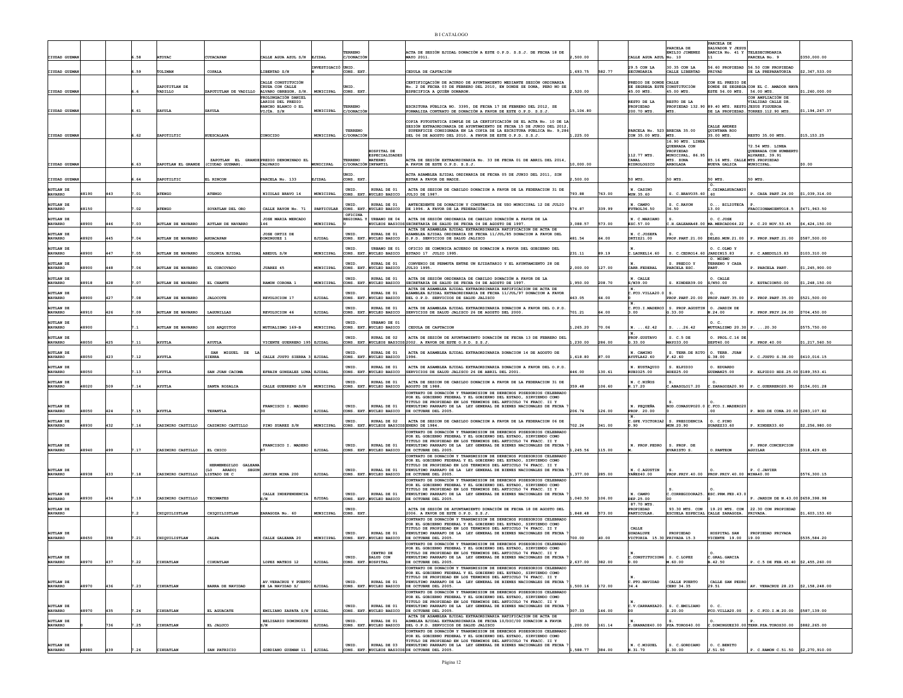| | | | | | | | | | | | | | | | | | |
|---|---|---|---|---|---|---|---|---|---|---|---|---|---|---|---|---|---|
| CIUDAD GUZMAN | | | 6.58 | ATOYAC | CUYACAPAN | CALLE AGUA AZUL S/N | EJIDAL | TERRENO C/DONACIÓN | | ACTA DE SESIÓN EJIDAL DONACIÓN A ESTE O.P.D. S.S.J. DE FECHA 18 DE MAYO 2011. | 2,500.00 | | CALLE AGUA AZUL | PARCELA DE EMILIO JIMENEZ No. 10 | PARCELA DE SALVADOR Y JESUS GARCIA No. 41 Y 11 | TELESECUNDARIA PARCELA No. 9 | $350,000.00 |
| CIUDAD GUZMAN | | | 6.59 | TOLIMAN | COPALA | LIBERTAD S/N | INVESTIGACIO N | UNID. CONS. EXT. | | CEDULA DE CAPTACIÓN | 1,693.75 | 582.77 | 29.5 CON LA SECUNDARIA | 30.35 CON LA CALLE LIBERTAD | 56.60 PROPIEDAD PRIVAD | 56.50 CON PROPIEDAD DE LA PREPARATORIA | $2,367,533.00 |
| CIUDAD GUZMAN | | | 6.6 | ZAPOTITLAN DE VADILLO | ZAPOTITLAN DE VADILLO | CALLE CONSTITUCIÓN CRUZA CON CALLE ALVARO OBREGON, S/N. | MUNICIPAL | UNID. CONS. EXT. | | CERTIFICACIÓN DE ACUERDO DE AYUNTAMIENTO MEDIANTE SESIÓN ORDINARIA No. 2 DE FECHA 03 DE FEBRERO DEL 2010, EN DONDE SE DONA, PERO NO SE ESPECIFICA A QUIEN DONARON. | 2,520.00 | | PREDIO DE DONDE SE SEGREGA ESTE 45.00 MTS. | CALLE CONSTITUCIÓN 45.00 MTS. | CON EL PREDIO DE DONDE SE SEGREGA ESTE 56.00 MTS. | CON EL C. AMADOR NAVA 56.00 MTS. | $1,260,000.00 |
| CIUDAD GUZMAN | | | 6.61 | SAYULA | SAYULA | PROLONGACIÓN DANIEL LARIOS DEL PREDIO RANCHO BLANCO O EL VIJÍA. S/N | MUNICIPAL | TERRENO C/DONACIÓN | | ESCRITURA PÚBLICA NO. 3395, DE FECHA 17 DE FEBRERO DEL 2012, SE FORMALIZA CONTRATO DE DONACIÓN A FAVOR DE ESTE O.P.D. S.S.J. | 15,104.80 | | RESTO DE LA PROPIEDAD 200.70 MTS. | RESTO DE LA PROPIEDAD 132.90 MTS. | 89.40 MTS. RESTO DE LA PROPIEDAD. | CON AMPLIACIÓN DE VIALIDAD CALLE DR. JESUS FIGUEROA TORRES.112.90 MTS. | $1,194,267.37 |
| CIUDAD GUZMAN | | | 6.62 | ZAPOTILTIC | HUESCALAPA | CONOCIDO | MUNICIPAL | TERRENO C/DONACIÓN | | COPIA FOTOSTATICA SIMPLE DE LA CERTIFICACIÓN DE EL ACTA No. 10 DE LA SESIÓN EXTRAORDINARIA DE AYUNTAMIENTO DE FECHA 15 DE JUNIO DEL 2012, SUPERFICIE CONSIGNADA EN LA COPIA DE LA ESCRITURA PUBLICA No. 9,286 DEL 06 DE AGOSTO DEL 2010. A FAVOR DE ESTE O.P.D. S.S.J. | 1,225.00 | | PARCELA No. 523 CON 35.00 MTS. | BRECHA 35.00 MTS. | CALLE ANDRES QUINTANA ROO 35.00 MTS. | RESTO 35.00 MTS. | $15,153.25 |
| CIUDAD GUZMAN | | | 6.63 | ZAPOTLAN EL GRANDE | ZAPOTLAN EL GRANDE (CIUDAD GUZMAN). | PREDIO DENOMINADO EL CALVARIO | MUNICIPAL | TERRENO C/DONACIÓN | HOSPITAL DE ESPECIALIDADES MATERNO INFANTIL | ACTA DE SESIÓN EXTRAORDINARIA No. 33 DE FECHA 01 DE ABRIL DEL 2014, A FAVOR DE ESTE O.P.D. S.S.J. | 10,000.00 | | 112.77 MTS. CANAL HIDROLOGICO | 16.90 MTS. LINEA QUEBRADA CON PROPIEDAD MUNICIPAL, 86.95 MTS. ZONA ARBOLADA | 85.16 MTS. CALLE NUEVA GALICA | 72.54 MTS. LINEA QUEBRADA CON HUMBERTO ALVAREZ, 39.91 MTS.PROPIEDAD MUNICIPAL. | $0.00 |
| CIUDAD GUZMAN | | | 6.64 | ZAPOTILTIC | EL RINCON | PARCELA No. 133 | EJIDAL | UNID. CONS. EXT. | | ACTA ASAMBLEA EJIDAL ORDINARIA DE FECHA 05 DE JUNIO DEL 2011, SIN ESTAR A FAVOR DE NADIE. | 2,500.00 | | 50 MTS. | 50 MTS. | 50 MTS. | 50 MTS. | |
| AUTLAN DE NAVARRO | 48190 | 443 | 7.01 | ATENGO | ATENGO | NICOLAS BRAVO 14 | MUNICIPAL | UNID. CONS. EXT. | RURAL DE 01 NUCLEO BASICO | ACTA DE SESION DE CABILDO DONACION A FAVOR DE LA FEDERACION 31 DE JULIO DE 1987. | 793.88 | 763.00 | N. CASINO MUN.35.60 | S. C.BRAVO35.60 | O. C.CHIMALHUACAN20.60 | P. CASA PART.24.00 | $1,039,314.00 |
| AUTLAN DE NAVARRO | 48150 | | 7.02 | ATENGO | SOYATLAN DEL ORO | CALLE RAYON No. 71 | PARTICULAR | UNID. CONS. EXT. | RURAL DE 01 NUCLEO BASICO | ANTECEDENTE DE DONACION Y CONSTANCIA DE USO MUNICIPAL 12 DE JULIO DE 1996. A FAVOR DE LA FEDERACION. | 574.87 | 339.99 | N. CAMPO FUTBOL36.50 | S. C.RAYON 36.50 | O... BILIOTECA 13.00 | P. FRACCIONAMIENTO18.5 | $471,963.50 |
| AUTLAN DE NAVARRO | 48900 | 446 | 7.03 | AUTLAN DE NAVARRO | AUTLAN DE NAVARRO | JOSE MARIA MERCADO 146 | MUNICIPAL | OFICINA REGIONAL Y U | URBANO DE 04 NUCLEOS BASICOS | ACTA DE SESION ORDINARIA DE CABILDO DONACIÓN A FAVOR DE LA SECRETARIA DE SALUD DE FECHA 04 DE AGOSTO DE 1997. | 3,088.57 | 573.00 | N. C.MARIANO ESC.57.00 | S. C.H.GALEANA48.00 | O. C.JOSE MA.MERCADO64.22 | P. C.20 NOV.53.45 | $4,424,150.00 |
| AUTLAN DE NAVARRO | 48920 | 445 | 7.04 | AUTLAN DE NAVARRO | AHUACAPAN | JOSE ORTIZ DE DOMINGUEZ 1 | EJIDAL | UNID. CONS. EXT. | RURAL DE 01 NUCLEO BASICO | ACTA DE ASAMBLEA EJIDAL EXTRAORDINARIA RATIFICACION DE ACTA DE ASAMBLEA EJIDAL ORDINARIA DE FECHA 11/JUL/85 DONACION A FAVOR DEL O.P.D. SERVICIOS DE SALUD JALISCO | 481.54 | 64.00 | N. C.JOSEFA ORTIZ21.00 | S. PROP.PART.21.00 | O. DELEG.MUN.21.00 | P. PROP.PART.21.00 | $587,500.00 |
| AUTLAN DE NAVARRO | 48900 | 447 | 7.05 | AUTLAN DE NAVARRO | COLONIA EJIDAL | ABEDUL S/N | MUNICIPAL | UNID. CONS. EXT. | URBANO DE 01 NUCLEO BASICO | OFICIO SE COMUNICA ACUERDO DE DONACION A FAVOR DEL GOBIERNO DEL ESTADO 17 JULIO 1995. | 231.11 | 89.19 | N. C.LAUREL14.60 | S. C.CEDRO14.60 | O. C.OLMO Y JARDIN15.83 | P. C.ABEDUL15.83 | $103,310.00 |
| AUTLAN DE NAVARRO | 48900 | 448 | 7.06 | AUTLAN DE NAVARRO | EL CORCOVADO | JUAREZ 45 | MUNICIPAL | UNID. CONS. EXT. | RURAL DE 01 NUCLEO BASICO | CONVENIO DE PERMUTA ENTRE UN EJIDATARIO Y EL AYUNTAMIENTO 28 DE JULIO 1995. | 2,000.00 | 127.00 | N. CARR.FEDERAL | S. PREDIO Y PARCELA ESC. | O. MISMO TERRENO Y CASA PART. | P. PARCELA PART. | $1,245,900.00 |
| AUTLAN DE NAVARRO | 48918 | 428 | 7.07 | AUTLAN DE NAVARRO | EL CHANTE | RAMON CORONA 1 | MUNICIPAL | UNID. CONS. EXT. | RURAL DE 01 NUCLEO BASICO | ACTA DE SESION ORDINARIA DE CABILDO DONACION A FAVOR DE LA SECRETARIA DE SALUD DE FECHA 04 DE AGOSTO DE 1997. | 1,950.00 | 208.70 | N. CALLE S/N39.00 | S. KINDER39.00 | O. CALLE S/N50.00 | P. ESTACION50.00 | $1,248,150.00 |
| AUTLAN DE NAVARRO | 48900 | 427 | 7.08 | AUTLAN DE NAVARRO | JALOCOTE | REVOLUCION 17 | EJIDAL | UNID. CONS. EXT. | RURAL DE 01 NUCLEO BASICO | ACTA DE ASAMBLEA EJIDAL EXTRAORDINARIA RATIFICACION DE ACTA DE ASAMBLEA EJIDAL EXTRAORDINARIA DE FECHA 11/JUL/97 DONACION A FAVOR DEL O.P.D. SERVICIOS DE SALUD JALISCO | 463.05 | 64.00 | N. C.FCO.VILLA20.0 | S. PROP.PART.20.00 | O. PROP.PART.35.00 | P. PROP.PART.35.00 | $521,500.00 |
| AUTLAN DE NAVARRO | 48910 | 426 | 7.09 | AUTLAN DE NAVARRO | LAGUNILLAS | REVOLUCION 46 | EJIDAL | UNID. CONS. EXT. | RURAL DE 01 NUCLEO BASICO | ACTA DE ASAMBLEA EJIDAL EXTRAORDINARIA DONACION A FAVOR DEL O.P.D. SERVICIOS DE SALUD JALISCO 26 DE AGOSTO DEL 2000. | 701.21 | 64.00 | N. C.FCO.I.MADERO33.00 | S. PROP.AGOSTIN G.33.00 | O. JARDIN DE N.24.00 | P. PROP.PRIV.24.00 | $704,450.00 |
| AUTLAN DE NAVARRO | 48900 | | 7.1 | AUTLAN DE NAVARRO | LOS ARQUITOS | MUTUALISMO 169-B | MUNICIPAL | UNID. CONS. EXT. | URBANO DE 01 NUCLEO BASICO | CEDULA DE CAPTACION | 1,265.20 | 70.06 | N. ...62.42 | S. ...26.42 | O. C. MUTUALISMO 20.30 | P. ...20.30 | $575,750.00 |
| AUTLAN DE NAVARRO | 48050 | 425 | 7.11 | AYUTLA | AYUTLA | VICENTE GUERRERO 195 | EJIDAL | UNID. CONS. EXT. | RURAL DE 02 NUCLEOS BASICOS | ACTA DE SESIÓN DE AYUNTAMIENTO DONACIÓN DE FECHA 13 DE FEBRERO DEL 2002. A FAVOR DE ESTE O.P.D. S.S.J. | 1,230.00 | 286.00 | N. PROP.GUSTAVO G.33.00 | S. C.5 DE MAYO33.00 | O. PROL.C.16 DE SEPT40.00 | P. PROP.40.00 | $1,217,560.50 |
| AUTLAN DE NAVARRO | 48050 | 423 | 7.12 | AYUTLA | SAN MIGUEL DE LA SIERRA | CALLE JUSTO SIERRA 3 | EJIDAL | UNID. CONS. EXT. | RURAL DE 01 NUCLEO BASICO | ACTA DE ASAMBLEA EJIDAL EXTRAORDINARIA DONACION 14 DE AGOSTO DE 1996. | 1,618.80 | 87.00 | N. CAMINO AYUTLA42.60 | S. TERR.DE RITO F.42.60 | O. TERR. JUAN G.38.00 | P. C.JUSTO S.38.00 | $410,016.15 |
| AUTLAN DE NAVARRO | 48050 | | 7.13 | AYUTLA | SAN JUAN CACOMA | EFRAIN GONZALEZ LUNA | EJIDAL | UNID. CONS. EXT. | RURAL DE 01 NUCLEO BASICO | ACTA DE ASAMBLEA EJIDAL EXTRAORDINARIA DONACION A FAVOR DEL O.P.D. SERVICIOS DE SALUD JALISCO 26 DE ABRIL DEL 2001. | 446.00 | 130.61 | N. EUSTAQUIO RUBIO25.00 | S. ELPIDIO HDEZ25.00 | O. EDUARDO GUZMAN25.00 | P. ELPIDIO HDZ.25.00 | $189,353.41 |
| AUTLAN DE NAVARRO | 48020 | 509 | 7.14 | AYUTLA | SANTA ROSALIA | CALLE GUERRERO S/N | MUNICIPAL | UNID. CONS. EXT. | RURAL DE 01 NUCLEO BASICO | ACTA DE SESION DE CABILDO DONACION A FAVOR DE LA FEDERACION 31 DE AGOSTO DE 1988. | 359.48 | 106.60 | N. C.NIÑOS H.17.20 | S. C.ABASOLO17.20 | O. C.ZARAGOZA20.90 | P. C.GUERRERO20.90 | $154,001.28 |
| AUTLAN DE NAVARRO | 48050 | 424 | 7.15 | AYUTLA | TEPANTLA | FRANCISCO I. MADERO 30 | EJIDAL | UNID. CONS. EXT. | RURAL DE 01 NUCLEO BASICO | CONTRATO DE DONACIÓN Y TRANSMISION DE DERECHOS POSESORIOS CELEBRADO POR EL GOBIERNO FEDERAL Y EL GOBIERNO DEL ESTADO, SIRVIENDO COMO TITULO DE PROPIEDAD EN LOS TERMINOS DEL ARTICULO 74 FRACC. II Y PENULTIMO PARRAFO DE LA LEY GENERAL DE BIENES NACIONALES DE FECHA 7 DE OCTUBRE DEL 2005. | 206.74 | 126.00 | N. PEQUEÑA PROP. 20.00 | S. BOD.CONASUPO20.00 | O. C.FCO.I.MADERO20.00 | P. BOD.DE CONA.20.00 | $283,107.82 |
| AUTLAN DE NAVARRO | 48930 | 432 | 7.16 | CASIMIRO CASTILLO | CASIMIRO CASTILLO | PINO SUAREZ S/N | MUNICIPAL | UNID. CONS. EXT. | RURAL DE 02 NUCLEOS BASICOS | ACTA DE SESION DE CABILDO DONACION A FAVOR DE LA FEDERACION 06 DE ENERO DE 1984. | 702.24 | 341.00 | N. C.GPE.VICTORIA20.90 | S. PRESIDENCIA MUN.20.90 | O. C.PINO SUAREZ33.60 | P. KINDER33.60 | $2,256,980.00 |
| AUTLAN DE NAVARRO | 48940 | 499 | 7.17 | CASIMIRO CASTILLO | EL CHICO | FRANCISCO I. MADERO 87 | EJIDAL | UNID. CONS. EXT. | RURAL DE 01 NUCLEO BASICO | CONTRATO DE DONACIÓN Y TRANSMISION DE DERECHOS POSESORIOS CELEBRADO POR EL GOBIERNO FEDERAL Y EL GOBIERNO DEL ESTADO, SIRVIENDO COMO TITULO DE PROPIEDAD EN LOS TERMINOS DEL ARTICULO 74 FRACC. II Y PENULTIMO PARRAFO DE LA LEY GENERAL DE BIENES NACIONALES DE FECHA 7 DE OCTUBRE DEL 2005. | 1,245.56 | 115.00 | N. PROP.PEDRO M. | S. PROP. DE EVARISTO S. | O.PANTEON | P. PROP.CONCEPCION AGUILAR | $318,429.65 |
| AUTLAN DE NAVARRO | 48938 | 433 | 7.18 | CASIMIRO CASTILLO | HERMENEGILDO GALEANA (LO ARADO) SEGUN LISTADO DE C | JAVIER MINA 200 | EJIDAL | UNID. CONS. EXT. | RURAL DE 01 NUCLEO BASICO | CONTRATO DE DONACIÓN Y TRANSMISION DE DERECHOS POSESORIOS CELEBRADO POR EL GOBIERNO FEDERAL Y EL GOBIERNO DEL ESTADO, SIRVIENDO COMO TITULO DE PROPIEDAD EN LOS TERMINOS DEL ARTICULO 74 FRACC. II Y PENULTIMO PARRAFO DE LA LEY GENERAL DE BIENES NACIONALES DE FECHA 7 DE OCTUBRE DEL 2005. | 1,377.00 | 285.00 | N. C.AGUSTIN YAÑEZ40.00 | S. PROP.PRIV.40.00 | O. PROP.PRIV.40.00 | P. C.JAVIER MINA40.00 | $576,300.15 |
| AUTLAN DE NAVARRO | 48930 | 434 | 7.19 | CASIMIRO CASTILLO | TECOMATES | CALLE INDEPENDENCIA S/N | EJIDAL | UNID. CONS. EXT. | RURAL DE 01 NUCLEO BASICO | CONTRATO DE DONACIÓN Y TRANSMISION DE DERECHOS POSESORIOS CELEBRADO POR EL GOBIERNO FEDERAL Y EL GOBIERNO DEL ESTADO, SIRVIENDO COMO TITULO DE PROPIEDAD EN LOS TERMINOS DEL ARTICULO 74 FRACC. II Y PENULTIMO PARRAFO DE LA LEY GENERAL DE BIENES NACIONALES DE FECHA 7 DE OCTUBRE DEL 2005. | 1,040.50 | 106.00 | N. CAMPO DEP.25.00 | S. C.CORREGIDORA25.00 | O. ESC.PRM.FED.43.00 | P. JARDIN DE N.43.00 | $659,398.98 |
| AUTLAN DE NAVARRO | | | 7.2 | CHIQUILISTLAN | CHIQUILISTLAN | ZARAGOZA No. 60 | MUNICIPAL | UNID. CONS. EXT. | | ACTA DE SESIÓN DE AYUNTAMIENTO DONACIÓN DE FECHA 18 DE AGOSTO DEL 2006. A FAVOR DE ESTE O.P.D. S.S.J. | 1,848.48 | 573.00 | 87.70 MTS. PROPIEDAD PARTICULAR. | 93.30 MTS. CON ESCUELA ESPECIAL | 19.20 MTS. CON CALLE ZARAGOZA. | 22.30 CON PROPIEDAD PRIVADA. | $1,603,153.60 |
| AUTLAN DE NAVARRO | 48650 | 358 | 7.21 | CHIQUILISTLAN | JALPA | CALLE GALEANA 20 | MUNICIPAL | UNID. CONS. EXT. | RURAL DE 01 NUCLEO BASICO | CONTRATO DE DONACIÓN Y TRANSMISION DE DERECHOS POSESORIOS CELEBRADO POR EL GOBIERNO FEDERAL Y EL GOBIERNO DEL ESTADO, SIRVIENDO COMO TITULO DE PROPIEDAD EN LOS TERMINOS DEL ARTICULO 74 FRACC. II Y PENULTIMO PARRAFO DE LA LEY GENERAL DE BIENES NACIONALES DE FECHA 7 DE OCTUBRE DEL 2005. | 700.00 | 40.00 | CALLE GUADALUPE VICTORIA 15.30 | PROPIEDAD PRIVADA 15.3 | HOSPITAL SAN VICENTE 19.00 | PROPIEDAD PRIVADA 19.00 | $535,584.20 |
| AUTLAN DE NAVARRO | 48970 | 437 | 7.22 | CIHUATLAN | CIHUATLAN | LOPEZ MATEOS 12 | EJIDAL | UNID. CONS. EXT. | CENTRO DE SALUD CON HOSPITAL | CONTRATO DE DONACIÓN Y TRANSMISION DE DERECHOS POSESORIOS CELEBRADO POR EL GOBIERNO FEDERAL Y EL GOBIERNO DEL ESTADO, SIRVIENDO COMO TITULO DE PROPIEDAD EN LOS TERMINOS DEL ARTICULO 74 FRACC. II Y PENULTIMO PARRAFO DE LA LEY GENERAL DE BIENES NACIONALES DE FECHA 7 DE OCTUBRE DEL 2005. | 2,637.00 | 382.00 | N. C.CONSTITUCION60.00 | S. C.LOPEZ M.60.00 | O. C.GRAL.GARCIA B.42.50 | P. C.5 DE FEB.45.40 | $2,455,260.00 |
| AUTLAN DE NAVARRO | 48970 | 436 | 7.23 | CIHUATLAN | BARRA DE NAVIDAD | AV.VERACRUZ Y PUERTO DE LA NAVIDAD S/ | EJIDAL | UNID. CONS. EXT. | RURAL DE 01 NUCLEO BASICO | CONTRATO DE DONACIÓN Y TRANSMISION DE DERECHOS POSESORIOS CELEBRADO POR EL GOBIERNO FEDERAL Y EL GOBIERNO DEL ESTADO, SIRVIENDO COMO TITULO DE PROPIEDAD EN LOS TERMINOS DEL ARTICULO 74 FRACC. II Y PENULTIMO PARRAFO DE LA LEY GENERAL DE BIENES NACIONALES DE FECHA 7 DE OCTUBRE DEL 2005. | 1,500.16 | 172.00 | N. C.PTO.NAVIDAD 34.4 | CALLE PUERTO CEBU 34.35 | CALLE SAN PEDRO 29.51 | AV. VERACRUZ 28.23 | $2,158,248.00 |
| AUTLAN DE NAVARRO | 48970 | 435 | 7.24 | CIHUATLAN | EL AGUACATE | EMILIANO ZAPATA S/N | EJIDAL | UNID. CONS. EXT. | RURAL DE 01 NUCLEO BASICO | CONTRATO DE DONACIÓN Y TRANSMISION DE DERECHOS POSESORIOS CELEBRADO POR EL GOBIERNO FEDERAL Y EL GOBIERNO DEL ESTADO, SIRVIENDO COMO TITULO DE PROPIEDAD EN LOS TERMINOS DEL ARTICULO 74 FRACC. II Y PENULTIMO PARRAFO DE LA LEY GENERAL DE BIENES NACIONALES DE FECHA 7 DE OCTUBRE DEL 2005. | 307.33 | 146.00 | N. C.V.CARRANZA20.00 | S. C.EMILIANO Z.20.00 | O. C. FCO.VILLA20.00 | P. C.FCO.I.M.20.00 | $587,139.00 |
| AUTLAN DE NAVARRO | | 736 | 7.25 | CIHUATLAN | EL JALUCO | BELISARIO DOMINGUEZ S/N | EJIDAL | UNID. CONS. EXT. | RURAL DE 01 NUCLEO BASICO | ACTA DE ASAMBLEA EJIDAL EXTRAORDINARIA RATIFICACION DE ACTA DE ASMBLEA EJIDAL EXTRAORDINARIA DE FECHA 10/DIC/00 DONACION A FAVOR DEL O.P.D. SERVICIOS DE SALUD JALISCO | 1,200.00 | 161.14 | N. C.GRANADE40.00 | S. PZA.TOROS40.00 | O. C.DOMINGUEZ30.00 | P. TERR.PZA.TOROS30.00 | $882,265.00 |
| AUTLAN DE NAVARRO | 48980 | 439 | 7.26 | CIHUATLAN | SAN PATRICIO | GORDIANO GUZMAN 11 | EJIDAL | UNID. CONS. EXT. | RURAL DE 03 NUCLEOS BASICOS | CONTRATO DE DONACIÓN Y TRANSMISION DE DERECHOS POSESORIOS CELEBRADO POR EL GOBIERNO FEDERAL Y EL GOBIERNO DEL ESTADO, SIRVIENDO COMO TITULO DE PROPIEDAD EN LOS TERMINOS DEL ARTICULO 74 FRACC. II Y PENULTIMO PARRAFO DE LA LEY GENERAL DE BIENES NACIONALES DE FECHA 7 DE OCTUBRE DEL 2005. | 1,588.77 | 384.00 | N. C.MIGUEL H.31.70 | S. C.GORDIANO G.30.00 | O. C.BENITO J.51.50 | P. C.RAMON C.51.50 | $2,270,910.00 |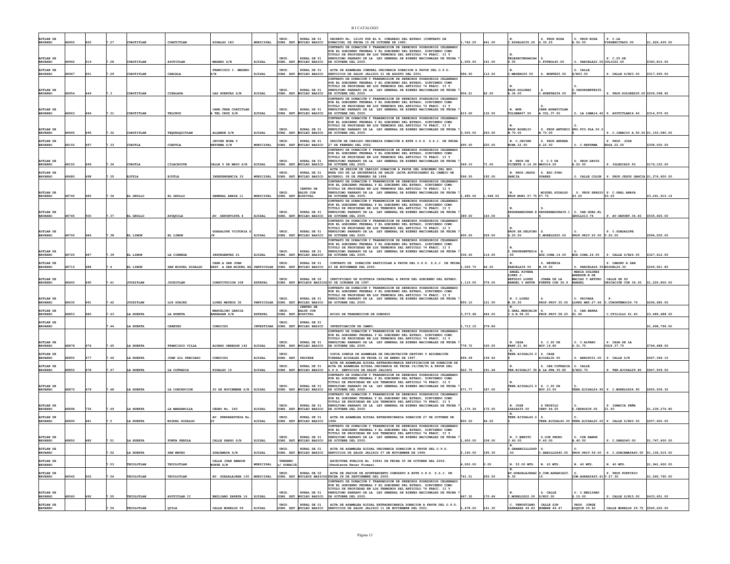| AUTLAN DE NAVARRO | 48950 | 450 | 7.27 | CUAUTITLAN | CUAUTITLAN | HIDALGO 183 | MUNICIPAL | UNID. CONS. EXT. | RURAL DE 01 NUCLEO BASICO | DECRETO No. 12126 POR EL H. CONGRESO DEL ESTADO (CONTRATO DE DONACION) DE FECHA 15 DE OCTUBRE DE 1985. | 1,762.25 | 441.00 | N. C.HIDALGO35.25 | S. PROP.ROSA G.35.25 | O. PROP.ROSA G.50.00 | P. C.LA VIRGENCITA50.00 | $1,626,435.00 |
|---|---|---|---|---|---|---|---|---|---|---|---|---|---|---|---|---|---|
| AUTLAN DE NAVARRO | 48962 | 519 | 7.28 | CUAUTITLAN | AYOTITLAN | MADERO S/N | EJIDAL | UNID. CONS. EXT. | RURAL DE 01 NUCLEO BASICO | CONTRATO DE DONACIÓN Y TRANSMISION DE DERECHOS POSESORIOS CELEBRADO POR EL GOBIERNO FEDERAL Y EL GOBIERNO DEL ESTADO, SIRVIENDO COMO TITULO DE PROPIEDAD EN LOS TERMINOS DEL ARTICULO 74 FRACC. II Y PENULTIMO PARRAFO DE LA LEY GENERAL DE BIENES NACIONALES DE FECHA 7 DE OCTUBRE DEL 2005. | 1,005.50 | 141.00 | N. TELESECUNDARIA4 0.00 | S. C.FUTBOL40.00 | O. PARCELA22.00 | P. C.25 DE JULIO22.00 | $360,810.00 |
| AUTLAN DE NAVARRO | 48967 | 451 | 7.29 | CUAUTITLAN | CHACALA | FRANCISCO I. MADERO S/N | EJIDAL | UNID. CONS. EXT. | RURAL DE 01 NUCLEO BASICO | ACTA DE ASAMBLEA COMUNAL ORDINARIA DONACION A FAVOR DEL O.P.D. SERVICIOS DE SALUD JALISCO 01 DE AGOSTO DEL 2001. | 586.50 | 112.00 | N. C.MADERO25.50 | S. MONTE25.50 | O. CALLE S/N23.00 | P. CALLE S/N23.00 | $317,930.00 |
| AUTLAN DE NAVARRO | 48954 | 449 | 7.3 | CUAUTITLAN | CUZALAPA | LAS HUERTAS S/N | EJIDAL | UNID. CONS. EXT. | RURAL DE 01 NUCLEO BASICO | CONTRATO DE DONACIÓN Y TRANSMISION DE DERECHOS POSESORIOS CELEBRADO POR EL GOBIERNO FEDERAL Y EL GOBIERNO DEL ESTADO, SIRVIENDO COMO TITULO DE PROPIEDAD EN LOS TERMINOS DEL ARTICULO 74 FRACC. II Y PENULTIMO PARRAFO DE LA LEY GENERAL DE BIENES NACIONALES DE FECHA 7 DE OCTUBRE DEL 2005. | 904.21 | 62.00 | N. PROP.DOLORES A.34.00 | S. C.HUERTAS34.00 | O. C.INSURGENTES35.00 | P. PROP.DOLORES35.00 | $209,098.90 |
| AUTLAN DE NAVARRO | 48963 | 494 | 7.31 | CUAUTITLAN | TELCRUZ | CARR.TERR.CUATITLAN A TEL CRUZ S/N | EJIDAL | UNID. CONS. EXT. | RURAL DE 01 NUCLEO BASICO | CONTRATO DE DONACIÓN Y TRANSMISION DE DERECHOS POSESORIOS CELEBRADO POR EL GOBIERNO FEDERAL Y EL GOBIERNO DEL ESTADO, SIRVIENDO COMO TITULO DE PROPIEDAD EN LOS TERMINOS DEL ARTICULO 74 FRACC. II Y PENULTIMO PARRAFO DE LA LEY GENERAL DE BIENES NACIONALES DE FECHA 7 DE OCTUBRE DEL 2005. | 615.00 | 132.00 | N. MUN. TOLIMAN37.50 | S. CARR.MINATITLAN A COL.37.50 | O. LA LOMA16.40 | P. AYOTITLAN16.40 | $314,970.00 |
| AUTLAN DE NAVARRO | 48965 | 495 | 7.32 | CUAUTITLAN | TEQUESQUITLAN | ALLENDE S/N | EJIDAL | UNID. CONS. EXT. | RURAL DE 01 NUCLEO BASICO | CONTRATO DE DONACIÓN Y TRANSMISION DE DERECHOS POSESORIOS CELEBRADO POR EL GOBIERNO FEDERAL Y EL GOBIERNO DEL ESTADO, SIRVIENDO COMO TITULO DE PROPIEDAD EN LOS TERMINOS DEL ARTICULO 74 FRACC. II Y PENULTIMO PARRAFO DE LA LEY GENERAL DE BIENES NACIONALES DE FECHA 7 DE OCTUBRE DEL 2005. | 3,500.00 | 293.00 | N. PROP.ROGELIO M.70.00 | S. PROP.ANTONIO N.70.00 | O. PRO.FCO.PLA.50.00 | P. C.IGNACIO A.50.00 | $1,153,580.00 |
| AUTLAN DE NAVARRO | 48150 | 497 | 7.33 | CUAUTLA | CUAUTLA | JAVIER MINA Y REFORMA S/N | MUNICIPAL | UNID. CONS. EXT. | RURAL DE 01 NUCLEO BASICO | SESIÓN DE CABILDO ORDINARIA DONACIÓN A ESTE O.P.D. S.S.J. DE FECHA 27 DE FEBRERO DEL 2002. | 495.00 | 220.00 | N. C.JAVIER MINA 22.50 | S. PROP.ANDREA S.22.50 | O. C.REFORMA | P. PROP. JOSE RDGZ.22.00 | $308,000.00 |
| AUTLAN DE NAVARRO | 48150 | 496 | 7.34 | CUAUTLA | CILACAYOTE | CALLE 5 DE MAYO S/N | EJIDAL | UNID. CONS. EXT. | RURAL DE 01 NUCLEO BASICO | CONTRATO DE DONACIÓN Y TRANSMISION DE DERECHOS POSESORIOS CELEBRADO POR EL GOBIERNO FEDERAL Y EL GOBIERNO DEL ESTADO, SIRVIENDO COMO TITULO DE PROPIEDAD EN LOS TERMINOS DEL ARTICULO 74 FRACC. II Y PENULTIMO PARRAFO DE LA LEY GENERAL DE BIENES NACIONALES DE FECHA 7 DE OCTUBRE DEL 2005. | 349.10 | 71.00 | N. PROP.DE VICENTE G.14.00 | S. C.5 DE MAYO14.00 | O. PROP.DAVID G.20.50 | P. IGLESIA20.50 | $176,120.00 |
| AUTLAN DE NAVARRO | 48680 | 498 | 7.35 | EJUTLA | EJUTLA | INDEPENDENCIA 33 | MUNICIPAL | UNID. CONS. EXT. | RURAL DE 01 NUCLEO BASICO | ACTA DE SESION DE CABILDO DONACION A FAVOR DEL GOBIERNO DEL EDO. PARA USO DE LA SECRETARIA DE SALUD (ACTA AUTORIZANDO EL CAMBIO DE ACUERDO) 08 DE FEBRERO DE 1998. | 596.00 | 192.00 | N. PROP.JESUS GARCIA | S. ESC.PINO SUAREZ | O. CALLE COLON | P. PROP.JESUS GARCIA | $1,274,600.00 |
| AUTLAN DE NAVARRO | 48740 | 485 | 7.36 | EL GRULLO | EL GRULLO | GENERAL ANAYA 11 | MUNICIPAL | UNID. CONS. EXT. | CENTRO DE SALUD CON HOSPITAL | CONTRATO DE DONACIÓN Y TRANSMISION DE DERECHOS POSESORIOS CELEBRADO POR EL GOBIERNO FEDERAL Y EL GOBIERNO DEL ESTADO, SIRVIENDO COMO TITULO DE PROPIEDAD EN LOS TERMINOS DEL ARTICULO 74 FRACC. II Y PENULTIMO PARRAFO DE LA LEY GENERAL DE BIENES NACIONALES DE FECHA 7 DE OCTUBRE DEL 2005. | 1,485.00 | 1,948.02 | N. PROP.MUNI.57.75 | S. MIGUEL HIDALGO 57.75 | O. PROP.SERGIO 63.25 | P. C.GRAL.ANAYA 63.25 | $3,241,915.14 |
| AUTLAN DE NAVARRO | 48745 | 500 | 7.37 | EL GRULLO | AYUQUILA | AV. DEPORTISTA 4 | EJIDAL | UNID. CONS. EXT. | RURAL DE 01 NUCLEO BASICO | CONTRATO DE DONACIÓN Y TRANSMISION DE DERECHOS POSESORIOS CELEBRADO POR EL GOBIERNO FEDERAL Y EL GOBIERNO DEL ESTADO, SIRVIENDO COMO TITULO DE PROPIEDAD EN LOS TERMINOS DEL ARTICULO 74 FRACC. II Y PENULTIMO PARRAFO DE LA LEY GENERAL DE BIENES NACIONALES DE FECHA 7 DE OCTUBRE DEL 2005. | 389.00 | 163.00 | N. DESGRANADORA8.0 | S. DESGRANADORA39.14 | O. CAR.GUAD.EL GRULLO13.76 | P. AV.DEPORT.36.40 | $535,600.00 |
| AUTLAN DE NAVARRO | 48700 | 486 | 7.38 | EL LIMON | EL LIMON | GUADALUPE VICTORIA S/N | EJIDAL | UNID. CONS. EXT. | RURAL DE 01 NUCLEO BASICO | CONTRATO DE DONACIÓN Y TRANSMISION DE DERECHOS POSESORIOS CELEBRADO POR EL GOBIERNO FEDERAL Y EL GOBIERNO DEL ESTADO, SIRVIENDO COMO TITULO DE PROPIEDAD EN LOS TERMINOS DEL ARTICULO 74 FRACC. II Y PENULTIMO PARRAFO DE LA LEY GENERAL DE BIENES NACIONALES DE FECHA 7 DE OCTUBRE DEL 2005. | 400.00 | 259.00 | N. PROP.SR.DELFINO L.20.00 | S. C.MORELOS20.00 | O. PROP.PRIV.20.00 | P. C.GUADALUPE V.20.00 | $594,505.00 |
| AUTLAN DE NAVARRO | 48720 | 487 | 7.39 | EL LIMON | LA CIENEGA | INSURGENTES 21 | EJIDAL | UNID. CONS. EXT. | RURAL DE 01 NUCLEO BASICO | CONTRATO DE DONACIÓN Y TRANSMISION DE DERECHOS POSESORIOS CELEBRADO POR EL GOBIERNO FEDERAL Y EL GOBIERNO DEL ESTADO, SIRVIENDO COMO TITULO DE PROPIEDAD EN LOS TERMINOS DEL ARTICULO 74 FRACC. II Y PENULTIMO PARRAFO DE LA LEY GENERAL DE BIENES NACIONALES DE FECHA 7 DE OCTUBRE DEL 2005. | 336.00 | 114.00 | N. C.INSURGENTES14.00 | S. BOD.CONA.14.00 | O. BOD.CONA.24.00 | P. CALLE S/N24.00 | $327,612.00 |
| AUTLAN DE NAVARRO | 48715 | 488 | 7.4 | EL LIMON | SAN MIGUEL HIDALGO | CARR.A SAN JUAN DESV. A SAN.MIGUEL HG | PARTICULAR | UNID. CONS. EXT. | RURAL DE 01 NUCLEO BASICO | CONTRATO DE DONACIÓN PARTICULAR A FAVOR DEL O.P.D. S.S.J. DE FECHA 23 DE NOVIEMBRE DEL 2000. | 1,025.70 | 64.00 | N. PARCELA39.00 | S. NEVERIA M.39.00 | O. PARCELA26.30 | P. CAMINO A SAN MIGUEL26.30 | $249,921.80 |
| AUTLAN DE NAVARRO | 48600 | 490 | 7.41 | JUCHITLAN | JUCHITLAN | CONSTITUCION 108 | ESTATAL | UNID. CONS. EXT. | RURAL DE 02 NUCLEOS BASICOS | CERTIFICADO DE HISTORIA CATASTRAL A FAVOR DEL GOBIERNO DEL ESTADO 30 DE OCRUBRE DE 1997. | 1,115.00 | 376.00 | ANGEL RIVERA LOPEZ J. REFUGIO LOPEZ RANGEL Y ARTUR | JUANA DE LA FUENTE CON 36.9 | MARIA DOLORES ARREGUÑ N DE MACIAS Y ARTURO RANGEL | CALLE DE SU UBICACION CON 36.30 | $1,225,800.00 |
| AUTLAN DE NAVARRO | 48630 | 491 | 7.42 | JUCHITLAN | LOS GUAJES | LOPEZ MATEOS 35 | PARTICULAR | UNID. CONS. EXT. | RURAL DE 01 NUCLEO BASICO | CONTRATO DE DONACIÓN Y TRANSMISION DE DERECHOS POSESORIOS CELEBRADO POR EL GOBIERNO FEDERAL Y EL GOBIERNO DEL ESTADO, SIRVIENDO COMO TITULO DE PROPIEDAD EN LOS TERMINOS DEL ARTICULO 74 FRACC. II Y PENULTIMO PARRAFO DE LA LEY GENERAL DE BIENES NACIONALES DE FECHA 7 DE OCTUBRE DEL 2005. | 855.10 | 121.00 | N. C.LOPEZ M.30.50 | S. PROP.PRIV.35.00 | O. PRIVADA LOPEZ MAT.27.46 | P. C.CUAUHTEMOC24.76 | $266,680.00 |
| AUTLAN DE NAVARRO | 48853 | 480 | 7.43 | LA HUERTA | LA HUERTA | MARCELINO GARCIA BARRAGAN S/N | ESTATAL | UNID. CONS. EXT. | CENTRO DE SALUD CON HOSPITAL | AVISO DE TRANSMICION DE DOMINIO | 3,573.48 | 464.00 | N. C.GRAL.MARCELIN O G.B.58.20 | S. PROP.PRIV.58.20 | O. CAR.BARRA 61.40 | C.OTILILLO 61.40 | $3,489,688.00 |
| AUTLAN DE NAVARRO | | | 7.44 | LA HUERTA | CAREYES | CONOCIDO | INVESTIGAR | UNID. CONS. EXT. | RURAL DE 01 NUCLEO BASICO | INVESTIGACIÓN DE CAMPO. | 1,713.15 | 279.84 | | | | | $1,496,796.00 |
| AUTLAN DE NAVARRO | 48878 | 476 | 7.45 | LA HUERTA | FRANCISCO VILLA | ALVARO OBREGON 142 | EJIDAL | UNID. CONS. EXT. | RURAL DE 01 NUCLEO BASICO | CONTRATO DE DONACIÓN Y TRANSMISION DE DERECHOS POSESORIOS CELEBRADO POR EL GOBIERNO FEDERAL Y EL GOBIERNO DEL ESTADO, SIRVIENDO COMO TITULO DE PROPIEDAD EN LOS TERMINOS DEL ARTICULO 74 FRACC. II Y PENULTIMO PARRAFO DE LA LEY GENERAL DE BIENES NACIONALES DE FECHA 7 DE OCTUBRE DEL 2005. | 778.72 | 150.00 | N. CASA PART.21.80 | S. C.20 DE NOV.16.80 | O. C.ALVARO O.31.70 | P. CASA DE LA CULT.37.70 | $746,488.00 |
| AUTLAN DE NAVARRO | 48850 | 477 | 7.46 | LA HUERTA | JUAN GIL PRECIADO | CONOCIDO | EJIDAL | UNID. CONS. EXT. | PROCEDE | COPIA SIMPLE DE ASAMBLEA DE DELIMITACIÓN DESTINO Y ASIGNACIÓN TIERRAS EJIDALES DE FECHA 31 DE ENERO DE 1997. | 694.09 | 139.62 | N. TERR.EJIDAL30.0 | S. CASA EJIDAL30.00 | O. ARROYO31.00 | P. CALLE S/N | $467,366.10 |
| AUTLAN DE NAVARRO | 48850 | 478 | 7.47 | LA HUERTA | LA COFRADIA | HIDALGO 15 | EJIDAL | UNID. CONS. EXT. | RURAL DE 01 NUCLEO BASICO | ACTA DE ASAMBLEA EJIDAL EXTRAORDINARIA RATIFICACION DE DONACION DE ACTA DE ASAMBLEA EJIDAL ORDINARIA DE FECHA 19/JUN/91 A FAVOR DEL O.P.D. SERVICIOS DE SALUD JALISCO | 922.75 | 191.46 | N. TER.EJIDAL37.30 | S. CAR.COFRADIA A LA HTA.35.80 | O. CALLE S/N22.70 | P. TER.EJIDAL29.80 | $647,509.00 |
| AUTLAN DE NAVARRO | 48870 | 479 | 7.48 | LA HUERTA | LA CONCEPCION | 20 DE NOVIEMBRE S/N | EJIDAL | UNID. CONS. EXT. | RURAL DE 01 NUCLEO BASICO | CONTRATO DE DONACIÓN Y TRANSMISION DE DERECHOS POSESORIOS CELEBRADO POR EL GOBIERNO FEDERAL Y EL GOBIERNO DEL ESTADO, SIRVIENDO COMO TITULO DE PROPIEDAD EN LOS TERMINOS DEL ARTICULO 74 FRACC. II Y PENULTIMO PARRAFO DE LA LEY GENERAL DE BIENES NACIONALES DE FECHA 7 DE OCTUBRE DEL 2005. | 571.77 | 187.00 | N. TERR.EJIDAL23.0 | S. C.20 DE NOV.23.00 | O. TERR.EJIDAL24.90 | P. C.MORELOS24.90 | $650,936.30 |
| AUTLAN DE NAVARRO | 48898 | 735 | 7.49 | LA HUERTA | LA MANZANILLA | CEDRO No. 240 | EJIDAL | UNID. CONS. EXT. | RURAL DE 01 NUCLEO BASICO | CONTRATO DE DONACIÓN Y TRANSMISION DE DERECHOS POSESORIOS CELEBRADO POR EL GOBIERNO FEDERAL Y EL GOBIERNO DEL ESTADO, SIRVIENDO COMO TITULO DE PROPIEDAD EN LOS TERMINOS DEL ARTICULO 74 FRACC. II Y PENULTIMO PARRAFO DE LA LEY GENERAL DE BIENES NACIONALES DE FECHA 7 DE OCTUBRE DEL 2005. | 1,175.36 | 172.00 | N. JOSE ISAIAS35.00 | S TEOFILO CERV.46.00 | O. C.CEDROS39.00 | P. IGNACIA PEÑA 21.50 | $1,239,276.80 |
| AUTLAN DE NAVARRO | 48890 | 481 | 7.5 | LA HUERTA | MIGUEL HIDALGO | AV. PREPARATORIA No. 20 | EJIDAL | UNID. CONS. EXT. | RURAL DE 01 NUCLEO BASICO | ACTA DE ASAMBLEA EJIDAL EXTARORDINARIA DONACION 27 DE OCTUBRE DE 1996. | 800.00 | 64.00 | N. TERR.EJIDAL40.0 | S. TERR.EJIDAL40.00 | O. TERR.EJIDAL20.00 | P. CALLE S/N20.00 | $257,600.00 |
| AUTLAN DE NAVARRO | 48850 | 482 | 7.51 | LA HUERTA | PUNTA PERULA | CALLE PARGO S/N | EJIDAL | UNID. CONS. EXT. | RURAL DE 01 NUCLEO BASICO | CONTRATO DE DONACIÓN Y TRANSMISION DE DERECHOS POSESORIOS CELEBRADO POR EL GOBIERNO FEDERAL Y EL GOBIERNO DEL ESTADO, SIRVIENDO COMO TITULO DE PROPIEDAD EN LOS TERMINOS DEL ARTICULO 74 FRACC. II Y PENULTIMO PARRAFO DE LA LEY GENERAL DE BIENES NACIONALES DE FECHA 7 DE OCTUBRE DEL 2005. | 1,600.00 | 106.00 | N. C.BENITO J.40.00 | S.CON PEDRO V.40.00 | O. CON RAMON A.40.00 | P. C.PARGO40.00 | $1,747,400.00 |
| AUTLAN DE NAVARRO | | | 7.52 | LA HUERTA | SAN MATEO | GUACAMAYA S/N | EJIDAL | UNID. CONS. EXT. | RURAL DE 01 NUCLEO BASICO | ACTA DE ASAMBLEA EJIDAL ORDINARIA DONACION A FAVOR DEL O.P.D. SERVICIOS DE SALUD JALISCO 07 DE NOVIEMBRE DE 1999. | 2,160.00 | 195.35 | N. C.GRANADILLOS49.00 | S. C.HABILLOS40.00 | O. PROP.PRIV.59.00 | P. C.GUACAMAYA40.00 | $1,106,515.00 |
| AUTLAN DE NAVARRO | | | 7.53 | TECOLOTLAN | TECOLOTLAN | CALLE JUAN AMADOR NORTE S/N | MUNICIPAL | TERRENO c/ DONACIÓ | | ESCRITURA PUBLICA No. 53841 DE FECHA 05 DE OCTUBRE DEL 2006. (Pendiente Recar Firmas). | 4,000.00 | 0.00 | N. 53.00 MTS. | N. 63 MTS. | N. 40 MTS. | N. 40 MTS. | $1,941,600.00 |
| AUTLAN DE NAVARRO | 48540 | 502 | 7.54 | TECOLOTLAN | TECOLOTLAN | AV. GUADALAJARA 130 | MUNICIPAL | UNID. CONS. EXT. | RURAL DE 02 NUCLEOS BASICOS | ACTA DE SESION DE AYUNTAMIENTO COMODATO A ESTE O.P.D. S.S.J. DE FECHA 28 DE SEPTIEMBRE DEL 2000. | 741.01 | 255.50 | N. AV.GUADALAJARA2 5.30 | S.COM.AGRARIA25.15 | O. COM.AGRARIA25.61 | P. PROP.PORFIRIO V.27.30 | $1,540,790.00 |
| AUTLAN DE NAVARRO | 48560 | 492 | 7.55 | TECOLOTLAN | AYOTITLAN II | EMILIANO ZAPATA 16 | EJIDAL | UNID. CONS. EXT. | RURAL DE 01 NUCLEO BASICO | CONTRATO DE DONACIÓN Y TRANSMISION DE DERECHOS POSESORIOS CELEBRADO POR EL GOBIERNO FEDERAL Y EL GOBIERNO DEL ESTADO, SIRVIENDO COMO TITULO DE PROPIEDAD EN LOS TERMINOS DEL ARTICULO 74 FRACC. II Y PENULTIMO PARRAFO DE LA LEY GENERAL DE BIENES NACIONALES DE FECHA 7 DE OCTUBRE DEL 2005. | 667.32 | 170.66 | N. C.MORELOS22.00 | S. CALLE S/N22.00 | O. C.EMILIANO Z.15.00 | P. CALLE S/N15.00 | $433,651.00 |
| AUTLAN DE NAVARRO | | | 7.56 | TECOLOTLAN | QUILA | CALLE MORELOS 59 | EJIDAL | UNID. CONS. EXT. | RURAL DE 01 NUCLEO BASICO | ACTA DE ASAMBLEA EJIDAL EXTRAORDINARIA DONACION A FAVOR DEL O.P.D. SERVICIOS DE SALUD JALISCO 11 DE NOVIEMBRE DEL 2001. | 1,478.20 | 141.30 | C. VENUSTIANO CARRANZA 49.83 | CALLE SIN NOMBRE 49.47 | PROP. JORGE LUQUIN 29.92 | CALLE MORELOS 29.75 | $545,220.00 |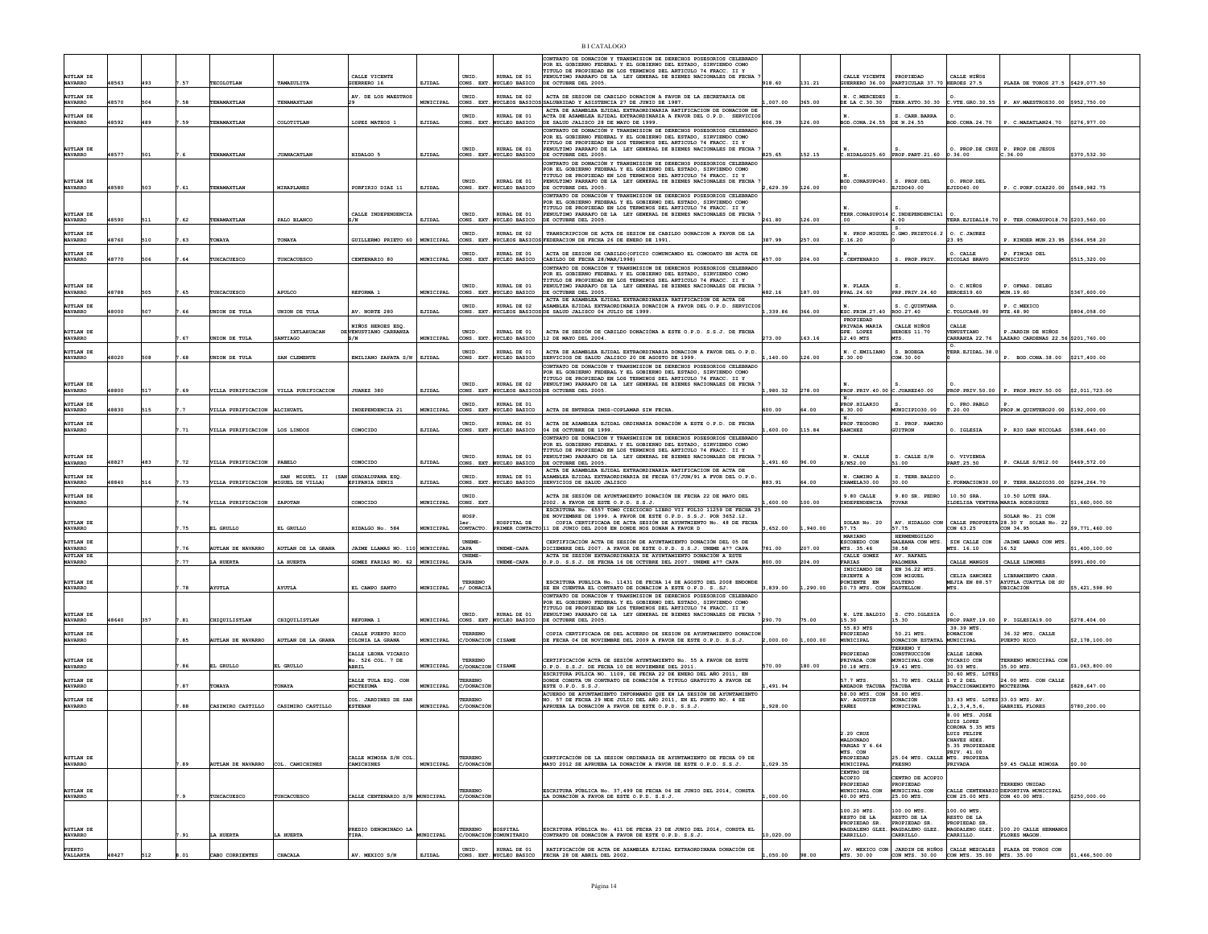| | | | | | | | | | | | | | | | | | |
|---|---|---|---|---|---|---|---|---|---|---|---|---|---|---|---|---|---|
| AUTLAN DE NAVARRO | 48563 | 493 | 7.57 | TECOLOTLAN | TAMAZULITA | CALLE VICENTE GUERRERO 16 | EJIDAL | UNID. CONS. EXT. | RURAL DE 01 NUCLEO BASICO | CONTRATO DE DONACIÓN Y TRANSMISION DE DERECHOS POSESORIOS CELEBRADO POR EL GOBIERNO FEDERAL Y EL GOBIERNO DEL ESTADO, SIRVIENDO COMO TITULO DE PROPIEDAD EN LOS TERMINOS DEL ARTICULO 74 FRACC. II Y PENULTIMO PARRAFO DE LA LEY GENERAL DE BIENES NACIONALES DE FECHA 7 DE OCTUBRE DEL 2005. | 918.60 | 131.21 | CALLE VICENTE GUERRERO 36.00 | PROPIEDAD PARTICULAR 37.70 | CALLE NIÑOS HEROES 27.5 | PLAZA DE TOROS 27.5 | $429,077.50 |
| AUTLAN DE NAVARRO | 48570 | 504 | 7.58 | TENAMAXTLAN | TENAMAXTLAN | AV. DE LOS MAESTROS 29 | MUNICIPAL | UNID. CONS. EXT. | RURAL DE 02 NUCLEOS BASICOS | ACTA DE SESION DE CABILDO DONACION A FAVOR DE LA SECRETARIA DE SALUBRIDAD Y ASISTENCIA 27 DE JUNIO DE 1987. | 1,007.00 | 365.00 | N. C.MERCEDES DE LA C.30.30 | S. TERR.AYTO.30.30 | O. C.VTE.GRO.30.55 | P. AV.MAESTROS30.00 | $952,750.00 |
| AUTLAN DE NAVARRO | 48592 | 489 | 7.59 | TENAMAXTLAN | COLOTITLAN | LOPEZ MATEOS 1 | EJIDAL | UNID. CONS. EXT. | RURAL DE 01 NUCLEO BASICO | ACTA DE ASAMBLEA EJIDAL EXTRAORDINARIA RATIFICACION DE DONACION DE ACTA DE ASAMBLEA EJIDAL EXTRAORDINARIA A FAVOR DEL O.P.D. SERVICIOS DE SALUD JALISCO 28 DE MAYO DE 1999. | 606.39 | 126.00 | N. BOD.CONA.24.55 | S. CARR.BARRA DE N.24.55 | O. BOD.CONA.24.70 | P. C.MAZATLAN24.70 | $276,977.00 |
| AUTLAN DE NAVARRO | 48577 | 501 | 7.6 | TENAMAXTLAN | JUANACATLAN | HIDALGO 5 | EJIDAL | UNID. CONS. EXT. | RURAL DE 01 NUCLEO BASICO | CONTRATO DE DONACIÓN Y TRANSMISION DE DERECHOS POSESORIOS CELEBRADO POR EL GOBIERNO FEDERAL Y EL GOBIERNO DEL ESTADO, SIRVIENDO COMO TITULO DE PROPIEDAD EN LOS TERMINOS DEL ARTICULO 74 FRACC. II Y PENULTIMO PARRAFO DE LA LEY GENERAL DE BIENES NACIONALES DE FECHA 7 DE OCTUBRE DEL 2005. | 825.65 | 152.15 | N. C.HIDALGO25.60 | S. PROP.PART.21.60 | O. PROP.DE CRUZ O.36.00 | P. PROP.DE JESUS C.36.00 | $370,532.30 |
| AUTLAN DE NAVARRO | 48580 | 503 | 7.61 | TENAMAXTLAN | MIRAPLANES | PORFIRIO DIAZ 11 | EJIDAL | UNID. CONS. EXT. | RURAL DE 01 NUCLEO BASICO | CONTRATO DE DONACIÓN Y TRANSMISION DE DERECHOS POSESORIOS CELEBRADO POR EL GOBIERNO FEDERAL Y EL GOBIERNO DEL ESTADO, SIRVIENDO COMO TITULO DE PROPIEDAD EN LOS TERMINOS DEL ARTICULO 74 FRACC. II Y PENULTIMO PARRAFO DE LA LEY GENERAL DE BIENES NACIONALES DE FECHA 7 DE OCTUBRE DEL 2005. | 2,629.39 | 126.00 | N. BOD.CONASUPO40.00 | S. PROP.DEL EJIDO40.00 | O. PROP.DEL EJIDO40.00 | P. C.PORF.DIAZ20.00 | $548,982.75 |
| AUTLAN DE NAVARRO | 48590 | 511 | 7.62 | TENAMAXTLAN | PALO BLANCO | CALLE INDEPENDENCIA S/N | EJIDAL | UNID. CONS. EXT. | RURAL DE 01 NUCLEO BASICO | CONTRATO DE DONACIÓN Y TRANSMISION DE DERECHOS POSESORIOS CELEBRADO POR EL GOBIERNO FEDERAL Y EL GOBIERNO DEL ESTADO, SIRVIENDO COMO TITULO DE PROPIEDAD EN LOS TERMINOS DEL ARTICULO 74 FRACC. II Y PENULTIMO PARRAFO DE LA LEY GENERAL DE BIENES NACIONALES DE FECHA 7 DE OCTUBRE DEL 2005. | 261.80 | 126.00 | N. TERR.CONASUPO14.00 | S. C.INDEPENDENCIA14.00 | O. TERR.EJIDAL18.70 | P. TER.CONASUPO18.70 | $203,560.00 |
| AUTLAN DE NAVARRO | 48760 | 510 | 7.63 | TONAYA | TONAYA | GUILLERMO PRIETO 60 | MUNICIPAL | UNID. CONS. EXT. | RURAL DE 02 NUCLEOS BASICOS | TRANSCRIPCION DE ACTA DE SESION DE CABILDO DONACION A FAVOR DE LA FEDERACION DE FECHA 26 DE ENERO DE 1991. | 387.99 | 257.00 | N. PROP.MIGUEL C.16.20 | S. C.GMO.PRIETO16.20 | O. C.JAUREZ 23.95 | P. KINDER MUN.23.95 | $366,958.20 |
| AUTLAN DE NAVARRO | 48770 | 506 | 7.64 | TUXCACUESCO | TUXCACUESCO | CENTENARIO 80 | MUNICIPAL | UNID. CONS. EXT. | RURAL DE 01 NUCLEO BASICO | ACTA DE SESION DE CABILDO(OFICIO COMUNICANDO EL COMODATO EN ACTA DE CABILDO DE FECHA 28/MAR/1998) | 457.00 | 204.00 | N. C.CENTENARIO | S. PROP.PRIV. | O. CALLE NICOLAS BRAVO | P. FINCAS DEL MUNICIPIO | $515,320.00 |
| AUTLAN DE NAVARRO | 48788 | 505 | 7.65 | TUXCACUESCO | APULCO | REFORMA 1 | MUNICIPAL | UNID. CONS. EXT. | RURAL DE 01 NUCLEO BASICO | CONTRATO DE DONACIÓN Y TRANSMISION DE DERECHOS POSESORIOS CELEBRADO POR EL GOBIERNO FEDERAL Y EL GOBIERNO DEL ESTADO, SIRVIENDO COMO TITULO DE PROPIEDAD EN LOS TERMINOS DEL ARTICULO 74 FRACC. II Y PENULTIMO PARRAFO DE LA LEY GENERAL DE BIENES NACIONALES DE FECHA 7 DE OCTUBRE DEL 2005. | 482.16 | 187.00 | N. PLAZA PPAL.24.60 | S. PRP.PRIV.24.60 | O. C.NIÑOS HEROES19.60 | P. OFNAS. DELEG MUN.19.60 | $367,600.00 |
| AUTLAN DE NAVARRO | 48000 | 507 | 7.66 | UNION DE TULA | UNION DE TULA | AV. NORTE 280 | EJIDAL | UNID. CONS. EXT. | RURAL DE 02 NUCLEOS BASICOS | ACTA DE ASAMBLEA EJIDAL EXTRAORDINARIA RATIFICACION DE ACTA DE ASAMBLEA EJIDAL EXTRAORDINARIA DONACION A FAVOR DEL O.P.D. SERVICIOS DE SALUD JALISCO 04 JULIO DE 1999. | 1,339.86 | 366.00 | N. ESC.PRIM.27.40 | S. C.QUINTANA ROO.27.40 | O. C.TOLUCA48.90 | P. C.MEXICO NTE.48.90 | $804,058.00 |
| AUTLAN DE NAVARRO | | | 7.67 | UNION DE TULA | IXTLAHUACAN DE SANTIAGO | NIÑOS HEROES ESQ. VENUSTIANO CARRANZA S/N | MUNICIPAL | UNID. CONS. EXT. | RURAL DE 01 NUCLEO BASICO | ACTA DE SESIÓN DE CABILDO DONACIÓN A ESTE O.P.D. S.S.J. DE FECHA 12 DE MAYO DEL 2004. | 273.00 | 163.16 | PROPIEDAD PRIVADA MARIA GPE. LOPEZ 12.40 MTS | CALLE NIÑOS HEROES 11.70 MTS. | CALLE VENUSTIANO CARRANZA 22.76 | P.JARDIN DE NIÑOS LAZARO CARDENAS 22.56 | $201,760.00 |
| AUTLAN DE NAVARRO | 48020 | 508 | 7.68 | UNION DE TULA | SAN CLEMENTE | EMILIANO ZAPATA S/N | EJIDAL | UNID. CONS. EXT. | RURAL DE 01 NUCLEO BASICO | ACTA DE ASAMBLEA EJIDAL EXTRAORDINARIA DONACION A FAVOR DEL O.P.D. SERVICIOS DE SALUD JALISCO 20 DE AGOSTO DE 1999. | 1,140.00 | 126.00 | N. C.EMILIANO Z.30.00 | S. BODEGA COM.30.00 | O. TERR.EJIDAL.38.00 | P. BOD.CONA.38.00 | $217,400.00 |
| AUTLAN DE NAVARRO | 48800 | 517 | 7.69 | VILLA PURIFICACION | VILLA PURIFICACION | JUAREZ 380 | EJIDAL | UNID. CONS. EXT. | RURAL DE 02 NUCLEOS BASICOS | CONTRATO DE DONACIÓN Y TRANSMISION DE DERECHOS POSESORIOS CELEBRADO POR EL GOBIERNO FEDERAL Y EL GOBIERNO DEL ESTADO, SIRVIENDO COMO TITULO DE PROPIEDAD EN LOS TERMINOS DEL ARTICULO 74 FRACC. II Y PENULTIMO PARRAFO DE LA LEY GENERAL DE BIENES NACIONALES DE FECHA 7 DE OCTUBRE DEL 2005. | 1,980.32 | 278.00 | N. PROP.PRIV.40.00 | S. C.JUAREZ40.00 | O. PROP.PRIV.50.00 | P. PROP.PRIV.50.00 | $2,011,723.00 |
| AUTLAN DE NAVARRO | 48830 | 515 | 7.7 | VILLA PURIFICACION | ALCIHUATL | INDEPENDENCIA 21 | MUNICIPAL | UNID. CONS. EXT. | RURAL DE 01 NUCLEO BASICO | ACTA DE ENTREGA IMSS-COPLAMAR SIN FECHA. | 600.00 | 64.00 | N. PROP.HILARIO H.30.00 | S. MUNICIPIO30.00 | O. PRO.PABLO T.20.00 | P. PROP.M.QUINTERO20.00 | $192,000.00 |
| AUTLAN DE NAVARRO | | | 7.71 | VILLA PURIFICACION | LOS LINDOS | CONOCIDO | EJIDAL | UNID. CONS. EXT. | RURAL DE 01 NUCLEO BASICO | ACTA DE ASAMBLEA EJIDAL ORDINARIA DONACIÓN A ESTE O.P.D. DE FECHA 04 DE OCTUBRE DE 1999. | 1,600.00 | 115.84 | N. PROP.TEODORO SANCHEZ | S. PROP. RAMIRO GÜITRON | O. IGLESIA | P. RIO SAN NICOLAS | $388,640.00 |
| AUTLAN DE NAVARRO | 48827 | 483 | 7.72 | VILLA PURIFICACION | PABELO | CONOCIDO | EJIDAL | UNID. CONS. EXT. | RURAL DE 01 NUCLEO BASICO | CONTRATO DE DONACIÓN Y TRANSMISION DE DERECHOS POSESORIOS CELEBRADO POR EL GOBIERNO FEDERAL Y EL GOBIERNO DEL ESTADO, SIRVIENDO COMO TITULO DE PROPIEDAD EN LOS TERMINOS DEL ARTICULO 74 FRACC. II Y PENULTIMO PARRAFO DE LA LEY GENERAL DE BIENES NACIONALES DE FECHA 7 DE OCTUBRE DEL 2005. | 1,491.60 | 96.00 | N. CALLE S/N52.00 | S. CALLE S/N 51.00 | O. VIVIENDA PART.25.50 | P. CALLE S/N12.00 | $469,572.00 |
| AUTLAN DE NAVARRO | 48840 | 516 | 7.73 | VILLA PURIFICACION | SAN MIGUEL II (SAN MIGUEL DE VILLA) | GUADALUPANA ESQ. EPIFANIA DENIS | EJIDAL | UNID. CONS. EXT. | RURAL DE 01 NUCLEO BASICO | ACTA DE ASAMBLEA EJIDAL EXTRAORDINARIA RATIFICACION DE ACTA DE ASAMBLEA EJIDAL EXTRAORDINARIA DE FECHA 07/JUN/91 A FVOR DEL O.P.D. SERVICIOS DE SALUD JALISCO. | 883.91 | 64.00 | N. CAMINO A CHAMELA30.00 | S. TERR.BALDIO 30.00 | O. C.FORMACION30.00 | P. TERR.BALDIO30.00 | $294,264.70 |
| AUTLAN DE NAVARRO | | | 7.74 | VILLA PURIFICACION | ZAPOTAN | CONOCIDO | MUNICIPAL | UNID. CONS. EXT. | | ACTA DE SESIÓN DE AYUNTAMIENTO DONACIÓN DE FECHA 22 DE MAYO DEL 2002. A FAVOR DE ESTE O.P.D. S.S.J. | 1,600.00 | 100.00 | 9.80 CALLE INDEPENDENCIA | 9.80 SR. PEDRO TOVAR | 10.50 SRA. ILDELISA VENTURA | 10.50 LOTE SRA. MARIA RODRIGUEZ | $1,660,000.00 |
| AUTLAN DE NAVARRO | | | 7.75 | EL GRULLO | EL GRULLO | HIDALGO No. 584 | MUNICIPAL | HOSP. 1er. CONTACTO. | HOSPITAL DE PRIMER CONTACTO | ESCRITURA No. 6557 TOMO CIECIOCHO LIBRO VII FOLIO 11259 DE FECHA 25 DE NOVIEMBRE DE 1999. A FAVOR DE ESTE O.P.D. S.S.J. POR 3652.12. COPIA CERTIFICADA DE ACTA SESION DE AYUNTAMIENTO No. 48 DE FECHA 11 DE JUNIO DEL 2008 EN DONDE NOS DONAN A FAVOR D | 3,652.00 | 1,940.00 | SOLAR No. 20 57.75 | AV. HIDALGO CON 57.75 | CALLE PROPUESTA CON 63.25 | SOLAR No. 21 CON 28.30 Y SOLAR No. 22 CON 34.95 | $9,771,460.00 |
| AUTLAN DE NAVARRO | | | 7.76 | AUTLAN DE NAVARRO | AUTLAN DE LA GRANA | JAIME LLAMAS NO. 110 | MUNICIPAL | UNEME- CAPA | UNEME-CAPA | CERTIFICACIÓN ACTA DE SESIÓN DE AYUNTAMIENTO DONACIÓN DEL 05 DE DICIEMBRE DEL 2007. A FAVOR DE ESTE O.P.D. S.S.J. UNEME â?? CAPA | 781.00 | 207.00 | MARIANO ESCOBEDO CON MTS. 35.46 | HERMENEGILDO GALEANA CON MTS. 38.58 | SIN CALLE CON MTS. 16.10 | JAIME LAMAS CON MTS. 16.52 | $1,400,100.00 |
| AUTLAN DE NAVARRO | | | 7.77 | LA HUERTA | LA HUERTA | GOMEZ FARIAS NO. 62 | MUNICIPAL | UNEME- CAPA | UNEME-CAPA | ACTA DE SESIÓN EXTRAORDINARIA DE AYUNTAMIENTO DONACIÓN A ESTE O.P.D. S.S.J. DE FECHA 16 DE OCTUBRE DEL 2007. UNEME â?? CAPA | 800.00 | 204.00 | CALLE GOMEZ FARIAS | AV. RAFAEL PALOMERA | CALLE MANGOS | CALLE LIMONES | $991,600.00 |
| AUTLAN DE NAVARRO | | | 7.78 | AYUTLA | AYUTLA | EL CAMPO SANTO | MUNICIPAL | TERRENO c/ DONACIÃ | | ESCRITURA PUBLICA No. 11431 DE FECHA 14 DE AGOSTO DEL 2008 ENDONDE SE EN CUENTRA EL CONTRATO DE DONACION A ESTE O.P.D. S. SJ. | 3,839.00 | 1,290.00 | INICIANDO DE ORIENTE A PONIENTE EN 10.73 MTS. CON | EN 36.22 MTS. CON MIGUEL SOLTERO CASTELLON. | CELIA SANCHEZ MEJIA EN 88.57 MTS. | LIBRAMIENTO CARR. AYUTLA CUAYTLA DE SU UBICACION | $5,421,598.90 |
| AUTLAN DE NAVARRO | 48640 | 357 | 7.81 | CHIQUILISTLAN | CHIQUILISTLAN | REFORMA 1 | MUNICIPAL | UNID. CONS. EXT. | RURAL DE 01 NUCLEO BASICO | CONTRATO DE DONACIÓN Y TRANSMISION DE DERECHOS POSESORIOS CELEBRADO POR EL GOBIERNO FEDERAL Y EL GOBIERNO DEL ESTADO, SIRVIENDO COMO TITULO DE PROPIEDAD EN LOS TERMINOS DEL ARTICULO 74 FRACC. II Y PENULTIMO PARRAFO DE LA LEY GENERAL DE BIENES NACIONALES DE FECHA 7 DE OCTUBRE DEL 2005. | 290.70 | 75.00 | N. LTE.BALDIO 15.30 | S. CTO.IGLESIA 15.30 | O. PROP.PART.19.00 | P. IGLESIA19.00 | $278,404.00 |
| AUTLAN DE NAVARRO | | | 7.85 | AUTLAN DE NAVARRO | AUTLAN DE LA GRANA | CALLE PUERTO RICO COLONIA LA GRANA | MUNICIPAL | TERRENO C/DONACION | CISAME | COPIA CERTIFICADA DE DEL ACUERDO DE SESION DE AYUNTAMIENTO DONACION DE FECHA 04 DE NOVIEMBRE DEL 2009 A FAVOR DE ESTE O.P.D. S.S.J. | 2,000.00 | 1,000.00 | 55.83 MTS PROPIEDAD MUNICIPAL | 50.21 MTS. DONACION ESTATAL | 39.39 MTS. DONACION MUNICIPAL | 36.32 MTS. CALLE PUERTO RICO | $2,178,100.00 |
| AUTLAN DE NAVARRO | | | 7.86 | EL GRULLO | EL GRULLO | CALLE LEONA VICARIO No. 526 COL. 7 DE ABRIL | MUNICIPAL | TERRENO C/DONACION | CISAME | CERTIFICACIÓN ACTA DE SESIÓN AYUNTAMIENTO No. 55 A FAVOR DE ESTE O.P.D. S.S.J. DE FECHA 10 DE NOVIEMBRE DEL 2011. | 570.00 | 180.00 | PROPIEDAD PRIVADA CON 30.18 MTS. | TERRENO Y CONSTRUCCIÓN MUNICIPAL CON 19.41 MTS. | CALLE LEONA VICARIO CON 30.03 MTS. | TERRENO MUNICIPAL CON 35.00 MTS. | $1,063,800.00 |
| AUTLAN DE NAVARRO | | | 7.87 | TONAYA | TONAYA | CALLE TULA ESQ. CON MOCTEZUMA | MUNICIPAL | TERRENO C/DONACIÓN | | ESCRITURA PÚLICA No. 1109, DE FECHA 22 DE ENERO DEL AÑO 2011, EN DONDE CONSTA UN CONTRATO DE DONACIÓN A TITULO GRATUITO A FAVOR DE ESTE O.P.D. S.S.J. | 1,491.94 | | 57.7 MTS. ANDADOR TACUBA | 51.70 MTS. CALLE TACUBA | 30.60 MTS. LOTES 1 Y 2 DEL FRACCIONAMIENTO | 24.00 MTS. CON CALLE MOCTEZUMA | $828,647.00 |
| AUTLAN DE NAVARRO | | | 7.88 | CASIMIRO CASTILLO | CASIMIRO CASTILLO | COL. JARDINES DE SAN ESTEBAN | MUNICIPAL | TERRENO C/DONACIÓN | | ACUERDO DE AYUNTAMIENTO INFORMANDO QUE EN LA SESIÓN DE AYUNTAMIENTO NO. 57 DE FECHA 29 NDE JULIO DEL AÑO 2011, EN EL PUNTO NO. 4 SE APRUEBA LA DONACIÓN A FAVOR DE ESTE O.P.D. S.S.J. | 1,928.00 | | 58.00 MTS. CON AV. AGUSTIN YAÑEZ | 58.00 MTS. DONACION MUNICIPAL | 33.43 MTS. LOTES 1,2,3,4,5,6, | 33.03 MTS. AV. GABRIEL FLORES | $780,200.00 |
| AUTLAN DE NAVARRO | | | 7.89 | AUTLAN DE NAVARRO | COL. CAMICHINES | CALLE MIMOSA S/N COL. CAMICHINES | MUNICIPAL | TERRENO C/DONACIÓN | | CERTIFICACIÓN DE LA SESION ORDINARIA DE AYUNTAMIENTO DE FECHA 09 DE MAYO 2012 SE APRUEBA LA DONACIÓN A FAVOR DE ESTE O.P.D. S.S.J. | 1,029.35 | | 2.20 CRUZ MALDONADO VARGAS Y 6.64 MTS. CON PROPIEDAD MUNICIPAL | 25.04 MTS. CALLE FRESNO | 8.00 MTS. JOSE LUIS LOPEZ CORONA 5.35 MTS LUIS FELIPE CHAVEZ HDEZ. 5.35 PROPIEDADE PRIV. 41.00 MTS. PROPIEDA PRIVADA | 59.45 CALLE MIMOSA | $0.00 |
| AUTLAN DE NAVARRO | | | 7.9 | TUXCACUESCO | TUXCACUESCO | CALLE CENTENARIO S/N | MUNICIPAL | TERRENO C/DONACIÓN | | ESCRITURA PÚBLICA No. 37,499 DE FECHA 04 DE JUNIO DEL 2014, CONSTA LA DONACIÓN A FAVOR DE ESTE O.P.D. S.S.J. | 1,000.00 | | CENTRO DE ACOPIO PROPIEDAD MUNICIPAL CON 40.00 MTS. | CENTRO DE ACOPIO PROPIEDAD MUNICIPAL CON 25.00 MTS. | CALLE CENTENARIO CON 25.00 MTS. | TERRENO UNIDAD DEPORTIVA MUNICIPAL CON 40.00 MTS. | $250,000.00 |
| AUTLAN DE NAVARRO | | | 7.91 | LA HUERTA | LA HUERTA | PREDIO DENOMINADO LA TIRA. | MUNICIPAL | TERRENO C/DONACIÓN | HOSPITAL COMUNITARIO | ESCRITURA PÚBLICA No. 411 DE FECHA 23 DE JUNIO DEL 2014, CONSTA EL CONTRATO DE DONACIÓN A FAVOR DE ESTE O.P.D. S.S.J. | 10,020.00 | | 100.20 MTS. RESTO DE LA PROPIEDAD SR. MAGDALENO GLEZ. CARRILLO. | 100.00 MTS. RESTO DE LA PROPIEDAD SR. MAGDALENO GLEZ. CARRILLO. | 100.00 MTS. RESTO DE LA PROPIEDAD SR. MAGDALENO GLEZ. CARRILLO. | 100.20 CALLE HERMANOS FLORES MAGON. | |
| PUERTO VALLARTA | 48427 | 512 | 8.01 | CABO CORRIENTES | CHACALA | AV. MEXICO S/N | EJIDAL | UNID. CONS. EXT. | RURAL DE 01 NUCLEO BASICO | RATIFICACIÓN DE ACTA DE ASAMBLEA EJIDAL EXTRAORDINARIA DONACIÓN DE FECHA 28 DE ABRIL DEL 2002. | 1,050.00 | 98.00 | AV. MEXICO CON MTS. 30.00 | JARDIN DE NIÑOS CON MTS. 30.00 | CALLE MESCALES CON MTS. 35.00 | PLAZA DE TOROS CON MTS. 35.00 | $1,466,500.00 |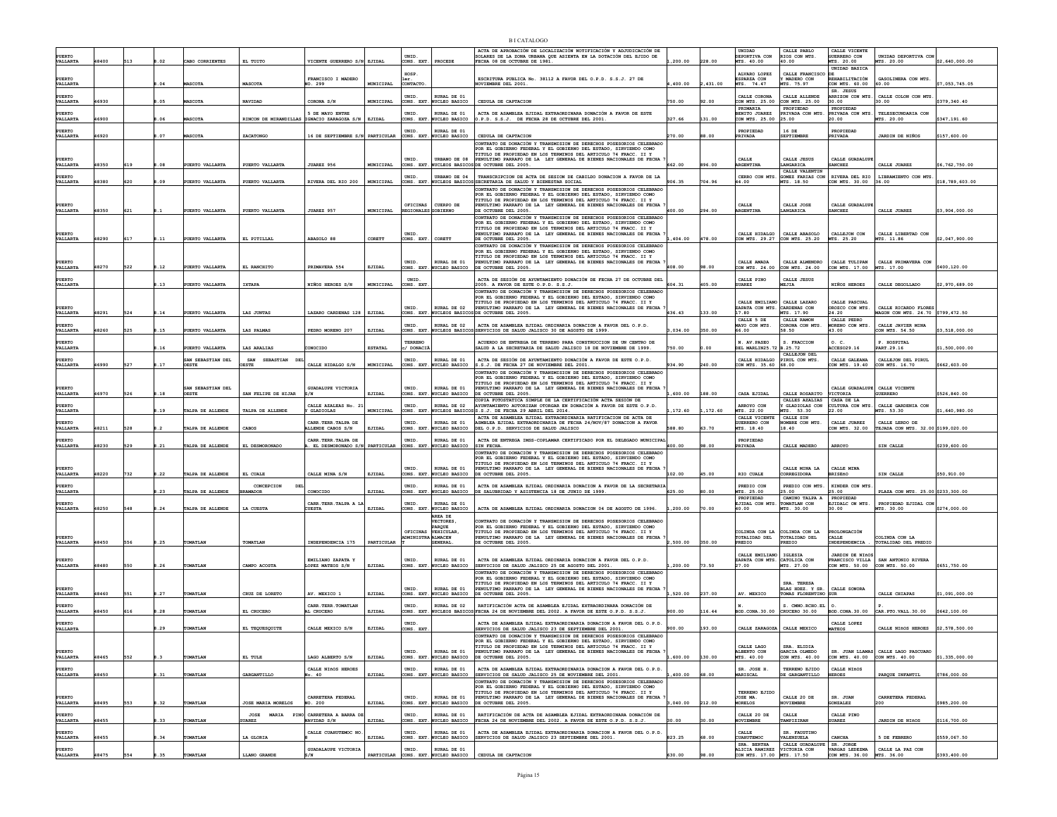| | | | | | | | | | | | | | | | | | | |
|---|---|---|---|---|---|---|---|---|---|---|---|---|---|---|---|---|---|---|
| PUERTO VALLARTA | 48400 | 513 | 8.02 | CABO CORRIENTES | EL TUITO | VICENTE GUERRERO S/N | EJIDAL | UNID. CONS. EXT. | PROCEDE | ACTA DE APROBACIÓN DE LOCALIZACIÓN NOTIFICACIÓN Y ADJUDICACIÓN DE SOLARES DE LA ZONA URBANA QUE ASIENTA EN LA DOTACIÓN DEL EJIDO DE FECHA 08 DE OCTUBRE DE 1981. | 1,200.00 | 228.00 | UNIDAD DEPORTIVA CON MTS. 40.00 | CALLE PABLO RIOS CON MTS. 40.00 | CALLE VICENTE GUERRERO CON MTS. 20.00 | UNIDAD DEPORTIVA CON MTS. 20.00 | $2,640,000.00 |
| PUERTO VALLARTA | | | 8.04 | MASCOTA | MASCOTA | FRANCISCO I MADERO NO. 299 | MUNICIPAL | HOSP. 1er. CONTACTO | | ESCRITURA PUBLICA No. 38112 A FAVOR DEL O.P.D. S.S.J. 27 DE NOVIEMBRE DEL 2001. | 4,400.00 | 2,431.00 | ALVARO LOPEZ ESPARZA CON MTS. 74.47 | CALLE FRANCISCO Y MADERO CON MTS. 75.97 | UNIDAD BASICA DE REHABILITACIÓN CON MTS. 60.00 | GASOLINERA CON MTS. 60.00 | $7,053,745.05 |
| PUERTO VALLARTA | 46930 | | 8.05 | MASCOTA | NAVIDAD | CORONA S/N | MUNICIPAL | UNID. CONS. EXT. | RURAL DE 01 NUCLEO BASICO | CEDULA DE CAPTACION | 750.00 | 92.00 | CALLE CORONA CON MTS. 25.00 | CALLE ALLENDE CON MTS. 25.00 | SR. JESUS ARRIZON CON MTS. 30.00 | CALLE COLON CON MTS. 30.00 | $379,340.40 |
| PUERTO VALLARTA | 46900 | | 8.06 | MASCOTA | RINCON DE MIRANDILLAS | 5 DE MAYO ENTRE IGNACIO ZARAGOZA S/N | EJIDAL | UNID. CONS. EXT. | RURAL DE 01 NUCLEO BASICO | ACTA DE ASAMBLEA EJIDAL EXTRAORDINARIA DONACIÓN A FAVOR DE ESTE O.P.D. S.S.J. DE FECHA 28 DE OCTUBRE DEL 2001. | 327.66 | 131.00 | PRIMARIA BENITO JUAREZ CON MTS. 25.00 | PROPIEDAD PRIVADA CON MTS. 25.00 | PROPIEDAD PRIVADA CON MTS. 20.00 | TELESECUNDARIA CON MTS. 20.00 | $347,191.60 |
| PUERTO VALLARTA | 46920 | | 8.07 | MASCOTA | ZACATONGO | 16 DE SEPTIEMBRE S/N | PARTICULAR | UNID. CONS. EXT. | RURAL DE 01 NUCLEO BASICO | CEDULA DE CAPTACION | 270.00 | 88.00 | PROPIEDAD PRIVADA | 16 DE SEPTIEMBRE | PROPIEDAD PRIVADA | JARDIN DE NIÑOS | $157,600.00 |
| PUERTO VALLARTA | 48350 | 619 | 8.08 | PUERTO VALLARTA | PUERTO VALLARTA | JUAREZ 956 | MUNICIPAL | UNID. CONS. EXT. | URBANO DE 08 NUCLEOS BASICOS | CONTRATO DE DONACIÓN Y TRANSMISION DE DERECHOS POSESORIOS CELEBRADO POR EL GOBIERNO FEDERAL Y EL GOBIERNO DEL ESTADO, SIRVIENDO COMO TITULO DE PROPIEDAD EN LOS TERMINOS DEL ARTICULO 74 FRACC. II Y PENULTIMO PARRAFO DE LA LEY GENERAL DE BIENES NACIONALES DE FECHA 7 DE OCTUBRE DEL 2005. | 662.00 | 896.00 | CALLE ARGENTINA | CALLE JESUS LANGARICA | CALLE GUADALUPE SANCHEZ | CALLE JUAREZ | $6,762,750.00 |
| PUERTO VALLARTA | 48380 | 620 | 8.09 | PUERTO VALLARTA | PUERTO VALLARTA | RIVERA DEL RIO 200 | MUNICIPAL | UNID. CONS. EXT. | URBANO DE 04 NUCLEOS BASICOS | TRANSCRIPCION DE ACTA DE SESION DE CABILDO DONACION A FAVOR DE LA SECRETARIA DE SALUD Y BIENESTAR SOCIAL | 906.35 | 704.96 | CERRO CON MTS. 44.00 | CALLE VALENTIN GOMEZ FARIAS CON MTS. 18.50 | RIVERA DEL RIO CON MTS. 30.00 | LIBRAMIENTO CON MTS. 36.00 | $18,789,603.00 |
| PUERTO VALLARTA | 48350 | 621 | 8.1 | PUERTO VALLARTA | PUERTO VALLARTA | JUAREZ 957 | MUNICIPAL | OFICINAS REGIONALES | CUERPO DE GOBIERNO | CONTRATO DE DONACIÓN Y TRANSMISION DE DERECHOS POSESORIOS CELEBRADO POR EL GOBIERNO FEDERAL Y EL GOBIERNO DEL ESTADO, SIRVIENDO COMO TITULO DE PROPIEDAD EN LOS TERMINOS DEL ARTICULO 74 FRACC. II Y PENULTIMO PARRAFO DE LA LEY GENERAL DE BIENES NACIONALES DE FECHA 7 DE OCTUBRE DEL 2005. | 400.00 | 294.00 | CALLE ARGENTINA | CALLE JOSE LANGARICA | CALLE GUADALUPE SANCHEZ | CALLE JUAREZ | $3,904,000.00 |
| PUERTO VALLARTA | 48290 | 617 | 8.11 | PUERTO VALLARTA | EL PITILLAL | ABASOLO 88 | CORETT | UNID. CONS. EXT. | CORETT | CONTRATO DE DONACIÓN Y TRANSMISION DE DERECHOS POSESORIOS CELEBRADO POR EL GOBIERNO FEDERAL Y EL GOBIERNO DEL ESTADO, SIRVIENDO COMO TITULO DE PROPIEDAD EN LOS TERMINOS DEL ARTICULO 74 FRACC. II Y PENULTIMO PARRAFO DE LA LEY GENERAL DE BIENES NACIONALES DE FECHA 7 DE OCTUBRE DEL 2005. | 1,404.00 | 478.00 | CALLE HIDALGO CON MTS. 29.27 | CALLE ABASOLO CON MTS. 25.20 | CALLEJON CON MTS. 25.20 | CALLE LIBERTAD CON MTS. 11.86 | $2,047,900.00 |
| PUERTO VALLARTA | 48270 | 522 | 8.12 | PUERTO VALLARTA | EL RANCHITO | PRIMAVERA 554 | EJIDAL | UNID. CONS. EXT. | RURAL DE 01 NUCLEO BASICO | CONTRATO DE DONACIÓN Y TRANSMISION DE DERECHOS POSESORIOS CELEBRADO POR EL GOBIERNO FEDERAL Y EL GOBIERNO DEL ESTADO, SIRVIENDO COMO TITULO DE PROPIEDAD EN LOS TERMINOS DEL ARTICULO 74 FRACC. II Y PENULTIMO PARRAFO DE LA LEY GENERAL DE BIENES NACIONALES DE FECHA 7 DE OCTUBRE DEL 2005. | 408.00 | 98.00 | CALLE AMADA CON MTS. 24.00 | CALLE ALMENDRO CON MTS. 24.00 | CALLE TULIPAN CON MTS. 17.00 | CALLE PRIMAVERA CON MTS. 17.00 | $400,120.00 |
| PUERTO VALLARTA | | | 8.13 | PUERTO VALLARTA | IXTAPA | NIÑOS HEROES S/N | MUNICIPAL | UNID. CONS. EXT. | | ACTA DE SESIÓN DE AYUNTAMIENTO DONACIÓN DE FECHA 27 DE OCTUBRE DEL 2005. A FAVOR DE ESTE O.P.D. S.S.J. | 604.31 | 405.00 | CALLE PINO SUAREZ | CALLE JESUS MEJIA | NIÑOS HEROES | CALLE DEGOLLADO | $2,970,689.00 |
| PUERTO VALLARTA | 48291 | 524 | 8.14 | PUERTO VALLARTA | LAS JUNTAS | LAZARO CARDENAS 128 | EJIDAL | UNID. CONS. EXT. | RURAL DE 02 NUCLEOS BASICOS | CONTRATO DE DONACIÓN Y TRANSMISION DE DERECHOS POSESORIOS CELEBRADO POR EL GOBIERNO FEDERAL Y EL GOBIERNO DEL ESTADO, SIRVIENDO COMO TITULO DE PROPIEDAD EN LOS TERMINOS DEL ARTICULO 74 FRACC. II Y PENULTIMO PARRAFO DE LA LEY GENERAL DE BIENES NACIONALES DE FECHA 7 DE OCTUBRE DEL 2005. | 436.43 | 133.00 | CALLE EMILIANO ZAPATA CON MTS. 17.80 | CALLE LAZARO CARDENAS CON MTS. 17.90 | CALLE PASCUAL OROZCO CON MTS. 24.20 | CALLE RICARDO FLORES MAGON CON MTS. 24.70 | $799,472.50 |
| PUERTO VALLARTA | 48260 | 525 | 8.15 | PUERTO VALLARTA | LAS PALMAS | PEDRO MORENO 207 | EJIDAL | UNID. CONS. EXT. | RURAL DE 02 NUCLEOS BASICOS | ACTA DE ASAMBLEA EJIDAL ORDINARIA DONACION A FAVOR DEL O.P.D. SERVICIOS DE SALUD JALISCO 30 DE AGOSTO DE 1999. | 3,034.00 | 350.00 | CALLE 5 DE MAYO CON MTS. 66.00 | CALLE RAMON CORONA CON MTS. 58.50 | CALLE PEDRO MORENO CON MTS. 43.00 | CALLE JAVIER MINA CON MTS. 54.50 | $3,518,000.00 |
| PUERTO VALLARTA | | | 8.16 | PUERTO VALLARTA | LAS ARALIAS | CONOCIDO | ESTATAL | TERRENO c/ DONACIÓ | | ACUERDO DE ENTREGA DE TERRENO PARA CONSTRUCCION DE UN CENTRO DE SALUD A LA SECRETARIA DE SALUD JALISCO 18 DE NOVIEMBRE DE 1999. | 750.00 | 0.00 | N. AV.PASEO DEL MARLIN25.72 | S. FRACCION 8.25.72 | O. C. ACCESO29.16 | P. HOSPITAL PART.29.16 | $1,500,000.00 |
| PUERTO VALLARTA | 46990 | 527 | 8.17 | SAN SEBASTIAN DEL OESTE | SAN SEBASTIAN DEL OESTE | CALLE HIDALGO S/N | MUNICIPAL | UNID. CONS. EXT. | RURAL DE 01 NUCLEO BASICO | ACTA DE SESION DE AYUNTAMIENTO DONACIÓN A FAVOR DE ESTE O.P.D. S.S.J. DE FECHA 27 DE NOVIEMBRE DEL 2001. | 934.90 | 240.00 | CALLE HIDALGO CON MTS. 26.00 | CALLEJON DEL PIRUL CON MTS. 68.00 | CALLE GALEANA CON MTS. 19.40 | CALLEJON DEL PIRUL CON MTS. 16.70 | $662,603.00 |
| PUERTO VALLARTA | 46970 | 526 | 8.18 | SAN SEBASTIAN DEL OESTE | SAN FELIPE DE HIJAR | GUADALUPE VICTORIA S/N | EJIDAL | UNID. CONS. EXT. | RURAL DE 01 NUCLEO BASICO | CONTRATO DE DONACIÓN Y TRANSMISION DE DERECHOS POSESORIOS CELEBRADO POR EL GOBIERNO FEDERAL Y EL GOBIERNO DEL ESTADO, SIRVIENDO COMO TITULO DE PROPIEDAD EN LOS TERMINOS DEL ARTICULO 74 FRACC. II Y PENULTIMO PARRAFO DE LA LEY GENERAL DE BIENES NACIONALES DE FECHA 7 DE OCTUBRE DEL 2005. | 1,600.00 | 188.00 | CASA EJIDAL | CALLE ROSARITO | CALLE GUADALUPE VICTORIA | CALLE VICENTE GUERRERO | $526,840.00 |
| PUERTO VALLARTA | | | 8.19 | TALPA DE ALLENDE | TALPA DE ALLENDE | CALLE AZALEAS No. 21 Y GLADIOLAS | MUNICIPAL | UNID. CONS. EXT. | RURAL DE 02 NUCLEOS BASICOS | COPIA FOTOSTATICA SIMPLE DE LA CERTIFICACION ACTA SESION DE AYUNTAMIENTO AUTORIZAN OTORGAR EN DONACIÓN A FAVOR DE ESTE O.P.D. S.S.J. DE FECHA 29 ABRIL DEL 2014. | 1,172.60 | 1,172.60 | ARROYO CON MTS. 22.00 | CALLES AZALIAS Y GLADIOLAS CON MTS. 53.30 | CASA DE LA CULTURA CON MTS. 22.00 | CALLE GARDENIA CON MTS. 53.30 | $1,640,980.00 |
| PUERTO VALLARTA | 48211 | 528 | 8.2 | TALPA DE ALLENDE | CABOS | CARR.TERR.TALPA DE ALLENDE CABOS S/N | EJIDAL | UNID. CONS. EXT. | RURAL DE 01 NUCLEO BASICO | ACTA DE ASAMBLEA EJIDAL EXTRAORDINARIA RATIFICACION DE ACTA DE ASMBLEA EJIDAL EXTRAORDINARIA DE FECHA 24/NOV/87 DONACION A FAVOR DEL O.P.D. SERVICIOS DE SALUD JALISCO | 588.80 | 63.70 | CALLE VICENTE GUERRERO CON MTS. 18.40 | CALLE SIN NOMBRE CON MTS. 18.40 | CALLE JUAREZ CON MTS. 32.00 | CALLE LERDO DE TEJADA CON MTS. 32.00 | $199,020.00 |
| PUERTO VALLARTA | 48230 | 529 | 8.21 | TALPA DE ALLENDE | EL DESMORONADO | CARR.TERR.TALPA DE A. EL DESMORONADO S/N | PARTICULAR | UNID. CONS. EXT. | RURAL DE 01 NUCLEO BASICO | ACTA DE ENTREGA IMSS-COPLAMAR CERTIFICADO POR EL DELEGADO MUNICIPAL SIN FECHA. | 400.00 | 98.00 | PROPIEDAD PRIVADA | CALLE MADERO | ARROYO | SIN CALLE | $239,600.00 |
| PUERTO VALLARTA | 48220 | 732 | 8.22 | TALPA DE ALLENDE | EL CUALE | CALLE MINA S/N | EJIDAL | UNID. CONS. EXT. | RURAL DE 01 NUCLEO BASICO | CONTRATO DE DONACIÓN Y TRANSMISION DE DERECHOS POSESORIOS CELEBRADO POR EL GOBIERNO FEDERAL Y EL GOBIERNO DEL ESTADO, SIRVIENDO COMO TITULO DE PROPIEDAD EN LOS TERMINOS DEL ARTICULO 74 FRACC. II Y PENULTIMO PARRAFO DE LA LEY GENERAL DE BIENES NACIONALES DE FECHA 7 DE OCTUBRE DEL 2005. | 102.00 | 45.00 | RIO CUALE | CALLE MINA LA CORREGIDORA | CALLE MINA BRISEñO | SIN CALLE | $50,910.00 |
| PUERTO VALLARTA | | | 8.23 | TALPA DE ALLENDE | CONCEPCION DEL BRAMADOR | CONOCIDO | EJIDAL | UNID. CONS. EXT. | RURAL DE 01 NUCLEO BASICO | ACTA DE ASAMBLEA EJIDAL ORDINARIA DONACION A FAVOR DE LA SECRETARIA DE SALUBRIDAD Y ASISTENCIA 18 DE JUNIO DE 1999. | 625.00 | 80.00 | PREDIO CON MTS. 25.00 | PREDIO CON MTS. 25.00 | KINDER CON MTS. 25.00 | PLAZA CON MTS. 25.00 | $233,300.00 |
| PUERTO VALLARTA | 48250 | 548 | 8.24 | TALPA DE ALLENDE | LA CUESTA | CARR.TERR.TALPA A LA CUESTA | EJIDAL | UNID. CONS. EXT. | RURAL DE 01 NUCLEO BASICO | ACTA DE ASAMBLEA EJIDAL ORDINARIA DONACION 04 DE AGOSTO DE 1996. | 1,200.00 | 70.00 | PROPIEDAD EJIDAL CON MTS. 40.00 | CAMINO TALPA A TOMATLAN CON MTS. 30.00 | PROPIEDAD EJIDALC ON MTS. 30.00 | PROPIEDAD EJIDAL CON MTS. 30.00 | $274,000.00 |
| PUERTO VALLARTA | 48450 | 556 | 8.25 | TOMATLAN | TOMATLAN | INDEPENDENCIA 175 | PARTICULAR | OFICINAS ADMINISTRA T | AREA DE VECTORES, PARQUE VEHICULAR, ALMACEN GENERAL. | CONTRATO DE DONACIÓN Y TRANSMISION DE DERECHOS POSESORIOS CELEBRADO POR EL GOBIERNO FEDERAL Y EL GOBIERNO DEL ESTADO, SIRVIENDO COMO TITULO DE PROPIEDAD EN LOS TERMINOS DEL ARTICULO 74 FRACC. II Y PENULTIMO PARRAFO DE LA LEY GENERAL DE BIENES NACIONALES DE FECHA 7 DE OCTUBRE DEL 2005. | 2,500.00 | 350.00 | COLINDA CON LA TOTALIDAD DEL PREDIO | COLINDA CON LA TOTALIDAD DEL PREDIO | PROLONGACIÓN CALLE INDEPENDENCIA | COLINDA CON LA TOTALIDAD DEL PREDIO | |
| PUERTO VALLARTA | 48480 | 550 | 8.26 | TOMATLAN | CAMPO ACOSTA | EMILIANO ZAPATA Y LOPEZ MATEOS S/N | EJIDAL | UNID. CONS. EXT. | RURAL DE 01 NUCLEO BASICO | ACTA DE ASAMBLEA EJIDAL ORDINARIA DONACION A FAVOR DEL O.P.D. SERVICIOS DE SALUD JALISCO 25 DE AGOSTO DEL 2001. | 1,200.00 | 73.50 | CALLE EMILIANO ZAPATA CON MTS. 27.00 | IGLESIA CATOLICA CON MTS. 27.00 | JARDIN DE NIñOS FRANCISCO VILLA CON MTS. 50.00 | SAN ANTONIO RIVERA CON MTS. 50.00 | $651,750.00 |
| PUERTO VALLARTA | 48460 | 551 | 8.27 | TOMATLAN | CRUZ DE LORETO | AV. MEXICO 1 | EJIDAL | UNID. CONS. EXT. | RURAL DE 01 NUCLEO BASICO | CONTRATO DE DONACIÓN Y TRANSMISION DE DERECHOS POSESORIOS CELEBRADO POR EL GOBIERNO FEDERAL Y EL GOBIERNO DEL ESTADO, SIRVIENDO COMO TITULO DE PROPIEDAD EN LOS TERMINOS DEL ARTICULO 74 FRACC. II Y PENULTIMO PARRAFO DE LA LEY GENERAL DE BIENES NACIONALES DE FECHA 7 DE OCTUBRE DEL 2005. | 1,520.00 | 237.00 | AV. MEXICO | SRA. TERESA BLAS HDEZ. Y SR. TOMAS FLORENTINO | CALLE SONORA SUR | CALLE CHIAPAS | $1,091,000.00 |
| PUERTO VALLARTA | 48450 | 616 | 8.28 | TOMATLAN | EL CRUCERO | CARR.TERR.TOMATLAN AL CRUCERO | EJIDAL | UNID. CONS. EXT. | RURAL DE 02 NUCLEOS BASICOS | RATIFICACIÓN ACTA DE ASAMBLEA EJIDAL EXTRAORDINARIA DONACIÓN DE FECHA 24 DE NOVIEMBRE DEL 2002. A FAVOR DE ESTE O.P.D. S.S.J. | 900.00 | 116.44 | N. BOD.CONA.30.00 | S. CMNO.RCHO.EL CRUCERO 30.00 | O. BOD.CONA.30.00 | P. CAR.PTO.VALL.30.00 | $642,100.00 |
| PUERTO VALLARTA | | | 8.29 | TOMATLAN | EL TEQUESQUITE | CALLE MEXICO S/N | EJIDAL | UNID. CONS. EXT. | | ACTA DE ASAMBLEA EJIDAL EXTRAORDINARIA DONACION A FAVOR DEL O.P.D. SERVICIOS DE SALUD JALISCO 23 DE SEPTIEMBRE DEL 2001. | 900.00 | 193.00 | CALLE ZARAGOZA | CALLE MEXICO | CALLE LOPEZ MATEOS | CALLE NIñOS HEROES | $2,578,500.00 |
| PUERTO VALLARTA | 48465 | 552 | 8.3 | TOMATLAN | EL TULE | LAGO ALBERTO S/N | EJIDAL | UNID. CONS. EXT. | RURAL DE 01 NUCLEO BASICO | CONTRATO DE DONACIÓN Y TRANSMISION DE DERECHOS POSESORIOS CELEBRADO POR EL GOBIERNO FEDERAL Y EL GOBIERNO DEL ESTADO, SIRVIENDO COMO TITULO DE PROPIEDAD EN LOS TERMINOS DEL ARTICULO 74 FRACC. II Y PENULTIMO PARRAFO DE LA LEY GENERAL DE BIENES NACIONALES DE FECHA 7 DE OCTUBRE DEL 2005. | 1,600.00 | 130.00 | CALLE LAGO ALBERTO CON MTS. 40.00 | SRA. ELIDIA GARCIA OLMEDO CON MTS. 40.00 | SR. JUAN LLAMAS CON MTS. 40.00 | CALLE LAGO PASCUARO CON MTS. 40.00 | $1,335,000.00 |
| PUERTO VALLARTA | 48450 | | 8.31 | TOMATLAN | GARGANTILLO | CALLE NIñOS HEROES No. 40 | EJIDAL | UNID. CONS. EXT. | RURAL DE 01 NUCLEO BASICO | ACTA DE ASAMBLEA EJIDAL EXTRAORDINARIA DONACION A FAVOR DEL O.P.D. SERVICIOS DE SALUD JALISCO 25 DE NOVIEMBRE DEL 2001. | 1,400.00 | 68.00 | SR. JOSE H. MARISCAL | TERRENO EJIDO DE GARGANTILLO | CALLE NIñOS HEROES | PARQUE INFANTIL | $786,000.00 |
| PUERTO VALLARTA | 48495 | 553 | 8.32 | TOMATLAN | JOSE MARIA MORELOS | CARRETERA FEDERAL NO. 200 | EJIDAL | UNID. CONS. EXT. | RURAL DE 01 NUCLEO BASICO | CONTRATO DE DONACIÓN Y TRANSMISION DE DERECHOS POSESORIOS CELEBRADO POR EL GOBIERNO FEDERAL Y EL GOBIERNO DEL ESTADO, SIRVIENDO COMO TITULO DE PROPIEDAD EN LOS TERMINOS DEL ARTICULO 74 FRACC. II Y PENULTIMO PARRAFO DE LA LEY GENERAL DE BIENES NACIONALES DE FECHA 7 DE OCTUBRE DEL 2005. | 3,040.00 | 212.00 | TERRENO EJIDO JOSE MA. MORELOS | CALLE 20 DE NOVIEMBRE | SR. JUAN GONZALEZ | CARRETERA FEDERAL 200 | $985,200.00 |
| PUERTO VALLARTA | 48455 | | 8.33 | TOMATLAN | JOSE MARIA PINO SUAREZ | CARRETERA A BARRA DE NAVIDAD S/N | EJIDAL | UNID. CONS. EXT. | RURAL DE 01 NUCLEO BASICO | RATIFICACIÓN DE ACTA DE ASAMBLEA EJIDAL EXTRAORDINARIA DONACIÓN DE FECHA 24 DE NOVIEMBRE DEL 2002. A FAVOR DE ESTE O.P.D. S.S.J. | 30.00 | 30.00 | CALLE 20 DE NOVIEMBRE | CALLE TAMPIZIRAN | CALLE PINO SUAREZ | JARDIN DE NIñOS | $116,700.00 |
| PUERTO VALLARTA | 48455 | | 8.34 | TOMATLAN | LA GLORIA | CALLE CUAHUTEMOC NO. 8 | EJIDAL | UNID. CONS. EXT. | RURAL DE 01 NUCLEO BASICO | ACTA DE ASAMBLEA EJIDAL EXTRAORDINARIA DONACION A FAVOR DEL O.P.D. SERVICIOS DE SALUD JALISCO 23 SEPTIEMBRE DEL 2001. | 823.25 | 68.00 | CALLE CUAHUTEMOC | SR. FAUSTINO VALENZUELA | CANCHA | 5 DE FEBRERO | $559,067.50 |
| PUERTO VALLARTA | 48475 | 554 | 8.35 | TOMATLAN | LLANO GRANDE | GUADALUPE VICTORIA S/N | PARTICULAR | UNID. CONS. EXT. | RURAL DE 01 NUCLEO BASICO | CEDULA DE CAPTACION | 630.00 | 98.00 | SRA. BERTHA ALICIA RAMIREZ CON MTS. 17.00 | CALLE GUADALUPE VICTORIA CON MTS. 17.50 | SR. JORGE VARGAS LEDEZMA CON MTS. 36.00 | CALLE LA PAZ CON MTS. 36.00 | $393,400.00 |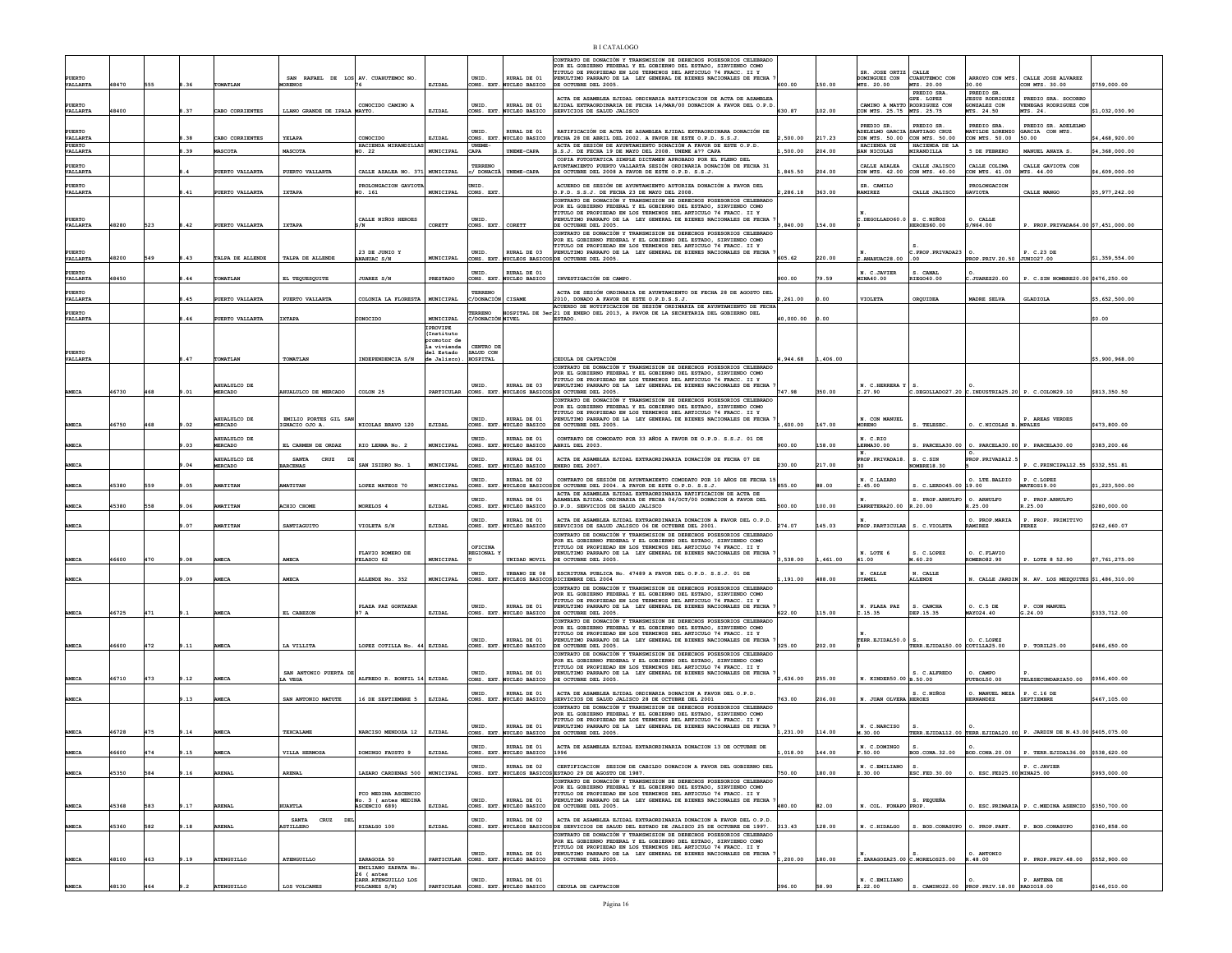| | | | | | | | | | | | | | | | | | | |
|---|---|---|---|---|---|---|---|---|---|---|---|---|---|---|---|---|---|---|
| PUERTO VALLARTA | 48470 | 555 | 8.36 | TOMATLAN | SAN RAFAEL DE LOS MORENOS | AV. CUAHUTEMOC NO. 76 | EJIDAL | UNID. CONS. EXT. | RURAL DE 01 NUCLEO BASICO | CONTRATO DE DONACIÓN Y TRANSMISION DE DERECHOS POSESORIOS CELEBRADO POR EL GOBIERNO FEDERAL Y EL GOBIERNO DEL ESTADO, SIRVIENDO COMO TITULO DE PROPIEDAD EN LOS TERMINOS DEL ARTICULO 74 FRACC. II Y PENULTIMO PARRAFO DE LA LEY GENERAL DE BIENES NACIONALES DE FECHA 7 DE OCTUBRE DEL 2005. | 600.00 | 150.00 | SR. JOSE ORTIZ DOMINGUEZ CON MTS. 20.00 | CALLE CUAHUTEMOC CON MTS. 20.00 | ARROYO CON MTS. 30.00 | CALLE JOSE ALVAREZ CON MTS. 30.00 | $759,000.00 |
| PUERTO VALLARTA | 48400 | | 8.37 | CABO CORRIENTES | LLANO GRANDE DE IPALA | CONOCIDO CAMINO A MAYTO. | EJIDAL | UNID. CONS. EXT. | RURAL DE 01 NUCLEO BASICO | ACTA DE ASAMBLEA EJIDAL ORDINARIA RATIFICACION DE ACTA DE ASAMBLEA EJIDAL EXTRAORDINARIA DE FECHA 14/MAR/00 DONACION A FAVOR DEL O.P.D. SERVICIOS DE SALUD JALISCO | 630.87 | 102.00 | CAMINO A MAYTO CON MTS. 25.75 | PREDIO SRA. GPE. LOPEZ RODRIGUEZ CON MTS. 25.75 | PREDIO SR. JESUS RODRIGUEZ GONZALEZ CON MTS. 24.50 | PREDIO SRA. SOCORRO VENEGAS RODRIGUEZ CON MTS. 24. | $1,032,030.90 |
| PUERTO VALLARTA | | | 8.38 | CABO CORRIENTES | YELAPA | CONOCIDO | EJIDAL | UNID. CONS. EXT. | RURAL DE 01 NUCLEO BASICO | RATIFICACIÓN DE ACTA DE ASAMBLEA EJIDAL EXTRAORDINARIA DONACIÓN DE FECHA 28 DE ABRIL DEL 2002. A FAVOR DE ESTE O.P.D. S.S.J. | 2,500.00 | 217.23 | PREDIO SR. ADELELMO GARCIA CON MTS. 50.00 | PREDIO SR. SANTIAGO CRUZ CON MTS. 50.00 | PREDIO SRA. MATILDE LORENZO CON MTS. 50.00 | PREDIO SR. ADELELMO GARCIA CON MTS. 50.00 | $4,468,920.00 |
| PUERTO VALLARTA | | | 8.39 | MASCOTA | MASCOTA | HACIENDA MIRANDILLAS NO. 22 | MUNICIPAL | UNEME-CAPA | UNEME-CAPA | ACTA DE SESION DE AYUNTAMIENTO DONACION A FAVOR DE ESTE O.P.D. S.S.J. DE FECHA 19 DE MAYO DEL 2008. UNEME â?? CAPA | 1,500.00 | 204.00 | HACIENDA DE SAN NICOLAS | HACIENDA DE LA MIRANDILLA | 5 DE FEBRERO | MANUEL ANAYA S. | $4,368,000.00 |
| PUERTO VALLARTA | | | 8.4 | PUERTO VALLARTA | PUERTO VALLARTA | CALLE AZALEA NO. 371 | MUNICIPAL | TERRENO c/ DONACIÓ | UNEME-CAPA | COPIA FOTOSTATICA SIMPLE DICTAMEN APROBADO POR EL PLENO DEL AYUNTAMIENTO PUERTO VALLARTA SESIÓN ORDINARIA DONACIÓN DE FECHA 31 DE OCTUBRE DEL 2008 A FAVOR DE ESTE O.P.D. S.S.J. | 1,845.50 | 204.00 | CALLE AZALEA CON MTS. 42.00 | CALLE JALISCO CON MTS. 40.00 | CALLE COLIMA CON MTS. 41.00 | CALLE GAVIOTA CON MTS. 44.00 | $4,609,000.00 |
| PUERTO VALLARTA | | | 8.41 | PUERTO VALLARTA | IXTAPA | PROLONGACION GAVIOTA NO. 161 | MUNICIPAL | UNID. CONS. EXT. | | ACUERDO DE SESIÓN DE AYUNTAMIENTO AUTORIZA DONACIÓN A FAVOR DEL O.P.D. S.S.J. DE FECHA 23 DE MAYO DEL 2008. | 2,286.18 | 363.00 | SR. CAMILO RAMIREZ | CALLE JALISCO | PROLONGACION GAVIOTA | CALLE MANGO | $5,977,242.00 |
| PUERTO VALLARTA | 48280 | 523 | 8.42 | PUERTO VALLARTA | IXTAPA | CALLE NIÑOS HEROES S/N | CORETT | UNID. CONS. EXT. | CORETT | CONTRATO DE DONACIÓN Y TRANSMISION DE DERECHOS POSESORIOS CELEBRADO POR EL GOBIERNO FEDERAL Y EL GOBIERNO DEL ESTADO, SIRVIENDO COMO TITULO DE PROPIEDAD EN LOS TERMINOS DEL ARTICULO 74 FRACC. II Y PENULTIMO PARRAFO DE LA LEY GENERAL DE BIENES NACIONALES DE FECHA 7 DE OCTUBRE DEL 2005. | 3,840.00 | 154.00 | N. C.DEGOLLADO60.0 0 | S. C.NIÑOS HEROES60.00 | O. CALLE S/N64.00 | P. PROP.PRIVADA64.00 | $7,451,000.00 |
| PUERTO VALLARTA | 48200 | 549 | 8.43 | TALPA DE ALLENDE | TALPA DE ALLENDE | 23 DE JUNIO Y ANAHUAC S/N | MUNICIPAL | UNID. CONS. EXT. | RURAL DE 03 NUCLEOS BASICOS | CONTRATO DE DONACIÓN Y TRANSMISION DE DERECHOS POSESORIOS CELEBRADO POR EL GOBIERNO FEDERAL Y EL GOBIERNO DEL ESTADO, SIRVIENDO COMO TITULO DE PROPIEDAD EN LOS TERMINOS DEL ARTICULO 74 FRACC. II Y PENULTIMO PARRAFO DE LA LEY GENERAL DE BIENES NACIONALES DE FECHA 7 DE OCTUBRE DEL 2005. | 605.62 | 220.00 | N. C.ANAHUAC28.00 | S. C.PROP.PRIVADA23 .00 | O. PROP.PRIV.20.50 | P. C.23 DE JUNIO27.00 | $1,359,554.00 |
| PUERTO VALLARTA | 48450 | | 8.44 | TOMATLAN | EL TEQUESQUITE | JUAREZ S/N | PRESTADO | UNID. CONS. EXT. | RURAL DE 01 NUCLEO BASICO | INVESTIGACIÓN DE CAMPO. | 900.00 | 79.59 | N. C.JAVIER MINA40.00 | S. CANAL RIEGO40.00 | O. C.JUAREZ20.00 | P. C.SIN NOMBRE20.00 | $476,250.00 |
| PUERTO VALLARTA | | | 8.45 | PUERTO VALLARTA | PUERTO VALLARTA | COLONIA LA FLORESTA | MUNICIPAL | TERRENO C/DONACIÓN | CISAME | ACTA DE SESIÓN ORDINARIA DE AYUNTAMIENTO DE FECHA 28 DE AGOSTO DEL 2010, DONADO A FAVOR DE ESTE O.P.D.S.S.J. | 2,261.00 | 0.00 | VIOLETA | ORQUIDEA | MADRE SELVA | GLADIOLA | $5,652,500.00 |
| PUERTO VALLARTA | | | 8.46 | PUERTO VALLARTA | IXTAPA | CONOCIDO | MUNICIPAL | TERRENO C/DONACIÓN | HOSPITAL DE 3er NIVEL | ACUERDO DE NOTIFICACION DE SESION ORDINARIA DE AYUNTAMIENTO DE FECHA 21 DE ENERO DEL 2013, A FAVOR DE LA SECRETARIA DEL GOBIERNO DEL ESTADO. | 40,000.00 | 0.00 | | | | | $0.00 |
| PUERTO VALLARTA | | | 8.47 | TOMATLAN | TOMATLAN | INDEPENDENCIA S/N | IPROVIPE (Instituto promotor de la vivienda del Estado de Jalisco). | CENTRO DE SALUD CON HOSPITAL | | CEDULA DE CAPTACIÓN | 4,944.68 | 1,406.00 | | | | | $5,900,968.00 |
| AMECA | 46730 | 468 | 9.01 | AHUALULCO DE MERCADO | AHUALULCO DE MERCADO | COLON 25 | PARTICULAR | UNID. CONS. EXT. | RURAL DE 03 NUCLEOS BASICOS | CONTRATO DE DONACIÓN Y TRANSMISION DE DERECHOS POSESORIOS CELEBRADO POR EL GOBIERNO FEDERAL Y EL GOBIERNO DEL ESTADO, SIRVIENDO COMO TITULO DE PROPIEDAD EN LOS TERMINOS DEL ARTICULO 74 FRACC. II Y PENULTIMO PARRAFO DE LA LEY GENERAL DE BIENES NACIONALES DE FECHA 7 DE OCTUBRE DEL 2005. | 747.98 | 350.00 | N. C.HERRERA Y C.27.90 | S. C.DEGOLLADO27.20 | O. C.INDUSTRIA25.20 | P. C.COLON29.10 | $813,350.50 |
| AMECA | 46750 | 468 | 9.02 | AHUALULCO DE MERCADO | EMILIO PORTES GIL SAN IGNACIO OJO A. | NICOLAS BRAVO 120 | EJIDAL | UNID. CONS. EXT. | RURAL DE 01 NUCLEO BASICO | CONTRATO DE DONACIÓN Y TRANSMISION DE DERECHOS POSESORIOS CELEBRADO POR EL GOBIERNO FEDERAL Y EL GOBIERNO DEL ESTADO, SIRVIENDO COMO TITULO DE PROPIEDAD EN LOS TERMINOS DEL ARTICULO 74 FRACC. II Y PENULTIMO PARRAFO DE LA LEY GENERAL DE BIENES NACIONALES DE FECHA 7 DE OCTUBRE DEL 2005. | 1,600.00 | 167.00 | N. CON MANUEL MORENO | S. TELESEC. | O. C.NICOLAS B. | P. AREAS VERDES MPALES | $473,800.00 |
| AMECA | | | 9.03 | AHUALULCO DE MERCADO | EL CARMEN DE ORDAZ | RIO LERMA No. 2 | MUNICIPAL | UNID. CONS. EXT. | RURAL DE 01 NUCLEO BASICO | CONTRATO DE COMODATO POR 33 AÑOS A FAVOR DE O.P.D. S.S.J. 01 DE ABRIL DEL 2003. | 900.00 | 158.00 | N. C.RIO LERMA30.00 | S. PARCELA30.00 | O. PARCELA30.00 | P. PARCELA30.00 | $383,200.66 |
| AMECA | | | 9.04 | AHUALULCO DE MERCADO | SANTA CRUZ DE BARCENAS | SAN ISIDRO No. 1 | MUNICIPAL | UNID. CONS. EXT. | RURAL DE 01 NUCLEO BASICO | ACTA DE ASAMBLEA EJIDAL EXTRAORDINARIA DONACIÓN DE FECHA 07 DE ENERO DEL 2007. | 230.00 | 217.00 | N. PROP.PRIVADA18. 30 | S. C.SIN NOMBRE18.30 | O. PROP.PRIVADA12.5 5 | P. C.PRINCIPAL12.55 | $332,551.81 |
| AMECA | 45380 | 559 | 9.05 | AMATITAN | AMATITAN | LOPEZ MATEOS 70 | MUNICIPAL | UNID. CONS. EXT. | RURAL DE 02 NUCLEOS BASICOS | CONTRATO DE SESIÓN DE AYUNTAMIENTO COMODATO POR 10 AÑOS DE FECHA 15 DE OCTUBRE DEL 2004. A FAVOR DE ESTE O.P.D. S.S.J. | 855.00 | 88.00 | N. C.LAZARO C.45.00 | S. C.LERDO45.00 | O. LTE.BALDIO 19.00 | P. C.LOPEZ MATEOS19.00 | $1,223,500.00 |
| AMECA | 45380 | 558 | 9.06 | AMATITAN | ACHIO CHOME | MORELOS 4 | EJIDAL | UNID. CONS. EXT. | RURAL DE 01 NUCLEO BASICO | ACTA DE ASAMBLEA EJIDAL EXTRAORDINARIA RATIFICACION DE ACTA DE ASAMBLEA EJIDAL ORDINARIA DE FECHA 04/OCT/00 DONACION A FAVOR DEL O.P.D. SERVICIOS DE SALUD JALISCO | 500.00 | 100.00 | N. CARRETERA20.00 | S. PROP.ARNULFO R.20.00 | O. ARNULFO R.25.00 | P. PROP.ARNULFO R.25.00 | $280,000.00 |
| AMECA | | | 9.07 | AMATITAN | SANTIAGUITO | VIOLETA S/N | EJIDAL | UNID. CONS. EXT. | RURAL DE 01 NUCLEO BASICO | ACTA DE ASAMBLEA EJIDAL EXTRAORDINARIA DONACION A FAVOR DEL O.P.D. SERVICIOS DE SALUD JALISCO 06 DE OCTUBRE DEL 2001. | 274.07 | 145.03 | N. PROP.PARTICULAR | S. C.VIOLETA | O. PROP.MARIA RAMIREZ | P. PROP. PRIMITIVO PEREZ | $262,660.07 |
| AMECA | 46600 | 470 | 9.08 | AMECA | AMECA | FLAVIO ROMERO DE VELASCO 62 | MUNICIPAL | OFICINA REGIONAL Y U | UNIDAD MOVIL | CONTRATO DE DONACIÓN Y TRANSMISION DE DERECHOS POSESORIOS CELEBRADO POR EL GOBIERNO FEDERAL Y EL GOBIERNO DEL ESTADO, SIRVIENDO COMO TITULO DE PROPIEDAD EN LOS TERMINOS DEL ARTICULO 74 FRACC. II Y PENULTIMO PARRAFO DE LA LEY GENERAL DE BIENES NACIONALES DE FECHA 7 DE OCTUBRE DEL 2005. | 3,538.00 | 1,461.00 | N. LOTE 6 41.00 | S. C.LOPEZ M.60.20 | O. C.FLAVIO ROMERO82.90 | P. LOTE 8 52.90 | $7,761,275.00 |
| AMECA | | | 9.09 | AMECA | AMECA | ALLENDE No. 352 | MUNICIPAL | UNID. CONS. EXT. | URBANO DE 08 NUCLEOS BASICOS | ESCRITURA PUBLICA No. 47489 A FAVOR DEL O.P.D. S.S.J. 01 DE DICIEMBRE DEL 2004 | 1,191.00 | 488.00 | N. CALLE OYAMEL | N. CALLE ALLENDE | N. CALLE JARDIN | N. AV. LOS MEZQUITES | $1,486,310.00 |
| AMECA | 46725 | 471 | 9.1 | AMECA | EL CABEZON | PLAZA PAZ GORTAZAR 97 A | EJIDAL | UNID. CONS. EXT. | RURAL DE 01 NUCLEO BASICO | CONTRATO DE DONACIÓN Y TRANSMISION DE DERECHOS POSESORIOS CELEBRADO POR EL GOBIERNO FEDERAL Y EL GOBIERNO DEL ESTADO, SIRVIENDO COMO TITULO DE PROPIEDAD EN LOS TERMINOS DEL ARTICULO 74 FRACC. II Y PENULTIMO PARRAFO DE LA LEY GENERAL DE BIENES NACIONALES DE FECHA 7 DE OCTUBRE DEL 2005. | 622.00 | 115.00 | N. PLAZA PAZ C.15.35 | S. CANCHA DEP.15.35 | O. C.5 DE MAYO24.40 | P. CON MANUEL G.24.00 | $333,712.00 |
| AMECA | 46600 | 472 | 9.11 | AMECA | LA VILLITA | LOPEZ COTILLA No. 44 | EJIDAL | UNID. CONS. EXT. | RURAL DE 01 NUCLEO BASICO | CONTRATO DE DONACIÓN Y TRANSMISION DE DERECHOS POSESORIOS CELEBRADO POR EL GOBIERNO FEDERAL Y EL GOBIERNO DEL ESTADO, SIRVIENDO COMO TITULO DE PROPIEDAD EN LOS TERMINOS DEL ARTICULO 74 FRACC. II Y PENULTIMO PARRAFO DE LA LEY GENERAL DE BIENES NACIONALES DE FECHA 7 DE OCTUBRE DEL 2005. | 325.00 | 202.00 | N. TERR.EJIDAL50.0 0 | S. TERR.EJIDAL50.00 | O. C.LOPEZ COTILLA25.00 | P. TORIL25.00 | $486,650.00 |
| AMECA | 46710 | 473 | 9.12 | AMECA | SAN ANTONIO PUERTA DE LA VEGA | ALFREDO R. BONFIL 14 | EJIDAL | UNID. CONS. EXT. | RURAL DE 01 NUCLEO BASICO | CONTRATO DE DONACIÓN Y TRANSMISION DE DERECHOS POSESORIOS CELEBRADO POR EL GOBIERNO FEDERAL Y EL GOBIERNO DEL ESTADO, SIRVIENDO COMO TITULO DE PROPIEDAD EN LOS TERMINOS DEL ARTICULO 74 FRACC. II Y PENULTIMO PARRAFO DE LA LEY GENERAL DE BIENES NACIONALES DE FECHA 7 DE OCTUBRE DEL 2005. | 2,636.00 | 255.00 | N. KINDER50.00 | S. C.ALFREDO B.50.00 | O. CAMPO FUTBOL50.00 | P. TELESECUNDARIA50.00 | $956,400.00 |
| AMECA | | | 9.13 | AMECA | SAN ANTONIO MATUTE | 16 DE SEPTIEMBRE 5 | EJIDAL | UNID. CONS. EXT. | RURAL DE 01 NUCLEO BASICO | ACTA DE ASAMBLEA EJIDAL ORDINARIA DONACION A FAVOR DEL O.P.D. SERVICIOS DE SALUD JALISCO 28 DE OCTUBRE DEL 2001 | 763.00 | 206.00 | N. JUAN OLVERA | S. C.NIÑOS HEROES | O. MANUEL MEZA HERNANDEZ | P. C.16 DE SEPTIEMBRE | $467,105.00 |
| AMECA | 46728 | 475 | 9.14 | AMECA | TEXCALAME | NARCISO MENDOZA 12 | EJIDAL | UNID. CONS. EXT. | RURAL DE 01 NUCLEO BASICO | CONTRATO DE DONACIÓN Y TRANSMISION DE DERECHOS POSESORIOS CELEBRADO POR EL GOBIERNO FEDERAL Y EL GOBIERNO DEL ESTADO, SIRVIENDO COMO TITULO DE PROPIEDAD EN LOS TERMINOS DEL ARTICULO 74 FRACC. II Y PENULTIMO PARRAFO DE LA LEY GENERAL DE BIENES NACIONALES DE FECHA 7 DE OCTUBRE DEL 2005. | 1,231.00 | 114.00 | N. C.NARCISO M.30.00 | S. TERR.EJIDAL12.00 | O. TERR.EJIDAL20.00 | P. JARDIN DE N.43.00 | $405,075.00 |
| AMECA | 46600 | 474 | 9.15 | AMECA | VILLA HERMOSA | DOMINGO FAUSTO 9 | EJIDAL | UNID. CONS. EXT. | RURAL DE 01 NUCLEO BASICO | ACTA DE ASAMBLEA EJIDAL EXTRAORDINARIA DONACION 13 DE OCTUBRE DE 1996 | 1,018.00 | 144.00 | N. C.DOMINGO F.50.00 | S. BOD.CONA.32.00 | O. BOD.CONA.20.00 | P. TERR.EJIDAL36.00 | $538,620.00 |
| AMECA | 45350 | 584 | 9.16 | ARENAL | ARENAL | LAZARO CARDENAS 500 | MUNICIPAL | UNID. CONS. EXT. | RURAL DE 02 NUCLEOS BASICOS | CERTIFICACION SESION DE CABILDO DONACION A FAVOR DEL GOBIERNO DEL ESTADO 29 DE AGOSTO DE 1987. | 750.00 | 180.00 | N. C.EMILIANO Z.30.00 | S. ESC.FED.30.00 | O. ESC.FED25.00 | P. C.JAVIER MINA25.00 | $993,000.00 |
| AMECA | 45368 | 583 | 9.17 | ARENAL | HUAXTLA | FCO MEDINA ASCENCIO No. 3 ( antes MEDINA ASCENCIO 689) | EJIDAL | UNID. CONS. EXT. | RURAL DE 01 NUCLEO BASICO | CONTRATO DE DONACIÓN Y TRANSMISION DE DERECHOS POSESORIOS CELEBRADO POR EL GOBIERNO FEDERAL Y EL GOBIERNO DEL ESTADO, SIRVIENDO COMO TITULO DE PROPIEDAD EN LOS TERMINOS DEL ARTICULO 74 FRACC. II Y PENULTIMO PARRAFO DE LA LEY GENERAL DE BIENES NACIONALES DE FECHA 7 DE OCTUBRE DEL 2005. | 480.00 | 82.00 | N. COL. FONAPO | S. PEQUEÑA PROP. | O. ESC.PRIMARIA | P. C.MEDINA ASENCIO | $350,700.00 |
| AMECA | 45360 | 582 | 9.18 | ARENAL | SANTA CRUZ DEL ASTILLERO | HIDALGO 100 | EJIDAL | UNID. CONS. EXT. | RURAL DE 02 NUCLEOS BASICOS | ACTA DE ASAMBLEA EJIDAL EXTRAORDINARIA DONACION A FAVOR DEL O.P.D. DE SERVICIOS DE SALUD DEL ESTADO DE JALISCO 25 DE OCTUBRE DE 1997. | 313.43 | 128.00 | N. C.HIDALGO | S. BOD.CONASUPO | O. PROP.PART. | P. BOD.CONASUPO | $360,858.00 |
| AMECA | 48100 | 463 | 9.19 | ATENGUILLO | ATENGUILLO | ZARAGOZA 50 | PARTICULAR | UNID. CONS. EXT. | RURAL DE 01 NUCLEO BASICO | CONTRATO DE DONACIÓN Y TRANSMISION DE DERECHOS POSESORIOS CELEBRADO POR EL GOBIERNO FEDERAL Y EL GOBIERNO DEL ESTADO, SIRVIENDO COMO TITULO DE PROPIEDAD EN LOS TERMINOS DEL ARTICULO 74 FRACC. II Y PENULTIMO PARRAFO DE LA LEY GENERAL DE BIENES NACIONALES DE FECHA 7 DE OCTUBRE DEL 2005. | 1,200.00 | 180.00 | N. C.ZARAGOZA25.00 | S. C.MORELOS25.00 | O. ANTONIO R.48.00 | P. PROP.PRIV.48.00 | $552,900.00 |
| AMECA | 48130 | 464 | 9.2 | ATENGUILLO | LOS VOLCANES | EMILIANO ZAPATA No. 26 ( antes CARR.ATENGUILLO LOS VOLCANES S/N) | PARTICULAR | UNID. CONS. EXT. | RURAL DE 01 NUCLEO BASICO | CEDULA DE CAPTACION | 396.00 | 58.90 | N. C.EMILIANO Z.22.00 | S. CAMINO22.00 | O. PROP.PRIV.18.00 | P. ANTENA DE RADIO18.00 | $146,010.00 |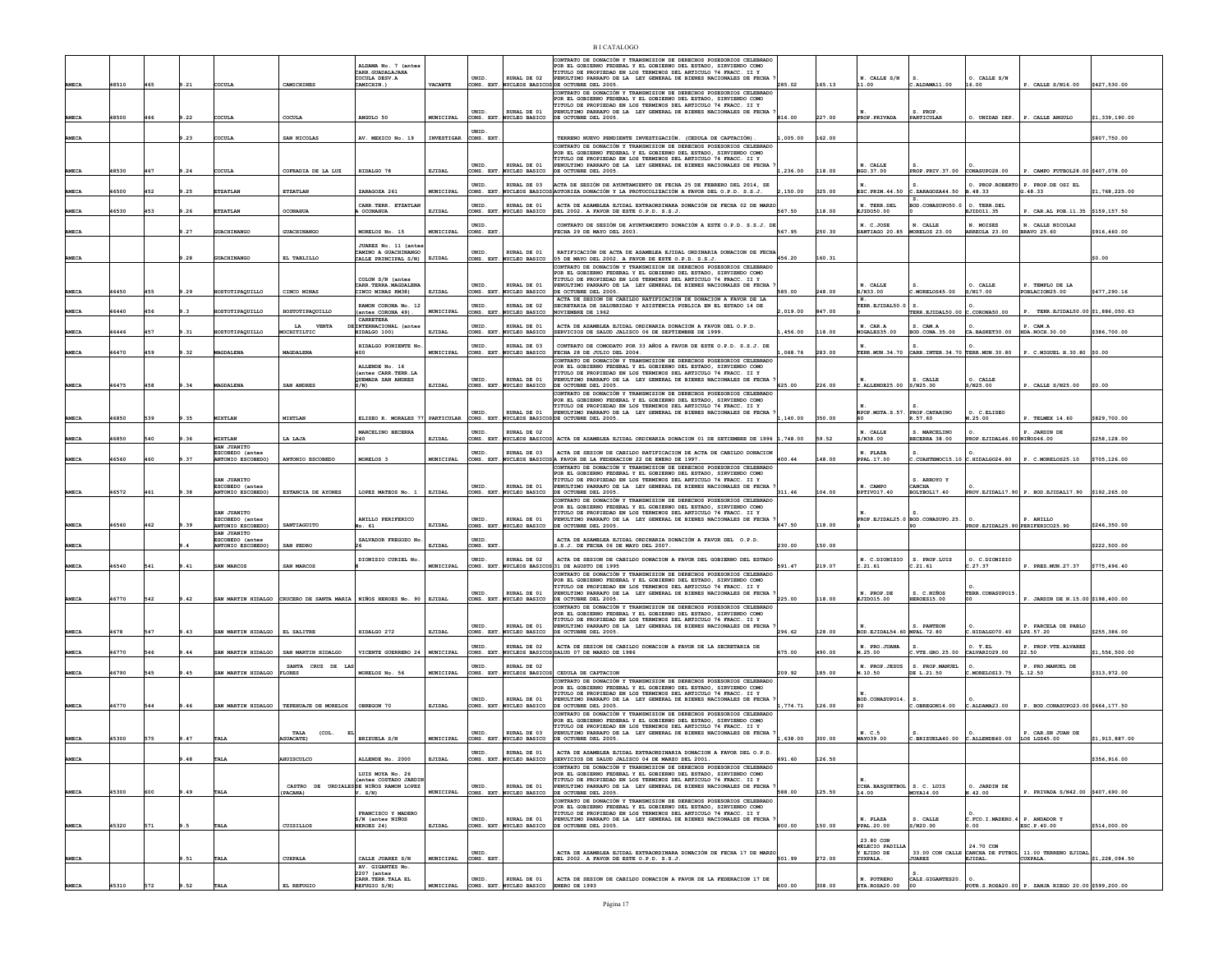| | | | | | | | | | | | | | | | | | |
|---|---|---|---|---|---|---|---|---|---|---|---|---|---|---|---|---|---|
| AMECA | 48510 | 465 | 9.21 | COCULA | CAMICHINES | ALDAMA No. 7 (antes CARR.GUADALAJARA COCULA DESV.A CAMICHIN.) | VACANTE | UNID. CONS. EXT. | RURAL DE 02 NUCLEOS BASICOS | CONTRATO DE DONACIÓN Y TRANSMISION DE DERECHOS POSESORIOS CELEBRADO POR EL GOBIERNO FEDERAL Y EL GOBIERNO DEL ESTADO, SIRVIENDO COMO TITULO DE PROPIEDAD EN LOS TERMINOS DEL ARTICULO 74 FRACC. II Y PENULTIMO PARRAFO DE LA LEY GENERAL DE BIENES NACIONALES DE FECHA 7 DE OCTUBRE DEL 2005. | 285.02 | 165.13 | N. CALLE S/N 11.00 | S. C.ALDAMA11.00 | O. CALLE S/N 16.00 | P. CALLE S/N16.00 | $427,530.00 |
| AMECA | 48500 | 466 | 9.22 | COCULA | COCULA | ANGULO 50 | MUNICIPAL | UNID. CONS. EXT. | RURAL DE 01 NUCLEO BASICO | CONTRATO DE DONACIÓN Y TRANSMISION DE DERECHOS POSESORIOS CELEBRADO POR EL GOBIERNO FEDERAL Y EL GOBIERNO DEL ESTADO, SIRVIENDO COMO TITULO DE PROPIEDAD EN LOS TERMINOS DEL ARTICULO 74 FRACC. II Y PENULTIMO PARRAFO DE LA LEY GENERAL DE BIENES NACIONALES DE FECHA 7 DE OCTUBRE DEL 2005. | 816.00 | 227.00 | N. PROP.PRIVADA | S. PROP. PARTICULAR | O. UNIDAD DEP. | P. CALLE ANGULO | $1,339,190.00 |
| AMECA | | | 9.23 | COCULA | SAN NICOLAS | AV. MEXICO No. 19 | INVESTIGAR | UNID. CONS. EXT. | | TERRENO NUEVO PENDIENTE INVESTIGACIÓN. (CEDULA DE CAPTACIÓN) | 1,005.00 | 162.00 | | | | | $807,750.00 |
| AMECA | 48530 | 467 | 9.24 | COCULA | COFRADIA DE LA LUZ | HIDALGO 78 | EJIDAL | UNID. CONS. EXT. | RURAL DE 01 NUCLEO BASICO | CONTRATO DE DONACIÓN Y TRANSMISION DE DERECHOS POSESORIOS CELEBRADO POR EL GOBIERNO FEDERAL Y EL GOBIERNO DEL ESTADO, SIRVIENDO COMO TITULO DE PROPIEDAD EN LOS TERMINOS DEL ARTICULO 74 FRACC. II Y PENULTIMO PARRAFO DE LA LEY GENERAL DE BIENES NACIONALES DE FECHA 7 DE OCTUBRE DEL 2005. | 1,236.00 | 118.00 | N. CALLE HGO.37.00 | S. PROP.PRIV.37.00 | O. CONASUPO28.00 | P. CAMPO FUTBOL28.00 | $407,078.00 |
| AMECA | 46500 | 452 | 9.25 | ETZATLAN | ETZATLAN | ZARAGOZA 261 | MUNICIPAL | UNID. CONS. EXT. | RURAL DE 03 NUCLEOS BASICOS | ACTA DE SESIÓN DE AYUNTAMIENTO DE FECHA 25 DE FEBRERO DEL 2014, SE AUTORIZA DONACIÓN Y LA PROTOCOLIZACIÓN A FAVOR DEL O.P.D. S.S.J. | 2,150.00 | 325.00 | N. ESC.PRIM.44.50 | S. C.ZARAGOZA44.50 | O. PROP.ROBERTO B.48.33 | P. PROP.DE OSI EL G.48.33 | $1,768,225.00 |
| AMECA | 46530 | 453 | 9.26 | ETZATLAN | OCONAHUA | CARR.TERR. ETZATLAN A OCONAHUA | EJIDAL | UNID. CONS. EXT. | RURAL DE 01 NUCLEO BASICO | ACTA DE ASAMBLEA EJIDAL EXTRAORDINARA DONACIÓN DE FECHA 02 DE MARZO DEL 2002. A FAVOR DE ESTE O.P.D. S.S.J. | 567.50 | 118.00 | N. TERR.DEL EJIDO50.00 | S. BOD.CONASUPO50.0 0 | O. TERR.DEL EJIDO11.35 | P. CAR.AL POB.11.35 | $159,157.50 |
| AMECA | | | 9.27 | GUACHINANGO | GUACHINANGO | MORELOS No. 15 | MUNICIPAL | UNID. CONS. EXT. | | CONTRATO DE SESIÓN DE AYUNTAMIENTO DONACIÓN A ESTE O.P.D. S.S.J. DE FECHA 29 DE MAYO DEL 2003. | 567.95 | 250.30 | N. C.JOSE SANTIAGO 20.85 | N. CALLE MORELOS 23.00 | N. MOISES ARREOLA 23.00 | N. CALLE NICOLAS BRAVO 25.60 | $916,460.00 |
| AMECA | | | 9.28 | GUACHINANGO | EL TABLILLO | JUAREZ No. 11 (antes CAMINO A GUACHINANGO CALLE PRINCIPAL S/N) | EJIDAL | UNID. CONS. EXT. | RURAL DE 01 NUCLEO BASICO | RATIFICACIÓN DE ACTA DE ASAMBLEA EJIDAL ORDINARIA DONACION DE FECHA 05 DE MAYO DEL 2002. A FAVOR DE ESTE O.P.D. S.S.J. | 456.20 | 160.31 | | | | | $0.00 |
| AMECA | 46450 | 455 | 9.29 | HOSTOTIPAQUILLO | CINCO MINAS | COLON S/N (antes CARR.TERRA.MAGDALENA CINCO MINAS KM38) | EJIDAL | UNID. CONS. EXT. | RURAL DE 01 NUCLEO BASICO | CONTRATO DE DONACIÓN Y TRANSMISION DE DERECHOS POSESORIOS CELEBRADO POR EL GOBIERNO FEDERAL Y EL GOBIERNO DEL ESTADO, SIRVIENDO COMO TITULO DE PROPIEDAD EN LOS TERMINOS DEL ARTICULO 74 FRACC. II Y PENULTIMO PARRAFO DE LA LEY GENERAL DE BIENES NACIONALES DE FECHA 7 DE OCTUBRE DEL 2005. | 585.00 | 248.00 | N. CALLE S/N33.00 | S. C.MORELOS45.00 | O. CALLE S/N17.00 | P. TEMPLO DE LA POBLACION25.00 | $477,290.16 |
| AMECA | 46440 | 456 | 9.3 | HOSTOTIPAQUILLO | HOSTOTIPAQUILLO | RAMON CORONA No. 12 (antes CORONA 49) | MUNICIPAL | UNID. CONS. EXT. | RURAL DE 02 NUCLEOS BASICOS | ACTA DE SESION DE CABILDO RATIFICACION DE DONACION A FAVOR DE LA SECRETARIA DE SALUBRIDAD Y ASISTENCIA PUBLICA EN EL ESTADO 14 DE NOVIEMBRE DE 1962 | 2,019.00 | 847.00 | N. TERR.EJIDAL50.0 0 | S. TERR.EJIDAL50.00 | O. C.CORONA50.00 | P. TERR.EJIDAL50.00 | $1,886,050.63 |
| AMECA | 46446 | 457 | 9.31 | HOSTOTIPAQUILLO | LA VENTA DE MOCHITILTIC | CARRETERA INTERNACIONAL (antes HIDALGO 100) | EJIDAL | UNID. CONS. EXT. | RURAL DE 01 NUCLEO BASICO | ACTA DE ASAMBLEA EJIDAL ORDINARIA DONACION A FAVOR DEL O.P.D. SERVICIOS DE SALUD JALISCO 06 DE SEPTIEMBRE DE 1999. | 1,456.00 | 118.00 | N. CAR.A NOGALES35.00 | S. CAM.A BOD.CONA.35.00 | O. CA.BASKET30.00 | P. CAM.A HDA.NOCH.30.00 | $386,700.00 |
| AMECA | 46470 | 459 | 9.32 | MAGDALENA | MAGDALENA | HIDALGO PONIENTE No. 400 | MUNICIPAL | UNID. CONS. EXT. | RURAL DE 03 NUCLEOS BASICOS | CONTRATO DE COMODATO POR 33 AÑOS A FAVOR DE ESTE O.P.D. S.S.J. DE FECHA 28 DE JULIO DEL 2004. | 1,068.76 | 283.00 | N. TERR.MUN.34.70 | S. CARR.INTER.34.70 | O. TERR.MUN.30.80 | P. C.MIGUEL H.30.80 | $0.00 |
| AMECA | 46475 | 458 | 9.34 | MAGDALENA | SAN ANDRES | ALLENDE No. 16 (antes CARR.TERR.LA QUEMADA SAN ANDRES S/N) | EJIDAL | UNID. CONS. EXT. | RURAL DE 01 NUCLEO BASICO | CONTRATO DE DONACIÓN Y TRANSMISION DE DERECHOS POSESORIOS CELEBRADO POR EL GOBIERNO FEDERAL Y EL GOBIERNO DEL ESTADO, SIRVIENDO COMO TITULO DE PROPIEDAD EN LOS TERMINOS DEL ARTICULO 74 FRACC. II Y PENULTIMO PARRAFO DE LA LEY GENERAL DE BIENES NACIONALES DE FECHA 7 DE OCTUBRE DEL 2005. | 625.00 | 226.00 | N. C.ALLENDE25.00 | S. CALLE S/N25.00 | O. CALLE S/N25.00 | P. CALLE S/N25.00 | $0.00 |
| AMECA | 46850 | 539 | 9.35 | MIXTLAN | MIXTLAN | ELISEO R. MORALES 77 | PARTICULAR | UNID. CONS. EXT. | RURAL DE 01 NUCLEOS BASICOS | CONTRATO DE DONACIÓN Y TRANSMISION DE DERECHOS POSESORIOS CELEBRADO POR EL GOBIERNO FEDERAL Y EL GOBIERNO DEL ESTADO, SIRVIENDO COMO TITULO DE PROPIEDAD EN LOS TERMINOS DEL ARTICULO 74 FRACC. II Y PENULTIMO PARRAFO DE LA LEY GENERAL DE BIENES NACIONALES DE FECHA 7 DE OCTUBRE DEL 2005. | 1,140.00 | 350.00 | N. RPOP.MGTA.S.57. 60 | S. PROP.CATARINO R.57.60 | O. C.ELISEO M.25.00 | P. TELMEX 14.60 | $829,700.00 |
| AMECA | 46850 | 540 | 9.36 | MIXTLAN | LA LAJA | MARCELINO BECERRA 240 | EJIDAL | UNID. CONS. EXT. | RURAL DE 02 NUCLEOS BASICOS | ACTA DE ASAMBLEA EJIDAL ORDINARIA DONACION 01 DE SETIEMBRE DE 1996 | 1,748.00 | 59.52 | N. CALLE S/N38.00 | S. MARCELINO BECERRA 38.00 | O. PROP.EJIDAL46.00 | P. JARDIN DE NIÑOS46.00 | $258,128.00 |
| AMECA | 46560 | 460 | 9.37 | SAN JUANITO ESCOBEDO (antes ANTONIO ESCOBEDO) | ANTONIO ESCOBEDO | MORELOS 3 | MUNICIPAL | UNID. CONS. EXT. | RURAL DE 03 NUCLEOS BASICOS | ACTA DE SESION DE CABILDO RATIFICACION DE ACTA DE CABILDO DONACION A FAVOR DE LA FEDERACION 22 DE ENERO DE 1997. | 400.44 | 148.00 | N. PLAZA PPAL.17.00 | S. C.CUAHTEMOC15.10 | O. C.HIDALGO24.80 | P. C.MORELOS25.10 | $705,126.00 |
| AMECA | 46572 | 461 | 9.38 | SAN JUANITO ESCOBEDO (antes ANTONIO ESCOBEDO) | ESTANCIA DE AYONES | LOPEZ MATEOS No. 1 | EJIDAL | UNID. CONS. EXT. | RURAL DE 01 NUCLEO BASICO | CONTRATO DE DONACIÓN Y TRANSMISION DE DERECHOS POSESORIOS CELEBRADO POR EL GOBIERNO FEDERAL Y EL GOBIERNO DEL ESTADO, SIRVIENDO COMO TITULO DE PROPIEDAD EN LOS TERMINOS DEL ARTICULO 74 FRACC. II Y PENULTIMO PARRAFO DE LA LEY GENERAL DE BIENES NACIONALES DE FECHA 7 DE OCTUBRE DEL 2005. | 311.46 | 104.00 | N. CAMPO DPTIVO17.40 | S. ARROYO Y CANCHA BOLYBOL17.40 | O. PROV.EJIDAL17.90 | P. BOD.EJIDAL17.90 | $192,265.00 |
| AMECA | 46560 | 462 | 9.39 | SAN JUANITO ESCOBEDO (antes ANTONIO ESCOBEDO) | SANTIAGUITO | ANILLO PERIFERICO No. 61 | EJIDAL | UNID. CONS. EXT. | RURAL DE 01 NUCLEO BASICO | CONTRATO DE DONACIÓN Y TRANSMISION DE DERECHOS POSESORIOS CELEBRADO POR EL GOBIERNO FEDERAL Y EL GOBIERNO DEL ESTADO, SIRVIENDO COMO TITULO DE PROPIEDAD EN LOS TERMINOS DEL ARTICULO 74 FRACC. II Y PENULTIMO PARRAFO DE LA LEY GENERAL DE BIENES NACIONALES DE FECHA 7 DE OCTUBRE DEL 2005. | 647.50 | 118.00 | N. PROP.EJIDAL25.0 0 | S. BOD.CONASUPO.25. 90 | O. PROP.EJIDAL25.90 | P. ANILLO PERIFERICO25.90 | $246,350.00 |
| AMECA | | | 9.4 | SAN JUANITO ESCOBEDO (antes ANTONIO ESCOBEDO) | SAN PEDRO | SALVADOR FREGOZO No. 26 | EJIDAL | UNID. CONS. EXT. | | ACTA DE ASAMBLEA EJIDAL ORDINARIA DONACIÓN A FAVOR DEL O.P.D. S.S.J. DE FECHA 06 DE MAYO DEL 2007. | 230.00 | 150.00 | | | | | $222,500.00 |
| AMECA | 46540 | 541 | 9.41 | SAN MARCOS | SAN MARCOS | DIONISIO CURIEL No. 8 | MUNICIPAL | UNID. CONS. EXT. | RURAL DE 02 NUCLEOS BASICOS | ACTA DE SESION DE CABILDO DONACION A FAVOR DEL GOBIERNO DEL ESTADO 31 DE AGOSTO DE 1995 | 591.47 | 219.07 | N. C.DIONISIO C.21.61 | S. PROP.LUIS C.21.61 | O. C.DIONISIO C.27.37 | P. PRES.MUN.27.37 | $775,496.40 |
| AMECA | 46770 | 542 | 9.42 | SAN MARTIN HIDALGO | CRUCERO DE SANTA MARIA | NIÑOS HEROES No. 90 | EJIDAL | UNID. CONS. EXT. | RURAL DE 01 NUCLEO BASICO | CONTRATO DE DONACIÓN Y TRANSMISION DE DERECHOS POSESORIOS CELEBRADO POR EL GOBIERNO FEDERAL Y EL GOBIERNO DEL ESTADO, SIRVIENDO COMO TITULO DE PROPIEDAD EN LOS TERMINOS DEL ARTICULO 74 FRACC. II Y PENULTIMO PARRAFO DE LA LEY GENERAL DE BIENES NACIONALES DE FECHA 7 DE OCTUBRE DEL 2005. | 225.00 | 118.00 | N. PROP.DE EJIDO15.00 | S. C.NIÑOS HEROES15.00 | O. TERR.CONASUPO15. 00 | P. JARDIN DE N.15.00 | $198,400.00 |
| AMECA | 4678 | 547 | 9.43 | SAN MARTIN HIDALGO | EL SALITRE | HIDALGO 272 | EJIDAL | UNID. CONS. EXT. | RURAL DE 01 NUCLEO BASICO | CONTRATO DE DONACIÓN Y TRANSMISION DE DERECHOS POSESORIOS CELEBRADO POR EL GOBIERNO FEDERAL Y EL GOBIERNO DEL ESTADO, SIRVIENDO COMO TITULO DE PROPIEDAD EN LOS TERMINOS DEL ARTICULO 74 FRACC. II Y PENULTIMO PARRAFO DE LA LEY GENERAL DE BIENES NACIONALES DE FECHA 7 DE OCTUBRE DEL 2005. | 296.62 | 128.00 | N. BOD.EJIDAL54.60 | S. PANTEON MPAL.72.80 | O. C.HIDALGO70.40 | P. PARCELA DE PABLO LPZ.57.20 | $255,386.00 |
| AMECA | 46770 | 546 | 9.44 | SAN MARTIN HIDALGO | SAN MARTIN HIDALGO | VICENTE GUERRERO 24 | MUNICIPAL | UNID. CONS. EXT. | RURAL DE 02 NUCLEOS BASICOS | ACTA DE SESION DE CABILDO DONACION A FAVOR DE LA SECRETARIA DE SALUD 07 DE MARZO DE 1986 | 675.00 | 490.00 | N. PRO.JUANA M.25.00 | S. C.VTE.GRO.25.00 | O. T.EL CALVARIO29.00 | P. PROP.VTE.ALVAREZ 22.50 | $1,556,500.00 |
| AMECA | 46790 | 545 | 9.45 | SAN MARTIN HIDALGO | SANTA CRUZ DE LAS FLORES | MORELOS No. 56 | MUNICIPAL | UNID. CONS. EXT. | RURAL DE 02 NUCLEOS BASICOS | CEDULA DE CAPTACION | 209.92 | 185.00 | N. PROP.JESUS M.10.50 | S. PROP.MANUEL DE L.21.50 | O. C.MORELOS13.75 | P. PRO.MANUEL DE L.12.50 | $313,972.00 |
| AMECA | 46770 | 544 | 9.46 | SAN MARTIN HIDALGO | TEPEHUAJE DE MORELOS | OBREGON 70 | EJIDAL | UNID. CONS. EXT. | RURAL DE 01 NUCLEO BASICO | CONTRATO DE DONACIÓN Y TRANSMISION DE DERECHOS POSESORIOS CELEBRADO POR EL GOBIERNO FEDERAL Y EL GOBIERNO DEL ESTADO, SIRVIENDO COMO TITULO DE PROPIEDAD EN LOS TERMINOS DEL ARTICULO 74 FRACC. II Y PENULTIMO PARRAFO DE LA LEY GENERAL DE BIENES NACIONALES DE FECHA 7 DE OCTUBRE DEL 2005. | 1,774.71 | 126.00 | N. BOD.CONASUPO14. 00 | S. C.OBREGON14.00 | O. C.ALDAMA23.00 | P. BOD.CONASUPO23.00 | $664,177.50 |
| AMECA | 45300 | 575 | 9.47 | TALA | TALA (COL. EL AGUACATE) | BRIZUELA S/N | MUNICIPAL | UNID. CONS. EXT. | RURAL DE 03 NUCLEOS BASICOS | CONTRATO DE DONACIÓN Y TRANSMISION DE DERECHOS POSESORIOS CELEBRADO POR EL GOBIERNO FEDERAL Y EL GOBIERNO DEL ESTADO, SIRVIENDO COMO TITULO DE PROPIEDAD EN LOS TERMINOS DEL ARTICULO 74 FRACC. II Y PENULTIMO PARRAFO DE LA LEY GENERAL DE BIENES NACIONALES DE FECHA 7 DE OCTUBRE DEL 2005. | 1,638.00 | 300.00 | N. C.5 MAYO39.00 | S. C.BRIZUELA40.00 | O. C.ALLENDE40.00 | P. CAR.SN JUAN DE LOS LGS45.00 | $1,913,887.00 |
| AMECA | | | 9.48 | TALA | AHUISCULCO | ALLENDE No. 2000 | EJIDAL | UNID. CONS. EXT. | RURAL DE 01 NUCLEO BASICO | ACTA DE ASAMBLEA EJIDAL EXTRAORDINARIA DONACION A FAVOR DEL O.P.D. SERVICIOS DE SALUD JALISCO 04 DE MARZO DEL 2001. | 691.60 | 126.50 | | | | | $356,916.00 |
| AMECA | 45300 | 600 | 9.49 | TALA | CASTRO DE URDIALES (PACANA) | LUIS MOYA No. 26 (antes COSTADO JARDIN DE NIÑOS RAMON LOPEZ V. S/N) | MUNICIPAL | UNID. CONS. EXT. | RURAL DE 01 NUCLEO BASICO | CONTRATO DE DONACIÓN Y TRANSMISION DE DERECHOS POSESORIOS CELEBRADO POR EL GOBIERNO FEDERAL Y EL GOBIERNO DEL ESTADO, SIRVIENDO COMO TITULO DE PROPIEDAD EN LOS TERMINOS DEL ARTICULO 74 FRACC. II Y PENULTIMO PARRAFO DE LA LEY GENERAL DE BIENES NACIONALES DE FECHA 7 DE OCTUBRE DEL 2005. | 588.00 | 125.50 | N. CCHA.BASQUETBOL 14.00 | S. C. LUIS MOYA14.00 | O. JARDIN DE N.42.00 | P. PRIVADA S/N42.00 | $407,690.00 |
| AMECA | 45320 | 571 | 9.5 | TALA | CUISILLOS | FRANCISCO Y MADERO S/N (antes NIÑOS HEROES 24) | EJIDAL | UNID. CONS. EXT. | RURAL DE 01 NUCLEO BASICO | CONTRATO DE DONACIÓN Y TRANSMISION DE DERECHOS POSESORIOS CELEBRADO POR EL GOBIERNO FEDERAL Y EL GOBIERNO DEL ESTADO, SIRVIENDO COMO TITULO DE PROPIEDAD EN LOS TERMINOS DEL ARTICULO 74 FRACC. II Y PENULTIMO PARRAFO DE LA LEY GENERAL DE BIENES NACIONALES DE FECHA 7 DE OCTUBRE DEL 2005. | 800.00 | 150.00 | N. PLAZA PPAL.20.00 | S. CALLE S/N20.00 | O. C.FCO.I.MADERO.4 0.00 | P. ANDADOR Y ESC.P.40.00 | $514,000.00 |
| AMECA | | | 9.51 | TALA | CUXPALA | CALLE JUAREZ S/N | MUNICIPAL | UNID. CONS. EXT. | | ACTA DE ASAMBLEA EJIDAL EXTRAORDINARIA DONACIÓN DE FECHA 17 DE MARZO DEL 2002. A FAVOR DE ESTE O.P.D. S.S.J. | 501.99 | 272.00 | 23.80 CON MELECIO PADILLA Y EJIDO DE CUXPALA. | 33.00 CON CALLE JUAREZ | 24.70 CON CANCHA DE FUTBOL EJIDAL. | 11.00 TERRENO EJIDAL CUXPALA. | $1,228,094.50 |
| AMECA | 45310 | 572 | 9.52 | TALA | EL REFUGIO | AV. GIGANTES No. 2207 (antes CARR.TERR.TALA EL REFUGIO S/N) | MUNICIPAL | UNID. CONS. EXT. | RURAL DE 01 NUCLEO BASICO | ACTA DE SESION DE CABILDO DONACION A FAVOR DE LA FEDERACION 17 DE ENERO DE 1993 | 400.00 | 308.00 | N. POTRERO STA.ROSA20.00 | S. CALZ.GIGANTES20. 00 | O. POTR.S.ROSA20.00 | P. ZANJA RIEGO 20.00 | $599,200.00 |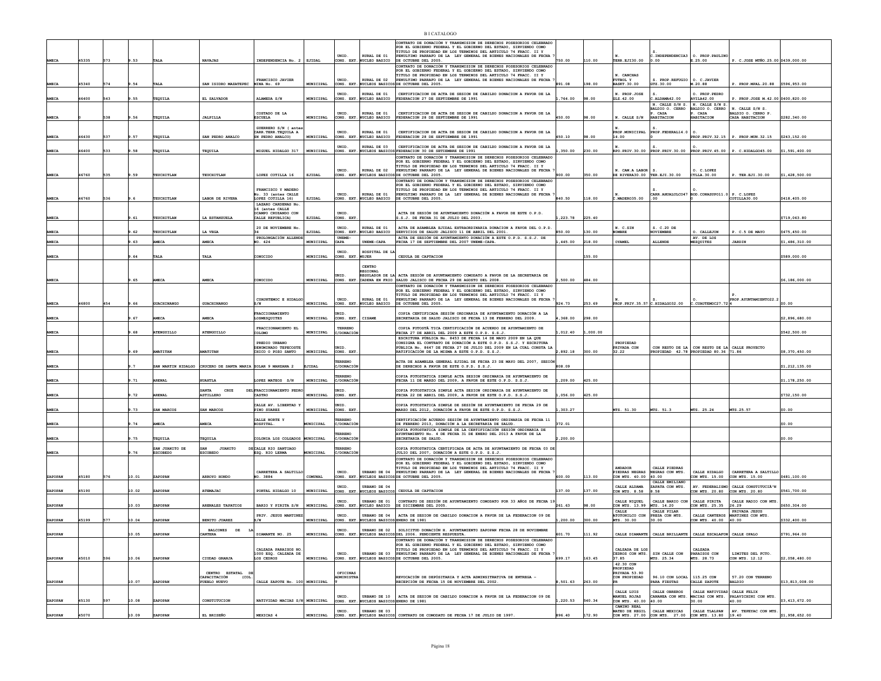| AMECA | 45335 | 573 | 9.53 | TALA | NAVAJAS | INDEPENDENCIA No. 2 | EJIDAL | UNID. CONS. EXT. | RURAL DE 01 NUCLEO BASICO | CONTRATO DE DONACIÓN Y TRANSMISION DE DERECHOS POSESORIOS CELEBRADO POR EL GOBIERNO FEDERAL Y EL GOBIERNO DEL ESTADO, SIRVIENDO COMO TITULO DE PROPIEDAD EN LOS TERMINOS DEL ARTICULO 74 FRACC. II Y PENULTIMO PARRAFO DE LA LEY GENERAL DE BIENES NACIONALES DE FECHA 7 DE OCTUBRE DEL 2005. | 750.00 | 110.00 | N. TERR.EJI30.00 | S. C.INDEPENDENCIA30.00 | O. PROP.PAULINO E.25.00 | P. C.JOSE MTÑO.25.00 | $439,000.00 |
|---|---|---|---|---|---|---|---|---|---|---|---|---|---|---|---|---|---|
| AMECA | 45340 | 574 | 9.54 | TALA | SAN ISIDRO MAZATEPEC | FRANCISCO JAVIER MINA No. 69 | MUNICIPAL | UNID. CONS. EXT. | RURAL DE 02 NUCLEOS BASICOS | CONTRATO DE DONACIÓN Y TRANSMISION DE DERECHOS POSESORIOS CELEBRADO POR EL GOBIERNO FEDERAL Y EL GOBIERNO DEL ESTADO, SIRVIENDO COMO TITULO DE PROPIEDAD EN LOS TERMINOS DEL ARTICULO 74 FRACC. II Y PENULTIMO PARRAFO DE LA LEY GENERAL DE BIENES NACIONALES DE FECHA 7 DE OCTUBRE DEL 2005. | 891.08 | 198.00 | N. CANCHAS FUTBOL Y BASKT.30.00 | S. PROP.REFUGIO GTZ.30.00 | O. C.JAVIER M.20.88 | P. PROP.MPAL.20.88 | $596,953.00 |
| AMECA | 46400 | 543 | 9.55 | TEQUILA | EL SALVADOR | ALAMEDA S/N | MUNICIPAL | UNID. CONS. EXT. | RURAL DE 01 NUCLEO BASICO | CERTIFICACION DE ACTA DE SESION DE CABILDO DONACION A FAVOR DE LA FEDERACION 27 DE SEPTIEMBRE DE 1991 | 1,764.00 | 98.00 | N. PROP.JOSE SLZ.42.00 | S. C.ALDAMA42.00 | O. PROP.PEDRO AVILA42.00 | P. PROP.JOSE M.42.00 | $400,820.00 |
| AMECA | 0 | 538 | 9.56 | TEQUILA | JALPILLA | COSTADO DE LA ESCUELA | MUNICIPAL | UNID. CONS. EXT. | RURAL DE 01 NUCLEO BASICO | CERTIFICACION DE ACTA DE SESION DE CABILDO DONACION A FAVOR DE LA FEDERACION 28 DE SEPTIEMBRE DE 1991 | 450.00 | 98.00 | N. CALLE S/N | N. CALLE S/N S. BALDIO O. CERRO P. CASA HABITACION | N. CALLE S/N S. BALDIO O. CERRO P. CASA HABITACION | N. CALLE S/N S. BALDIO O. CERRO P. CASA HABITACION | $282,340.00 |
| AMECA | 46430 | 537 | 9.57 | TEQUILA | SAN PEDRO ANALCO | GUERRERO S/N ( antes CARR.TERR.TEQUILA A SN PEDRO ANALCO) | MUNICIPAL | UNID. CONS. EXT. | RURAL DE 01 NUCLEO BASICO | CERTIFICACION DE ACTA DE SESION DE CABILDO DONACION A FAVOR DE LA FEDERACION 28 DE SEPTIEMBRE DE 1991 | 450.10 | 98.00 | N. PROP.MUNICIPAL 14.00 | S. PROP.FEDERAL14.0 0 | O. PROP.PRIV.32.15 | P. PROP.MUN.32.15 | $243,152.00 |
| AMECA | 46400 | 533 | 9.58 | TEQUILA | TEQUILA | MIGUEL HIDALGO 317 | MUNICIPAL | UNID. CONS. EXT. | RURAL DE 03 NUCLEOS BASICOS | CERTIFICACION DE ACTA DE SESION DE CABILDO DONACION A FAVOR DE LA FEDERACION 30 DE SETIEMBRE DE 1991 | 1,350.00 | 230.00 | N. RPO.PRIV.30.00 | S. PROP.PRIV.30.00 | O. PROP.PRIV.45.00 | P. C.HIDALGO45.00 | $1,591,400.00 |
| AMECA | 46760 | 535 | 9.59 | TEUCHITLAN | TEUCHITLAN | LOPEZ COTILLA 16 | EJIDAL | UNID. CONS. EXT. | RURAL DE 02 NUCLEOS BASICOS | CONTRATO DE DONACIÓN Y TRANSMISION DE DERECHOS POSESORIOS CELEBRADO POR EL GOBIERNO FEDERAL Y EL GOBIERNO DEL ESTADO, SIRVIENDO COMO TITULO DE PROPIEDAD EN LOS TERMINOS DEL ARTICULO 74 FRACC. II Y PENULTIMO PARRAFO DE LA LEY GENERAL DE BIENES NACIONALES DE FECHA 7 DE OCTUBRE DEL 2005. | 900.00 | 350.00 | N. CAM.A LABOR DE RIVERA30.00 | S. TER.EJI.30.00 | O. C.LOPEZ CTLLA.30.00 | P. TER.EJI.30.00 | $1,428,500.00 |
| AMECA | 46760 | 536 | 9.6 | TEUCHITLAN | LABOR DE RIVERA | FRANCISCO Y MADERO No. 33 (antes CALLE LOPEZ COTILLA 16) | EJIDAL | UNID. CONS. EXT. | RURAL DE 01 NUCLEO BASICO | CONTRATO DE DONACIÓN Y TRANSMISION DE DERECHOS POSESORIOS CELEBRADO POR EL GOBIERNO FEDERAL Y EL GOBIERNO DEL ESTADO, SIRVIENDO COMO TITULO DE PROPIEDAD EN LOS TERMINOS DEL ARTICULO 74 FRACC. II Y PENULTIMO PARRAFO DE LA LEY GENERAL DE BIENES NACIONALES DE FECHA 7 DE OCTUBRE DEL 2005. | 840.50 | 118.00 | N. C.MADERO35.00 | S. CARR.AHUALULCO47.00 | O. BOD.CONASUPO11.0 0 | P. C.LOPEZ COTILLA30.00 | $418,405.00 |
| AMECA | | | 9.61 | TEUCHITLAN | LA ESTANZUELA | LAZARO CARDENAS No. 16 (antes CALLE OCAMPO CRUZANDO CON CALLE REPUBLICA) | EJIDAL | UNID. CONS. EXT. | | ACTA DE SESIÓN DE AYUNTAMIENTO DONACIÓN A FAVOR DE ESTE O.P.D. S.S.J. DE FECHA 31 DE JULIO DEL 2003. | 1,223.78 | 225.40 | | | | | $719,063.80 |
| AMECA | | | 9.62 | TEUCHITLAN | LA VEGA | 20 DE NOVIEMBRE No. 34 | EJIDAL | UNID. CONS. EXT. | RURAL DE 01 NUCLEO BASICO | ACTA DE ASAMBLEA EJIDAL EXTRAORDINARIA DONACION A FAVOR DEL O.P.D. SERVICIOS DE SALUD JALISCO 11 DE ABRIL DEL 2001. | 850.00 | 130.00 | N. C.SIN NOMBRE | S. C.20 DE NOVIEMBRE | O. CALLEJON | P. C.5 DE MAYO | $475,450.00 |
| AMECA | | | 9.63 | AMECA | AMECA | PROLONGACIÓN ALLENDE NO. 424 | MUNICIPAL | UNEME-CAPA | UNEME-CAPA | ACTA DE SESION DE AYUNTAMIENTO DONACIÓN A ESTE O.P.D. S.S.J. DE FECHA 17 DE SEPTIEMBRE DEL 2007 UNEME-CAPA. | 1,445.00 | 218.00 | OYAMEL | ALLENDE | AV. DE LOS MEZQUITES | JARDIN | $1,486,310.00 |
| AMECA | | | 9.64 | TALA | TALA | CONOCIDO | MUNICIPAL | UNID. CONS. EXT. | HOSPITAL DE LA MUJER | CEDULA DE CAPTACION | | 155.00 | | | | | $589,000.00 |
| AMECA | | | 9.65 | AMECA | AMECA | CONOCIDO | MUNICIPAL | UNID. CONS. EXT. | CENTRO REGIONAL REGULADOR DE LA CADENA EN FRIO | ACTA SESIÓN DE AYUNTAMIENTO COMODATO A FAVOR DE LA SECRETARIA DE SALUD JALISCO DE FECHA 29 DE AGOSTO DEL 2008. | 2,500.00 | 484.00 | | | | | $6,186,000.00 |
| AMECA | 46800 | 454 | 9.66 | GUACHINANGO | GUACHINANGO | CUAUHTEMOC E HIDALGO S/N | MUNICIPAL | UNID. CONS. EXT. | RURAL DE 01 NUCLEO BASICO | CONTRATO DE DONACIÓN Y TRANSMISION DE DERECHOS POSESORIOS CELEBRADO POR EL GOBIERNO FEDERAL Y EL GOBIERNO DEL ESTADO, SIRVIENDO COMO TITULO DE PROPIEDAD EN LOS TERMINOS DEL ARTICULO 74 FRACC. II Y PENULTIMO PARRAFO DE LA LEY GENERAL DE BIENES NACIONALES DE FECHA 7 DE OCTUBRE DEL 2005. | 924.73 | 253.69 | N. PROP.PRIV.35.57 | S. C.HIDALGO32.00 | O. C.CUAUTEMOC27.72 | P. PROP.AYUNTAMIENTO22.2 4 | $0.00 |
| AMECA | | | 9.67 | AMECA | AMECA | FRACCIONAMIENTO LOSMESQUITES | MUNICIPAL | UNID. CONS. EXT. | CISAME | COPIA CERTIFICADA SESIÓN ORDINARIA DE AYUNTAMIENTO DONACIÓN A LA SECRETARIA DE SALUD JALISCO DE FECHA 13 DE FEBRERO DEL 2009. | 4,368.00 | 298.00 | | | | | $2,896,680.00 |
| AMECA | | | 9.68 | ATENGUILLO | ATENGUILLO | FRACCIONAMIENTO EL COLOMO | MUNICIPAL | TERRENO C/DONACIÓN | | COPIA FOTOSTÁTICA CERTIFICACIÓN DE ACUERDO DE AYUNTAMIENTO DE FECHA 27 DE ABRIL DEL 2009 A ESTE O.P.D. S.S.J. | 1,012.40 | 1,000.00 | | | | | $542,500.00 |
| AMECA | | | 9.69 | AMATITAN | AMATITAN | PREDIO URBANO DENOMINADO TEPECOSTE CHICO O POZO SANTO | MUNICIPAL | UNID. CONS. EXT. | | ESCRITURA PÚBLICA No. 8453 DE FECHA 14 DE MAYO 2009 EN LA QUE CONSIGNA EL CONTRATO DE DONACIÓN A ESTE O.P.D. S.S.J. Y ESCRITURA PÚBLICA No. 8647 DE FECHA 27 DE JULIO DEL 2009 EN LA CUAL CONSTA LA RATIFICACIÓN DE LA MISMA A ESTE O.P.D. S.S.J. | 2,892.18 | 300.00 | PROPIEDAD PRIVADA CON 32.22 | CON RESTO DE LA PROPIEDAD 42.78 | CON RESTO DE LA PROPIEDAD 80.36 | CALLE PROYECTO 71.86 | $8,370,450.00 |
| AMECA | | | 9.7 | SAN MARTIN HIDALGO | CRUCERO DE SANTA MARIA | SOLAR 9 MANZANA 2 | EJIDAL | TERRENO C/DONACIÓN | | ACTA DE ASAMBLEA GENERAL EJIDAL DE FECHA 23 DE MAYO DEL 2007, SESIÓN DE DERECHOS A FAVOR DE ESTE O.P.D. S.S.J. | 808.09 | | | | | | $1,212,135.00 |
| AMECA | | | 9.71 | ARENAL | HUAXTLA | LOPEZ MATEOS S/N | MUNICIPAL | TERRENO C/DONACIÓN | | COPIA FOTOSTATICA SIMPLE ACTA SESION ORDINARIA DE AYUNTAMIENTO DE FECHA 11 DE MARZO DEL 2009, A FAVOR DE ESTE O.P.D. S.S.J. | 1,209.00 | 425.00 | | | | | $1,178,250.00 |
| AMECA | | | 9.72 | ARENAL | SANTA CRUZ DEL ASTILLERO | FRACCIONAMIENTO PEDRO CASTRO | MUNICIPAL | UNID. CONS. EXT. | | COPIA FOTOSTATICA SIMPLE ACTA SESION ORDINARIA DE AYUNTAMIENTO DE FECHA 22 DE ABRIL DEL 2009, A FAVOR DE ESTE O.P.D. S.S.J. | 1,056.00 | 425.00 | | | | | $732,150.00 |
| AMECA | | | 9.73 | SAN MARCOS | SAN MARCOS | CALLE AV. LIBERTAD Y PINO SUAREZ | MUNICIPAL | UNID. CONS. EXT. | | COPIA FOTOSTATICA SIMPLE DE SESIÓN DE AYUNTAMIENTO DE FECHA 29 DE MARZO DEL 2012, DONACIÓN A FAVOR DE ESTE O.P.D. S.S.J. | 1,303.27 | | MTS. 51.30 | MTS. 51.3 | MTS. 25.24 | MTS.25.57 | $0.00 |
| AMECA | | | 9.74 | AMECA | AMECA | CALLE NORTE Y HOSPITAL. | MUNICIPAL | TERRENO C/DONACIÓN | | CERTIFICACIÓN ACUERDO SESIÓN DE AYUNTAMIENTO ORDINARIA DE FECHA 11 DE FEBRERO 2013, DONACIÓN A LA SECRETARIA DE SALUD. | 372.01 | | | | | | $0.00 |
| AMECA | | | 9.75 | TEQUILA | TEQUILA | COLONIA LOS COLGADOS | MUNICIPAL | TERRENO C/DONACIÓN | | COPIA FOTOSTATICA SIMPLE DE LA CERTIFICACIÓN SESIÓN ORDINARIA DE AYUNTAMIENTO No. 4 DE FECHA 31 DE ENERO DEL 2013 A FAVOR DE LA SECRETARIA DE SALUD. | 2,200.00 | | | | | | $0.00 |
| AMECA | | | 9.76 | SAN JUANITO DE ESCOBEDO | SAN JUANITO DE ESCOBEDO | CALLE RIO SANTIAGO ESQ. RIO LERMA | MUNICIPAL | TERRENO C/DONACIÓN | | COPIA FOTOSTATICA CERTIFICADA DE ACTA DE AYUNTAMIENTO DE FECHA 03 DE JULIO DEL 2007, DONACIÓN A ESTE O.P.D. S.S.J. | | | | | | | |
| ZAPOPAN | 45180 | 576 | 10.01 | ZAPOPAN | ARROYO HONDO | CARRETERA A SALTILLO NO. 3884 | COMUNAL | UNID. CONS. EXT. | URBANO DE 04 NUCLEOS BASICOS | CONTRATO DE DONACIÓN Y TRANSMISION DE DERECHOS POSESORIOS CELEBRADO POR EL GOBIERNO FEDERAL Y EL GOBIERNO DEL ESTADO, SIRVIENDO COMO TITULO DE PROPIEDAD EN LOS TERMINOS DEL ARTICULO 74 FRACC. II Y PENULTIMO PARRAFO DE LA LEY GENERAL DE BIENES NACIONALES DE FECHA 7 DE OCTUBRE DEL 2005. | 600.00 | 113.00 | ANDADOR PIEDRAS NEGRAS CON MTS. 40.00 | CALLE PIEDRAS NEGRAS CON MTS. 40.00 | CALLE HIDALGO CON MTS. 15.00 | CARRETERA A SALTILLO CON MTS. 15.00 | $481,100.00 |
| ZAPOPAN | 45190 | | 10.02 | ZAPOPAN | ATEMAJAC | PORTAL HIDALGO 10 | MUNICIPAL | UNID. CONS. EXT. | URBANO DE 04 NUCLEOS BASICOS | CEDULA DE CAPTACION | 137.00 | 137.00 | CALLE ALDAMA CON MTS. 8.58 | CALLE EMILIANO ZAPATA CON MTS. 8.58 | AV. FEDERALISMO CON MTS. 20.80 | CALLE CONSTITUCIÃ'N CON MTS. 20.80 | $561,700.00 |
| ZAPOPAN | | | 10.03 | ZAPOPAN | ARENALES TAPATIOS | BARIO Y PIRITA S/N | MUNICIPAL | UNID. CONS. EXT. | URBANO DE 01 NUCLEO BASICO | CONTRATO DE SESIÓN DE AYUNTAMIENTO COMODATO POR 33 AÑOS DE FECHA 19 DE DICIEMBRE DEL 2005. | 261.63 | 98.00 | CALLE NIQUEL CON MTS. 13.99 | CALLE BARIO CON MTS. 14.20 | CALLE PIRITA CON MTS. 25.35 | CALLE RADIO CON MTS. 26.29 | $650,304.00 |
| ZAPOPAN | 45199 | 577 | 10.04 | ZAPOPAN | BENITO JUAREZ | PRIV. JESUS MARTINEZ S/N | MUNICIPAL | UNID. CONS. EXT. | URBANO DE 04 NUCLEOS BASICOS | ACTA DE SESION DE CABILDO DONACION A FAVOR DE LA FEDERACION 09 DE ENERO DE 1981 | 1,200.00 | 300.00 | CALLE ATOTONILCO CON MTS. 30.00 | CALLE PILAR PRESA CON MTS. 30.00 | CALLE CANTEROS CON MTS. 40.00 | PRIVADA JESUS MARTINEZ CON MTS. 40.00 | $332,400.00 |
| ZAPOPAN | | | 10.05 | ZAPOPAN | BALCONES DE LA CANTERA | DIAMANTE NO. 25 | MUNICIPAL | UNID. CONS. EXT. | URBANO DE 02 NUCLEOS BASICOS | SOLICITUD DONACIÓN H. AYUNTAMIENTO ZAPOPAN FECHA 28 DE NOVIEMBRE DEL 2006. PENDIENTE RESPUESTA. | 601.70 | 111.92 | CALLE DIAMANTE | CALLE BRILLANTE | CALLE ESCALAFON | CALLE OPALO | $791,964.00 |
| ZAPOPAN | 45010 | 596 | 10.06 | ZAPOPAN | CIUDAD GRANJA | CALZADA PARAISOS NO. 1000 ESQ. CALZADA DE LOS CEDROS | MUNICIPAL | UNID. CONS. EXT. | URBANO DE 03 NUCLEOS BASICOS | CONTRATO DE DONACIÓN Y TRANSMISION DE DERECHOS POSESORIOS CELEBRADO POR EL GOBIERNO FEDERAL Y EL GOBIERNO DEL ESTADO, SIRVIENDO COMO TITULO DE PROPIEDAD EN LOS TERMINOS DEL ARTICULO 74 FRACC. II Y PENULTIMO PARRAFO DE LA LEY GENERAL DE BIENES NACIONALES DE FECHA 7 DE OCTUBRE DEL 2005. | 699.17 | 163.45 | CALZADA DE LOS CEDROS CON MTS. 37.85 | SIN CALLE CON MTS. 25.34 | CALZADA PARAISOS CON MTS. 28.73 | LIMITES DEL FCTO. CON MTS. 12.12 | $2,058,480.00 |
| ZAPOPAN | | | 10.07 | ZAPOPAN | CENTRO ESTATAL DE CAPACITACIÓN (COL. PUEBLO NUEVO | CALLE ZAPOTE No. 100 | MUNICIPAL | OFICINAS ADMINISTRA T | | REVOCACIÓN DE DEPÓSITARIA Y ACTA ADMINISTRATIVA DE ENTREGA - RECEPCIÓN DE FECHA 15 DE NOVIEMBRE DEL 2002. | 8,501.63 | 263.00 | 42.30 CON PROPIEDAD PRIVADA 53.90 CON PROPIEDAD PR | 96.10 CON LOCAL PARA FIESTAS | 115.25 CON CALLE ZAPOTE | 57.20 CON TERRENO BALDIO | $13,813,008.00 |
| ZAPOPAN | 45130 | 597 | 10.08 | ZAPOPAN | CONSTITUCION | NATIVIDAD MACIAS S/N | MUNICIPAL | UNID. CONS. EXT. | URBANO DE 10 NUCLEOS BASICOS | ACTA DE SESION DE CABILDO DONACION A FAVOR DE LA FEDERACION 09 DE ENERO DE 1981 | 1,220.53 | 540.34 | CALLE LUIS MANUEL ROJAS CON MTS. 40.00 | CALLE OBREROS CANANEA CON MTS. 40.00 | CALLE NATIVIDAD MACIAS CON MTS. 30.00 | CALLE FELIX PALAVICINI CON MTS. 40.00 | $3,413,672.00 |
| ZAPOPAN | 45070 | | 10.09 | ZAPOPAN | EL BRISEÑO | MEXICAS 4 | MUNICIPAL | UNID. CONS. EXT. | URBANO DE 03 NUCLEOS BASICOS | CONTRATO DE COMODATO DE FECHA 17 DE JULIO DE 1997. | 896.40 | 172.90 | CAMINO REAL MATEO DE REGIL CON MTS. 27.00 | CALLE MEXICAS CON MTS. 27.00 | CALLE TLALPAN CON MTS. 13.80 | AV. TEPEYAC CON MTS. 19.40 | $1,958,652.00 |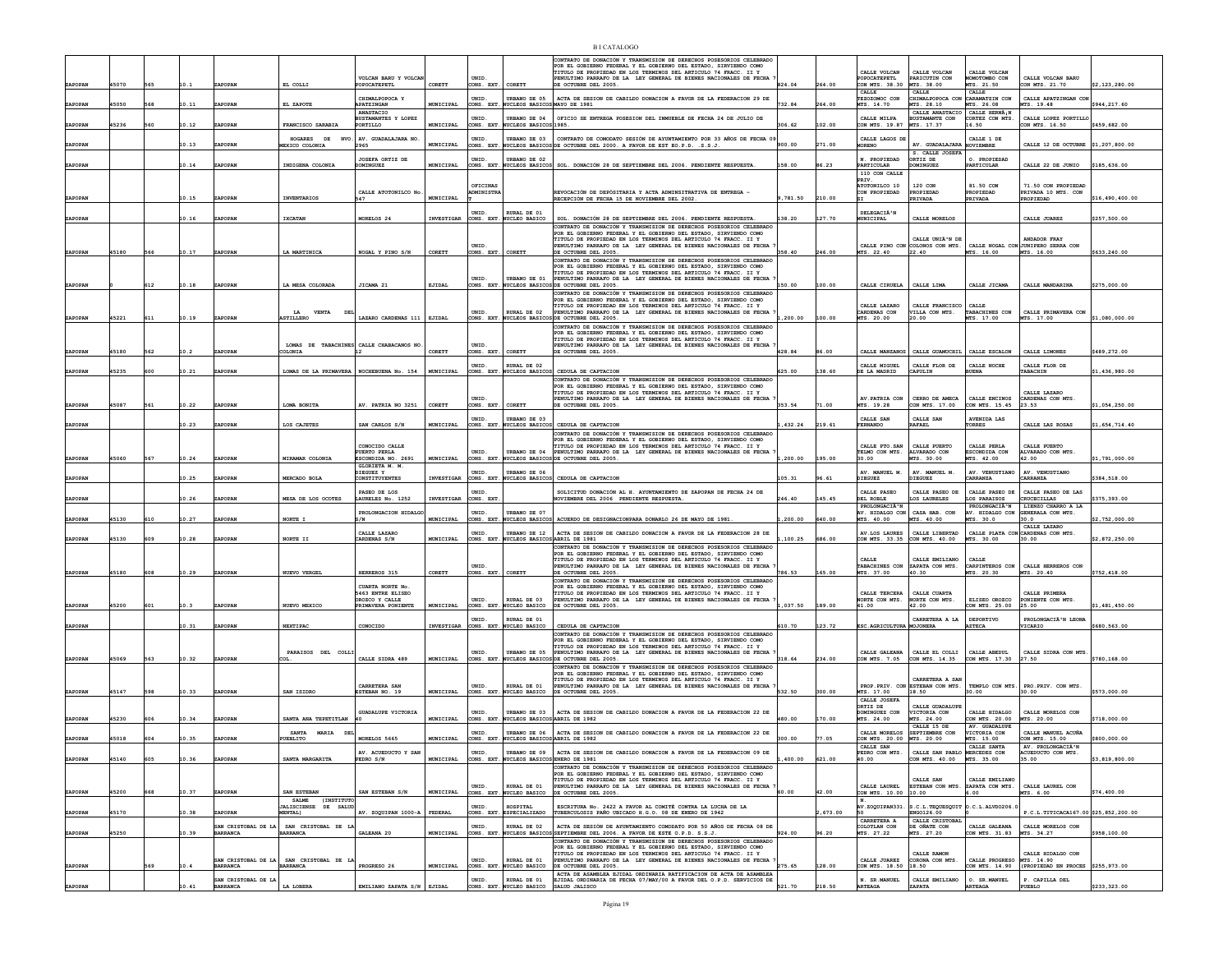| | | | | | | | | | | | | | | | | | |
|---|---|---|---|---|---|---|---|---|---|---|---|---|---|---|---|---|---|
| ZAPOPAN | 45070 | 565 | 10.1 | ZAPOPAN | EL COLLI | VOLCAN BARU Y VOLCAN POPOCATEPETL | CORETT | UNID. CONS. EXT. | CORETT | CONTRATO DE DONACIÓN Y TRANSMISION DE DERECHOS POSESORIOS CELEBRADO POR EL GOBIERNO FEDERAL Y EL GOBIERNO DEL ESTADO, SIRVIENDO COMO TITULO DE PROPIEDAD EN LOS TERMINOS DEL ARTICULO 74 FRACC. II Y PENULTIMO PARRAFO DE LA LEY GENERAL DE BIENES NACIONALES DE FECHA 7 DE OCTUBRE DEL 2005. | 824.04 | 264.00 | CALLE VOLCAN POPOCATEPETL CON MTS. 38.30 | CALLE VOLCAN PARICUTIN CON MTS. 38.00 | CALLE VOLCAN MOMOTOMBO CON MTS. 21.50 | CALLE VOLCAN BARU CON MTS. 21.70 | $2,123,280.00 |
| ZAPOPAN | 45050 | 568 | 10.11 | ZAPOPAN | EL ZAPOTE | CHIMALPOPOCA Y APATZINGAN | MUNICIPAL | UNID. CONS. EXT. | URBANO DE 05 NUCLEOS BASICOS | ACTA DE SESION DE CABILDO DONACION A FAVOR DE LA FEDERACION 29 DE MAYO DE 1981 | 732.84 | 264.00 | CALLE TEZOZOMOC CON MTS. 14.70 | CALLE CHIMALPOPOCA CON MTS. 28.10 | CALLE CARAMATZIN CON MTS. 26.08 | CALLE APATZINGAN CON MTS. 19.48 | $944,217.60 |
| ZAPOPAN | 45236 | 560 | 10.12 | ZAPOPAN | FRANCISCO SARABIA | ANASTACIO BUSTAMANTES Y LOPEZ PORTILLO | MUNICIPAL | UNID. CONS. EXT. | URBANO DE 04 NUCLEOS BASICOS | OFICIO SE ENTREGA POSESION DEL INMUEBLE DE FECHA 24 DE JULIO DE 1985. | 306.62 | 102.00 | CALLE MILPA CON MTS. 19.87 | CALLE ANASTACIO BUSTAMANTE CON MTS. 17.37 | CALLE HERNÃ¡N CORTEZ CON MTS. 16.50 | CALLE LOPEZ PORTILLO CON MTS. 16.50 | $459,682.00 |
| ZAPOPAN | | | 10.13 | ZAPOPAN | HOGARES DE NVO. MEXICO COLONIA | AV. GUADALAJARA NO. 2965 | MUNICIPAL | UNID. CONS. EXT. | URBANO DE 03 NUCLEOS BASICOS | CONTRATO DE COMODATO SESIÓN DE AYUNTAMIENTO POR 33 AÑOS DE FECHA 09 DE OCTUBRE DEL 2000. A FAVOR DE EST EO.P.D. .S.S.J. | 900.00 | 271.00 | CALLE LAGOS DE MORENO | AV. GUADALAJARA | CALLE 1 DE NOVIEMBRE | CALLE 12 DE OCTUBRE | $1,207,800.00 |
| ZAPOPAN | | | 10.14 | ZAPOPAN | INDIGENA COLONIA | JOSEFA ORTIZ DE DOMINGUEZ | MUNICIPAL | UNID. CONS. EXT. | URBANO DE 02 NUCLEOS BASICOS | SOL. DONACIÓN 28 DE SEPTIEMBRE DEL 2006. PENDIENTE RESPUESTA. | 158.00 | 86.23 | N. PROPIEDAD PARTICULAR | S. CALLE JOSEFA ORTIZ DE DOMINGUEZ | O. PROPIEDAD PARTICULAR | CALLE 22 DE JUNIO | $185,636.00 |
| ZAPOPAN | | | 10.15 | ZAPOPAN | INVENTARIOS | CALLE ATOTONILCO No. 547 | MUNICIPAL | OFICINAS ADMINISTRA T | | REVOCACIÓN DE DEPÓSITARIA Y ACTA ADMINISTRATIVA DE ENTREGA - RECEPCIÓN DE FECHA 15 DE NOVIEMBRE DEL 2002. | 9,781.50 | 210.00 | 110 CON CALLE PRIV. ATOTONILCO 10 CON PROPIEDAD SI | 120 CON PROPIEDAD PRIVADA | 81.50 CON PROPIEDAD PRIVADA | 71.50 CON PROPIEDAD PRIVADA 10 MTS. CON PROPIEDAD | $16,490,400.00 |
| ZAPOPAN | | | 10.16 | ZAPOPAN | IXCATAN | MORELOS 24 | INVESTIGAR | UNID. CONS. EXT. | RURAL DE 01 NUCLEO BASICO | SOL. DONACIÓN 28 DE SEPTIEMBRE DEL 2006. PENDIENTE RESPUESTA. | 138.20 | 127.70 | DELEGACIÃ³N MUNICIPAL | CALLE MORELOS | | CALLE JUAREZ | $257,500.00 |
| ZAPOPAN | 45180 | 566 | 10.17 | ZAPOPAN | LA MARTINICA | NOGAL Y PINO S/N | CORETT | UNID. CONS. EXT. | CORETT | CONTRATO DE DONACIÓN Y TRANSMISION DE DERECHOS POSESORIOS CELEBRADO POR EL GOBIERNO FEDERAL Y EL GOBIERNO DEL ESTADO, SIRVIENDO COMO TITULO DE PROPIEDAD EN LOS TERMINOS DEL ARTICULO 74 FRACC. II Y PENULTIMO PARRAFO DE LA LEY GENERAL DE BIENES NACIONALES DE FECHA 7 DE OCTUBRE DEL 2005. | 358.40 | 246.00 | CALLE PINO CON MTS. 22.40 | CALLE UNIÃ³N DE COLONOS CON MTS. 22.40 | CALLE NOGAL CON MTS. 16.00 | ANDADOR FRAY JUNIPERO SERRA CON MTS. 16.00 | $633,240.00 |
| ZAPOPAN | 0 | 612 | 10.18 | ZAPOPAN | LA MESA COLORADA | JICAMA 21 | EJIDAL | UNID. CONS. EXT. | URBANO DE 01 NUCLEOS BASICOS | CONTRATO DE DONACIÓN Y TRANSMISION DE DERECHOS POSESORIOS CELEBRADO POR EL GOBIERNO FEDERAL Y EL GOBIERNO DEL ESTADO, SIRVIENDO COMO TITULO DE PROPIEDAD EN LOS TERMINOS DEL ARTICULO 74 FRACC. II Y PENULTIMO PARRAFO DE LA LEY GENERAL DE BIENES NACIONALES DE FECHA 7 DE OCTUBRE DEL 2005. | 150.00 | 100.00 | CALLE CIRUELA | CALLE LIMA | CALLE JICAMA | CALLE MANDARINA | $275,000.00 |
| ZAPOPAN | 45221 | 611 | 10.19 | ZAPOPAN | LA VENTA DEL ASTILLERO | LAZARO CARDENAS 111 | EJIDAL | UNID. CONS. EXT. | RURAL DE 02 NUCLEOS BASICOS | CONTRATO DE DONACIÓN Y TRANSMISION DE DERECHOS POSESORIOS CELEBRADO POR EL GOBIERNO FEDERAL Y EL GOBIERNO DEL ESTADO, SIRVIENDO COMO TITULO DE PROPIEDAD EN LOS TERMINOS DEL ARTICULO 74 FRACC. II Y PENULTIMO PARRAFO DE LA LEY GENERAL DE BIENES NACIONALES DE FECHA 7 DE OCTUBRE DEL 2005. | 1,200.00 | 100.00 | CALLE LAZARO CARDENAS CON MTS. 20.00 | CALLE FRANCISCO VILLA CON MTS. 20.00 | CALLE TABACHINES CON MTS. 17.00 | CALLE PRIMAVERA CON MTS. 17.00 | $1,080,000.00 |
| ZAPOPAN | 45180 | 562 | 10.2 | ZAPOPAN | LOMAS DE TABACHINES COLONIA | CALLE CHABACANOS NO. 12 | CORETT | UNID. CONS. EXT. | CORETT | CONTRATO DE DONACIÓN Y TRANSMISION DE DERECHOS POSESORIOS CELEBRADO POR EL GOBIERNO FEDERAL Y EL GOBIERNO DEL ESTADO, SIRVIENDO COMO TITULO DE PROPIEDAD EN LOS TERMINOS DEL ARTICULO 74 FRACC. II Y PENULTIMO PARRAFO DE LA LEY GENERAL DE BIENES NACIONALES DE FECHA 7 DE OCTUBRE DEL 2005. | 428.84 | 86.00 | CALLE MANZANOS | CALLE GUAMUCHIL | CALLE ESCALON | CALLE LIMONES | $489,272.00 |
| ZAPOPAN | 45235 | 600 | 10.21 | ZAPOPAN | LOMAS DE LA PRIMAVERA | NOCHEBUENA No. 154 | MUNICIPAL | UNID. CONS. EXT. | RURAL DE 02 NUCLEOS BASICOS | CEDULA DE CAPTACION | 625.00 | 138.60 | CALLE MIGUEL DE LA MADRID | CALLE FLOR DE CAPULIN | CALLE NOCHE BUENA | CALLE FLOR DE TABACHIN | $1,436,980.00 |
| ZAPOPAN | 45087 | 561 | 10.22 | ZAPOPAN | LOMA BONITA | AV. PATRIA NO 3251 | CORETT | UNID. CONS. EXT. | CORETT | CONTRATO DE DONACIÓN Y TRANSMISION DE DERECHOS POSESORIOS CELEBRADO POR EL GOBIERNO FEDERAL Y EL GOBIERNO DEL ESTADO, SIRVIENDO COMO TITULO DE PROPIEDAD EN LOS TERMINOS DEL ARTICULO 74 FRACC. II Y PENULTIMO PARRAFO DE LA LEY GENERAL DE BIENES NACIONALES DE FECHA 7 DE OCTUBRE DEL 2005. | 353.54 | 71.00 | AV.PATRIA CON MTS. 19.28 | CERRO DE AMECA CON MTS. 17.00 | CALLE ENCINOS CON MTS. 15.45 | CALLE LAZARO CARDENAS CON MTS. 23.53 | $1,054,250.00 |
| ZAPOPAN | | | 10.23 | ZAPOPAN | LOS CAJETES | SAN CARLOS S/N | MUNICIPAL | UNID. CONS. EXT. | URBANO DE 03 NUCLEOS BASICOS | CEDULA DE CAPTACION | 1,432.24 | 219.61 | CALLE SAN FERNANDO | CALLE SAN RAFAEL | AVENIDA LAS TORRES | CALLE LAS ROSAS | $1,654,714.40 |
| ZAPOPAN | 45060 | 567 | 10.24 | ZAPOPAN | MIRAMAR COLONIA | CONOCIDO CALLE PUERTO PERLA ESCONDIDA NO. 2691 | MUNICIPAL | UNID. CONS. EXT. | URBANO DE 04 NUCLEOS BASICOS | CONTRATO DE DONACIÓN Y TRANSMISION DE DERECHOS POSESORIOS CELEBRADO POR EL GOBIERNO FEDERAL Y EL GOBIERNO DEL ESTADO, SIRVIENDO COMO TITULO DE PROPIEDAD EN LOS TERMINOS DEL ARTICULO 74 FRACC. II Y PENULTIMO PARRAFO DE LA LEY GENERAL DE BIENES NACIONALES DE FECHA 7 DE OCTUBRE DEL 2005. | 1,200.00 | 195.00 | CALLE PTO.SAN TELMO CON MTS. 30.00 | CALLE PUERTO ALVARADO CON MTS. 30.00 | CALLE PERLA ESCONDIDA CON MTS. 42.00 | CALLE PUERTO ALVARADO CON MTS. 42.00 | $1,791,000.00 |
| ZAPOPAN | | | 10.25 | ZAPOPAN | MERCADO BOLA | GLORIETA M. M. DIEGUEZ Y CONSTITUYENTES | INVESTIGAR | UNID. CONS. EXT. | URBANO DE 06 NUCLEOS BASICOS | CEDULA DE CAPTACION | 105.31 | 96.61 | AV. MANUEL M. DIEGUEZ | AV. MANUEL M. DIEGUEZ | AV. VENUSTIANO CARRANZA | AV. VENUSTIANO CARRANZA | $384,518.00 |
| ZAPOPAN | | | 10.26 | ZAPOPAN | MESA DE LOS OCOTES | PASEO DE LOS LAURELES No. 1252 | INVESTIGAR | UNID. CONS. EXT. | | SOLICITUD DONACIÓN AL H. AYUNTAMIENTO DE ZAPOPAN DE FECHA 24 DE NOVIEMBRE DEL 2006 PENDIENTE RESPUESTA. | 246.40 | 145.45 | CALLE PASEO DEL ROBLE | CALLE PASEO DE LOS LAURELES | CALLE PASEO DE LOS PARAISOS | CALLE PASEO DE LAS CRUCECILLAS | $375,393.00 |
| ZAPOPAN | 45130 | 610 | 10.27 | ZAPOPAN | NORTE I | PROLONGACION HIDALGO S/N | MUNICIPAL | UNID. CONS. EXT. | URBANO DE 07 NUCLEOS BASICOS | ACUERDO DE DESIGNACIONPARA DONARLO 26 DE MAYO DE 1981. | 1,200.00 | 640.00 | PROLONGACIÃ³N AV. HIDALGO CON MTS. 40.00 | CASA HAB. CON MTS. 40.00 | PROLONGACIÃ³N AV. HIDALGO CON MTS. 30.0 | LIENZO CHARRO A LA GENERALA CON MTS. 30.0 | $2,752,000.00 |
| ZAPOPAN | 45130 | 609 | 10.28 | ZAPOPAN | NORTE II | CALLE LAZARO CARDENAS S/N | MUNICIPAL | UNID. CONS. EXT. | URBANO DE 12 NUCLEOS BASICOS | ACTA DE SESION DE CABILDO DONACION A FAVOR DE LA FEDERACION 28 DE ABRIL DE 1981 | 1,100.25 | 686.00 | AV.LOS LAURES CON MTS. 33.35 | CALLE LIBERTAD CON MTS. 40.00 | CALLE PLATA CON MTS. 30.00 | CALLE LAZARO CARDENAS CON MTS. 30.00 | $2,872,250.00 |
| ZAPOPAN | 45180 | 608 | 10.29 | ZAPOPAN | NUEVO VERGEL | HERREROS 315 | CORETT | UNID. CONS. EXT. | CORETT | CONTRATO DE DONACIÓN Y TRANSMISION DE DERECHOS POSESORIOS CELEBRADO POR EL GOBIERNO FEDERAL Y EL GOBIERNO DEL ESTADO, SIRVIENDO COMO TITULO DE PROPIEDAD EN LOS TERMINOS DEL ARTICULO 74 FRACC. II Y PENULTIMO PARRAFO DE LA LEY GENERAL DE BIENES NACIONALES DE FECHA 7 DE OCTUBRE DEL 2005. | 786.53 | 165.00 | CALLE TABACHINES CON MTS. 37.00 | CALLE EMILIANO ZAPATA CON MTS. 40.30 | CALLE CARPINTEROS CON MTS. 20.30 | CALLE HERREROS CON MTS. 20.40 | $752,418.00 |
| ZAPOPAN | 45200 | 601 | 10.3 | ZAPOPAN | NUEVO MEXICO | CUARTA NORTE No. 5463 ENTRE ELISEO OROZCO Y CALLE PRIMAVERA PONIENTE | MUNICIPAL | UNID. CONS. EXT. | RURAL DE 03 NUCLEO BASICO | CONTRATO DE DONACIÓN Y TRANSMISION DE DERECHOS POSESORIOS CELEBRADO POR EL GOBIERNO FEDERAL Y EL GOBIERNO DEL ESTADO, SIRVIENDO COMO TITULO DE PROPIEDAD EN LOS TERMINOS DEL ARTICULO 74 FRACC. II Y PENULTIMO PARRAFO DE LA LEY GENERAL DE BIENES NACIONALES DE FECHA 7 DE OCTUBRE DEL 2005. | 1,037.50 | 189.00 | CALLE TERCERA NORTE CON MTS. 41.00 | CALLE CUARTA NORTE CON MTS. 42.00 | ELISEO OROZCO CON MTS. 25.00 | CALLE PRIMERA PONIENTE CON MTS. 25.00 | $1,481,450.00 |
| ZAPOPAN | | | 10.31 | ZAPOPAN | NEXTIPAC | CONOCIDO | INVESTIGAR | UNID. CONS. EXT. | RURAL DE 01 NUCLEO BASICO | CEDULA DE CAPTACION | 610.70 | 123.72 | ESC.AGRICULTURA | CARRETERA A LA MOJONERA | DEPORTIVO AZTECA | PROLONGACIÃ³N LEONA VICARIO | $680,563.00 |
| ZAPOPAN | 45069 | 563 | 10.32 | ZAPOPAN | PARAISOS DEL COLLI COL. | CALLE SIDRA 489 | MUNICIPAL | UNID. CONS. EXT. | URBANO DE 05 NUCLEOS BASICOS | CONTRATO DE DONACIÓN Y TRANSMISION DE DERECHOS POSESORIOS CELEBRADO POR EL GOBIERNO FEDERAL Y EL GOBIERNO DEL ESTADO, SIRVIENDO COMO TITULO DE PROPIEDAD EN LOS TERMINOS DEL ARTICULO 74 FRACC. II Y PENULTIMO PARRAFO DE LA LEY GENERAL DE BIENES NACIONALES DE FECHA 7 DE OCTUBRE DEL 2005. | 318.64 | 234.00 | CALLE GALEANA CON MTS. 7.05 | CALLE EL COLLI CON MTS. 14.35 | CALLE ABEDUL CON MTS. 17.30 | CALLE SIDRA CON MTS. 27.50 | $780,168.00 |
| ZAPOPAN | 45147 | 598 | 10.33 | ZAPOPAN | SAN ISIDRO | CARRETERA SAN ESTEBAN NO. 19 | MUNICIPAL | UNID. CONS. EXT. | RURAL DE 01 NUCLEO BASICO | CONTRATO DE DONACIÓN Y TRANSMISION DE DERECHOS POSESORIOS CELEBRADO POR EL GOBIERNO FEDERAL Y EL GOBIERNO DEL ESTADO, SIRVIENDO COMO TITULO DE PROPIEDAD EN LOS TERMINOS DEL ARTICULO 74 FRACC. II Y PENULTIMO PARRAFO DE LA LEY GENERAL DE BIENES NACIONALES DE FECHA 7 DE OCTUBRE DEL 2005. | 532.50 | 300.00 | PROP.PRIV. CON MTS. 17.00 | CARRETERA A SAN ESTEBAN CON MTS. 18.50 | TEMPLO CON MTS. 30.00 | PRO.PRIV. CON MTS. 30.00 | $573,000.00 |
| ZAPOPAN | 45230 | 606 | 10.34 | ZAPOPAN | SANTA ANA TEPETITLAN | GUADALUPE VICTORIA 40 | MUNICIPAL | UNID. CONS. EXT. | URBANO DE 03 NUCLEOS BASICOS | ACTA DE SESION DE CABILDO DONACION A FAVOR DE LA FEDERACION 22 DE ABRIL DE 1982 | 480.00 | 170.00 | CALLE JOSEFA ORTIZ DE DOMINGUEZ CON MTS. 24.00 | CALLE GUADALUPE VICTORIA CON MTS. 24.00 | CALLE HIDALGO CON MTS. 20.00 | CALLE MORELOS CON MTS. 20.00 | $718,000.00 |
| ZAPOPAN | 45018 | 604 | 10.35 | ZAPOPAN | SANTA MARIA DEL PUEBLITO | MORELOS 5665 | MUNICIPAL | UNID. CONS. EXT. | URBANO DE 06 NUCLEOS BASICOS | ACTA DE SESION DE CABILDO DONACION A FAVOR DE LA FEDERACION 22 DE ABRIL DE 1982 | 300.00 | 77.05 | CALLE MORELOS CON MTS. 20.00 | CALLE 15 DE SEPTIEMBRE CON MTS. 20.00 | AV. GUADALUPE VICTORIA CON MTS. 15.00 | CALLE MANUEL ACUÑA CON MTS. 15.00 | $800,000.00 |
| ZAPOPAN | 45140 | 605 | 10.36 | ZAPOPAN | SANTA MARGARITA | AV. ACUEDUCTO Y SAN PEDRO S/N | MUNICIPAL | UNID. CONS. EXT. | URBANO DE 09 NUCLEOS BASICOS | ACTA DE SESION DE CABILDO DONACION A FAVOR DE LA FEDERACION 09 DE ENERO DE 1981 | 1,400.00 | 621.00 | CALLE SAN PEDRO CON MTS. 40.00 | CALLE SAN PABLO CON MTS. 40.00 | CALLE SANTA MERCEDES CON MTS. 35.00 | AV. PROLONGACIÃ³N ACUEDUCTO CON MTS. 35.00 | $3,819,800.00 |
| ZAPOPAN | 45200 | 668 | 10.37 | ZAPOPAN | SAN ESTEBAN | SAN ESTEBAN S/N | MUNICIPAL | UNID. CONS. EXT. | RURAL DE 01 NUCLEO BASICO | CONTRATO DE DONACIÓN Y TRANSMISION DE DERECHOS POSESORIOS CELEBRADO POR EL GOBIERNO FEDERAL Y EL GOBIERNO DEL ESTADO, SIRVIENDO COMO TITULO DE PROPIEDAD EN LOS TERMINOS DEL ARTICULO 74 FRACC. II Y PENULTIMO PARRAFO DE LA LEY GENERAL DE BIENES NACIONALES DE FECHA 7 DE OCTUBRE DEL 2005. | 60.00 | 42.00 | CALLE LAUREL CON MTS. 10.00 | CALLE SAN ESTEBAN CON MTS. 10.00 | CALLE EMILIANO ZAPATA CON MTS. 6.00 | CALLE LAUREL CON MTS. 6.00 | $74,400.00 |
| ZAPOPAN | 45170 | | 10.38 | ZAPOPAN | SALME (INSTITUTO JALISCIENSE DE SALUD MENTAL) | AV. ZOQUIPAN 1000-A | FEDERAL | UNID. CONS. EXT. | HOSPITAL ESPECIALIZADO | ESCRITURA No. 2422 A FAVOR AL COMITÉ CONTRA LA LUCHA DE LA TUBERCULOSIS PAÑO UBICADO H.G.O. 08 DE ENERO DE 1942 | | 2,673.00 | N. AV.ZOQUIPAN331.50 | S.C.L.TEQUESQUIT ENGO126.00 | O.C.L.ALVDO206.0 0 | P.C.L.TITICACA167.00 | $25,852,200.00 |
| ZAPOPAN | 45250 | | 10.39 | SAN CRISTOBAL DE LA BARRANCA | SAN CRISTOBAL DE LA BARRANCA | GALEANA 20 | MUNICIPAL | UNID. CONS. EXT. | RURAL DE 02 NUCLEOS BASICOS | ACTA DE SESIÓN DE AYUNTAMIENTO COMODATO POR 50 AÑOS DE FECHA 08 DE SEPTIEMBRE DEL 2006. A FAVOR DE ESTE O.P.D. S.S.J. | 924.00 | 96.20 | CARRETERA A COLOTLAN CON MTS. 27.22 | CALLE CRISTOBAL DE OÑATE CON MTS. 27.20 | CALLE GALEANA CON MTS. 31.83 | CALLE MORELOS CON MTS. 34.27 | $958,100.00 |
| ZAPOPAN | | 569 | 10.4 | SAN CRISTOBAL DE LA BARRANCA | SAN CRISTOBAL DE LA BARRANCA | PROGRESO 26 | MUNICIPAL | UNID. CONS. EXT. | RURAL DE 01 NUCLEO BASICO | CONTRATO DE DONACIÓN Y TRANSMISION DE DERECHOS POSESORIOS CELEBRADO POR EL GOBIERNO FEDERAL Y EL GOBIERNO DEL ESTADO, SIRVIENDO COMO TITULO DE PROPIEDAD EN LOS TERMINOS DEL ARTICULO 74 FRACC. II Y PENULTIMO PARRAFO DE LA LEY GENERAL DE BIENES NACIONALES DE FECHA 7 DE OCTUBRE DEL 2005. | 275.65 | 128.00 | CALLE JUAREZ CON MTS. 18.50 | CALLE RAMON CORONA CON MTS. 18.50 | CALLE PROGRESO CON MTS. 14.90 | CALLE HIDALGO CON MTS. 14.90 (PROPIEDAD EN PROCES | $255,973.00 |
| ZAPOPAN | | | 10.41 | SAN CRISTOBAL DE LA BARRANCA | LA LOBERA | EMILIANO ZAPATA S/N | EJIDAL | UNID. CONS. EXT. | RURAL DE 01 NUCLEO BASICO | ACTA DE ASAMBLEA EJIDAL ORDINARIA RATIFICACION DE ACTA DE ASAMBLEA EJIDAL ORDINARIA DE FECHA 07/MAY/00 A FAVOR DEL O.P.D. SERVICIOS DE SALUD JALISCO | 521.70 | 218.50 | N. SR.MANUEL ARTEAGA | CALLE EMILIANO ZAPATA | O. SR.MANUEL ARTEAGA | P. CAPILLA DEL PUEBLO | $233,323.00 |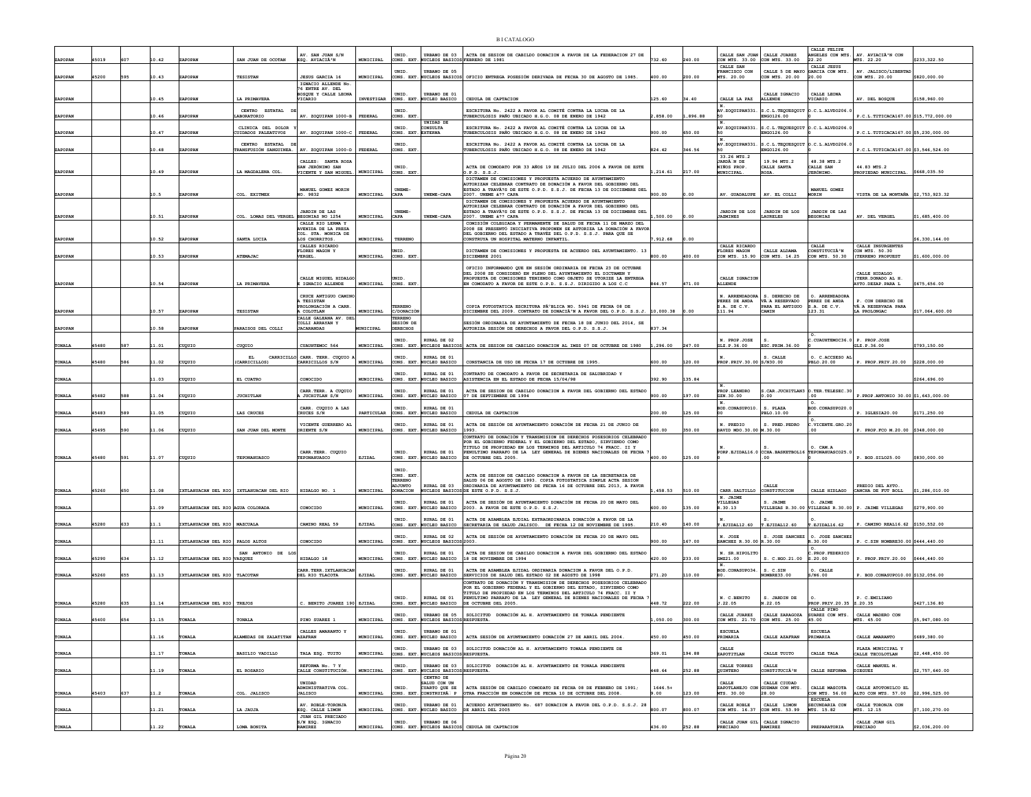| | | | | | | | | | | | | | | | | | |
|---|---|---|---|---|---|---|---|---|---|---|---|---|---|---|---|---|---|
| ZAPOPAN | 45019 | 607 | 10.42 | ZAPOPAN | SAN JUAN DE OCOTAN | AV. SAN JUAN S/N ESQ. AVIACIÃ"N | MUNICIPAL | UNID. CONS. EXT. | URBANO DE 03 NUCLEOS BASICOS | ACTA DE SESION DE CABILDO DONACION A FAVOR DE LA FEDERACION 27 DE FEBRERO DE 1981 | 732.60 | 240.00 | CALLE SAN JUAN CON MTS. 33.00 | CALLE JUAREZ CON MTS. 33.00 | CALLE FELIPE ANGELES CON MTS. 22.20 | AV. AVIACIÃ"N CON MTS. 22.20 | $233,322.50 |
| ZAPOPAN | 45200 | 595 | 10.43 | ZAPOPAN | TESISTAN | JESUS GARCIA 16 | MUNICIPAL | UNID. CONS. EXT. | URBANO DE 05 NUCLEOS BASICOS | OFICIO ENTREGA POSESIÓN DERIVADA DE FECHA 30 DE AGOSTO DE 1985. | 400.00 | 200.00 | CALLE SAN FRANCISCO CON MTS. 20.00 | CALLE 5 DE MAYO CON MTS. 20.00 | CALLE JESUS GARCIA CON MTS. 20.00 | AV. JALISCO/LIBERTAD CON MTS. 20.00 | $820,000.00 |
| ZAPOPAN | | | 10.45 | ZAPOPAN | LA PRIMAVERA | IGNACIO ALLENDE No. 76 ENTRE AV. DEL BOSQUE Y CALLE LEONA VICARIO | INVESTIGAR | UNID. CONS. EXT. | URBANO DE 01 NUCLEO BASICO | CEDULA DE CAPTACION | 125.60 | 34.40 | CALLE LA PAZ | CALLE IGNACIO ALLENDE | CALLE LEONA VICARIO | AV. DEL BOSQUE | $158,960.00 |
| ZAPOPAN | | | 10.46 | ZAPOPAN | CENTRO ESTATAL DE LABORATORIO | AV. ZOQUIPAN 1000-B | FEDERAL | UNID. CONS. EXT. | | ESCRITURA No. 2422 A FAVOR AL COMITÉ CONTRA LA LUCHA DE LA TUBERCULOSIS PAÑO UBICADO H.G.O. 08 DE ENERO DE 1942 | 2,858.00 | 1,896.88 | N. AV.ZOQUIPAN331.50 | S.C.L.TEQUESQUIT ENGO126.00 | O.C.L.ALVDO206.0 | P.C.L.TITICACA167.00 | $15,772,000.00 |
| ZAPOPAN | | | 10.47 | ZAPOPAN | CLINICA DEL DOLOR Y CUIDADOS PALEATIVOS | AV. ZOQUIPAN 1000-C | FEDERAL | UNID. CONS. EXT. | UNIDAD DE CONSULTA EXTERNA | ESCRITURA No. 2422 A FAVOR AL COMITÉ CONTRA LA LUCHA DE LA TUBERCULOSIS PAÑO UBICADO H.G.O. 08 DE ENERO DE 1942 | 900.00 | 650.00 | N. AV.ZOQUIPAN331.50 | S.C.L.TEQUESQUIT ENGO126.00 | O.C.L.ALVDO206.0 | P.C.L.TITICACA167.00 | $5,230,000.00 |
| ZAPOPAN | | | 10.48 | ZAPOPAN | CENTRO ESTATAL DE TRANSFUSIÓN SANGUINEA. | AV. ZOQUIPAN 1000-D | FEDERAL | UNID. CONS. EXT. | | ESCRITURA No. 2422 A FAVOR AL COMITÉ CONTRA LA LUCHA DE LA TUBERCULOSIS PAÑO UBICADO H.G.O. 08 DE ENERO DE 1942 | 824.42 | 346.56 | N. AV.ZOQUIPAN331.50 | S.C.L.TEQUESQUIT ENGO126.00 | O.C.L.ALVDO206.0 | P.C.L.TITICACA167.00 | $3,546,524.00 |
| ZAPOPAN | | | 10.49 | ZAPOPAN | LA MAGDALENA COL. | CALLES: SANTA ROSA SAN JERÓNIMO SAN VICENTE Y SAN MIGUEL | MUNICIPAL | UNID. CONS. EXT. | | ACTA DE COMODATO POR 33 AÑOS 19 DE JULIO DEL 2006 A FAVOR DE ESTE O.P.D. S.S.J. | 1,214.61 | 217.00 | 33.26 MTS.2 JARDÃ N DE NIÑOS PROP. MUNICIPAL. | 19.94 MTS.2 CALLE SANTA ROSA. | 48.38 MTS.2 CALLE SAN JERÓNIMO. | 44.83 MTS.2 PROPIEDAD MUNICIPAL. | $668,035.50 |
| ZAPOPAN | | | 10.5 | ZAPOPAN | COL. EXITMEX | MANUEL GOMEZ MORIN NO. 9832 | MUNICIPAL | UNEME-CAPA | UNEME-CAPA | DICTAMEN DE COMISIONES Y PROPUESTA ACUERDO DE AYUNTAMIENTO AUTORIZAN CELEBRAR CONTRATO DE DONACIÓN A FAVOR DEL GOBIERNO DEL ESTADO A TRAVÃ?S DE ESTE O.P.D. S.S.J. DE FECHA 13 DE DICIEMBRE DEL 2007. UNEME Ã?? CAPA | 900.00 | 0.00 | AV. GUADALUPE | AV. EL COLLI | MANUEL GOMEZ MORIN | VISTA DE LA MONTAÑA | $2,753,923.32 |
| ZAPOPAN | | | 10.51 | ZAPOPAN | COL. LOMAS DEL VERGEL | JARDIN DE LAS BEGONIAS NO 1254 | MUNICIPAL | UNEME-CAPA | UNEME-CAPA | DICTAMEN DE COMISIONES Y PROPUESTA ACUERDO DE AYUNTAMIENTO AUTORIZAN CELEBRAR CONTRATO DE DONACIÓN A FAVOR DEL GOBIERNO DEL ESTADO A TRAVÃ?S DE ESTE O.P.D. S.S.J. DE FECHA 13 DE DICIEMBRE DEL 2007. UNEME Ã?? CAPA | 1,500.00 | 0.00 | JARDIN DE LOS JAZMINES | JARDIN DE LOS LAURELES | JARDIN DE LAS BEGONIAS | AV. DEL VERGEL | $1,685,400.00 |
| ZAPOPAN | | | 10.52 | ZAPOPAN | SANTA LUCIA | CALLE RIO LERMA Y AVENIDA DE LA PRESA COL. STA. MONICA DE LOS CHORRITOS. | MUNICIPAL | TERRENO | | COMISIÓN COLEGIADA Y PERMANENTE DE SALUD DE FECHA 11 DE MARZO DEL 2008 SE PRESENTÓ INICIATIVA PROPONEN SE AUTORIZA LA DONACIÓN A FAVOR DEL GOBIERNO DEL ESTADO A TRAVÉZ DEL O.P.D. S.S.J. PARA QUE SE CONSTRUYA UN HOSPITAL MATERNO INFANTIL. | 7,912.68 | 0.00 | | | | | $6,330,144.00 |
| ZAPOPAN | | | 10.53 | ZAPOPAN | ATEMAJAC | CALLES RICARDO FLORES MAGON Y VERGEL. | MUNICIPAL | UNID. CONS. EXT. | | DICTAMEN DE COMISIONES Y PROPUESTA DE ACUERDO DEL AYUNTAMIENTO. 13 DICIEMBRE 2001 | 800.00 | 400.00 | CALLE RICARDO FLORES MAGON CON MTS. 15.90 | CALLE ALDAMA CON MTS. 14.25 | CALLE CONSTITUCIÃ"N CON MTS. 50.30 | CALLE INSURGENTES CON MTS. 50.30 (TERRENO PROPUEST | $1,600,000.00 |
| ZAPOPAN | | | 10.54 | ZAPOPAN | LA PRIMAVERA | CALLE MIGUEL HIDALGO E IGNACIO ALLENDE | MUNICIPAL | UNID. CONS. EXT. | | OFICIO INFORMANDO QUE EN SESIÓN ORDINARIA DE FECHA 23 DE OCTUBRE DEL 2008 SE CONSIDERÓ EN PLENO DEL AYUNTAMIENTO EL DICTAMEN Y PROPUESTA DE COMISIONES TENIENDO COMO OBJETO SE UTORIZE LA ENTREGA EN COMODATO A FAVOR DE ESTE O.P.D. S.S.J. DIRIGIDO A LOS C.C | 844.57 | 471.00 | CALLE IGNACION ALLENDE | | | CALLE HIDALGO (TERR.DONADO AL H. AYTO.DEJAP.PARA L | $675,656.00 |
| ZAPOPAN | | | 10.57 | ZAPOPAN | TESISTAN | CRUCE ANTIGUO CAMINO A TESISTAN PROLONGACIÓN A CARR. A COLOTLAN | MUNICIPAL | TERRENO C/DONACIÓN | | COPIA FOTOSTATICA ESCRITURA PÃºBLICA NO. 5941 DE FECHA 08 DE DICIEMBRE DEL 2009. CONTRATO DE DONACIÃ"N A FAVOR DEL O.P.D. S.S.J. | 10,000.38 | 0.00 | N. ARRENDADORA PEREZ DE ANDA S.A. DE C.V. 111.94 | S. DERECHO DE VÃ A RESERVADO PARA EL ANTIGUO CAMIN | O. ARRENDADORA PEREZ DE ANDA S.A. DE C.V. 123.31 | P. CON DERECHO DE VÃ A RESERVADA PARA LA PROLONGAC | $17,064,600.00 |
| ZAPOPAN | | | 10.58 | ZAPOPAN | PARAISOS DEL COLLI | CALLE GALEANA AV. DEL COLLI ARRAYAN Y JACARANDAS | MUNICIPAL | TERRENO SESION DE DERECHOS | | SESIÓN ORDINARIA DE AYUNTAMIENTO DE FECHA 18 DE JUNIO DEL 2014, SE AUTORIZA SESION DE DERECHOS A FAVOR DEL O.P.D. S.S.J. | 837.34 | | | | | | |
| TONALA | 45480 | 587 | 11.01 | CUQUIO | CUQUIO | CUAUHTEMOC 564 | MUNICIPAL | UNID. CONS. EXT. | RURAL DE 02 NUCLEOS BASICOS | ACTA DE SESION DE CABILDO DONACION AL IMSS 07 DE OCTUBRE DE 1980 | 1,296.00 | 247.00 | N. PROP.JOSE GLZ.P.36.00 | S. ESC.PRIM.36.00 | O. C.CUAUHTEMOC36.00 | P. PROP.JOSE GLZ.P.36.00 | $793,150.00 |
| TONALA | 45480 | 586 | 11.02 | CUQUIO | EL CARRICILLO (CARRICILLOS) | CARR. TERR. CUQUIO A CARRICILLOS S/N | MUNICIPAL | UNID. CONS. EXT. | RURAL DE 01 NUCLEO BASICO | CONSTANCIA DE USO DE FECHA 17 DE OCTUBRE DE 1995. | 600.00 | 120.00 | N. PROP.PRIV.30.00 | S. CALLE S/N30.00 | O. C.ACCESO AL PBLO.20.00 | P. PROP.PRIV.20.00 | $228,000.00 |
| TONALA | | | 11.03 | CUQUIO | EL CUATRO | CONOCIDO | MUNICIPAL | UNID. CONS. EXT. | RURAL DE 01 NUCLEO BASICO | CONTRATO DE COMODATO A FAVOR DE SECRETARIA DE SALUBRIDAD Y ASISTENCIA EN EL ESTADO DE FECHA 15/04/98 | 392.90 | 135.84 | | | | | $264,696.00 |
| TONALA | 45482 | 588 | 11.04 | CUQUIO | JUCHITLAN | CARR.TERR. A CUQUIO A JUCHITLAN S/N | MUNICIPAL | UNID. CONS. EXT. | RURAL DE 01 NUCLEO BASICO | ACTA DE SESION DE CABILDO DONACION A FAVOR DEL GOBIERNO DEL ESTADO 07 DE SEPTIEMBRE DE 1994 | 900.00 | 197.00 | N. PROP.LEANDRO GZN.30.00 | S.CAR.JUCHITLAN30.00 | O.TER.TELESEC.30.00 | P.PROP.ANTONIO 30.00 | $1,643,000.00 |
| TONALA | 45483 | 589 | 11.05 | CUQUIO | LAS CRUCES | CARR. CUQUIO A LAS CRUCES S/N | PARTICULAR | UNID. CONS. EXT. | RURAL DE 01 NUCLEO BASICO | CEDULA DE CAPTACION | 200.00 | 125.00 | N. BOD.CONASUPO10.00 | S. PLAZA PBLO.10.00 | O. BOD.CONASUPO20.00 | P. IGLESIA20.00 | $171,250.00 |
| TONALA | 45495 | 590 | 11.06 | CUQUIO | SAN JUAN DEL MONTE | VICENTE GUERRERO AL ORIENTE S/N | MUNICIPAL | UNID. CONS. EXT. | RURAL DE 01 NUCLEO BASICO | ACTA DE SESION DE AYUNTAMIENTO DONACIÓN DE FECHA 21 DE JUNIO DE 1993. | 600.00 | 350.00 | N. PREDIO DAVID MDO.30.00 | S. PRED.PEDRO M.30.00 | O. C.VICENTE.GRO.20.00 | P. PROP.FCO M.20.00 | $348,000.00 |
| TONALA | 45480 | 591 | 11.07 | CUQUIO | TEPONAHUASCO | CARR.TERR. CUQUIO TEPONAHUASCO | EJIDAL | UNID. CONS. EXT. | RURAL DE 01 NUCLEO BASICO | CONTRATO DE DONACIÓN Y TRANSMISION DE DERECHOS POSESORIOS CELEBRADO POR EL GOBIERNO FEDERAL Y EL GOBIERNO DEL ESTADO, SIRVIENDO COMO TITULO DE PROPIEDAD EN LOS TERMINOS DEL ARTICULO 74 FRACC. II Y PENULTIMO PARRAFO DE LA LEY GENERAL DE BIENES NACIONALES DE FECHA 7 DE OCTUBRE DEL 2005. | 400.00 | 125.00 | N. PORP.EJIDAL16.00 | S. CCHA.BASKETBOL16.00 | O. CAM.A TEPONAHUASCO25.00 | P. BOD.SILO25.00 | $830,000.00 |
| TONALA | 45260 | 650 | 11.08 | IXTLAHUACAN DEL RIO | IXTLAHUACAN DEL RIO | HIDALGO NO. 1 | MUNICIPAL | UNID. CONS. EXT. TERRENO ADJUNTO DONACION | RURAL DE 03 NUCLEOS BASICOS | ACTA DE SESION DE CABILDO DONACION A FAVOR DE LA SECRETARIA DE SALUD 06 DE AGOSTO DE 1993. COPIA FOTOSTATICA SIMPLE ACTA SESION ORDINARIA DE AYUNTAMIENTO DE FECHA 16 DE OCTUBRE DEL 2013, A FAVOR DE ESTE O.P.D. S.S.J. | 1,458.53 | 510.00 | CARR.SALTILLO | CALLE CONSTITUCION | CALLE HIDALGO | PREDIO DEL AYTO. CANCHA DE FUT BOLL | $1,286,010.00 |
| TONALA | | | 11.09 | IXTLAHUACAN DEL RIO | AGUA COLORADA | CONOCIDO | MUNICIPAL | UNID. CONS. EXT. | RURAL DE 01 NUCLEO BASICO | ACTA DE SESION DE AYUNTAMIENTO DONACIÓN DE FECHA 20 DE MAYO DEL 2003. A FAVOR DE ESTE O.P.D. S.S.J. | 600.00 | 135.00 | N. JAIME VILLEGAS R.30.13 | S. JAIME VILLEGAS R.30.00 | O. JAIME VILLEGAS R.30.00 | P. JAIME VILLEGAS | $279,900.00 |
| TONALA | 45280 | 633 | 11.1 | IXTLAHUACAN DEL RIO | MAZCUALA | CAMINO REAL 59 | EJIDAL | UNID. CONS. EXT. | RURAL DE 01 NUCLEO BASICO | ACTA DE ASAMBLEA EJIDAL EXTRAORDINARIA DONACIÓN A FAVOR DE LA SECRETARIA DE SALUD JALISCO. DE FECHA 12 DE NOVIEMBRE DE 1995. | 210.40 | 140.00 | N. T.EJIDAL12.60 | S. T.EJIDAL12.60 | O. T.EJIDAL16.62 | P. CAMINO REAL16.62 | $150,552.00 |
| TONALA | | | 11.11 | IXTLAHUACAN DEL RIO | PALOS ALTOS | CONOCIDO | MUNICIPAL | UNID. CONS. EXT. | RURAL DE 02 NUCLEOS BASICOS | ACTA DE SESION DE AYUNTAMIENTO DONACIÓN DE FECHA 20 DE MAYO DEL 2003. | 900.00 | 167.00 | N. JOSE SANCHEZ R.30.00 | S. JOSE SANCHEZ R.30.00 | O. JOSE SANCHEZ R.30.00 | P. C.SIN NOMBRE30.00 | $444,440.00 |
| TONALA | 45290 | 634 | 11.12 | IXTLAHUACAN DEL RIO | SAN ANTONIO DE LOS VAZQUEZ | HIDALGO 18 | MUNICIPAL | UNID. CONS. EXT. | RURAL DE 01 NUCLEO BASICO | ACTA DE SESION DE CABILDO DONACION A FAVOR DEL GOBIERNO DEL ESTADO 18 DE NOVIEMBRE DE 1994 | 420.00 | 233.00 | N. SR.HIPOLITO SNEZ21.00 | S. C.HGO.21.00 | O. C.PROP.FEDERICO S.20.00 | P. PROP.PRIV.20.00 | $444,440.00 |
| TONALA | 45260 | 655 | 11.13 | IXTLAHUACAN DEL RIO | TLACOTAN | CARR.TERR.IXTLAHUACAN DEL RIO TLACOTA | EJIDAL | UNID. CONS. EXT. | RURAL DE 01 NUCLEO BASICO | ACTA DE ASAMBLEA EJIDAL ORDINARIA DONACION A FAVOR DEL O.P.D. SERVICIOS DE SALUD DEL ESTADO 02 DE AGOSTO DE 1998 | 271.20 | 110.00 | N. BOD.CONASUPO34.80. | S. C.SIN NOMBRE33.00 | O. CALLE S/N6.00 | P. BOD.CONASUPO10.00 | $132,056.00 |
| TONALA | 45280 | 635 | 11.14 | IXTLAHUACAN DEL RIO | TREJOS | C. BENITO JUAREZ 190 | EJIDAL | UNID. CONS. EXT. | RURAL DE 01 NUCLEO BASICO | CONTRATO DE DONACIÓN Y TRANSMISION DE DERECHOS POSESORIOS CELEBRADO POR EL GOBIERNO FEDERAL Y EL GOBIERNO DEL ESTADO, SIRVIENDO COMO TITULO DE PROPIEDAD EN LOS TERMINOS DEL ARTICULO 74 FRACC. II Y PENULTIMO PARRAFO DE LA LEY GENERAL DE BIENES NACIONALES DE FECHA 7 DE OCTUBRE DEL 2005. | 448.72 | 222.00 | N. C.BENITO J.22.05 | S. JARDIN DE N.22.05 | O. PROP.PRIV.20.35 | P. C.EMILIANO Z.20.35 | $427,136.80 |
| TONALA | 45400 | 654 | 11.15 | TONALA | TONALA | PINO SUAREZ 1 | MUNICIPAL | UNID. CONS. EXT. | URBANO DE 05 NUCLEOS BASICOS | SOLICITUD DONACIÓN AL H. AYUNTAMIENTO DE TONALA PENDIENTE RESPUESTA. | 1,050.00 | 300.00 | CALLE JUAREZ CON MTS. 21.70 | CALLE ZARAGOZA CON MTS. 25.00 | CALLE PINO SUAREZ CON MTS. 45.00 | CALLE MADERO CON MTS. 45.00 | $5,947,080.00 |
| TONALA | | | 11.16 | TONALA | ALAMEDAS DE ZALATITAN | CALLES AMARANTO Y AZAFRAN | MUNICIPAL | UNID. CONS. EXT. | URBANO DE 01 NUCLEO BASICO | ACTA SESIÓN DE AYUNTAMIENTO DONACIÓN 27 DE ABRIL DEL 2004. | 450.00 | 450.00 | ESCUELA PRIMARIA | CALLE AZAFRAN | ESCUELA PRIMARIA | CALLE AMARANTO | $689,380.00 |
| TONALA | | | 11.17 | TONALA | BASILIO VADILLO | TALA ESQ. TUITO | MUNICIPAL | UNID. CONS. EXT. | URBANO DE 03 NUCLEOS BASICOS | SOLICITUD DONACIÓN AL H. AYUNTAMIENTO TONALA PENDIENTE DE RESPUESTA. | 369.01 | 194.88 | CALLE ZAPOTITLAN | CALLE TUITO | CALLE TALA | PLAZA MUNICIPAL Y CALLE TECOLOTLAN | $2,448,450.00 |
| TONALA | | | 11.19 | TONALA | EL ROSARIO | REFORMA No. 7 Y CALLE CONSTITUCIÓN. | MUNICIPAL | UNID. CONS. EXT. | URBANO DE 03 NUCLEOS BASICOS | SOLICITUD DONACIÓN AL H. AYUNTAMIENTO DE TONALA PENDIENTE RESPUESTA. | 448.64 | 252.88 | CALLE TORRES QUINTERO | CALLE CONSTITUCIÃ"N | CALLE REFORMA | CALLE MANUEL M. DIEGUEZ | $2,757,640.00 |
| TONALA | 45403 | 637 | 11.2 | TONALA | COL. JALISCO | UNIDAD ADMINISTRATIVA COL. JALISCO | MUNICIPAL | UNID. CONS. EXT. | CENTRO DE SALUD CON UN CUARTO QUE SE CONSTRUIRÃ P | ACTA SESIÓN DE CABILDO COMODATO DE FECHA 08 DE FEBRERO DE 1991; OTRA FRACCIÓN EN DONACIÓN DE FECHA 10 DE OCTUBRE DEL 2008. | 1646.5+9.00 | 123.00 | CALLE ZAPOTLANEJO CON MTS. 30.00 | CALLE CIUDAD GUZMAN CON MTS. 28.00 | CALLE MASCOTA CON MTS. 56.00 | CALLE ATOTONILCO EL ALTO CON MTS. 57.00 | $2,996,525.00 |
| TONALA | | | 11.21 | TONALA | LA JAUJA | AV. ROBLE-TORONJA ESQ. CALLE LIMON | MUNICIPAL | UNID. CONS. EXT. | URBANO DE 01 NUCLEO BASICO | ACUERDO AYUNTAMIENTO No. 687 DONACION A FAVOR DEL O.P.D. S.S.J. 28 DE ABRIL DEL 2005 | 800.07 | 800.07 | CALLE ROBLE CON MTS. 16.37 | CALLE LIMON CON MTS. 53.99 | ESCUELA SECUNDARIA CON MTS. 15.82 | CALLE TORONJA CON MTS. 12.15 | $7,100,270.00 |
| TONALA | | | 11.22 | TONALA | LOMA BONITA | JUAN GIL PRECIADO S/N ESQ. IGNACIO RAMIREZ | MUNICIPAL | UNID. CONS. EXT. | URBANO DE 06 NUCLEOS BASICOS | CEDULA DE CAPTACION | 436.00 | 252.88 | CALLE JUAN GIL PRECIADO | CALLE IGNACIO RAMIREZ | PREPARATORIA | CALLE JUAN GIL PRECIADO | $2,036,200.00 |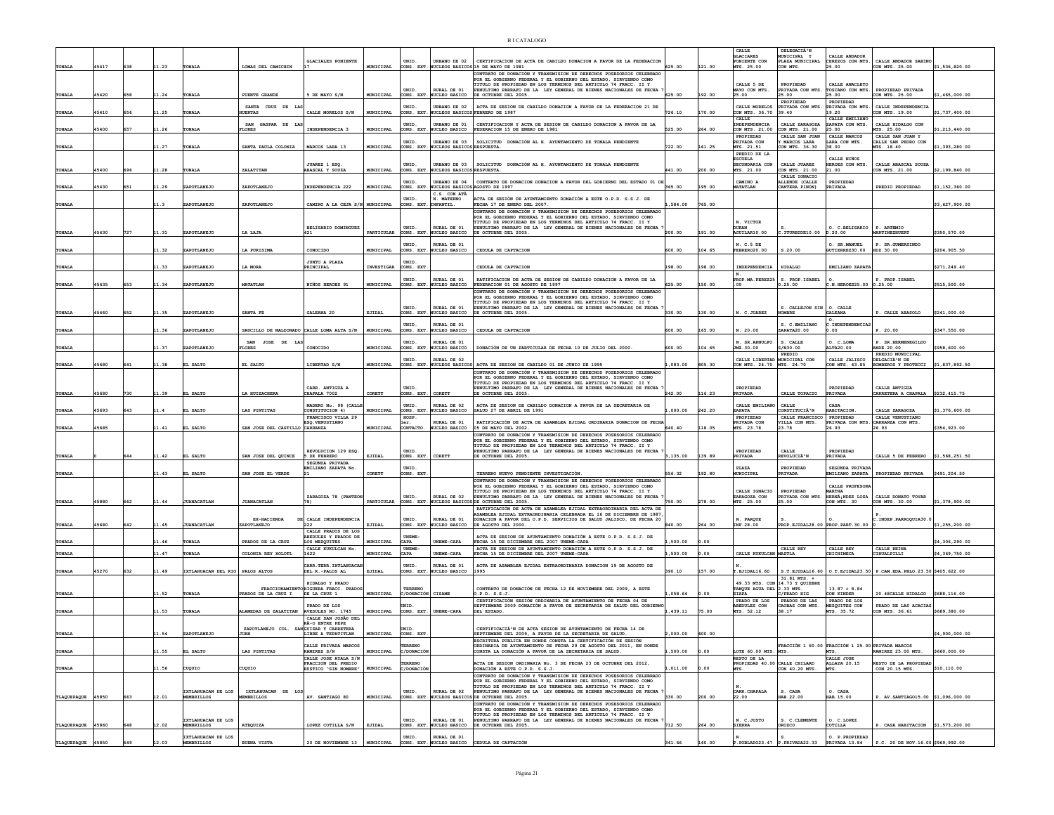| | | | | | | | | | | | | | | | | | |
|---|---|---|---|---|---|---|---|---|---|---|---|---|---|---|---|---|---|
| TONALA | 45417 | 638 | 11.23 | TONALA | LOMAS DEL CAMICHIN | GLACIALES PONIENTE 17 | MUNICIPAL | UNID. CONS. EXT. | URBANO DE 02 NUCLEOS BASICOS | CERTIFICACION DE ACTA DE CABILDO DONACION A FAVOR DE LA FEDERACION 15 DE MAYO DE 1981 | 625.00 | 121.00 | CALLE GLACIARES PONIENTE CON MTS. 25.00 | DELEGACIÃ'N MUNICIPAL Y PLAZA MUNICIPAL CON MTS. | CALLE ANDADOR CEREZOS CON MTS. 25.00 | CALLE ANDADOR SABINO CON MTS. 25.00 | $1,536,820.00 |
| TONALA | 45420 | 658 | 11.24 | TONALA | PUENTE GRANDE | 5 DE MAYO S/N | MUNICIPAL | UNID. CONS. EXT. | RURAL DE 01 NUCLEO BASICO | CONTRATO DE DONACIÓN Y TRANSMISION DE DERECHOS POSESORIOS CELEBRADO POR EL GOBIERNO FEDERAL Y EL GOBIERNO DEL ESTADO, SIRVIENDO COMO TITULO DE PROPIEDAD EN LOS TERMINOS DEL ARTICULO 74 FRACC. II Y PENULTIMO PARRAFO DE LA LEY GENERAL DE BIENES NACIONALES DE FECHA 7 DE OCTUBRE DEL 2005. | 625.00 | 192.00 | CALLE 5 DE MAYO CON MTS. 25.00 | PROPIEDAD PRIVADA CON MTS. 25.00 | CALLE ANACLETO TOSCANO CON MTS. 25.00 | PROPIEDAD PRIVADA CON MTS. 25.00 | $1,465,000.00 |
| TONALA | 45410 | 656 | 11.25 | TONALA | SANTA CRUZ DE LAS HUERTAS | CALLE MORELOS S/N | MUNICIPAL | UNID. CONS. EXT. | URBANO DE 02 NUCLEOS BASICOS | ACTA DE SESION DE CABILDO DONACION A FAVOR DE LA FEDERACION 21 DE FEBRERO DE 1987 | 726.10 | 170.00 | CALLE MORELOS CON MTS. 36.70 | PROPIEDAD PRIVADA CON MTS. 39.40 | PROPIEDAD PRIVADA CON MTS. 19.20 | CALLE INDEPENDENCIA CON MTS. 19.00 | $1,737,400.00 |
| TONALA | 45400 | 657 | 11.26 | TONALA | SAN GASPAR DE LAS FLORES | INDEPENDENCIA 3 | MUNICIPAL | UNID. CONS. EXT. | URBANO DE 01 NUCLEO BASICO | CERTIFICACION Y ACTA DE SESION DE CABILDO DONACION A FAVOR DE LA FEDERACION 15 DE ENERO DE 1981 | 525.00 | 264.00 | CALLE INDEPENDENCIA CON MTS. 21.00 | CALLE ZARAGOZA CON MTS. 21.00 | CALLE EMILIANO ZAPATA CON MTS. 25.00 | CALLE HIDALGO CON MTS. 25.00 | $1,213,440.00 |
| TONALA | | | 11.27 | TONALA | SANTA PAULA COLONIA | MARCOS LARA 13 | | UNID. CONS. EXT | URBANO DE 03 NUCLEOS BASICOS | SOLICITUD DONACIÓN AL H. AYUNTAMIENTO DE TONALA PENDIENTE RESPUESTA. | 722.00 | 161.25 | PROPIEDAD PRIVADA CON MTS. 21.51 | CALLE SAN JUAN Y MARCOS LARA CON MTS. 36.30 | CALLE MARCOS LARA CON MTS. 38.00 | CALLE SAN JUAN Y CALLE SAN PEDRO CON MTS. 18.40 | $1,393,280.00 |
| TONALA | 45400 | 696 | 11.28 | TONALA | ZALATITAN | JUAREZ 1 ESQ. ABASCAL Y SOUZA | MUNICIPAL | UNID. CONS. EXT. | URBANO DE 03 NUCLEOS BASICOS | SOLICITUD DONACIÓN AL H. AYUNTAMIENTO DE TONALA PENDIENTE RESPUESTA. | 441.00 | 200.00 | PREDIO DE LA ESCUELA SECUNDARIA CON MTS. 21.00 | CALLE JUAREZ CON MTS. 21.00 | CALLE NIÑOS HEROES CON MTS. 21.00 | CALLE ABASCAL SOUZA CON MTS. 21.00 | $2,199,840.00 |
| TONALA | 45430 | 651 | 11.29 | ZAPOTLANEJO | ZAPOTLANEJO | INDEPENDENCIA 222 | MUNICIPAL | UNID. CONS. EXT. | URBANO DE 04 NUCLEOS BASICOS | CONTRATO DE DONACION DONACION A FAVOR DEL GOBIERNO DEL ESTADO 01 DE AGOSTO DE 1997 | 365.00 | 195.00 | CAMINO A MATATLAN | CALLE IGNACIO ALLENDE (CALLE CANTERA PIÑON) | PROPIEDAD PRIVADA | PREDIO PROPIEDAD | $1,152,360.00 |
| TONALA | | | 11.3 | ZAPOTLANEJO | ZAPOTLANEJO | CAMINO A LA CEJA S/N | MUNICIPAL | UNID. CONS. EXT. | C.S. CON ATÑ N. MATERNO INFANTIL. | ACTA DE SESIÓN DE AYUNTAMIENTO DONACIÓN A ESTE O.P.D. S.S.J. DE FECHA 17 DE ENERO DEL 2007. | 1,584.00 | 765.00 | | | | | $3,627,900.00 |
| TONALA | 45430 | 727 | 11.31 | ZAPOTLANEJO | LA LAJA | BELISARIO DOMINGUEZ 421 | PARTICULAR | UNID. CONS. EXT. | RURAL DE 01 NUCLEO BASICO | CONTRATO DE DONACIÓN Y TRANSMISION DE DERECHOS POSESORIOS CELEBRADO POR EL GOBIERNO FEDERAL Y EL GOBIERNO DEL ESTADO, SIRVIENDO COMO TITULO DE PROPIEDAD EN LOS TERMINOS DEL ARTICULO 74 FRACC. II Y PENULTIMO PARRAFO DE LA LEY GENERAL DE BIENES NACIONALES DE FECHA 7 DE OCTUBRE DEL 2005. | 200.00 | 191.00 | N. VICTOR DURAN AGUILAR10.00 | S. C.ITURBIDE10.00 | O. C.BELISARIO D.20.00 | P. ARTEMIO MARTINEZHUERT | $350,570.00 |
| TONALA | | | 11.32 | ZAPOTLANEJO | LA PURISIMA | CONOCIDO | MUNICIPAL | UNID. CONS. EXT. | RURAL DE 01 NUCLEO BASICO | CEDULA DE CAPTACION | 600.00 | 104.65 | N. C.5 DE FEBRERO20.00 | S.20.00 | O. SR.MANUEL GUTIERREZ30.00 | P. SR.GUMERSINDO HDZ.30.00 | $204,905.50 |
| TONALA | | | 11.33 | ZAPOTLANEJO | LA MORA | JUNTO A PLAZA PRINCIPAL | INVESTIGAR | UNID. CONS. EXT. | | CEDULA DE CAPTACION | 198.00 | 198.00 | INDEPENDENCIA | HIDALGO | EMILIANO ZAPATA | | $271,249.40 |
| TONALA | 45435 | 653 | 11.34 | ZAPOTLANEJO | MATATLAN | NIÑOS HEROES 91 | MUNICIPAL | UNID. CONS. EXT. | RURAL DE 01 NUCLEO BASICO | RATIFICACION DE ACTA DE SESION DE CABILDO DONACION A FAVOR DE LA FEDERACION 01 DE AGOSTO DE 1997 | 625.00 | 150.00 | N. PROP.MA.PEREZ25.00 | S. PROP.ISABEL O.25.00 | O. C.N.HEROES25.00 | P. PROP.ISABEL O.25.00 | $515,500.00 |
| TONALA | 45460 | 652 | 11.35 | ZAPOTLANEJO | SANTA FE | GALEANA 20 | EJIDAL | UNID. CONS. EXT. | RURAL DE 01 NUCLEO BASICO | CONTRATO DE DONACIÓN Y TRANSMISION DE DERECHOS POSESORIOS CELEBRADO POR EL GOBIERNO FEDERAL Y EL GOBIERNO DEL ESTADO, SIRVIENDO COMO TITULO DE PROPIEDAD EN LOS TERMINOS DEL ARTICULO 74 FRACC. II Y PENULTIMO PARRAFO DE LA LEY GENERAL DE BIENES NACIONALES DE FECHA 7 DE OCTUBRE DEL 2005. | 330.00 | 130.00 | N. C.JUAREZ | S. CALLEJON SIN NOMBRE | O. CALLE GALEANA | P. CALLE ABASOLO | $241,000.00 |
| TONALA | | | 11.36 | ZAPOTLANEJO | SAUCILLO DE MALDONADO | CALLE LOMA ALTA S/N | MUNICIPAL | UNID. CONS. EXT. | RURAL DE 01 NUCLEO BASICO | CEDULA DE CAPTACION | 600.00 | 165.00 | N. 20.00 | S. C.EMILIANO ZAPATA20.00 | O. C.INDEPENDENCIA20.00 | P. 20.00 | $347,550.00 |
| TONALA | | | 11.37 | ZAPOTLANEJO | SAN JOSE DE LAS FLORES | CONOCIDO | MUNICIPAL | UNID. CONS. EXT. | RURAL DE 01 NUCLEO BASICO | DONACIÓN DE UN PARTICULAR DE FECHA 10 DE JULIO DEL 2000. | 600.00 | 104.65 | N. SR.ARNULFO JMZ.30.00 | S. CALLE S/N30.00 | O. C.LOMA ALTA20.00 | P. SR.HERMENEGILDO ANDE.20.00 | $958,600.00 |
| TONALA | 45680 | 641 | 11.38 | EL SALTO | EL SALTO | LIBERTAD S/N | MUNICIPAL | UNID. CONS. EXT. | RURAL DE 02 NUCLEOS BASICOS | ACTA DE SESION DE CABILDO 01 DE JUNIO DE 1995 | 1,083.00 | 805.30 | CALLE LIBERTAD CON MTS. 24.70 | PREDIO MUNICIPAL CON MTS. 24.70 | CALLE JALISCO CON MTS. 43.85 | PREDIO MUNICIPAL DELGACIÃ'N DE BOMBEROS Y PROTECCI | $1,837,892.50 |
| TONALA | 45680 | 730 | 11.39 | EL SALTO | LA HUIZACHERA | CARR. ANTIGUA A CHAPALA 7002 | CORETT | UNID. CONS. EXT. | CORETT | CONTRATO DE DONACIÓN Y TRANSMISION DE DERECHOS POSESORIOS CELEBRADO POR EL GOBIERNO FEDERAL Y EL GOBIERNO DEL ESTADO, SIRVIENDO COMO TITULO DE PROPIEDAD EN LOS TERMINOS DEL ARTICULO 74 FRACC. II Y PENULTIMO PARRAFO DE LA LEY GENERAL DE BIENES NACIONALES DE FECHA 7 DE OCTUBRE DEL 2005. | 242.00 | 116.23 | PROPIEDAD PRIVADA | CALLE TOPACIO | PROPIEDAD PRIVADA | CALLE ANTIGUA CARRETERA A CHAPALA | $232,415.75 |
| TONALA | 45693 | 643 | 11.4 | EL SALTO | LAS PINTITAS | MADERO No. 98 (CALLE CONSTITUCION 4) | MUNICIPAL | UNID. CONS. EXT. | RURAL DE 02 NUCLEOS BASICOS | ACTA DE SESION DE CABILDO DONACION A FAVOR DE LA SECRETARIA DE SALUD 27 DE ABRIL DE 1991 | 1,000.00 | 242.20 | CALLE EMILIANO ZAPATA | CALLE CONSTITUCIÃ'N | CASA HABITACION | CALLE ZARAGOZA | $1,376,600.00 |
| TONALA | 45685 | | 11.41 | EL SALTO | SAN JOSE DEL CASTILLO | FRANCISCO VILLA 29 ESQ.VENUSTIANO CARRANZA | MUNICIPAL | HOSP. 1er. CONTACTO. | RURAL DE 01 NUCLEO BASICO | RATIFICACIÓN DE ACTA DE ASAMBLEA EJIDAL ORDINARIA DONACION DE FECHA 05 DE MAYO DEL 2002. | 640.40 | 118.05 | PROPIEDAD PRIVADA CON MTS. 23.78 | CALLE FRANCISCO VILLA CON MTS. 23.78 | PROPIEDAD PRIVADA CON MTS. 26.93 | CALLE VENUSTIANO CARRANZA CON MTS. 26.93 | $354,923.00 |
| TONALA | | 644 | 11.42 | EL SALTO | SAN JOSE DEL QUINCE | REVOLUCION 129 ESQ. 5 DE FEBRERO | EJIDAL | UNID. CONS. EXT. | CORETT | CONTRATO DE DONACIÓN Y TRANSMISION DE DERECHOS POSESORIOS CELEBRADO POR EL GOBIERNO FEDERAL Y EL GOBIERNO DEL ESTADO, SIRVIENDO COMO TITULO DE PROPIEDAD EN LOS TERMINOS DEL ARTICULO 74 FRACC. II Y PENULTIMO PARRAFO DE LA LEY GENERAL DE BIENES NACIONALES DE FECHA 7 DE OCTUBRE DEL 2005. | 3,135.00 | 139.89 | PROPIEDAD PRIVADA | CALLE REVOLUCIÃ'N | PROPIEDAD PRIVADA | CALLE 5 DE FEBRERO | $1,568,251.50 |
| TONALA | | | 11.43 | EL SALTO | SAN JOSE EL VERDE | SEGUNDA PRIVADA EMILIANO ZAPATA No. 21 | CORETT | UNID. CONS. EXT. | | TERRENO NUEVO PENDIENTE INVESTIGACIÓN. | 556.32 | 192.80 | PLAZA MUNICIPAL | PROPIEDAD PRIVADA | SEGUNDA PRIVADA EMILIANO ZAPATA | PROPIEDAD PRIVADA | $491,204.50 |
| TONALA | 45880 | 662 | 11.44 | JUANACATLAN | JUANACATLAN | ZARAGOZA 78 (PANTEON 78) | PARTICULAR | UNID. CONS. EXT. | RURAL DE 02 NUCLEOS BASICOS | CONTRATO DE DONACIÓN Y TRANSMISION DE DERECHOS POSESORIOS CELEBRADO POR EL GOBIERNO FEDERAL Y EL GOBIERNO DEL ESTADO, SIRVIENDO COMO TITULO DE PROPIEDAD EN LOS TERMINOS DEL ARTICULO 74 FRACC. II Y PENULTIMO PARRAFO DE LA LEY GENERAL DE BIENES NACIONALES DE FECHA 7 DE OCTUBRE DEL 2005. | 750.00 | 278.00 | CALLE IGNACIO ZARAGOZA CON MTS. 25.00 | PROPIEDAD PRIVADA CON MTS. 25.00 | CALLE PROFESORA MARTHA HERNÃ¡NDEZ LOZA CON MTS. 30 | CALLE DONATO TOVAR CON MTS. 30.00 | $1,378,900.00 |
| TONALA | 45680 | 642 | 11.45 | JUANACATLAN | EX-HACIENDA DE ZAPOTLANEJO | CALLE INDEPENDENCIA 222 | EJIDAL | UNID. CONS. EXT. | RURAL DE 01 NUCLEO BASICO | RATIFICACIÓN DE ACTA DE ASAMBLEA EJIDAL EXTRAORDINARIA DEL ACTA DE ASAMBLEA EJIDAL EXTRAORDINARIA CELEBRADA EL 16 DE DICIEMBRE DE 1987, DONACION A FAVOR DEL O.P.D. SERVICIOS DE SALUD JALISCO, DE FECHA 20 DE AGOSTO DEL 2000. | 840.00 | 264.00 | N. PARQUE INF.28.00 | S. PROP.EJIDAL28.00 | O. PROP.PART.30.00 | P. C.INDEP.PARROQUIA30.00 | $1,255,200.00 |
| TONALA | | | 11.46 | TONALA | PRADOS DE LA CRUZ | CALLE PRADOS DE LOS ABEDULES Y PRADOS DE LOS MEZQUITES. | MUNICIPAL | UNEME-CAPA | UNEME-CAPA | ACTA DE SESION DE AYUNTAMIENTO DONACIÓN A ESTE O.P.D. S.S.J. DE FECHA 15 DE DICIEMBRE DEL 2007 UNEME-CAPA | 1,500.00 | 0.00 | | | | | $4,306,290.00 |
| TONALA | | | 11.47 | TONALA | COLONIA REY XOLOTL | CALLE KUKULCAN No. 1622 | MUNICIPAL | UNEME-CAPA | UNEME-CAPA | ACTA DE SESION DE AYUNTAMIENTO DONACIÓN A ESTE O.P.D. S.S.J. DE FECHA 15 DE DICIEMBRE DEL 2007 UNEME-CAPA | 1,500.00 | 0.00 | CALLE KUKULCAN | CALLE REY MAZTLA | CALLE REY CHICHIMECA | CALLE REINA CIHUALPILLI | $4,369,750.00 |
| TONALA | 45270 | 632 | 11.49 | IXTLAHUACAN DEL RIO | PALOS ALTOS | CARR.TERR.IXTLAHUACAN DEL R.-PALOS AL | EJIDAL | UNID. CONS. EXT. | RURAL DE 01 NUCLEO BASICO | ACTA DE ASAMBLEA EJIDAL EXTRAORDINARIA DONACION 19 DE AGOSTO DE 1995 | 390.10 | 157.00 | N. T.EJIDAL16.60 | S.T.EJIDAL16.60 | O.T.EJIDAL23.50 | P.CAM.EDA.PBLO.23.50 | $405,622.00 |
| TONALA | | | 11.52 | TONALA | FRACCIONAMIENTO PRADOS DE LA CRUZ I | HIDALGO Y PRADO HIGUERA FRACC. PRADOS DE LA CRUZ I | MUNICIPAL | TERRENO C/DONACION | CISAME | CONTRATO DE DONACIÓN DE FECHA 12 DE NOVIEMBRE DEL 2009, A ESTE O.P.D. S.S.J. | 1,058.64 | 0.00 | 49.33 MTS. CON TANQUE AGUA DEL SIAPA | 31.81 MTS. + 14.73 Y QUIEBRE 2.33 MTS. C/PRADO HIG | 13.87 + 8.84 CON KINDER | 20.48CALLE HIDALGO | $688,116.00 |
| TONALA | | | 11.53 | TONALA | ALAMEDAS DE ZALATITAN | PRADO DE LOS AVEDULES NO. 1745 | MUNICIPAL | UNID. CONS. EXT. | UNEME-CAPA | CERTIFICACION SESIÓN ORDINARIA DE AYUNTAMIENTO DE FECHA 04 DE SEPTIEMBRE 2009 DONACIÓN A FAVOR DE SECRETARIA DE SALUD DEL GOBIERNO DEL ESTADO. | 1,439.11 | 75.00 | PRADO DE LOS ABEDULES CON MTS. 52.12 | PRADOS DE LAS CAOBAS CON MTS. 38.17 | PRADO DE LOS MEZQUITES CON MTS. 35.72 | PRADO DE LAS ACACIAS CON MTS. 36.61 | $689,380.00 |
| TONALA | | | 11.54 | ZAPOTLANEJO | ZAPOTLANEJO COL. SAN JUAN | CALLE SAN JOSÃ© DEL RÃ­O ENTRE PEPE AGUILAR Y CARRETERA LIBRE A TEPATITLAN | MUNICIPAL | UNID. CONS. EXT. | | CERTIFICACIÃ'N DE ACTA SESION DE AYUNTAMIENTO DE FECHA 14 DE SEPTIEMBRE DEL 2009, A FAVOR DE LA SECRETARIA DE SALUD. | 2,000.00 | 600.00 | | | | | $4,900,000.00 |
| TONALA | | | 11.55 | EL SALTO | LAS PINTITAS | CALLE PRIVADA MARCOS RAMIREZ S/N | MUNICIPAL | TERRENO C/DONACIÓN | | ESCRITURA PUBLICA EN DONDE CONSTA LA CERTIFICACIÓN DE SESIÓN ORDINARIA DE AYUNTAMIENTO DE FECHA 29 DE AGOSTO DEL 2011, EN DONDE CONSTA LA DONACIÓN A FAVOR DE LA SECRETARIA DE SALUD. | 1,500.00 | 0.00 | LOTE 60.00 MTS. | FRACCIÓN 1 60.00 MTS. | FRACCIÓN 1 25.00 MTS. | PRIVADA MARCOS RAMIREZ 25.00 MTS. | $660,000.00 |
| TONALA | | | 11.56 | CUQUIO | CUQUIO | CALLE JOSE AYALA S/N FRACCION DEL PREDIO RUSTICO "SIN NOMBRE" | MUNICIPAL | TERRENO C/DONACIÓN | | ACTA DE SESION ORDINARIA No. 3 DE FECHA 23 DE OCTUBRE DEL 2012, DONACIÓN A ESTE O.P.D. S.S.J. | 1,011.00 | 0.00 | RESTO DE LA PROPIEDAD 40.00 MTS. | CALLE CHILARD CON 40.20 MTS. | CALLE JOSE ALLAYA 20.15 MTS. | RESTO DE LA PROPIEDAD CON 20.15 MTS. | $10,110.00 |
| TLAQUEPAQUE | 45850 | 663 | 12.01 | IXTLAHUACAN DE LOS MEMBRILLOS | IXTLAHUACAN DE LOS MEMBRILLOS | AV. SANTIAGO 80 | MUNICIPAL | UNID. CONS. EXT. | RURAL DE 02 NUCLEOS BASICOS | CONTRATO DE DONACIÓN Y TRANSMISION DE DERECHOS POSESORIOS CELEBRADO POR EL GOBIERNO FEDERAL Y EL GOBIERNO DEL ESTADO, SIRVIENDO COMO TITULO DE PROPIEDAD EN LOS TERMINOS DEL ARTICULO 74 FRACC. II Y PENULTIMO PARRAFO DE LA LEY GENERAL DE BIENES NACIONALES DE FECHA 7 DE OCTUBRE DEL 2005. | 330.00 | 200.00 | N. CARR.CHAPALA 22.00 | S. CASA HAB.22.00 | O. CASA HAB.15.00 | P. AV.SANTIAGO15.00 | $1,096,000.00 |
| TLAQUEPAQUE | 45860 | 648 | 12.02 | IXTLAHUACAN DE LOS MEMBRILLOS | ATEQUIZA | LOPEZ COTILLA S/N | EJIDAL | UNID. CONS. EXT. | RURAL DE 01 NUCLEO BASICO | CONTRATO DE DONACIÓN Y TRANSMISION DE DERECHOS POSESORIOS CELEBRADO POR EL GOBIERNO FEDERAL Y EL GOBIERNO DEL ESTADO, SIRVIENDO COMO TITULO DE PROPIEDAD EN LOS TERMINOS DEL ARTICULO 74 FRACC. II Y PENULTIMO PARRAFO DE LA LEY GENERAL DE BIENES NACIONALES DE FECHA 7 DE OCTUBRE DEL 2005. | 712.50 | 264.00 | N. C.JUSTO SIERRA | S. C.CLEMENTE OROZCO | O. C.LOPEZ COTILLA | P. CASA HABITACION | $1,573,200.00 |
| TLAQUEPAQUE | 45850 | 649 | 12.03 | IXTLAHUACAN DE LOS MEMBRILLOS | BUENA VISTA | 20 DE NOVIEMBRE 13 | MUNICIPAL | UNID. CONS. EXT. | RURAL DE 01 NUCLEO BASICO | CEDULA DE CAPTACIÓN | 341.66 | 140.00 | N. P.POBLADO23.47 | S. P.PRIVADA22.33 | O. P.PROPIEDAD PRIVADA 13.84 | P.C. 20 DE NOV.16.00 | $969,992.00 |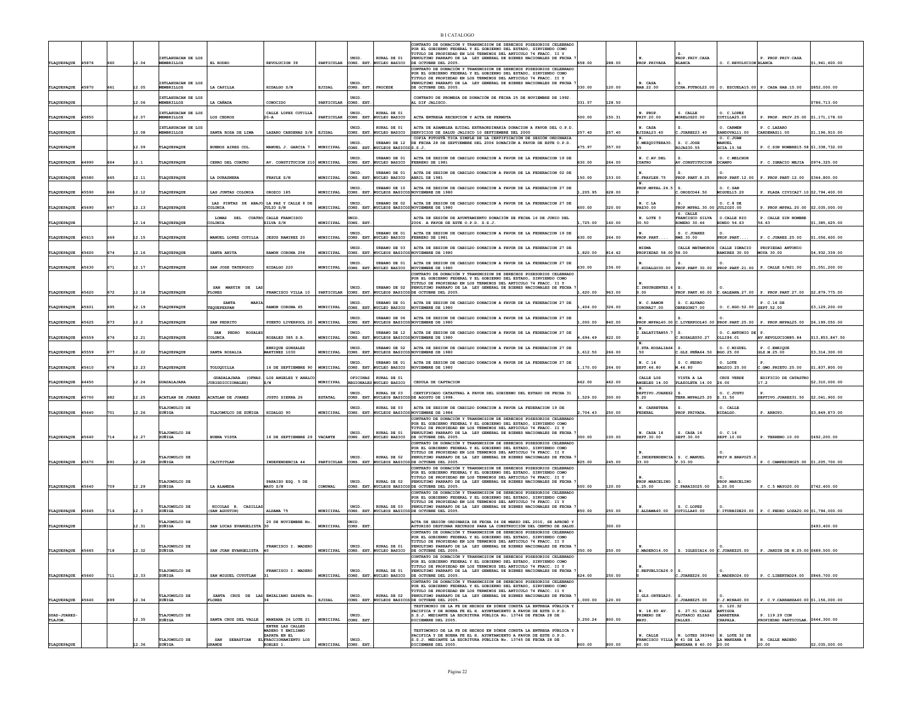| | | | | | | | | | | | | | | | | | | |
|---|---|---|---|---|---|---|---|---|---|---|---|---|---|---|---|---|---|---|
| TLAQUEPAQUE | 45876 | 660 | 12.04 | IXTLAHUACAN DE LOS MEMBRILLOS | EL RODEO | REVOLUCION 39 | PARTICULAR | CONS. EXT. | RURAL DE 01 NUCLEO BASICO | CONTRATO DE DONACIÓN Y TRANSMISION DE DERECHOS POSESORIOS CELEBRADO POR EL GOBIERNO FEDERAL Y EL GOBIERNO DEL ESTADO, SIRVIENDO COMO TITULO DE PROPIEDAD EN LOS TERMINOS DEL ARTICULO 74 FRACC. II Y PENULTIMO PARRAFO DE LA LEY GENERAL DE BIENES NACIONALES DE FECHA 7 DE OCTUBRE DEL 2005. | 658.00 | 288.00 | N. PROP.PRIVADA | S. PROP.PRIV.CASA BLANCA | O. C.REVOLUCION | P. PROP.PRIV.CASA BLANCA | $1,941,600.00 |
| TLAQUEPAQUE | 45870 | 661 | 12.05 | IXTLAHUACAN DE LOS MEMBRILLOS | LA CAPILLA | HIDALGO S/N | EJIDAL | UNID. CONS. EXT. | PROCEDE | CONTRATO DE DONACIÓN Y TRANSMISION DE DERECHOS POSESORIOS CELEBRADO POR EL GOBIERNO FEDERAL Y EL GOBIERNO DEL ESTADO, SIRVIENDO COMO TITULO DE PROPIEDAD EN LOS TERMINOS DEL ARTICULO 74 FRACC. II Y PENULTIMO PARRAFO DE LA LEY GENERAL DE BIENES NACIONALES DE FECHA 7 DE OCTUBRE DEL 2005. | 330.00 | 120.00 | N. CASA HAB.22.00 | S. CCHA.FUTBOL22.00 | O. ESCUELA15.00 | P. CASA HAB.15.00 | $852,000.00 |
| TLAQUEPAQUE | | | 12.06 | IXTLAHUACAN DE LOS MEMBRILLOS | LA CAÑADA | CONOCIDO | PARTICULAR | UNID. CONS. EXT | | CONTRATO DE PROMESA DE DONACIÓN DE FECHA 25 DE NOVIEMBRE DE 1992. AL DIF JALISCO. | 331.57 | 128.50 | | | | | $786,713.00 |
| TLAQUEPAQUE | 45850 | | 12.07 | IXTLAHUACAN DE LOS MEMBRILLOS | LOS CEDROS | CALLE LOPEZ COTILLA 20-A | PARTICULAR | UNID. CONS. EXT. | RURAL DE 01 NUCLEO BASICO | ACTA ENTREGA RECEPCION Y ACTA DE PERMUTA | 500.00 | 150.31 | N. PROP. PRIV.20.00 | S. CALLE MORELOS20.00 | O. C.LOPEZ COTILLA25.00 | P. PROP. PRIV.25.00 | $1,171,178.00 |
| TLAQUEPAQUE | | | 12.08 | IXTLAHUACAN DE LOS MEMBRILLOS | SANTA ROSA DE LIMA | LAZARO CARDENAS S/N | EJIDAL | UNID. CONS. EXT. | RURAL DE 01 NUCLEO BASICO | ACTA DE ASAMBLEA EJIDAL EXTRAORDINARIA DONACION A FAVOR DEL O.P.D. SERVICIOS DE SALUD JALISCO 10 SEPTIEMBRE DEL 2000 | 257.40 | 257.40 | N. CASA EJIDAL23.40 | S. C.JUAREZ23.40 | O. CARMEN SANDOVAL11.00 | P. C.LAZARO CARDENAS11.00 | $1,196,910.00 |
| TLAQUEPAQUE | | | 12.09 | TLAQUEPAQUE | BUENOS AIRES COL. | MANUEL J. GARCIA 7 | MUNICIPAL | UNID. CONS. EXT. | URBANO DE 12 NUCLEOS BASICOS | COPIA FOTOSTÁ TICA SIMPLE DE LA CERTIFICACIÓN DE SESIÓN ORDINARIA DE FECHA 28 DE SEPTIEMBRE DEL 2006 DONACIÓN A FAVOR DE ESTE O.P.D. S.S.J. | 475.97 | 357.00 | N. C.MEZQUITERA30.55 | S. C.JOSE ROJAS30.55 | O. C.JUAN MANUEL GCIA.15.58 | P. C.SIN NOMBRE15.58 | $1,338,732.00 |
| TLAQUEPAQUE | 44990 | 664 | 12.1 | TLAQUEPAQUE | CERRO DEL CUATRO | AV. CONSTITUCION 210 | MUNICIPAL | UNID. CONS. EXT. | URBANO DE 01 NUCLEO BASICO | ACTA DE SESION DE CABILDO DONACION A FAVOR DE LA FEDERACION 19 DE FEBRERO DE 1981 | 630.00 | 264.00 | N. C.AV.DEL CUATRO | S. AV.CONSTITUCION | O. C.MELCHOR OCAMPO | P. C.IGNACIO MEJIA | $974,325.00 |
| TLAQUEPAQUE | 45580 | 665 | 12.11 | TLAQUEPAQUE | LA DURAZNERA | FRAYLE S/N | MUNICIPAL | UNID. CONS. EXT. | URBANO DE 01 NUCLEO BASICO | ACTA DE SESION DE CABILDO DONACION A FAVOR DE LA FEDERACION 02 DE ABRIL DE 1981 | 150.00 | 153.00 | N. C.FRAYLE8.75 | S. PROP.PART.8.25 | O. PROP.PART.12.00 | P. PROP.PART.12.00 | $364,800.00 |
| TLAQUEPAQUE | 45590 | 666 | 12.12 | TLAQUEPAQUE | LAS JUNTAS COLONIA | OROZCO 185 | MUNICIPAL | UNID. CONS. EXT. | URBANO DE 10 NUCLEOS BASICOS | ACTA DE SESION DE CABILDO DONACION A FAVOR DE LA FEDERACION 27 DE NOVIEMBRE DE 1980 | 1,205.95 | 628.00 | N. PROP.MPPAL.26.50 | S. C.OROZCO44.50 | O. C.SAN MIGUEL15.20 | P. PLAZA CIVICA27.10 | $2,794,400.00 |
| TLAQUEPAQUE | 45690 | 667 | 12.13 | TLAQUEPAQUE | LAS PINTAS DE ABAJO COLONIA | LA PAZ Y CALLE 8 DE JULIO S/N | MUNICIPAL | UNID. CONS. EXT. | URBANO DE 02 NUCLEOS BASICOS | ACTA DE SESION DE CABILDO DONACION A FAVOR DE LA FEDERACION 27 DE NOVIEMBRE DE 1980 | 600.00 | 320.00 | N. C.LA PAZ30.00 | S. PROP.MPPAL.30.00 | O. C.8 DE JULIO20.00 | P. PROP.MPPAL.20.00 | $2,035,000.00 |
| TLAQUEPAQUE | | | 12.14 | TLAQUEPAQUE | LOMAS DEL CUATRO COLONIA | CALLE FRANCISCO SILVA S/N | MUNICIPAL | UNID. CONS. EXT | | ACTA DE SESION DE AYUNTAMIENTO DONACIÓN DE FECHA 16 DE JUNIO DEL 2006. A FAVOR DE ESTE O.P.D. S.S.J. | 1,725.00 | 160.00 | N. LOTE 3 30.50 | S. CALLE FRANCISCO SILVA ROMERO 30.46 | O.CALLE RIO HONDO 56.63 | P. CALLE SIN NOMBRE 56.63 | $1,385,625.00 |
| TLAQUEPAQUE | 45615 | 669 | 12.15 | TLAQUEPAQUE | MANUEL LOPEZ COTILLA | JESUS RAMIREZ 20 | MUNICIPAL | UNID. CONS. EXT. | URBANO DE 01 NUCLEO BASICO | ACTA DE SESION DE CABILDO DONACION A FAVOR DE LA FEDERACION 19 DE FEBRERO DE 1981 | 630.00 | 264.00 | N. PROP.PART.... | S. C.JUAREZ RMZ.30.00 | O. PROP.PART.... | P. C.JUAREZ.25.00 | $1,056,600.00 |
| TLAQUEPAQUE | 45600 | 674 | 12.16 | TLAQUEPAQUE | SANTA ANITA | RAMON CORONA 258 | MUNICIPAL | UNID. CONS. EXT. | URBANO DE 03 NUCLEOS BASICOS | ACTA DE SESION DE CABILDO DONACION A FAVOR DE LA FEDERACION 27 DE NOVIEMBRE DE 1980 | 1,820.00 | 814.42 | MISMA PROPIEDAD 58.00 | CALLE MATAMOROS 58.00 | CALLE IGNACIO RAMIREZ 30.00 | PROPIEDAD ANTONIO MOYA 30.00 | $4,932,339.00 |
| TLAQUEPAQUE | 45630 | 671 | 12.17 | TLAQUEPAQUE | SAN JOSE TATEPOSCO | HIDALGO 220 | MUNICIPAL | UNID. CONS. EXT. | URBANO DE 01 NUCLEO BASICO | ACTA DE SESION DE CABILDO DONACION A FAVOR DE LA FEDERACION 27 DE NOVIEMBRE DE 1980 | 630.00 | 156.00 | N. C.HIDALGO30.00 | S. PROP.PART.30.00 | O. PROP.PART.21.00 | P. CALLE S/N21.00 | $1,051,200.00 |
| TLAQUEPAQUE | 45620 | 672 | 12.18 | TLAQUEPAQUE | SAN MARTIN DE LAS FLORES | FRANCISCO VILLA 10 | PARTICULAR | UNID. CONS. EXT. | URBANO DE 02 NUCLEOS BASICOS | CONTRATO DE DONACIÓN Y TRANSMISION DE DERECHOS POSESORIOS CELEBRADO POR EL GOBIERNO FEDERAL Y EL GOBIERNO DEL ESTADO, SIRVIENDO COMO TITULO DE PROPIEDAD EN LOS TERMINOS DEL ARTICULO 74 FRACC. II Y PENULTIMO PARRAFO DE LA LEY GENERAL DE BIENES NACIONALES DE FECHA 7 DE OCTUBRE DEL 2005. | 1,620.00 | 963.00 | N. C.INSURGENTES.60.00 | S. PROP.PART.60.00 | O. C.GALEANA.27.00 | P. PROP.PART.27.00 | $2,879,775.00 |
| TLAQUEPAQUE | 45601 | 695 | 12.19 | TLAQUEPAQUE | SANTA MARIA TEQUEPEXPAN | RAMON CORONA 65 | MUNICIPAL | UNID. CONS. EXT. | URBANO DE 01 NUCLEO BASICO | ACTA DE SESION DE CABILDO DONACION A FAVOR DE LA FEDERACION 27 DE NOVIEMBRE DE 1980 | 1,404.00 | 326.00 | N. C.RAMON CORONA27.00 | S. C.ALVARO OBREGON27.00 | O. C.HGO.52.00 | P. C.16 DE SEPT.52.00 | $3,129,200.00 |
| TLAQUEPAQUE | 45625 | 673 | 12.2 | TLAQUEPAQUE | SAN PEDRITO | PUERTO LIVERPOOL 20 | MUNICIPAL | UNID. CONS. EXT. | URBANO DE 06 NUCLEOS BASICOS | ACTA DE SESION DE CABILDO DONACION A FAVOR DE LA FEDERACION 27 DE NOVIEMBRE DE 1980 | 1,000.00 | 840.00 | N. PROP.MPPAL40.00 | S. C.LIVERPOOL40.00 | O. PROP.PART.25.00 | P. PROP.MPPAL25.00 | $6,199,050.00 |
| TLAQUEPAQUE | 45559 | 676 | 12.21 | TLAQUEPAQUE | SAN PEDRO ROSALES COLONIA | ROSALES 385 S.R. | MUNICIPAL | UNID. CONS. EXT. | URBANO DE 12 NUCLEOS BASICOS | ACTA DE SESION DE CABILDO DONACION A FAVOR DE LA FEDERACION 27 DE NOVIEMBRE DE 1980 | 4,694.49 | 622.00 | N. C.ZALATITAN55.72 | S. C.ROSALES50.27 | O. C.ANTONIO DE OLLI86.01 | P. AV.REVOLUCION85.84 | $13,853,847.50 |
| TLAQUEPAQUE | 45559 | 677 | 12.22 | TLAQUEPAQUE | SANTA ROSALIA | ENRIQUE GONZALEZ MARTINEZ 1030 | MUNICIPAL | UNID. CONS. EXT. | URBANO DE 02 NUCLEOS BASICOS | ACTA DE SESION DE CABILDO DONACION A FAVOR DE LA FEDERACION 27 DE NOVIEMBRE DE 1980 | 1,612.50 | 266.00 | N. C.STA.ROSALIA64.50 | S. C.GLZ.PEÑA64.50 | O. C.MIGUEL HGO.25.00 | P. C.ENRIQUE GLZ.M.25.00 | $3,314,300.00 |
| TLAQUEPAQUE | 45610 | 678 | 12.23 | TLAQUEPAQUE | TOLUQUILLA | 16 DE SEPTIEMBRE 90 | MUNICIPAL | UNID. CONS. EXT. | URBANO DE 01 NUCLEO BASICO | ACTA DE SESION DE CABILDO DONACION A FAVOR DE LA FEDERACION 27 DE NOVIEMBRE DE 1980 | 1,170.00 | 264.00 | N. C.16 SEPT.46.80 | S. C.PEDRO M.46.80 | O. LOTE BALDIO.25.00 | P. C.GMO.PRIETO.25.00 | $1,837,800.00 |
| TLAQUEPAQUE | 44450 | | 12.24 | GUADALAJARA | GUADALAJARA (OFNAS. JURISDICCIONALES) | LOS ANGELES Y ANALCO S/N | MUNICIPAL | OFICINAS REGIONALES | RURAL DE 01 NUCLEO BASICO | CEDULA DE CAPTACION | 462.00 | 462.00 | CALLE LOS ANGELES 14.00 | VISTA A LA PLAZOLETA 14.00 | CRUZ VERDE 26.00 | EDIFICIO DE CATASTRO 17.2 | $2,310,000.00 |
| TLAQUEPAQUE | 45700 | 682 | 12.25 | ACATLAN DE JUAREZ | ACATLAN DE JUAREZ | JUSTO SIERRA 26 | ESTATAL | UNID. CONS. EXT. | RURAL DE 03 NUCLEOS BASICOS | CERTIFICADO CATASTRAL A FAVOR DEL GOBIERNO DEL ESTADO DE FECHA 31 DE AGOSTO DE 1998. | 1,529.00 | 300.00 | N. DEPTIVO.JUAREZ25.20 | S. TERR.MPPAL25.20 | O. C.JUSTO S.31.50 | P. DEPTIVO.JUAREZ31.50 | $2,041,900.00 |
| TLAQUEPAQUE | 45640 | 701 | 12.26 | TLAJOMULCO DE ZUÑIGA | TLAJOMULCO DE ZUÑIGA | HIDALGO 90 | MUNICIPAL | UNID. CONS. EXT. | RURAL DE 03 NUCLEOS BASICOS | ACTA DE SESION DE CABILDO DONACION A FAVOR LA FEDERACION 19 DE NOVIEMBRE DE 1986 | 2,704.43 | 250.00 | N. CARRETERA FEDERAL | S. PROP.PRIVADA. | O. CALLE HIDALGO. | P. ARROYO. | $3,849,873.00 |
| TLAQUEPAQUE | 45640 | 714 | 12.27 | TLAJOMULCO DE ZUÑIGA | BUENA VISTA | 16 DE SEPTIEMBRE 29 | VACANTE | UNID. CONS. EXT. | RURAL DE 01 NUCLEO BASICO | CONTRATO DE DONACIÓN Y TRANSMISION DE DERECHOS POSESORIOS CELEBRADO POR EL GOBIERNO FEDERAL Y EL GOBIERNO DEL ESTADO, SIRVIENDO COMO TITULO DE PROPIEDAD EN LOS TERMINOS DEL ARTICULO 74 FRACC. II Y PENULTIMO PARRAFO DE LA LEY GENERAL DE BIENES NACIONALES DE FECHA 7 DE OCTUBRE DEL 2005. | 300.00 | 100.00 | N. CASA 16 SEPT.30.00 | S. CASA 16 SEPT.30.00 | O. C.16 SEPT.10.00 | P. TERRENO.10.00 | $492,200.00 |
| TLAQUEPAQUE | 45670 | 691 | 12.28 | TLAJOMULCO DE ZUÑIGA | CAJITITLAN | INDEPENDENCIA 44 | PARTICULAR | UNID. CONS. EXT. | RURAL DE 02 NUCLEOS BASICOS | CONTRATO DE DONACIÓN Y TRANSMISION DE DERECHOS POSESORIOS CELEBRADO POR EL GOBIERNO FEDERAL Y EL GOBIERNO DEL ESTADO, SIRVIENDO COMO TITULO DE PROPIEDAD EN LOS TERMINOS DEL ARTICULO 74 FRACC. II Y PENULTIMO PARRAFO DE LA LEY GENERAL DE BIENES NACIONALES DE FECHA 7 DE OCTUBRE DEL 2005. | 825.00 | 245.00 | N. C.INDEPENDENCIA 33.00 | S. C.MANUEL V.33.00 | O. PRIV.N.BRAVO25.00 | P. C.CAMPESINO25.00 | $1,205,700.00 |
| TLAQUEPAQUE | 45640 | 709 | 12.29 | TLAJOMULCO DE ZUÑIGA | LA ALAMEDA | PARAISO ESQ. 5 DE MAYO S/N | COMUNAL | UNID. CONS. EXT. | RURAL DE 02 NUCLEOS BASICOS | CONTRATO DE DONACIÓN Y TRANSMISION DE DERECHOS POSESORIOS CELEBRADO POR EL GOBIERNO FEDERAL Y EL GOBIERNO DEL ESTADO, SIRVIENDO COMO TITULO DE PROPIEDAD EN LOS TERMINOS DEL ARTICULO 74 FRACC. II Y PENULTIMO PARRAFO DE LA LEY GENERAL DE BIENES NACIONALES DE FECHA 7 DE OCTUBRE DEL 2005. | 500.00 | 120.00 | N. PROP.MARCELINO L.25.00 | S. C.PARAISO25.00 | O. PROP.MARCELINO L.20.00 | P. C.5 MAYO20.00 | $742,400.00 |
| TLAQUEPAQUE | 45645 | 716 | 12.3 | TLAJOMULCO DE ZUÑIGA | NICOLAS R. CASILLAS (SAN AGUSTIN) | ALDAMA 75 | MUNICIPAL | UNID. CONS. EXT. | RURAL DE 03 NUCLEOS BASICOS | CONTRATO DE DONACIÓN Y TRANSMISION DE DERECHOS POSESORIOS CELEBRADO POR EL GOBIERNO FEDERAL Y EL GOBIERNO DEL ESTADO, SIRVIENDO COMO TITULO DE PROPIEDAD EN LOS TERMINOS DEL ARTICULO 74 FRACC. II Y PENULTIMO PARRAFO DE LA LEY GENERAL DE BIENES NACIONALES DE FECHA 7 DE OCTUBRE DEL 2005. | 850.00 | 250.00 | N. C.ALDAMA40.00 | S. C.LOPEZ COTILLA40.00 | O. C.ITURBIDE20.00 | P. C.PEDRO LOZA20.00 | $1,794,000.00 |
| TLAQUEPAQUE | | | 12.31 | TLAJOMULCO DE ZUÑIGA | SAN LUCAS EVANGELISTA | 20 DE NOVIEMBRE No. 30 | MUNICIPAL | UNID. CONS. EXT. | | ACTA DE SESIÓN ORDINARIA DE FECHA 04 DE MARZO DEL 2010, SE APROBÓ Y AUTORIZÓ DESTINAR RECURSOS PARA LA CONSTRUCCION DEL CENTRO DE SALUD. | | 300.00 | | | | | $493,400.00 |
| TLAQUEPAQUE | 45665 | 718 | 12.32 | TLAJOMULCO DE ZUÑIGA | SAN JUAN EVANGELISTA | FRANCISCO I. MADERO 40 | MUNICIPAL | UNID. CONS. EXT. | RURAL DE 01 NUCLEO BASICO | CONTRATO DE DONACIÓN Y TRANSMISION DE DERECHOS POSESORIOS CELEBRADO POR EL GOBIERNO FEDERAL Y EL GOBIERNO DEL ESTADO, SIRVIENDO COMO TITULO DE PROPIEDAD EN LOS TERMINOS DEL ARTICULO 74 FRACC. II Y PENULTIMO PARRAFO DE LA LEY GENERAL DE BIENES NACIONALES DE FECHA 7 DE OCTUBRE DEL 2005. | 350.00 | 250.00 | N. C.MADERO14.00 | S. IGLESIA14.00 | O. C.JUAREZ25.00 | P. JARDIN DE N.25.00 | $689,500.00 |
| TLAQUEPAQUE | 45660 | 711 | 12.33 | TLAJOMULCO DE ZUÑIGA | SAN MIGUEL CUYUTLAN | FRANCISCO I. MADERO 31 | MUNICIPAL | UNID. CONS. EXT. | RURAL DE 01 NUCLEO BASICO | CONTRATO DE DONACIÓN Y TRANSMISION DE DERECHOS POSESORIOS CELEBRADO POR EL GOBIERNO FEDERAL Y EL GOBIERNO DEL ESTADO, SIRVIENDO COMO TITULO DE PROPIEDAD EN LOS TERMINOS DEL ARTICULO 74 FRACC. II Y PENULTIMO PARRAFO DE LA LEY GENERAL DE BIENES NACIONALES DE FECHA 7 DE OCTUBRE DEL 2005. | 624.00 | 250.00 | N. C.REPUBLICA26.00 | S. C.JUAREZ26.00 | O. C.MADERO24.00 | P. C.LIBERTAD24.00 | $846,700.00 |
| TLAQUEPAQUE | 45640 | 699 | 12.34 | TLAJOMULCO DE ZUÑIGA | SANTA CRUZ DE LAS FLORES | EMILIANO ZAPATA No. 34 | EJIDAL | UNID. CONS. EXT. | RURAL DE 02 NUCLEOS BASICOS | CONTRATO DE DONACIÓN Y TRANSMISION DE DERECHOS POSESORIOS CELEBRADO POR EL GOBIERNO FEDERAL Y EL GOBIERNO DEL ESTADO, SIRVIENDO COMO TITULO DE PROPIEDAD EN LOS TERMINOS DEL ARTICULO 74 FRACC. II Y PENULTIMO PARRAFO DE LA LEY GENERAL DE BIENES NACIONALES DE FECHA 7 DE OCTUBRE DEL 2005. | 1,000.00 | 120.00 | N. C.GLZ.ORTEGA25.00 | S. C.JUAREZ25.00 | O. C.J.MINA40.00 | P. C.V.CARRANZA40.00 | $1,156,000.00 |
| GUAD-JUAREZ-TLAJOM. | | | 12.35 | TLAJOMULCO DE ZUÑIGA | SANTA CRUZ DEL VALLE | MANZANA 26 LOTE 21 | MUNICIPAL | UNID. CONS. EXT. | | TESTIMONIO DE LA FE DE HECHOS EN DÓNDE CONSTA LA ENTREGA PÚBLICA Y PACIFICA Y DE BUENA FE EL H. AYUNTAMIENTO A FAVOR DE ESTE O.P.D. S.S.J. MEDIANTE LA ESCRITURA PÚBLICA No. 13746 DE FECHA 28 DE DICIEMBRE DEL 2005. | 3,250.24 | 800.00 | N. 18.80 AV. PRIMERO DE MAYO. | S. 27.51 CALLE PLUTARCO ELIAS CALLES. | O. 120.32 ANTIGUA CARRETERA CHAPALA. | P. 119.29 CON PROPIEDAD PARTICULAR. | $644,300.00 |
| TLAQUEPAQUE | | | 12.36 | TLAJOMULCO DE ZUÑIGA | SAN SEBASTIAN EL GRANDE | ENTRE LAS CALLES MADERO Y EMILIANO ZAPATA EN EL FRACCIONAMIENTO LOS ROBLES 1. | MUNICIPAL | UNID. CONS. EXT. | | TESTIMONIO DE LA FE DE HECHOS EN DÓNDE CONSTA LA ENTREGA PÚBLICA Y PACIFICA Y DE BUENA FE EL H. AYUNTAMIENTO A FAVOR DE ESTE O.P.D. S.S.J. MEDIANTE LA ESCRITURA PÚBLICA No. 13745 DE FECHA 28 DE DICIEMBRE DEL 2005. | 800.00 | 800.00 | N. CALLE FRANCISCO VILLA 40.00 | N. LOTES 383940 Y 41 DE LA MANZANA 8 40.00 | N. LOTE 32 DE LA MANZANA 8 20.00 | N. CALLE MADERO 20.00 | $2,035,000.00 |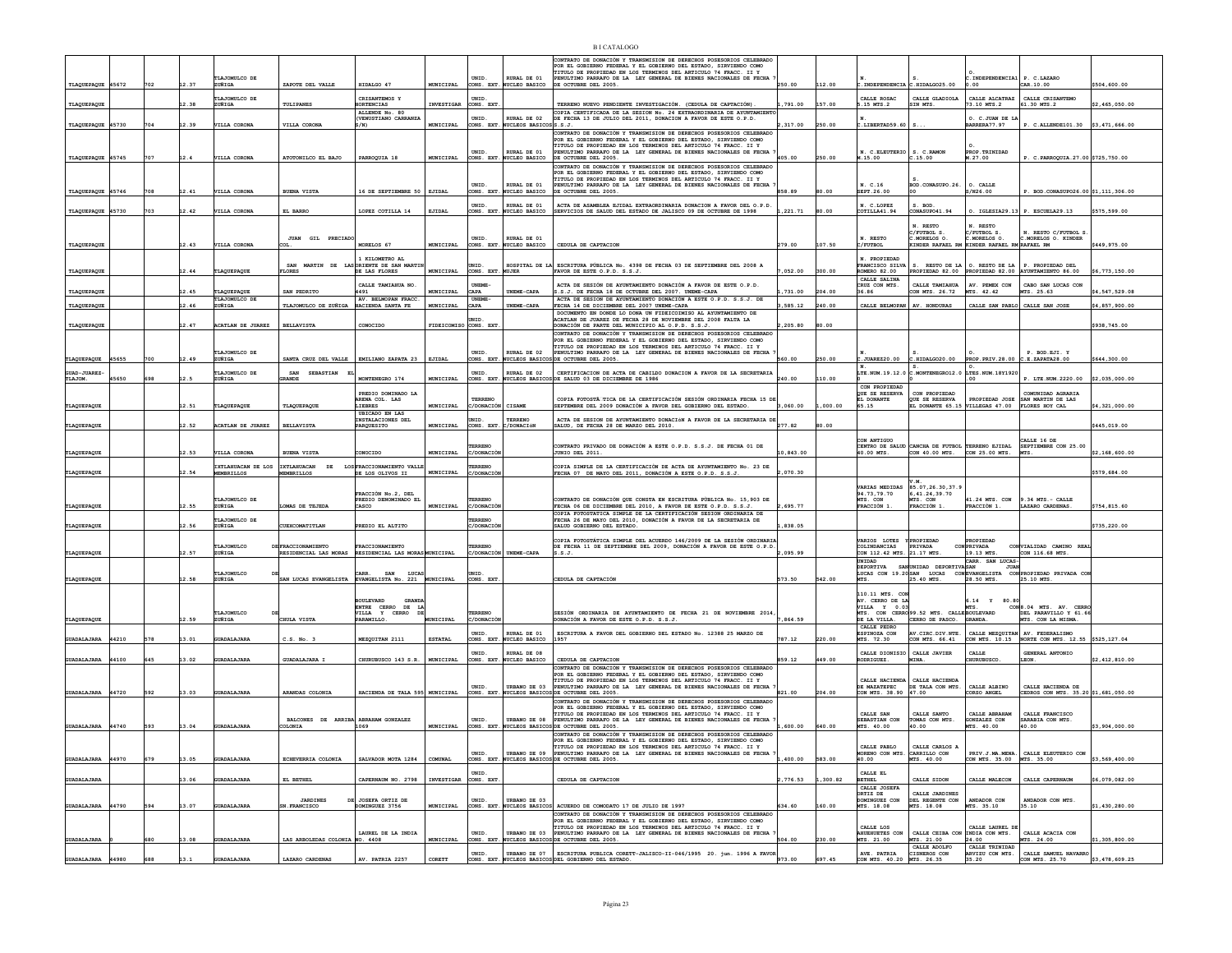| | | | | | | | | | | | | | | | | | |
|---|---|---|---|---|---|---|---|---|---|---|---|---|---|---|---|---|---|
| TLAQUEPAQUE | 45672 | 702 | 12.37 | TLAJOMULCO DE ZUÑIGA | ZAPOTE DEL VALLE | HIDALGO 47 | MUNICIPAL | UNID. CONS. EXT. | RURAL DE 01 NUCLEO BASICO | CONTRATO DE DONACIÓN Y TRANSMISION DE DERECHOS POSESORIOS CELEBRADO POR EL GOBIERNO FEDERAL Y EL GOBIERNO DEL ESTADO, SIRVIENDO COMO TITULO DE PROPIEDAD EN LOS TERMINOS DEL ARTICULO 74 FRACC. II Y PENULTIMO PARRAFO DE LA LEY GENERAL DE BIENES NACIONALES DE FECHA 7 DE OCTUBRE DEL 2005. | 250.00 | 112.00 | N. C.INDEPENDENCIA | S. C.HIDALGO25.00 | O. C.INDEPENDENCIA1 0.00 | P. C.LAZARO CAR.10.00 | $504,600.00 |
| TLAQUEPAQUE | | | 12.38 | TLAJOMULCO DE ZUÑIGA | TULIPANES | CRISANTEMOS Y HORTENCIAS | INVESTIGAR | UNID. CONS. EXT. | | TERRENO NUEVO PENDIENTE INVESTIGACIÓN. (CEDULA DE CAPTACIÓN). | 1,791.00 | 157.00 | CALLE ROSAC 5.15 MTS.2 | CALLE GLADIOLA SIN MTS. | CALLE ALCATRAZ 73.10 MTS.2 | CALLE CRISANTEMO 61.30 MTS.2 | $2,465,050.00 |
| TLAQUEPAQUE | 45730 | 704 | 12.39 | VILLA CORONA | VILLA CORONA | ALLENDE No. 80 (VENUSTIANO CARRANZA S/N) | MUNICIPAL | UNID. CONS. EXT. | RURAL DE 02 NUCLEOS BASICOS | COPIA CERTIFICADA DE LA SESION No. 24 EXTRAORDINARIA DE AYUNTAMIENTO DE FECHA 13 DE JULIO DEL 2011, DONACION A FAVOR DE ESTE O.P.D. S.S.J. | 2,317.00 | 250.00 | N. C.LIBERTAD59.60 | S... | O. C.JUAN DE LA BARRERA77.97 | P. C.ALLENDE101.30 | $3,471,666.00 |
| TLAQUEPAQUE | 45745 | 707 | 12.4 | VILLA CORONA | ATOTONILCO EL BAJO | PARROQUIA 18 | MUNICIPAL | UNID. CONS. EXT. | RURAL DE 01 NUCLEO BASICO | CONTRATO DE DONACIÓN Y TRANSMISION DE DERECHOS POSESORIOS CELEBRADO POR EL GOBIERNO FEDERAL Y EL GOBIERNO DEL ESTADO, SIRVIENDO COMO TITULO DE PROPIEDAD EN LOS TERMINOS DEL ARTICULO 74 FRACC. II Y PENULTIMO PARRAFO DE LA LEY GENERAL DE BIENES NACIONALES DE FECHA 7 DE OCTUBRE DEL 2005. | 405.00 | 250.00 | N. C.ELEUTERIO M.15.00 | S. C.RAMON C.15.00 | O. PROP.TRINIDAD M.27.00 | P. C.PARROQUIA.27.00 | $725,750.00 |
| TLAQUEPAQUE | 45746 | 708 | 12.41 | VILLA CORONA | BUENA VISTA | 16 DE SEPTIEMBRE 50 | EJIDAL | UNID. CONS. EXT. | RURAL DE 01 NUCLEO BASICO | CONTRATO DE DONACIÓN Y TRANSMISION DE DERECHOS POSESORIOS CELEBRADO POR EL GOBIERNO FEDERAL Y EL GOBIERNO DEL ESTADO, SIRVIENDO COMO TITULO DE PROPIEDAD EN LOS TERMINOS DEL ARTICULO 74 FRACC. II Y PENULTIMO PARRAFO DE LA LEY GENERAL DE BIENES NACIONALES DE FECHA 7 DE OCTUBRE DEL 2005. | 858.89 | 80.00 | N. C.16 SEPT.26.00 | S. BOD.CONASUPO.26.00 | O. CALLE S/N26.00 | P. BOD.CONASUPO26.00 | $1,111,306.00 |
| TLAQUEPAQUE | 45730 | 703 | 12.42 | VILLA CORONA | EL BARRO | LOPEZ COTILLA 14 | EJIDAL | UNID. CONS. EXT. | RURAL DE 01 NUCLEO BASICO | ACTA DE ASAMBLEA EJIDAL EXTRAORDINARIA DONACION A FAVOR DEL O.P.D. SERVICIOS DE SALUD DEL ESTADO DE JALISCO 09 DE OCTUBRE DE 1998 | 1,221.71 | 80.00 | N. C.LOPEZ COTILLA41.94 | S. BOD. CONASUPO41.94 | O. IGLESIA29.13 | P. ESCUELA29.13 | $575,599.00 |
| TLAQUEPAQUE | | | 12.43 | VILLA CORONA | JUAN GIL PRECIADO COL. | MORELOS 67 | MUNICIPAL | UNID. CONS. EXT. | RURAL DE 01 NUCLEO BASICO | CEDULA DE CAPTACION | 279.00 | 107.50 | N. RESTO C/FUTBOL | N. RESTO C/FUTBOL S. C.MORELOS O. KINDER RAFAEL RM | N. RESTO C/FUTBOL S. C.MORELOS O. KINDER RAFAEL RM | N. RESTO C/FUTBOL S. C.MORELOS O. KINDER RAFAEL RM | $449,975.00 |
| TLAQUEPAQUE | | | 12.44 | TLAQUEPAQUE | SAN MARTIN DE LAS FLORES | 1 KILOMETRO AL ORIENTE DE SAN MARTIN DE LAS FLORES | MUNICIPAL | UNID. CONS. EXT. | HOSPITAL DE LA MUJER | ESCRITURA PÚBLICA No. 4398 DE FECHA 03 DE SEPTIEMBRE DEL 2008 A FAVOR DE ESTE O.P.D. S.S.J. | 7,052.00 | 300.00 | N. PROPIEDAD FRANCISCO SILVA ROMERO 82.00 | S. RESTO DE LA PROPIEDAD 82.00 | O. RESTO DE LA PROPIEDAD 82.00 | P. PROPIEDAD DEL AYUNTAMIENTO 86.00 | $6,773,150.00 |
| TLAQUEPAQUE | | | 12.45 | TLAQUEPAQUE | SAN PEDRITO | CALLE TAMIAHUA NO. 4491 | MUNICIPAL | UNEME-CAPA | UNEME-CAPA | ACTA DE SESIÓN DE AYUNTAMIENTO DONACIÓN A FAVOR DE ESTE O.P.D. S.S.J. DE FECHA 18 DE OCTUBRE DEL 2007. UNEME-CAPA | 1,731.00 | 204.00 | CALLE SALINA CRUZ CON MTS. 36.86 | CALLE TAMIAHUA CON MTS. 26.72 | AV. PEMEX CON MTS. 42.42 | CABO SAN LUCAS CON MTS. 25.63 | $4,547,529.08 |
| TLAQUEPAQUE | | | 12.46 | TLAJOMULCO DE ZUÑIGA | TLAJOMULCO DE ZUÑIGA | AV. BELMOPAN FRACC. HACIENDA SANTA FE | MUNICIPAL | UNEME-CAPA | UNEME-CAPA | ACTA DE SESION DE AYUNTAMIENTO DONACIÓN A ESTE O.P.D. S.S.J. DE FECHA 14 DE DICIEMBRE DEL 2007 UNEME-CAPA | 3,585.12 | 240.00 | CALLE BELMOPAN | AV. HONDURAS | CALLE SAN PABLO | CALLE SAN JOSE | $4,857,900.00 |
| TLAQUEPAQUE | | | 12.47 | ACATLAN DE JUAREZ | BELLAVISTA | CONOCIDO | FIDEICOMISO | UNID. CONS. EXT. | | DOCUMENTO EN DONDE LO DONA UN FIDEICOMISO AL AYUNTAMIENTO DE ACATLAN DE JUAREZ DE FECHA 28 DE NOVIEMBRE DEL 2008 FALTA LA DONACIÓN DE PARTE DEL MUNICIPIO AL O.P.D. S.S.J. | 2,205.80 | 80.00 | | | | | $938,745.00 |
| TLAQUEPAQUE | 45655 | 700 | 12.49 | TLAJOMULCO DE ZUÑIGA | SANTA CRUZ DEL VALLE | EMILIANO ZAPATA 23 | EJIDAL | UNID. CONS. EXT. | RURAL DE 02 NUCLEOS BASICOS | CONTRATO DE DONACIÓN Y TRANSMISION DE DERECHOS POSESORIOS CELEBRADO POR EL GOBIERNO FEDERAL Y EL GOBIERNO DEL ESTADO, SIRVIENDO COMO TITULO DE PROPIEDAD EN LOS TERMINOS DEL ARTICULO 74 FRACC. II Y PENULTIMO PARRAFO DE LA LEY GENERAL DE BIENES NACIONALES DE FECHA 7 DE OCTUBRE DEL 2005. | 560.00 | 250.00 | N. C.JUAREZ20.00 | S. C.HIDALGO20.00 | O. PROP.PRIV.28.00 | P. BOD.EJI. Y C.E.ZAPATA28.00 | $644,300.00 |
| GUAD-JUAREZ-TLAJOM. | 45650 | 698 | 12.5 | TLAJOMULCO DE ZUÑIGA | SAN SEBASTIAN EL GRANDE | MONTENEGRO 174 | MUNICIPAL | UNID. CONS. EXT. | RURAL DE 02 NUCLEOS BASICOS | CERTIFICACION DE ACTA DE CABILDO DONACION A FAVOR DE LA SECRETARIA DE SALUD 03 DE DICIEMBRE DE 1986 | 240.00 | 110.00 | N. LTE.NUM.19.12.0 0 | S. C.MONTENEGRO12.0 0 | O. LTES.NUM.18Y1920 .00 | P. LTE.NUM.2220.00 | $2,035,000.00 |
| TLAQUEPAQUE | | | 12.51 | TLAQUEPAQUE | TLAQUEPAQUE | PREDIO DOMINADO LA ARENA COL. LAS LIEBRES | MUNICIPAL | TERRENO C/DONACIÓN | CISAME | COPIA FOTOSTÁTICA DE LA CERTIFICACIÓN SESIÓN ORDINARIA FECHA 15 DE SEPTIEMBRE DEL 2009 DONACIÓN A FAVOR DEL GOBIERNO DEL ESTADO. | 3,060.00 | 1,000.00 | CON PROPIEDAD QUE SE RESERVA EL DONANTE 65.15 | CON PROPIEDAD QUE SE RESERVA EL DONANTE 65.15 | PROPIEDAD JOSE VILLEGAS 47.00 | COMUNIDAD AGRARIA SAN MARTIN DE LAS FLORES HOY CAL | $4,321,000.00 |
| TLAQUEPAQUE | | | 12.52 | ACATLAN DE JUAREZ | BELLAVISTA | UBICADO EN LAS INSTALACIONES DEL PARQUESITO | MUNICIPAL | UNID. CONS. EXT. | TERRENO C/DONACIÓN | ACTA DE SESION DE AYUNTAMIENTO DONACIÓN A FAVOR DE LA SECRETARIA DE SALUD, DE FECHA 26 DE MARZO DEL 2010. | 277.82 | 80.00 | | | | | $445,019.00 |
| TLAQUEPAQUE | | | 12.53 | VILLA CORONA | BUENA VISTA | CONOCIDO | MUNICIPAL | TERRENO C/DONACIÓN | | CONTRATO PRIVADO DE DONACIÓN A ESTE O.P.D. S.S.J. DE FECHA 01 DE JUNIO DEL 2011. | 10,843.00 | | CON ANTIGUO CENTRO DE SALUD 40.00 MTS. | CANCHA DE FUTBOL CON 40.00 MTS. | TERRENO EJIDAL CON 25.00 MTS. | CALLE 16 DE SEPTIEMBRE CON 25.00 MTS. | $2,168,600.00 |
| TLAQUEPAQUE | | | 12.54 | IXTLAHUACAN DE LOS MEMBRILLOS | IXTLAHUACAN DE LOS MEMBRILLOS | FRACCIONAMIENTO VALLE DE LOS OLIVOS II | MUNICIPAL | TERRENO C/DONACIÓN | | COPIA SIMPLE DE LA CERTIFICACIÓN DE ACTA DE AYUNTAMIENTO No. 23 DE FECHA 07 DE MAYO DEL 2011, DONACIÓN A ESTE O.P.D. S.S.J. | 2,070.30 | | | | | | $579,684.00 |
| TLAQUEPAQUE | | | 12.55 | TLAJOMULCO DE ZUÑIGA | LOMAS DE TEJEDA | FRACCIÓN No.2, DEL PREDIO DENOMINADO EL CASCO | MUNICIPAL | TERRENO C/DONACIÓN | | CONTRATO DE DONACIÓN QUE CONSTA EN ESCRITURA PÚBLICA No. 15,903 DE FECHA 06 DE DICIEMBRE DEL 2010, A FAVOR DE ESTE O.P.D. S.S.J. | 2,695.77 | | VARIAS MEDIDAS 94.73,79.70 MTS. CON FRACCIÓN 1. | V.M. 85.07,26.30,37.9 6,41.24,39.70 MTS. CON FRACCIÓN 1. | 41.24 MTS. CON FRACCIÓN 1. | 9.34 MTS.- CALLE LAZARO CARDENAS. | $754,815.60 |
| TLAQUEPAQUE | | | 12.56 | TLAJOMULCO DE ZUÑIGA | CUEXCOMATITLAN | PREDIO EL ALTITO | MUNICIPAL | TERRENO C/DONACIÓN | | COPIA FOTOSTÁTICA SIMPLE DE LA CERTIFICACIÓN SESION ORDINARIA DE FECHA 26 DE MAYO DEL 2010, DONACIÓN A FAVOR DE LA SECRETARIA DE SALUD GOBIERNO DEL ESTADO. | 1,838.05 | | | | | | $735,220.00 |
| TLAQUEPAQUE | | | 12.57 | TLAJOMULCO DE ZUÑIGA | FRACCIONAMIENTO RESIDENCIAL LAS MORAS | FRACCIONAMIENTO RESIDENCIAL LAS MORAS | MUNICIPAL | TERRENO C/DONACIÓN | UNEME-CAPA | COPIA FOTOSTÁTICA SIMPLE DEL ACUERDO 146/2009 DE LA SESIÓN ORDINARIA DE FECHA 11 DE SEPTIEMBRE DEL 2009, DONACIÓN A FAVOR DE ESTE O.P.D. S.S.J. | 2,095.99 | | VARIOS LOTES COLINDANCIAS CON 112.42 MTS. | Y PROPIEDAD PRIVADA 21.17 MTS. | CON PROPIEDAD PRIVADA 19.13 MTS. | CON VIALIDAD CAMINO REAL CON 116.68 MTS. | |
| TLAQUEPAQUE | | | 12.58 | TLAJOMULCO DE ZUÑIGA | SAN LUCAS EVANGELISTA | CARR. SAN LUCAS EVANGELISTA No. 221 | MUNICIPAL | UNID. CONS. EXT. | | CEDULA DE CAPTACIÓN | 573.50 | 542.00 | UNIDAD DEPORTIVA SAN LUCAS CON 19.20 MTS. | UNIDAD DEPORTIVA SAN LUCAS CON 25.40 MTS. | CARR. SAN LUCAS-JUAN EVANGELISTA CON 28.50 MTS. | PROPIEDAD PRIVADA CON 25.10 MTS. | |
| TLAQUEPAQUE | | | 12.59 | TLAJOMULCO DE ZUÑIGA | CHULA VISTA | BOULEVARD GRANDA ENTRE CERRO DE LA VILLA Y CERRO DE PARAMILLO. | MUNICIPAL | TERRENO C/DONACIÓN | | SESIÓN ORDINARIA DE AYUNTAMIENTO DE FECHA 21 DE NOVIEMBRE 2014, DONACIÓN A FAVOR DE ESTE O.P.D. S.S.J. | 7,864.59 | | 110.11 MTS. CON AV. CERRO DE LA VILLA Y 0.03 MTS. CON CERRO DE LA VILLA. | 99.52 MTS. CALLE CERRO DE PASCO. | 6.14 Y 80.80 MTS. CON BOULEVARD GRANDA. | 8.04 MTS. AV. CERRO DEL PARAVILLO Y 61.66 MTS. CON LA MISMA. | |
| GUADALAJARA | 44210 | 578 | 13.01 | GUADALAJARA | C.S. No. 3 | MEZQUITAN 2111 | ESTATAL | UNID. CONS. EXT. | RURAL DE 01 NUCLEO BASICO | ESCRITURA A FAVOR DEL GOBIERNO DEL ESTADO No. 12388 25 MARZO DE 1957 | 787.12 | 220.00 | CALLE PEDRO ESPINOZA CON MTS. 72.30 | AV.CIRC.DIV.NTE. CON MTS. 66.41 | CALLE MEZQUITAN CON MTS. 10.15 | AV. FEDERALISMO NORTE CON MTS. 12.55 | $525,127.04 |
| GUADALAJARA | 44100 | 645 | 13.02 | GUADALAJARA | GUADALAJARA I | CHURUBUSCO 143 S.R. | MUNICIPAL | UNID. CONS. EXT. | RURAL DE 08 NUCLEOS BASICOS | CEDULA DE CAPTACION | 859.12 | 449.00 | CALLE DIONISIO RODRIGUEZ. | CALLE JAVIER MINA. | CALLE CHURUBUSCO. | GENERAL ANTONIO LEON. | $2,412,810.00 |
| GUADALAJARA | 44720 | 592 | 13.03 | GUADALAJARA | ARANDAS COLONIA | HACIENDA DE TALA 595 | MUNICIPAL | UNID. CONS. EXT. | URBANO DE 03 NUCLEOS BASICOS | CONTRATO DE DONACIÓN Y TRANSMISION DE DERECHOS POSESORIOS CELEBRADO POR EL GOBIERNO FEDERAL Y EL GOBIERNO DEL ESTADO, SIRVIENDO COMO TITULO DE PROPIEDAD EN LOS TERMINOS DEL ARTICULO 74 FRACC. II Y PENULTIMO PARRAFO DE LA LEY GENERAL DE BIENES NACIONALES DE FECHA 7 DE OCTUBRE DEL 2005. | 821.00 | 204.00 | CALLE HACIENDA DE MAZATEPEC CON MTS. 38.90 | CALLE HACIENDA DE TALA CON MTS. 47.00 | CALLE ALBINO CORZO ANGEL | CALLE HACIENDA DE CEDROS CON MTS. 35.20 | $1,681,050.00 |
| GUADALAJARA | 44740 | 593 | 13.04 | GUADALAJARA | BALCONES DE ARRIBA COLONIA | ABRAHAM GONZALEZ 1069 | MUNICIPAL | UNID. CONS. EXT. | URBANO DE 08 NUCLEOS BASICOS | CONTRATO DE DONACIÓN Y TRANSMISION DE DERECHOS POSESORIOS CELEBRADO POR EL GOBIERNO FEDERAL Y EL GOBIERNO DEL ESTADO, SIRVIENDO COMO TITULO DE PROPIEDAD EN LOS TERMINOS DEL ARTICULO 74 FRACC. II Y PENULTIMO PARRAFO DE LA LEY GENERAL DE BIENES NACIONALES DE FECHA 7 DE OCTUBRE DEL 2005. | 1,600.00 | 640.00 | CALLE SAN SEBASTIAN CON MTS. 40.00 | CALLE SANTO TOMAS CON MTS. 40.00 | CALLE ABRAHAM GONZALEZ CON MTS. 40.00 | CALLE FRANCISCO SARABIA CON MTS. 40.00 | $3,904,000.00 |
| GUADALAJARA | 44970 | 679 | 13.05 | GUADALAJARA | ECHEVERRIA COLONIA | SALVADOR MOTA 1284 | COMUNAL | UNID. CONS. EXT. | URBANO DE 09 NUCLEOS BASICOS | CONTRATO DE DONACIÓN Y TRANSMISION DE DERECHOS POSESORIOS CELEBRADO POR EL GOBIERNO FEDERAL Y EL GOBIERNO DEL ESTADO, SIRVIENDO COMO TITULO DE PROPIEDAD EN LOS TERMINOS DEL ARTICULO 74 FRACC. II Y PENULTIMO PARRAFO DE LA LEY GENERAL DE BIENES NACIONALES DE FECHA 7 DE OCTUBRE DEL 2005. | 1,400.00 | 583.00 | CALLE PABLO MORENO CON MTS. 40.00 | CALLE CARLOS A CARRILLO CON MTS. 40.00 | PRIV.J.MA.MENA. CON MTS. 35.00 | CALLE ELEUTERIO CON MTS. 35.00 | $3,569,400.00 |
| GUADALAJARA | | | 13.06 | GUADALAJARA | EL BETHEL | CAPERNAUM NO. 2798 | INVESTIGAR | UNID. CONS. EXT. | | CEDULA DE CAPTACION | 2,776.53 | 1,300.82 | CALLE EL BETHEL | CALLE SIDON | CALLE MALECON | CALLE CAPERNAUM | $6,079,082.00 |
| GUADALAJARA | 44790 | 594 | 13.07 | GUADALAJARA | JARDINES DE SN.FRANCISCO | JOSEFA ORTIZ DE DOMINGUEZ 3756 | MUNICIPAL | UNID. CONS. EXT. | URBANO DE 03 NUCLEOS BASICOS | ACUERDO DE COMODATO 17 DE JULIO DE 1997 | 634.60 | 160.00 | CALLE JOSEFA ORTIZ DE DOMINGUEZ CON MTS. 18.08 | CALLE JARDINES DEL REGENTE CON MTS. 18.08 | ANDADOR CON MTS. 35.10 | ANDADOR CON MTS. 35.10 | $1,430,280.00 |
| GUADALAJARA | 0 | 680 | 13.08 | GUADALAJARA | LAS ARBOLEDAS COLONIA | LAUREL DE LA INDIA NO. 4408 | MUNICIPAL | UNID. CONS. EXT. | URBANO DE 03 NUCLEOS BASICOS | CONTRATO DE DONACIÓN Y TRANSMISION DE DERECHOS POSESORIOS CELEBRADO POR EL GOBIERNO FEDERAL Y EL GOBIERNO DEL ESTADO, SIRVIENDO COMO TITULO DE PROPIEDAD EN LOS TERMINOS DEL ARTICULO 74 FRACC. II Y PENULTIMO PARRAFO DE LA LEY GENERAL DE BIENES NACIONALES DE FECHA 7 DE OCTUBRE DEL 2005. | 504.00 | 230.00 | CALLE LOS AHUEHUETES CON MTS. 21.00 | CALLE CEIBA CON MTS. 21.00 | CALLE LAUREL DE INDIA CON MTS. 24.00 | CALLE ACACIA CON MTS. 24.00 | $1,305,800.00 |
| GUADALAJARA | 44980 | 688 | 13.1 | GUADALAJARA | LAZARO CARDENAS | AV. PATRIA 2257 | CORETT | UNID. CONS. EXT. | URBANO DE 07 NUCLEOS BASICOS | ESCRITURA PUBLICA CORETT-JALISCO-II-046/1995 20. jun. 1996 A FAVOR DEL GOBIERNO DEL ESTADO. | 973.00 | 697.45 | AVE. PATRIA CON MTS. 40.20 | CALLE ADOLFO CISNEROS CON MTS. 26.35 | CALLE TRINIDAD ARVIZU CON MTS. 35.20 | CALLE SAMUEL NAVARRO CON MTS. 25.70 | $3,478,609.25 |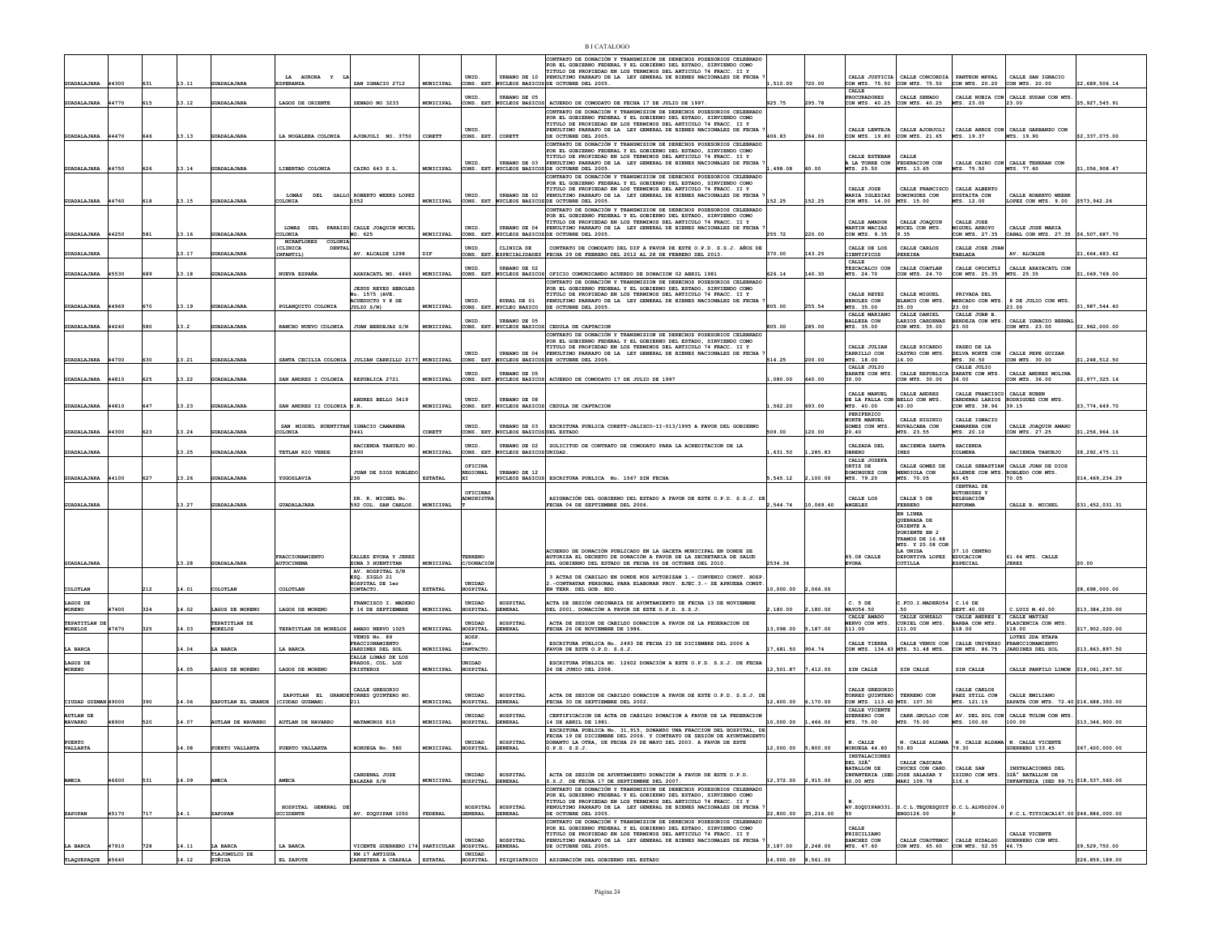B I CATALOGO

| | | | | | | | | | | | | | | | | | | |
|---|---|---|---|---|---|---|---|---|---|---|---|---|---|---|---|---|---|---|
| GUADALAJARA | 44300 | 631 | 13.11 | GUADALAJARA | LA AURORA Y LA ESPERANZA | SAN IGNACIO 2712 | MUNICIPAL | UNID. CONS. EXT. | URBANO DE 10 NUCLEOS BASICOS | CONTRATO DE DONACIÓN Y TRANSMISION DE DERECHOS POSESORIOS CELEBRADO POR EL GOBIERNO FEDERAL Y EL GOBIERNO DEL ESTADO, SIRVIENDO COMO TITULO DE PROPIEDAD EN LOS TERMINOS DEL ARTICULO 74 FRACC. II Y PENULTIMO PARRAFO DE LA LEY GENERAL DE BIENES NACIONALES DE FECHA 7 DE OCTUBRE DEL 2005. | 1,510.00 | 720.00 | CALLE JUSTICIA CON MTS. 75.50 | CALLE CONCORDIA CON MTS. 75.50 | PANTEON MPPAL CON MTS. 20.20 | CALLE SAN IGNACIO CON MTS. 20.00 | $2,689,506.14 |
| GUADALAJARA | 44770 | 615 | 13.12 | GUADALAJARA | LAGOS DE ORIENTE | SENADO NO 3233 | MUNICIPAL | UNID. CONS. EXT. | URBANO DE 05 NUCLEOS BASICOS | ACUERDO DE COMODATO DE FECHA 17 DE JULIO DE 1997. | 925.75 | 295.78 | CALLE PROCURADORES CON MTS. 40.25 | CALLE SENADO CON MTS. 40.25 | CALLE NUBIA CON MTS. 23.00 | CALLE SUDAN CON MTS. 23.00 | $5,927,545.91 |
| GUADALAJARA | 44470 | 646 | 13.13 | GUADALAJARA | LA NOGALERA COLONIA | AJONJOLI NO. 3750 | COREFT | UNID. CONS. EXT. | COREFT | CONTRATO DE DONACIÓN Y TRANSMISION DE DERECHOS POSESORIOS CELEBRADO POR EL GOBIERNO FEDERAL Y EL GOBIERNO DEL ESTADO, SIRVIENDO COMO TITULO DE PROPIEDAD EN LOS TERMINOS DEL ARTICULO 74 FRACC. II Y PENULTIMO PARRAFO DE LA LEY GENERAL DE BIENES NACIONALES DE FECHA 7 DE OCTUBRE DEL 2005. | 406.83 | 264.00 | CALLE LENTEJA CON MTS. 19.80 | CALLE AJONJOLI CON MTS. 21.65 | CALLE ARROZ CON MTS. 19.37 | CALLE GARBANZO CON MTS. 19.90 | $2,337,075.00 |
| GUADALAJARA | 44750 | 626 | 13.14 | GUADALAJARA | LIBERTAD COLONIA | CAIRO 643 S.L. | MUNICIPAL | UNID. CONS. EXT. | URBANO DE 03 NUCLEOS BASICOS | CONTRATO DE DONACIÓN Y TRANSMISION DE DERECHOS POSESORIOS CELEBRADO POR EL GOBIERNO FEDERAL Y EL GOBIERNO DEL ESTADO, SIRVIENDO COMO TITULO DE PROPIEDAD EN LOS TERMINOS DEL ARTICULO 74 FRACC. II Y PENULTIMO PARRAFO DE LA LEY GENERAL DE BIENES NACIONALES DE FECHA 7 DE OCTUBRE DEL 2005. | 1,498.08 | 60.00 | CALLE ESTEBAN A LA TORRE CON MTS. 25.50 | CALLE FEDERACION CON MTS. 13.65 | CALLE CAIRO CON MTS. 75.50 | CALLE TEHERAN CON MTS. 77.60 | $1,056,908.47 |
| GUADALAJARA | 44760 | 618 | 13.15 | GUADALAJARA | LOMAS DEL GALLO COLONIA | ROBERTO WEEKS LOPEZ 1052 | MUNICIPAL | UNID. CONS. EXT. | URBANO DE 02 NUCLEOS BASICOS | CONTRATO DE DONACIÓN Y TRANSMISION DE DERECHOS POSESORIOS CELEBRADO POR EL GOBIERNO FEDERAL Y EL GOBIERNO DEL ESTADO, SIRVIENDO COMO TITULO DE PROPIEDAD EN LOS TERMINOS DEL ARTICULO 74 FRACC. II Y PENULTIMO PARRAFO DE LA LEY GENERAL DE BIENES NACIONALES DE FECHA 7 DE OCTUBRE DEL 2005. | 152.25 | 152.25 | CALLE JOSE MARIA IGLESIAS CON MTS. 14.00 | CALLE FRANCISCO DOMINGUEZ CON MTS. 15.00 | CALLE ALBERTO GUSTAITA CON MTS. 12.00 | CALLE ROBERTO WEEKS LOPEZ CON MTS. 9.00 | $573,942.26 |
| GUADALAJARA | 44250 | 581 | 13.16 | GUADALAJARA | LOMAS DEL PARAISO COLONIA | CALLE JOAQUIN MUCEL NO. 625 | MUNICIPAL | UNID. CONS. EXT. | URBANO DE 04 NUCLEOS BASICOS | CONTRATO DE DONACIÓN Y TRANSMISION DE DERECHOS POSESORIOS CELEBRADO POR EL GOBIERNO FEDERAL Y EL GOBIERNO DEL ESTADO, SIRVIENDO COMO TITULO DE PROPIEDAD EN LOS TERMINOS DEL ARTICULO 74 FRACC. II Y PENULTIMO PARRAFO DE LA LEY GENERAL DE BIENES NACIONALES DE FECHA 7 DE OCTUBRE DEL 2005. | 255.72 | 220.00 | CALLE AMADOR MARTIN MACIAS CON MTS. 9.35 | CALLE JOAQUIN MUCEL CON MTS. 9.35 | CALLE JOSE MIGUEL ARROYO CON MTS. 27.35 | CALLE JOSE MARIA CANAL CON MTS. 27.35 | $6,507,687.70 |
| GUADALAJARA | | | 13.17 | GUADALAJARA | MIRAFLORES COLONIA (CLINICA DENTAL INFANTIL) | AV. ALCALDE 1298 | DIF | UNID. CONS. EXT. | CLINICA DE ESPECIALIDADES | CONTRATO DE COMODATO DEL DIF A FAVOR DE ESTE O.P.D. S.S.J. AÑOS DE FECHA 29 DE FEBRERO DEL 2012 AL 28 DE FEBRERO DEL 2013. | 370.00 | 143.25 | CALLE DE LOS CIENTIFICOS | CALLE CARLOS PEREIRA | CALLE JOSE JUAN TABLADA | AV. ALCALDE | $1,664,483.62 |
| GUADALAJARA | 45530 | 689 | 13.18 | GUADALAJARA | NUEVA ESPAÑA | AXAYACATL NO. 4865 | MUNICIPAL | UNID. CONS. EXT. | URBANO DE 02 NUCLEOS BASICOS | OFICIO COMUNICANDO ACUERDO DE DONACION 02 ABRIL 1981 | 626.14 | 140.30 | CALLE TEZCACALCO CON MTS. 24.70 | CALLE COATLAN CON MTS. 24.70 | CALLE OPOCHTLI CON MTS. 25.35 | CALLE AXAYACATL CON MTS. 25.35 | $1,069,769.00 |
| GUADALAJARA | 44969 | 670 | 13.19 | GUADALAJARA | POLANQUITO COLONIA | JESUS REYES HEROLES No. 1575 (AVE. ACUEDUCTO Y 8 DE JULIO S/N) | MUNICIPAL | UNID. CONS. EXT. | RURAL DE 01 NUCLEO BASICO | CONTRATO DE DONACIÓN Y TRANSMISION DE DERECHOS POSESORIOS CELEBRADO POR EL GOBIERNO FEDERAL Y EL GOBIERNO DEL ESTADO, SIRVIENDO COMO TITULO DE PROPIEDAD EN LOS TERMINOS DEL ARTICULO 74 FRACC. II Y PENULTIMO PARRAFO DE LA LEY GENERAL DE BIENES NACIONALES DE FECHA 7 DE OCTUBRE DEL 2005. | 805.00 | 255.54 | CALLE REYES HEROLES CON MTS. 35.00 | CALLE MIGUEL BLANCO CON MTS. 35.00 | PRIVADA DEL MERCADO CON MTS. 23.00 | 8 DE JULIO CON MTS. 23.00 | $1,987,544.40 |
| GUADALAJARA | 44240 | 580 | 13.2 | GUADALAJARA | RANCHO NUEVO COLONIA | JUAN BERDEJAS S/N | MUNICIPAL | UNID. CONS. EXT. | URBANO DE 05 NUCLEOS BASICOS | CEDULA DE CAPTACION | 805.00 | 285.00 | CALLE MARIANO BALLEZA CON MTS. 35.00 | CALLE DANIEL LARIOS CARDENAS CON MTS. 35.00 | CALLE JUAN B. BERDEJA CON MTS. 23.00 | CALLE IGNACIO BERNAL CON MTS. 23.00 | $2,962,000.00 |
| GUADALAJARA | 44700 | 630 | 13.21 | GUADALAJARA | SANTA CECILIA COLONIA | JULIAN CARRILLO 2177 | MUNICIPAL | UNID. CONS. EXT. | URBANO DE 04 NUCLEOS BASICOS | CONTRATO DE DONACIÓN Y TRANSMISION DE DERECHOS POSESORIOS CELEBRADO POR EL GOBIERNO FEDERAL Y EL GOBIERNO DEL ESTADO, SIRVIENDO COMO TITULO DE PROPIEDAD EN LOS TERMINOS DEL ARTICULO 74 FRACC. II Y PENULTIMO PARRAFO DE LA LEY GENERAL DE BIENES NACIONALES DE FECHA 7 DE OCTUBRE DEL 2005. | 514.25 | 200.00 | CALLE JULIAN CARRILLO CON MTS. 18.00 | CALLE RICARDO CASTRO CON MTS. 16.00 | PASEO DE LA SELVA NORTE CON MTS. 30.50 | CALLE PEPE GUIZAR CON MTS. 30.00 | $1,248,512.50 |
| GUADALAJARA | 44810 | 625 | 13.22 | GUADALAJARA | SAN ANDRES I COLONIA | REPUBLICA 2721 | MUNICIPAL | UNID. CONS. EXT. | URBANO DE 05 NUCLEOS BASICOS | ACUERDO DE COMODATO 17 DE JULIO DE 1997 | 1,080.00 | 640.00 | CALLE JULIO ZARATE CON MTS. 30.00 | CALLE REPUBLICA CON MTS. 30.00 | CALLE JULIO ZARATE CON MTS. 36.00 | CALLE ANDRES MOLINA CON MTS. 36.00 | $2,977,325.16 |
| GUADALAJARA | 44810 | 647 | 13.23 | GUADALAJARA | SAN ANDRES II COLONIA S.R. | ANDRES BELLO 3419 | MUNICIPAL | UNID. CONS. EXT. | URBANO DE 08 NUCLEOS BASICOS | CEDULA DE CAPTACION | 1,562.20 | 693.00 | CALLE MANUEL DE LA FALLA CON MTS. 40.00 | CALLE ANDRES BELLO CON MTS. 40.00 | CALLE FRANCISCO CARDENAS LARIOS CON MTS. 38.96 | CALLE RUBEN RODRIGUEZ CON MTS. 39.15 | $3,774,649.70 |
| GUADALAJARA | 44300 | 623 | 13.24 | GUADALAJARA | SAN MIGUEL HUENTITAN COLONIA | IGNACIO CAMARENA 3441 | COREFT | UNID. CONS. EXT. | URBANO DE 03 NUCLEOS BASICOS | ESCRITURA PUBLICA CORETT-JALISCO-II-013/1995 A FAVOR DEL GOBIERNO DEL ESTADO | 509.00 | 120.00 | PERIFERICO NORTE MANUEL GOMEZ CON MTS. 20.40 | CALLE HIGINIO RUVALCABA CON MTS. 23.55 | CALLE IGNACIO CAMARENA CON MTS. 20.10 | CALLE JOAQUIN AMARO CON MTS. 27.25 | $1,256,964.16 |
| GUADALAJARA | | | 13.25 | GUADALAJARA | TETLAN RIO VERDE | HACIENDA TAHUEJO NO. 2590 | MUNICIPAL | UNID. CONS. EXT. | URBANO DE 02 NUCLEOS BASICOS | SOLICITUD DE CONTRATO DE COMODATO PARA LA ACREDITACION DE LA UNIDAD. | 1,631.50 | 1,285.83 | CALZADA DEL OBRERO | HACIENDA SANTA INES | HACIENDA COLMENA | HACIENDA TAHUEJO | $8,292,475.11 |
| GUADALAJARA | 44100 | 627 | 13.26 | GUADALAJARA | YUGOSLAVIA | JUAN DE DIOS ROBLEDO 230 | ESTATAL | OFICINA REGIONAL XI | URBANO DE 12 NUCLEOS BASICOS | ESCRITURA PUBLICA No. 1567 SIN FECHA | 5,545.12 | 2,100.00 | CALLE JOSEFA ORTIZ DE DOMINGUEZ CON MTS. 79.20 | CALLE GOMEZ DE MENDIOLA CON MTS. 70.05 | CALLE SEBASTIAN ALLENDE CON MTS. 69.45 | CALLE JUAN DE DIOS ROBLEDO CON MTS. 70.05 | $14,469,234.29 |
| GUADALAJARA | | | 13.27 | GUADALAJARA | GUADALAJARA | DR. R. MICHEL No. 592 COL. SAN CARLOS. | MUNICIPAL | OFICINAS ADMINISTRA T | | ASIGNACIÓN DEL GOBIERNO DEL ESTADO A FAVOR DE ESTE O.P.D. S.S.J. DE FECHA 04 DE SEPTIEMBRE DEL 2006. | 2,544.74 | 10,069.40 | CALLE LOS ANGELES | CALLE 5 DE FEBRERO | CENTRAL DE AUTOBUSES Y DELEGACIÓN REFORMA | CALLE R. MICHEL | $31,452,031.31 |
| GUADALAJARA | | | 13.28 | GUADALAJARA | FRACCIONAMIENTO AUTOCINEMA | CALLES EVORA Y JEREZ ZONA 3 HUENTITAN | MUNICIPAL | TERRENO C/DONACIÓN | | ACUERDO DE DONACIÓN PUBLICADO EN LA GACETA MUNICIPAL EN DONDE SE AUTORIZA EL DECRETO DE DONACIÓN A FAVOR DE LA SECRETARIA DE SALUD DEL GOBIERNO DEL ESTADO DE FECHA 06 DE OCTUBRE DEL 2010. | 2534.36 | | 65.08 CALLE EVORA | EN LINEA QUEBRADA DE ORIENTE A PONIENTE EN 2 TRAMOS DE 16.68 MTS. Y 25.08 CON LA UNIDA DEPORTIVA LOPEZ COTILLA | 37.10 CENTRO EDUCACION ESPECIAL | 61.64 MTS. CALLE JEREZ | $0.00 |
| COLOTLAN | | 212 | 14.01 | COLOTLAN | COLOTLAN | AV. HOSPITAL S/N ESQ. SIGLO 21 HOSPITAL DE 1er CONTACTO. | ESTATAL | UNIDAD HOSPITAL | | 3 ACTAS DE CABILDO EN DONDE NOS AUTORIZAN 1.- CONVENIO CONST. HOSP. 2.-CONTRATAR PERSONAL PARA ELABORAR PROY. EJEC.3.- SE APRUEBA CONST. EN TERR. DEL GOB. EDO. | 10,000.00 | 2,066.00 | | | | | $8,698,000.00 |
| LAGOS DE MORENO | 47400 | 324 | 14.02 | LAGOS DE MORENO | LAGOS DE MORENO | FRANCISCO I. MADERO Y 16 DE SEPTIEMBRE | MUNICIPAL | UNIDAD HOSPITAL | HOSPITAL GENERAL | ACTA DE SESIÓN ORDINARIA DE AYUNTAMIENTO DE FECHA 13 DE NOVIEMBRE DEL 2001, DONACIÓN A FAVOR DE ESTE O.P.D. S.S.J. | 2,180.00 | 2,180.00 | C. 5 DE MAYO54.50 | C.FCO.I.MADERO54.50 | C.16 DE SEPT.40.00 | C.LUIS M.40.00 | $13,384,230.00 |
| TEPATITLAN DE MORELOS | 47670 | 325 | 14.03 | TEPATITLAN DE MORELOS | TEPATITLAN DE MORELOS | AMADO NERVO 1025 | MUNICIPAL | UNIDAD HOSPITAL | HOSPITAL GENERAL | ACTA DE SESION DE CABILDO DONACION A FAVOR DE LA FEDERACION DE FECHA 26 DE NOVIEMBRE DE 1986. | 13,098.00 | 5,187.00 | CALLE AMADO NERVO CON MTS. 111.00 | CALLE GONZALO CURIEL CON MTS. 111.00 | CALLE ANDRES Z. BARBA CON MTS. 118.00 | CALLE MATIAS PLASCENCIA CON MTS. 118.00 | $17,902,020.00 |
| LA BARCA | | | 14.04 | LA BARCA | LA BARCA | VENUS No. 89 FRACCIONAMIENTO JARDINES DEL SOL | MUNICIPAL | HOSP. 1er. CONTACTO. | | ESCRITURA PÚBLICA No. 2493 DE FECHA 23 DE DICIEMBRE DEL 2006 A FAVOR DE ESTE O.P.D. S.S.J. | 17,681.50 | 904.74 | CALLE TIERRA CON MTS. 134.63 | CALLE VENUS CON MTS. 51.48 | CALLE UNIVERSO CON MTS. 86.75 | LOTES 2DA ETAPA FRACCIONAMIENTO JARDINES DEL SOL | $13,863,897.50 |
| LAGOS DE MORENO | | | 14.05 | LAGOS DE MORENO | LAGOS DE MORENO | CALLE LOMAS DE LOS PRADOS, COL. LOS CRISTEROS | MUNICIPAL | UNIDAD HOSPITAL | | ESCRITURA PÚBLICA No. 12602 DONACIÓN A ESTE O.P.D. S.S.J. DE FECHA 24 DE JUNIO DEL 2008. | 12,501.87 | 7,412.00 | SIN CALLE | SIN CALLE | SIN CALLE | CALLE PANFILO LIMON | $19,061,267.50 |
| CIUDAD GUZMAN | 49000 | 390 | 14.06 | ZAPOTLAN EL GRANDE | ZAPOTLAN EL GRANDE (CIUDAD GUZMAN). | CALLE GREGORIO TORRES QUINTERO NO. 211 | MUNICIPAL | UNIDAD HOSPITAL | HOSPITAL GENERAL | ACTA DE SESION DE CABILDO DONACION A FAVOR DE ESTE O.P.D. S.S.J. DE FECHA 30 DE SEPTIEMBRE DEL 2002. | 12,600.00 | 6,170.00 | CALLE GREGORIO TORRES QUINTERO CON MTS. 113.40 | TERRENO CON MTS. 107.30 | CALLE CARLOS PAEZ STILL CON MTS. 121.15 | CALLE EMILIANO ZAPATA CON MTS. 72.40 | $16,688,350.00 |
| AUTLAN DE NAVARRO | 48900 | 520 | 14.07 | AUTLAN DE NAVARRO | AUTLAN DE NAVARRO | MATAMOROS 810 | MUNICIPAL | UNIDAD HOSPITAL | HOSPITAL GENERAL | CERTIFICACION DE ACTA DE CABILDO DONACION A FAVOR DE LA FEDERACION 14 DE ABRIL DE 1981. | 10,000.00 | 1,466.00 | CALLE VICENTE GUERRERO CON MTS. 75.00 | CARR.GRULLO CON MTS. 75.00 | AV. DEL SOL CON MTS. 100.00 | CALLE TULUM CON MTS. 100.00 | $13,346,900.00 |
| PUERTO VALLARTA | | | 14.08 | PUERTO VALLARTA | PUERTO VALLARTA | NORUEGA No. 580 | MUNICIPAL | UNIDAD HOSPITAL | HOSPITAL GENERAL | ESCRITURA PUBLICA No. 31,915, DONANDO UNA FRACCION DEL HOSPITAL, DE FECHA 19 DE DICIEMBRE DEL 2006. Y CONTRATO DE SESION DE AYUNTAMIENTO DONANTO LA OTRA, DE FECHA 29 DE MAYO DEL 2003. A FAVOR DE ESTE O.P.D. S.S.J. | 12,000.00 | 5,800.00 | N. CALLE NORUEGA 44.80 | N. CALLE ALDAMA 50.80 | N. CALLE ALDAMA 79.30 | N. CALLE VICENTE GUERRERO 133.45 | $67,400,000.00 |
| AMECA | 46600 | 531 | 14.09 | AMECA | AMECA | CARDENAL JOSE SALAZAR S/N | MUNICIPAL | UNIDAD HOSPITAL | HOSPITAL GENERAL | ACTA DE SESION DE AYUNTAMIENTO DONACIÓN A FAVOR DE ESTE O.P.D. S.S.J. DE FECHA 17 DE SEPTIEMBRE DEL 2007. | 12,372.00 | 2,915.00 | INSTALACIONES DEL 32º BATALLON DE INFANTERIA (SED 60.00 MTS | CALLE CASCADA CRUCES CON CARD. JOSE SALAZAR Y MARI 109.78 | CALLE SAN ISIDRO CON MTS. 116.6 | INSTALACIONES DEL 32º BATALLON DE INFANTERIA (SED 99.71 | $18,537,560.00 |
| ZAPOPAN | 45170 | 717 | 14.1 | ZAPOPAN | HOSPITAL GENERAL DE OCCIDENTE | AV. ZOQUIPAN 1050 | FEDERAL | HOSPITAL GENERAL | HOSPITAL GENERAL | CONTRATO DE DONACIÓN Y TRANSMISION DE DERECHOS POSESORIOS CELEBRADO POR EL GOBIERNO FEDERAL Y EL GOBIERNO DEL ESTADO, SIRVIENDO COMO TITULO DE PROPIEDAD EN LOS TERMINOS DEL ARTICULO 74 FRACC. II Y PENULTIMO PARRAFO DE LA LEY GENERAL DE BIENES NACIONALES DE FECHA 7 DE OCTUBRE DEL 2005. | 22,800.00 | 25,216.00 | N. AV.ZOQUIPAN331.50 | S.C.L.TEQUESQUIT ENGO126.00 | O.C.L.ALVDO206.0 0 | P.C.L.TITICACA167.00 | $46,886,000.00 |
| LA BARCA | 47910 | 728 | 14.11 | LA BARCA | LA BARCA | VICENTE GUERRERO 174 | PARTICULAR | UNIDAD HOSPITAL | HOSPITAL GENERAL | CONTRATO DE DONACIÓN Y TRANSMISION DE DERECHOS POSESORIOS CELEBRADO POR EL GOBIERNO FEDERAL Y EL GOBIERNO DEL ESTADO, SIRVIENDO COMO TITULO DE PROPIEDAD EN LOS TERMINOS DEL ARTICULO 74 FRACC. II Y PENULTIMO PARRAFO DE LA LEY GENERAL DE BIENES NACIONALES DE FECHA 7 DE OCTUBRE DEL 2005. | 3,187.00 | 2,248.00 | CALLE PRISCILIANO SANCHEZ CON MTS. 47.60 | CALLE CUAUTEMOC CON MTS. 65.60 | CALLE HIDALGO CON MTS. 52.55 | CALLE VICENTE GUERRERO CON MTS. 46.75 | $9,529,750.00 |
| TLAQUEPAQUE | 45640 | | 14.12 | TLAJOMULCO DE ZUÑIGA | EL ZAPOTE | KM 17 ANTIGUA CARRETERA A CHAPALA | ESTATAL | UNIDAD HOSPITAL. | PSIQUIATRICO | ASIGNACIÓN DEL GOBIERNO DEL ESTADO | 14,000.00 | 8,561.00 | | | | | $26,859,189.00 |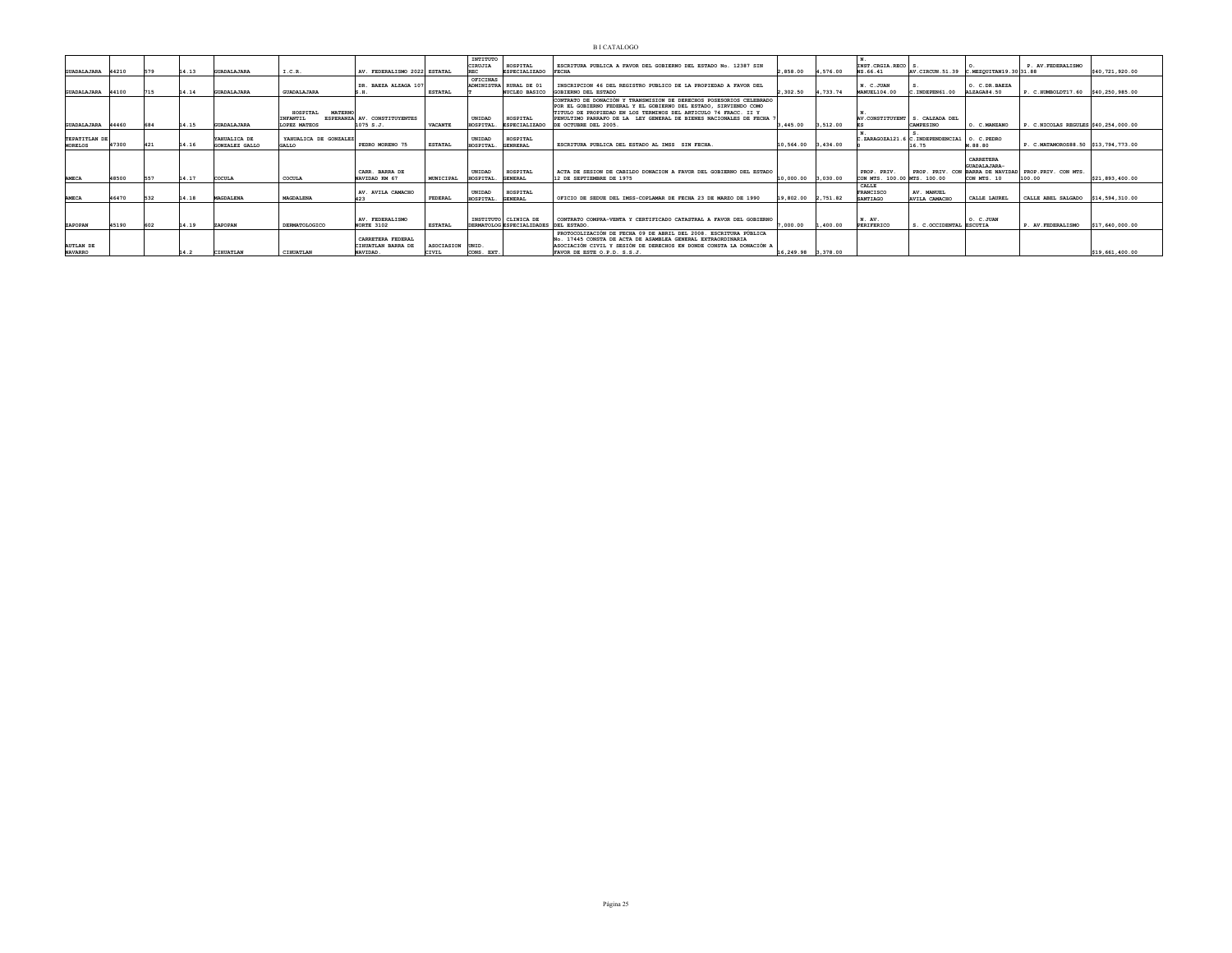| | | | | | | | | | | | | | | | | | |
|---|---|---|---|---|---|---|---|---|---|---|---|---|---|---|---|---|---|
| GUADALAJARA | 44210 | 579 | 14.13 | GUADALAJARA | I.C.R. | AV. FEDERALISMO 2022 | ESTATAL | INTITUTO CIRUJIA REC | HOSPITAL ESPECIALIZADO | ESCRITURA PUBLICA A FAVOR DEL GOBIERNO DEL ESTADO No. 12387 SIN FECHA | 2,858.00 | 4,576.00 | N. INST.CRGIA.RECO NS.66.41 | S. AV.CIRCUN.51.39 | O. C.MEZQUITAN19.30 | P. AV.FEDERALISMO 31.88 | $40,721,920.00 |
| GUADALAJARA | 44100 | 715 | 14.14 | GUADALAJARA | GUADALAJARA | DR. BAEZA ALZAGA 107 S.H. | ESTATAL | OFICINAS ADMINISTRA T | RURAL DE 01 NUCLEO BASICO | INSCRIPCION 46 DEL REGISTRO PUBLICO DE LA PROPIEDAD A FAVOR DEL GOBIERNO DEL ESTADO | 2,302.50 | 4,733.74 | N. C.JUAN MANUEL104.00 | S. C.INDEPEN61.00 | O. C.DR.BAEZA ALZAGA84.50 | P. C.HUMBOLDT17.60 | $40,250,985.00 |
| GUADALAJARA | 44460 | 684 | 14.15 | GUADALAJARA | HOSPITAL MATERNO INFANTIL ESPERANZA LOPEZ MATEOS | AV. CONSTITUYENTES 1075 S.J. | VACANTE | UNIDAD HOSPITAL. | HOSPITAL ESPECIALIZADO | CONTRATO DE DONACION Y TRANSMISION DE DERECHOS POSESORIOS CELEBRADO POR EL GOBIERNO FEDERAL Y EL GOBIERNO DEL ESTADO, SIRVIENDO COMO TITULO DE PROPIEDAD EN LOS TERMINOS DEL ARTICULO 74 FRACC. II Y PENULTIMO PARRAFO DE LA LEY GENERAL DE BIENES NACIONALES DE FECHA 7 DE OCTUBRE DEL 2005. | 3,445.00 | 3,512.00 | N. AV.CONSTITUYENT ES | S. CALZADA DEL CAMPESINO | O. C.MANZANO | P. C.NICOLAS REGULES | $40,254,000.00 |
| TEPATITLAN DE MORELOS | 47300 | 421 | 14.16 | YAHUALICA DE GONZALEZ GALLO | YAHUALICA DE GONZALEZ GALLO | PEDRO MORENO 75 | ESTATAL | UNIDAD HOSPITAL. | HOSPITAL GENRERAL | ESCRITURA PUBLICA DEL ESTADO AL IMSS SIN FECHA. | 10,564.00 | 3,434.00 | N. C.ZARAGOZA121.6 0 | S. C.INDEPENDENCIA1 16.75 | O. C.PEDRO M.88.80 | P. C.MATAMOROS88.50 | $13,794,773.00 |
| AMECA | 48500 | 557 | 14.17 | COCULA | COCULA | CARR. BARRA DE NAVIDAD KM 67 | MUNICIPAL | UNIDAD HOSPITAL. | HOSPITAL GENERAL | ACTA DE SESION DE CABILDO DONACION A FAVOR DEL GOBIERNO DEL ESTADO 12 DE SEPTIEMBRE DE 1975 | 10,000.00 | 3,030.00 | PROP. PRIV. CON MTS. 100.00 | PROP. PRIV. CON MTS. 100.00 | CARRETERA GUADALAJARA-BARRA DE NAVIDAD CON MTS. 10 | PROP.PRIV. CON MTS. 100.00 | $21,893,400.00 |
| AMECA | 46470 | 532 | 14.18 | MAGDALENA | MAGDALENA | AV. AVILA CAMACHO 423 | FEDERAL | UNIDAD HOSPITAL. | HOSPITAL GENERAL | OFICIO DE SEDUE DEL IMSS-COPLAMAR DE FECHA 23 DE MARZO DE 1990 | 19,802.00 | 2,751.82 | CALLE FRANCISCO SANTIAGO | AV. MANUEL AVILA CAMACHO | CALLE LAUREL | CALLE ABEL SALGADO | $14,594,310.00 |
| ZAPOPAN | 45190 | 602 | 14.19 | ZAPOPAN | DERMATOLOGICO | AV. FEDERALISMO NORTE 3102 | ESTATAL | INSTITUTO DERMATOLOG | CLINICA DE ESPECIALIDADES | CONTRATO COMPRA-VENTA Y CERTIFICADO CATASTRAL A FAVOR DEL GOBIERNO DEL ESTADO. | 7,000.00 | 1,400.00 | N. AV. PERIFERICO | S. C.OCCIDENTAL | O. C.JUAN ESCUTIA | P. AV.FEDERALISMO | $17,640,000.00 |
| AUTLAN DE NAVARRO | | | 14.2 | CIHUATLAN | CIHUATLAN | CARRETERA FEDERAL CIHUATLAN BARRA DE NAVIDAD. | ASOCIASION CIVIL | UNID. CONS. EXT. | | PROTOCOLIZACIÓN DE FECHA 09 DE ABRIL DEL 2008. ESCRITURA PÚBLICA No. 17445 CONSTA DE ACTA DE ASAMBLEA GENERAL EXTRAORDINARIA ASOCIACIÓN CIVIL Y SESIÓN DE DERECHOS EN DONDE CONSTA LA DONACIÓN A FAVOR DE ESTE O.P.D. S.S.J. | 16,249.98 | 3,378.00 | | | | | $19,661,400.00 |